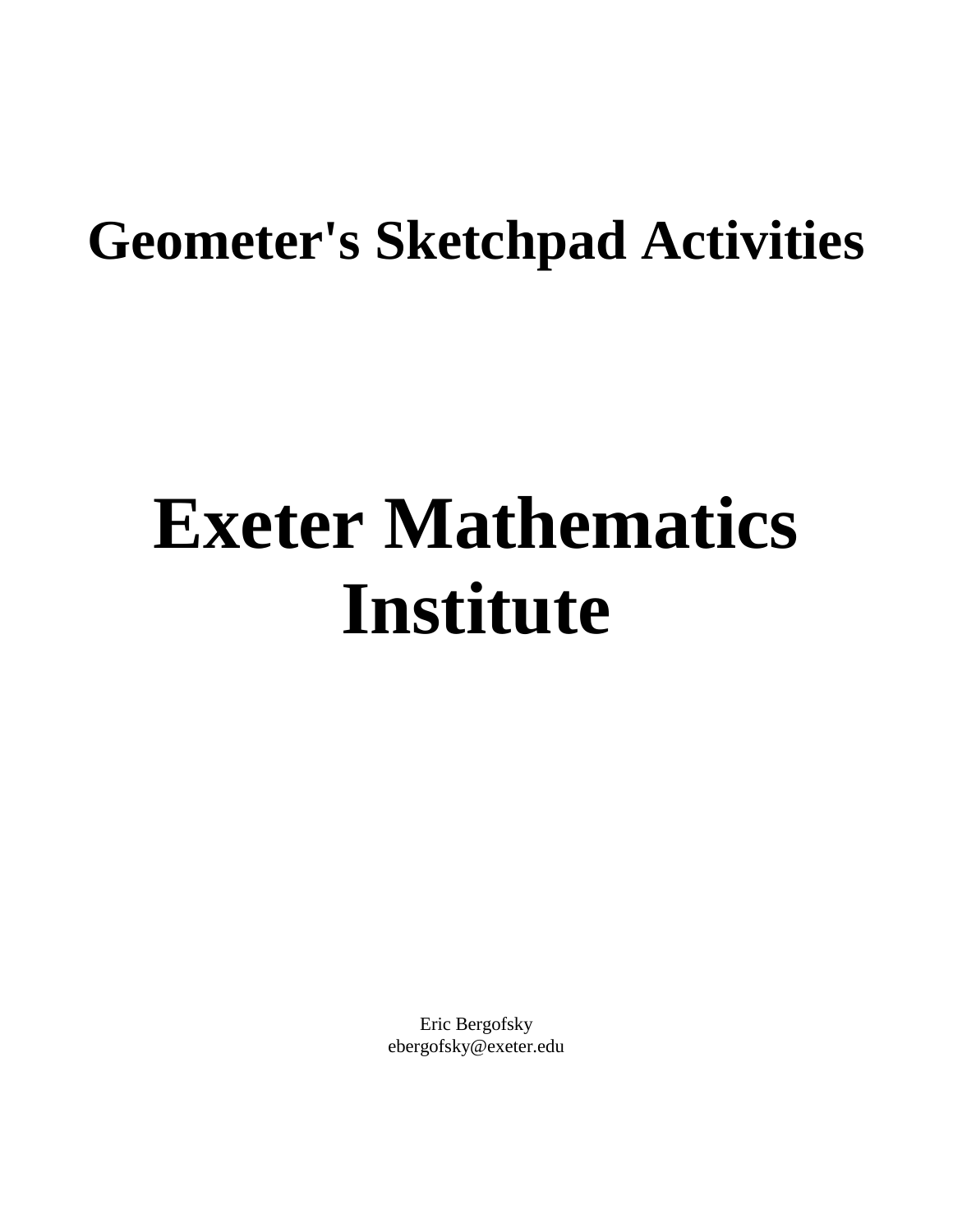# Geometer's Sketchpad Activities

# Exeter Mathematics Institute

Eric Bergofsky
ebergofsky@exeter.edu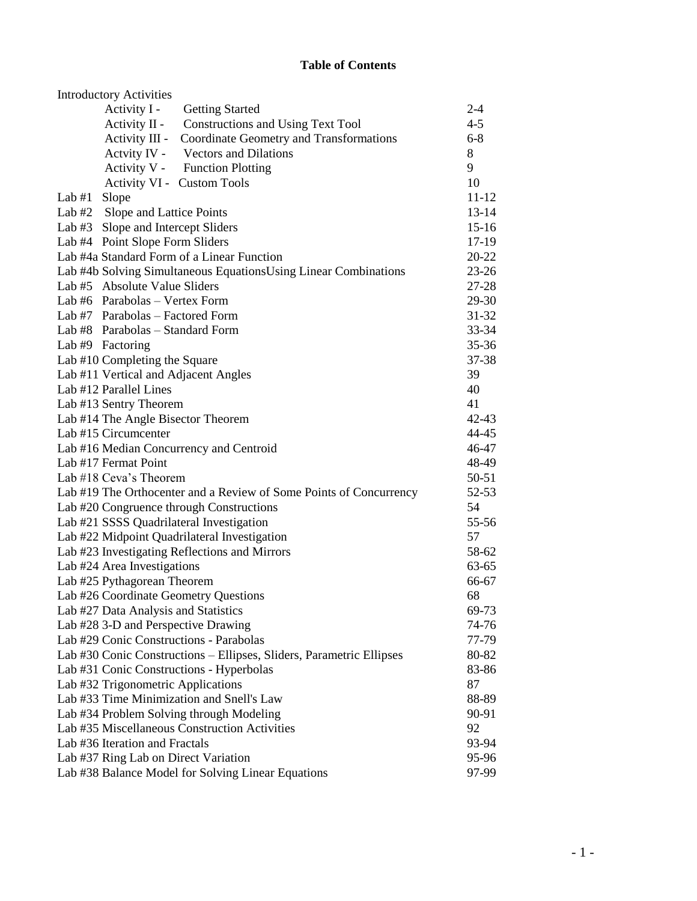# Table of Contents

| | |
|---|---|
| Introductory Activities | |
| Activity I - Getting Started | 2-4 |
| Activity II - Constructions and Using Text Tool | 4-5 |
| Activity III - Coordinate Geometry and Transformations | 6-8 |
| Actvity IV - Vectors and Dilations | 8 |
| Activity V - Function Plotting | 9 |
| Activity VI - Custom Tools | 10 |
| Lab #1 Slope | 11-12 |
| Lab #2 Slope and Lattice Points | 13-14 |
| Lab #3 Slope and Intercept Sliders | 15-16 |
| Lab #4 Point Slope Form Sliders | 17-19 |
| Lab #4a Standard Form of a Linear Function | 20-22 |
| Lab #4b Solving Simultaneous EquationsUsing Linear Combinations | 23-26 |
| Lab #5 Absolute Value Sliders | 27-28 |
| Lab #6 Parabolas – Vertex Form | 29-30 |
| Lab #7 Parabolas – Factored Form | 31-32 |
| Lab #8 Parabolas – Standard Form | 33-34 |
| Lab #9 Factoring | 35-36 |
| Lab #10 Completing the Square | 37-38 |
| Lab #11 Vertical and Adjacent Angles | 39 |
| Lab #12 Parallel Lines | 40 |
| Lab #13 Sentry Theorem | 41 |
| Lab #14 The Angle Bisector Theorem | 42-43 |
| Lab #15 Circumcenter | 44-45 |
| Lab #16 Median Concurrency and Centroid | 46-47 |
| Lab #17 Fermat Point | 48-49 |
| Lab #18 Ceva's Theorem | 50-51 |
| Lab #19 The Orthocenter and a Review of Some Points of Concurrency | 52-53 |
| Lab #20 Congruence through Constructions | 54 |
| Lab #21 SSSS Quadrilateral Investigation | 55-56 |
| Lab #22 Midpoint Quadrilateral Investigation | 57 |
| Lab #23 Investigating Reflections and Mirrors | 58-62 |
| Lab #24 Area Investigations | 63-65 |
| Lab #25 Pythagorean Theorem | 66-67 |
| Lab #26 Coordinate Geometry Questions | 68 |
| Lab #27 Data Analysis and Statistics | 69-73 |
| Lab #28 3-D and Perspective Drawing | 74-76 |
| Lab #29 Conic Constructions - Parabolas | 77-79 |
| Lab #30 Conic Constructions – Ellipses, Sliders, Parametric Ellipses | 80-82 |
| Lab #31 Conic Constructions - Hyperbolas | 83-86 |
| Lab #32 Trigonometric Applications | 87 |
| Lab #33 Time Minimization and Snell's Law | 88-89 |
| Lab #34 Problem Solving through Modeling | 90-91 |
| Lab #35 Miscellaneous Construction Activities | 92 |
| Lab #36 Iteration and Fractals | 93-94 |
| Lab #37 Ring Lab on Direct Variation | 95-96 |
| Lab #38 Balance Model for Solving Linear Equations | 97-99 |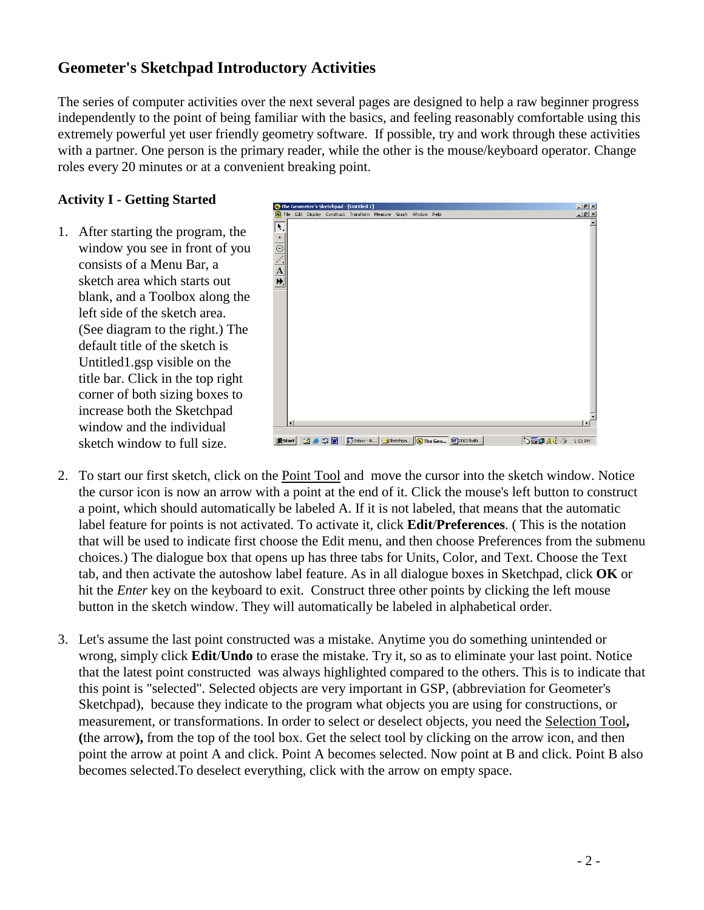## Geometer's Sketchpad Introductory Activities

The series of computer activities over the next several pages are designed to help a raw beginner progress independently to the point of being familiar with the basics, and feeling reasonably comfortable using this extremely powerful yet user friendly geometry software. If possible, try and work through these activities with a partner. One person is the primary reader, while the other is the mouse/keyboard operator. Change roles every 20 minutes or at a convenient breaking point.

### Activity I - Getting Started

1. After starting the program, the window you see in front of you consists of a Menu Bar, a sketch area which starts out blank, and a Toolbox along the left side of the sketch area. (See diagram to the right.) The default title of the sketch is Untitled1.gsp visible on the title bar. Click in the top right corner of both sizing boxes to increase both the Sketchpad window and the individual sketch window to full size.

2. To start our first sketch, click on the Point Tool and move the cursor into the sketch window. Notice the cursor icon is now an arrow with a point at the end of it. Click the mouse's left button to construct a point, which should automatically be labeled A. If it is not labeled, that means that the automatic label feature for points is not activated. To activate it, click **Edit/Preferences**. ( This is the notation that will be used to indicate first choose the Edit menu, and then choose Preferences from the submenu choices.) The dialogue box that opens up has three tabs for Units, Color, and Text. Choose the Text tab, and then activate the autoshow label feature. As in all dialogue boxes in Sketchpad, click **OK** or hit the *Enter* key on the keyboard to exit. Construct three other points by clicking the left mouse button in the sketch window. They will automatically be labeled in alphabetical order.

3. Let's assume the last point constructed was a mistake. Anytime you do something unintended or wrong, simply click **Edit/Undo** to erase the mistake. Try it, so as to eliminate your last point. Notice that the latest point constructed was always highlighted compared to the others. This is to indicate that this point is "selected". Selected objects are very important in GSP, (abbreviation for Geometer's Sketchpad), because they indicate to the program what objects you are using for constructions, or measurement, or transformations. In order to select or deselect objects, you need the Selection Tool**, (**the arrow**),** from the top of the tool box. Get the select tool by clicking on the arrow icon, and then point the arrow at point A and click. Point A becomes selected. Now point at B and click. Point B also becomes selected.To deselect everything, click with the arrow on empty space.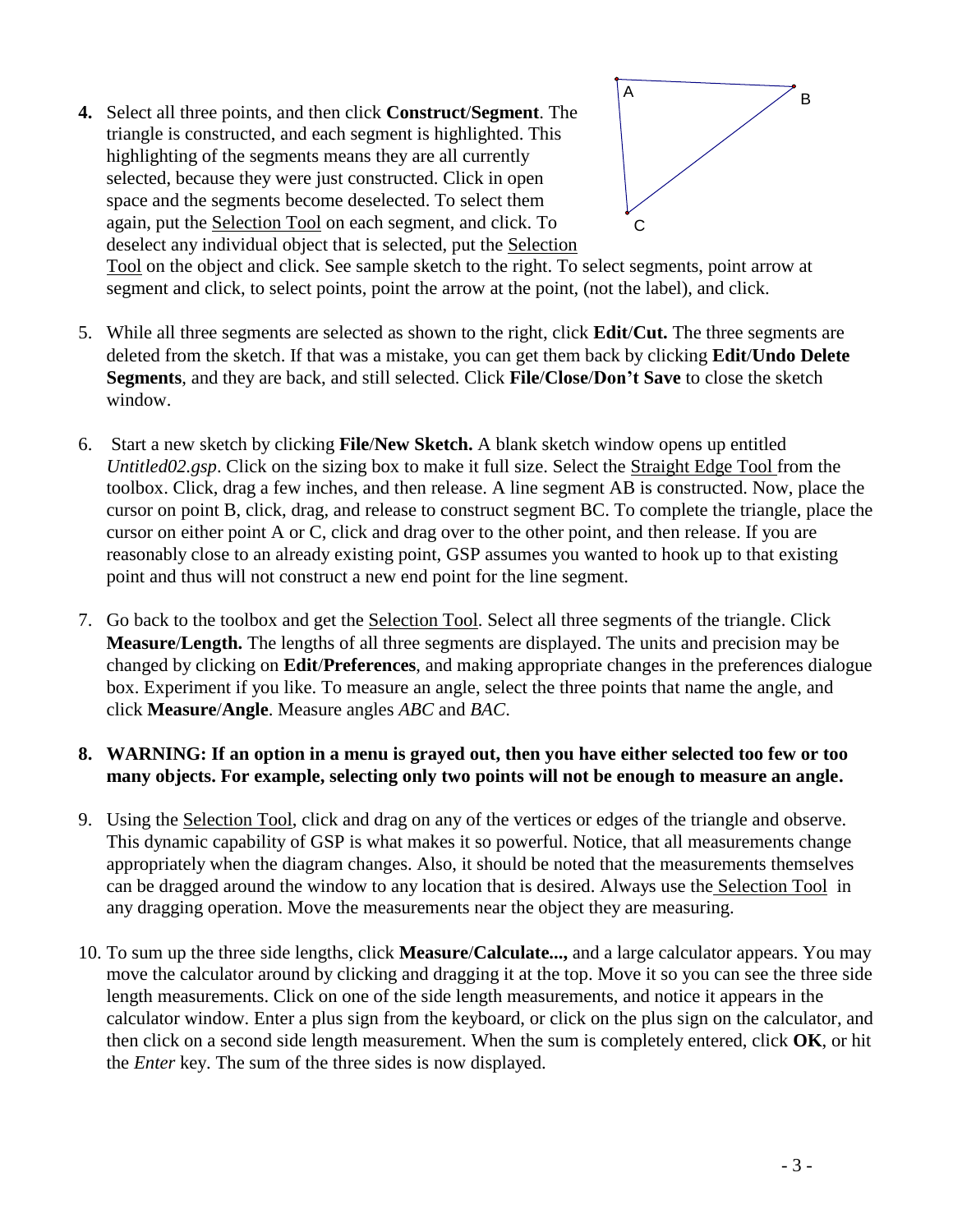4. Select all three points, and then click **Construct/Segment**. The triangle is constructed, and each segment is highlighted. This highlighting of the segments means they are all currently selected, because they were just constructed. Click in open space and the segments become deselected. To select them again, put the Selection Tool on each segment, and click. To deselect any individual object that is selected, put the Selection Tool on the object and click. See sample sketch to the right. To select segments, point arrow at segment and click, to select points, point the arrow at the point, (not the label), and click.

5. While all three segments are selected as shown to the right, click **Edit/Cut.** The three segments are deleted from the sketch. If that was a mistake, you can get them back by clicking **Edit/Undo Delete Segments**, and they are back, and still selected. Click **File/Close/Don't Save** to close the sketch window.

6. Start a new sketch by clicking **File/New Sketch.** A blank sketch window opens up entitled *Untitled02.gsp*. Click on the sizing box to make it full size. Select the Straight Edge Tool from the toolbox. Click, drag a few inches, and then release. A line segment AB is constructed. Now, place the cursor on point B, click, drag, and release to construct segment BC. To complete the triangle, place the cursor on either point A or C, click and drag over to the other point, and then release. If you are reasonably close to an already existing point, GSP assumes you wanted to hook up to that existing point and thus will not construct a new end point for the line segment.

7. Go back to the toolbox and get the Selection Tool. Select all three segments of the triangle. Click **Measure/Length.** The lengths of all three segments are displayed. The units and precision may be changed by clicking on **Edit/Preferences**, and making appropriate changes in the preferences dialogue box. Experiment if you like. To measure an angle, select the three points that name the angle, and click **Measure/Angle**. Measure angles *ABC* and *BAC*.

8. **WARNING: If an option in a menu is grayed out, then you have either selected too few or too many objects. For example, selecting only two points will not be enough to measure an angle.**

9. Using the Selection Tool, click and drag on any of the vertices or edges of the triangle and observe. This dynamic capability of GSP is what makes it so powerful. Notice, that all measurements change appropriately when the diagram changes. Also, it should be noted that the measurements themselves can be dragged around the window to any location that is desired. Always use the Selection Tool in any dragging operation. Move the measurements near the object they are measuring.

10. To sum up the three side lengths, click **Measure/Calculate...,** and a large calculator appears. You may move the calculator around by clicking and dragging it at the top. Move it so you can see the three side length measurements. Click on one of the side length measurements, and notice it appears in the calculator window. Enter a plus sign from the keyboard, or click on the plus sign on the calculator, and then click on a second side length measurement. When the sum is completely entered, click **OK**, or hit the *Enter* key. The sum of the three sides is now displayed.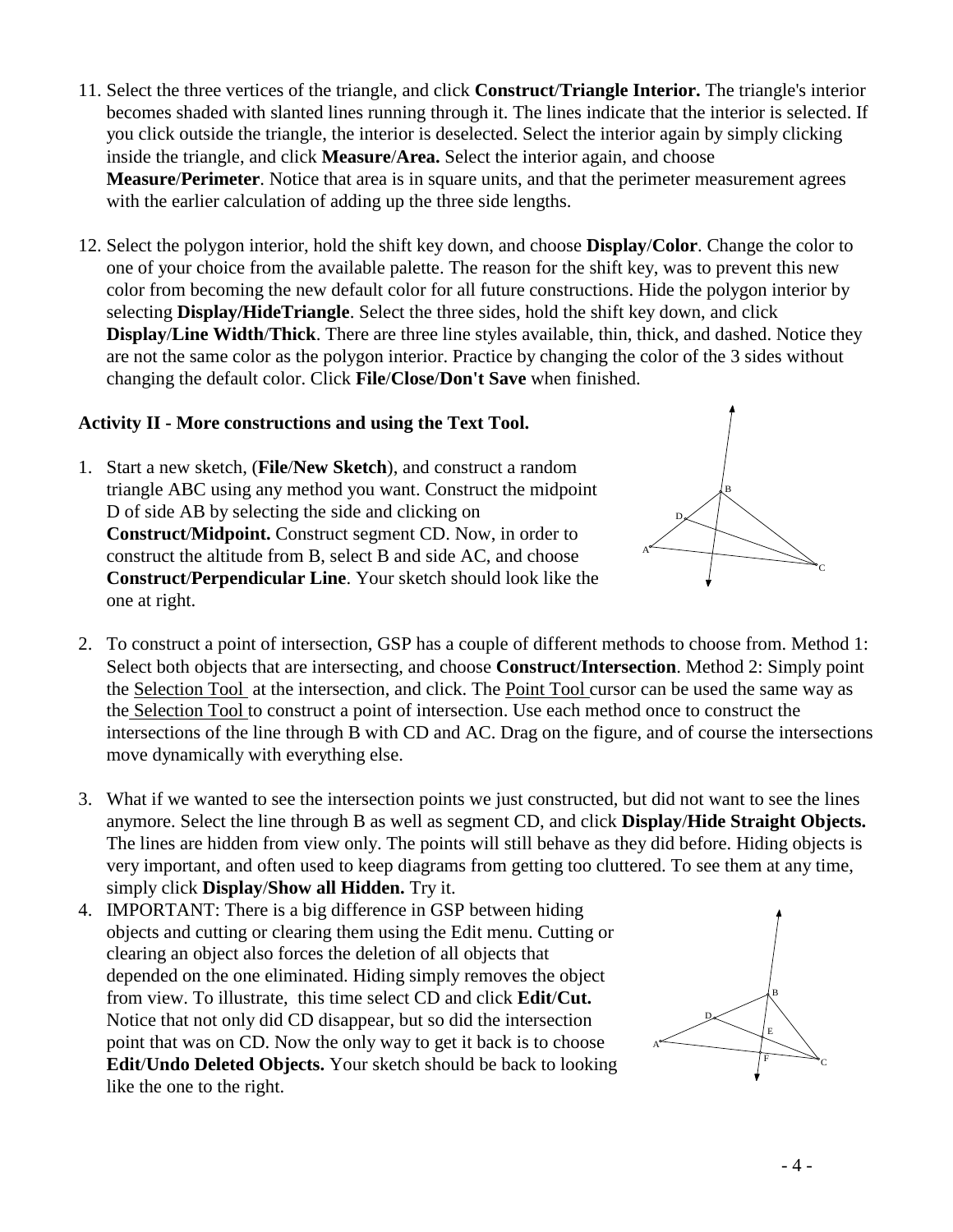11. Select the three vertices of the triangle, and click **Construct/Triangle Interior.** The triangle's interior becomes shaded with slanted lines running through it. The lines indicate that the interior is selected. If you click outside the triangle, the interior is deselected. Select the interior again by simply clicking inside the triangle, and click **Measure/Area.** Select the interior again, and choose **Measure/Perimeter**. Notice that area is in square units, and that the perimeter measurement agrees with the earlier calculation of adding up the three side lengths.

12. Select the polygon interior, hold the shift key down, and choose **Display/Color**. Change the color to one of your choice from the available palette. The reason for the shift key, was to prevent this new color from becoming the new default color for all future constructions. Hide the polygon interior by selecting **Display/HideTriangle**. Select the three sides, hold the shift key down, and click **Display/Line Width/Thick**. There are three line styles available, thin, thick, and dashed. Notice they are not the same color as the polygon interior. Practice by changing the color of the 3 sides without changing the default color. Click **File/Close/Don't Save** when finished.

**Activity II - More constructions and using the Text Tool.**

1. Start a new sketch, (**File/New Sketch**), and construct a random triangle ABC using any method you want. Construct the midpoint D of side AB by selecting the side and clicking on **Construct/Midpoint.** Construct segment CD. Now, in order to construct the altitude from B, select B and side AC, and choose **Construct/Perpendicular Line**. Your sketch should look like the one at right.

2. To construct a point of intersection, GSP has a couple of different methods to choose from. Method 1: Select both objects that are intersecting, and choose **Construct/Intersection**. Method 2: Simply point the Selection Tool at the intersection, and click. The Point Tool cursor can be used the same way as the Selection Tool to construct a point of intersection. Use each method once to construct the intersections of the line through B with CD and AC. Drag on the figure, and of course the intersections move dynamically with everything else.

3. What if we wanted to see the intersection points we just constructed, but did not want to see the lines anymore. Select the line through B as well as segment CD, and click **Display/Hide Straight Objects.** The lines are hidden from view only. The points will still behave as they did before. Hiding objects is very important, and often used to keep diagrams from getting too cluttered. To see them at any time, simply click **Display/Show all Hidden.** Try it.

4. IMPORTANT: There is a big difference in GSP between hiding objects and cutting or clearing them using the Edit menu. Cutting or clearing an object also forces the deletion of all objects that depended on the one eliminated. Hiding simply removes the object from view. To illustrate, this time select CD and click **Edit/Cut.** Notice that not only did CD disappear, but so did the intersection point that was on CD. Now the only way to get it back is to choose **Edit/Undo Deleted Objects.** Your sketch should be back to looking like the one to the right.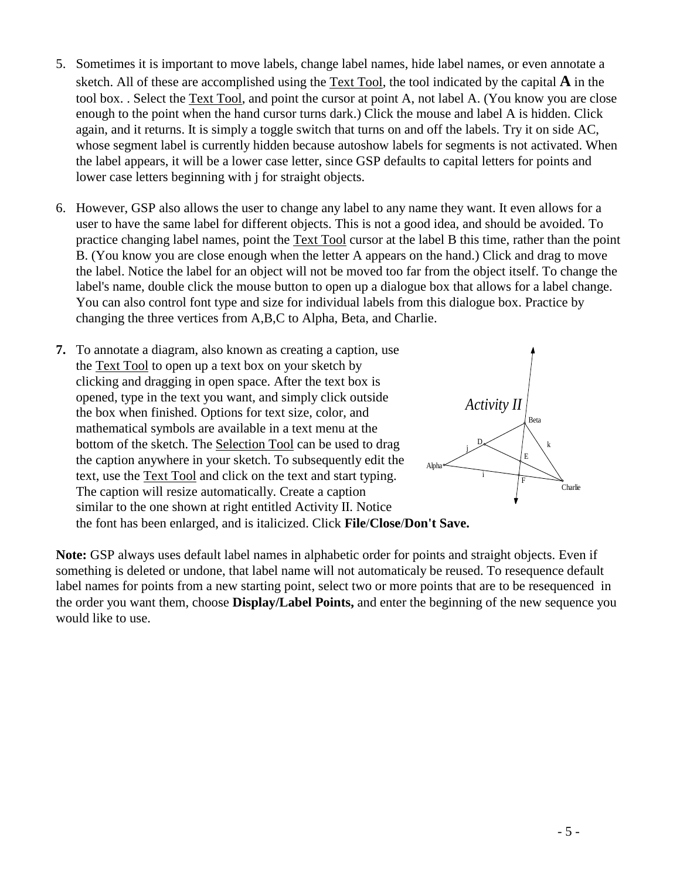5. Sometimes it is important to move labels, change label names, hide label names, or even annotate a sketch. All of these are accomplished using the Text Tool, the tool indicated by the capital **A** in the tool box. . Select the Text Tool, and point the cursor at point A, not label A. (You know you are close enough to the point when the hand cursor turns dark.) Click the mouse and label A is hidden. Click again, and it returns. It is simply a toggle switch that turns on and off the labels. Try it on side AC, whose segment label is currently hidden because autoshow labels for segments is not activated. When the label appears, it will be a lower case letter, since GSP defaults to capital letters for points and lower case letters beginning with j for straight objects.

6. However, GSP also allows the user to change any label to any name they want. It even allows for a user to have the same label for different objects. This is not a good idea, and should be avoided. To practice changing label names, point the Text Tool cursor at the label B this time, rather than the point B. (You know you are close enough when the letter A appears on the hand.) Click and drag to move the label. Notice the label for an object will not be moved too far from the object itself. To change the label's name, double click the mouse button to open up a dialogue box that allows for a label change. You can also control font type and size for individual labels from this dialogue box. Practice by changing the three vertices from A,B,C to Alpha, Beta, and Charlie.

7. To annotate a diagram, also known as creating a caption, use the Text Tool to open up a text box on your sketch by clicking and dragging in open space. After the text box is opened, type in the text you want, and simply click outside the box when finished. Options for text size, color, and mathematical symbols are available in a text menu at the bottom of the sketch. The Selection Tool can be used to drag the caption anywhere in your sketch. To subsequently edit the text, use the Text Tool and click on the text and start typing. The caption will resize automatically. Create a caption similar to the one shown at right entitled Activity II. Notice the font has been enlarged, and is italicized. Click **File/Close/Don't Save.**

**Note:** GSP always uses default label names in alphabetic order for points and straight objects. Even if something is deleted or undone, that label name will not automaticaly be reused. To resequence default label names for points from a new starting point, select two or more points that are to be resequenced in the order you want them, choose **Display/Label Points,** and enter the beginning of the new sequence you would like to use.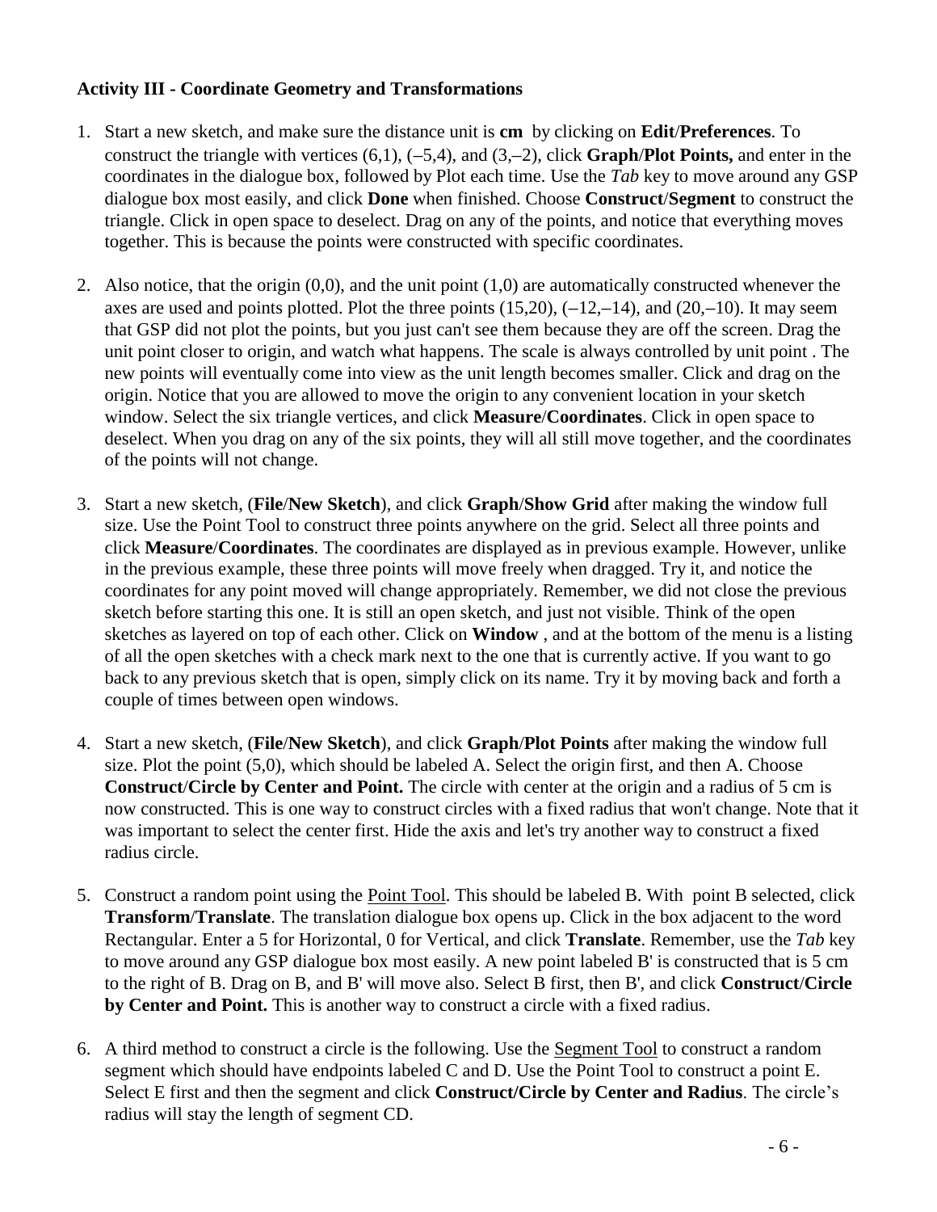**Activity III - Coordinate Geometry and Transformations**

1. Start a new sketch, and make sure the distance unit is **cm** by clicking on **Edit**/**Preferences**. To construct the triangle with vertices (6,1), (–5,4), and (3,–2), click **Graph**/**Plot Points,** and enter in the coordinates in the dialogue box, followed by Plot each time. Use the *Tab* key to move around any GSP dialogue box most easily, and click **Done** when finished. Choose **Construct**/**Segment** to construct the triangle. Click in open space to deselect. Drag on any of the points, and notice that everything moves together. This is because the points were constructed with specific coordinates.

2. Also notice, that the origin (0,0), and the unit point (1,0) are automatically constructed whenever the axes are used and points plotted. Plot the three points (15,20), (–12,–14), and (20,–10). It may seem that GSP did not plot the points, but you just can't see them because they are off the screen. Drag the unit point closer to origin, and watch what happens. The scale is always controlled by unit point . The new points will eventually come into view as the unit length becomes smaller. Click and drag on the origin. Notice that you are allowed to move the origin to any convenient location in your sketch window. Select the six triangle vertices, and click **Measure**/**Coordinates**. Click in open space to deselect. When you drag on any of the six points, they will all still move together, and the coordinates of the points will not change.

3. Start a new sketch, (**File**/**New Sketch**), and click **Graph**/**Show Grid** after making the window full size. Use the Point Tool to construct three points anywhere on the grid. Select all three points and click **Measure**/**Coordinates**. The coordinates are displayed as in previous example. However, unlike in the previous example, these three points will move freely when dragged. Try it, and notice the coordinates for any point moved will change appropriately. Remember, we did not close the previous sketch before starting this one. It is still an open sketch, and just not visible. Think of the open sketches as layered on top of each other. Click on **Window** , and at the bottom of the menu is a listing of all the open sketches with a check mark next to the one that is currently active. If you want to go back to any previous sketch that is open, simply click on its name. Try it by moving back and forth a couple of times between open windows.

4. Start a new sketch, (**File**/**New Sketch**), and click **Graph**/**Plot Points** after making the window full size. Plot the point (5,0), which should be labeled A. Select the origin first, and then A. Choose **Construct**/**Circle by Center and Point.** The circle with center at the origin and a radius of 5 cm is now constructed. This is one way to construct circles with a fixed radius that won't change. Note that it was important to select the center first. Hide the axis and let's try another way to construct a fixed radius circle.

5. Construct a random point using the Point Tool. This should be labeled B. With point B selected, click **Transform**/**Translate**. The translation dialogue box opens up. Click in the box adjacent to the word Rectangular. Enter a 5 for Horizontal, 0 for Vertical, and click **Translate**. Remember, use the *Tab* key to move around any GSP dialogue box most easily. A new point labeled B' is constructed that is 5 cm to the right of B. Drag on B, and B' will move also. Select B first, then B', and click **Construct**/**Circle by Center and Point.** This is another way to construct a circle with a fixed radius.

6. A third method to construct a circle is the following. Use the Segment Tool to construct a random segment which should have endpoints labeled C and D. Use the Point Tool to construct a point E. Select E first and then the segment and click **Construct/Circle by Center and Radius**. The circle's radius will stay the length of segment CD.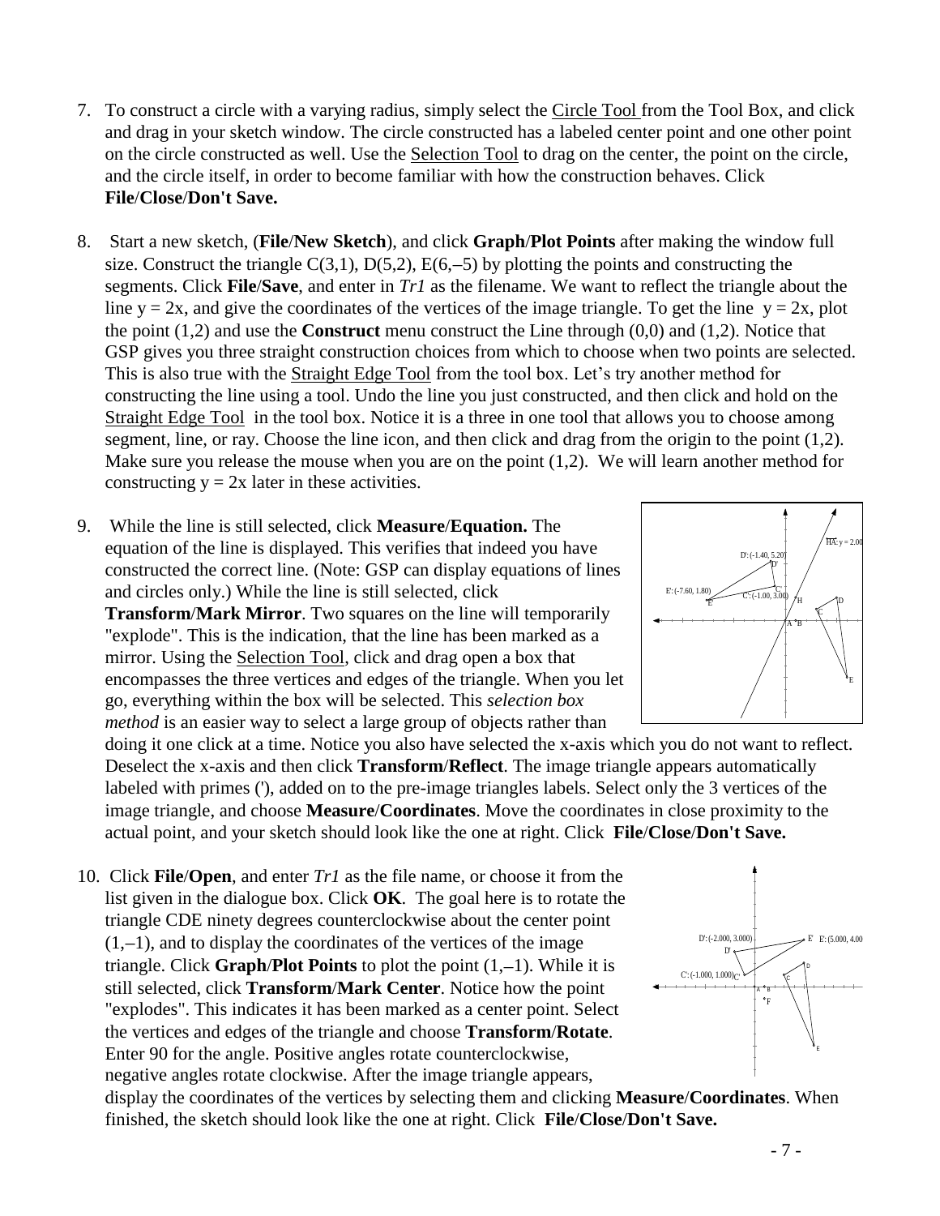7. To construct a circle with a varying radius, simply select the Circle Tool from the Tool Box, and click and drag in your sketch window. The circle constructed has a labeled center point and one other point on the circle constructed as well. Use the Selection Tool to drag on the center, the point on the circle, and the circle itself, in order to become familiar with how the construction behaves. Click **File/Close/Don't Save.**

8. Start a new sketch, (**File/New Sketch**), and click **Graph/Plot Points** after making the window full size. Construct the triangle C(3,1), D(5,2), E(6,–5) by plotting the points and constructing the segments. Click **File/Save**, and enter in *Tr1* as the filename. We want to reflect the triangle about the line $y = 2x$, and give the coordinates of the vertices of the image triangle. To get the line $y = 2x$, plot the point (1,2) and use the **Construct** menu construct the Line through (0,0) and (1,2). Notice that GSP gives you three straight construction choices from which to choose when two points are selected. This is also true with the Straight Edge Tool from the tool box. Let's try another method for constructing the line using a tool. Undo the line you just constructed, and then click and hold on the Straight Edge Tool in the tool box. Notice it is a three in one tool that allows you to choose among segment, line, or ray. Choose the line icon, and then click and drag from the origin to the point (1,2). Make sure you release the mouse when you are on the point (1,2). We will learn another method for constructing $y = 2x$ later in these activities.

9. While the line is still selected, click **Measure/Equation.** The equation of the line is displayed. This verifies that indeed you have constructed the correct line. (Note: GSP can display equations of lines and circles only.) While the line is still selected, click **Transform/Mark Mirror**. Two squares on the line will temporarily "explode". This is the indication, that the line has been marked as a mirror. Using the Selection Tool, click and drag open a box that encompasses the three vertices and edges of the triangle. When you let go, everything within the box will be selected. This *selection box method* is an easier way to select a large group of objects rather than doing it one click at a time. Notice you also have selected the x-axis which you do not want to reflect. Deselect the x-axis and then click **Transform/Reflect**. The image triangle appears automatically labeled with primes ('), added on to the pre-image triangles labels. Select only the 3 vertices of the image triangle, and choose **Measure/Coordinates**. Move the coordinates in close proximity to the actual point, and your sketch should look like the one at right. Click **File/Close/Don't Save.**

10. Click **File/Open**, and enter *Tr1* as the file name, or choose it from the list given in the dialogue box. Click **OK**. The goal here is to rotate the triangle CDE ninety degrees counterclockwise about the center point (1,–1), and to display the coordinates of the vertices of the image triangle. Click **Graph/Plot Points** to plot the point (1,–1). While it is still selected, click **Transform/Mark Center**. Notice how the point "explodes". This indicates it has been marked as a center point. Select the vertices and edges of the triangle and choose **Transform/Rotate**. Enter 90 for the angle. Positive angles rotate counterclockwise, negative angles rotate clockwise. After the image triangle appears, display the coordinates of the vertices by selecting them and clicking **Measure/Coordinates**. When finished, the sketch should look like the one at right. Click **File/Close/Don't Save.**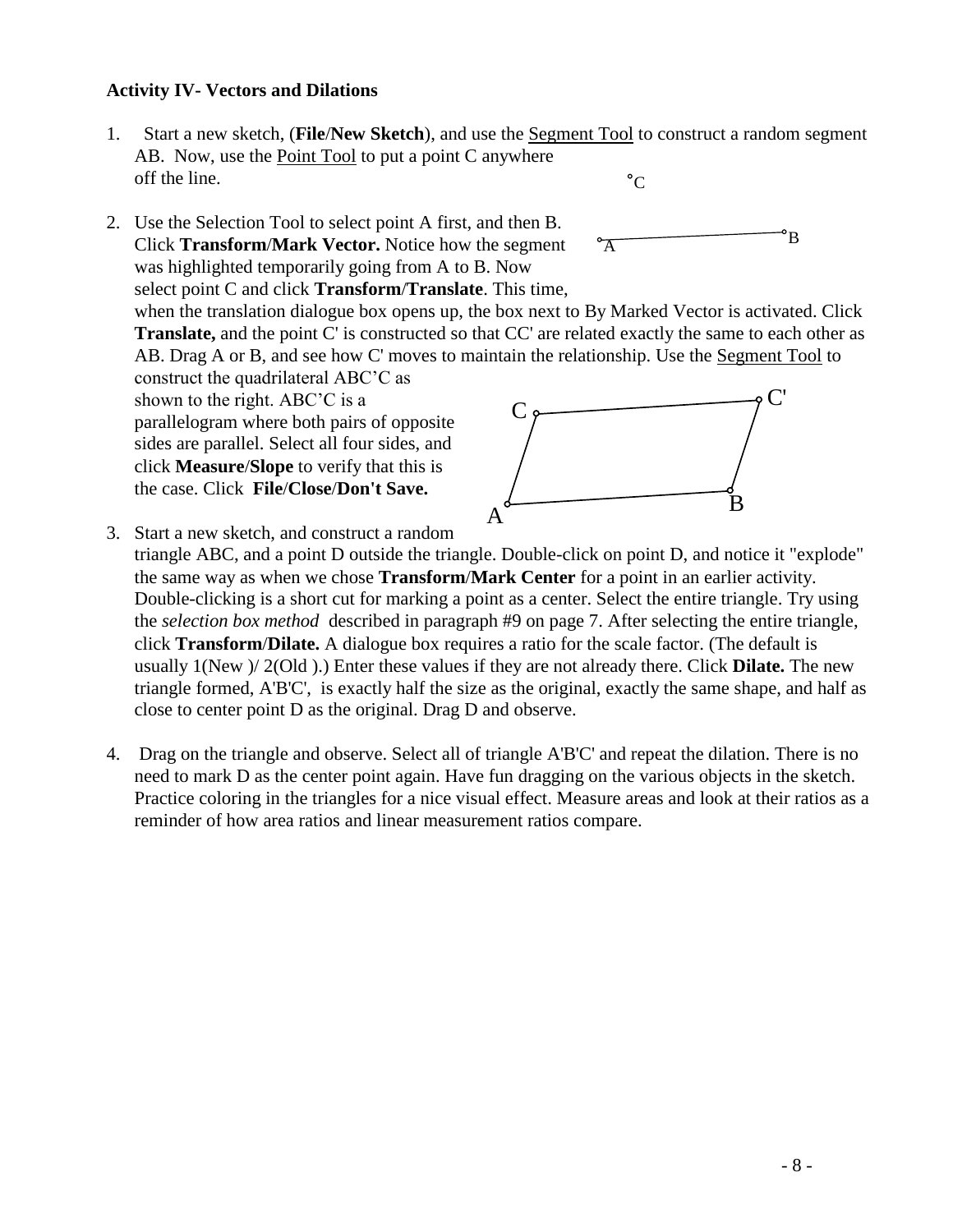**Activity IV- Vectors and Dilations**

1. Start a new sketch, (**File**/**New Sketch**), and use the Segment Tool to construct a random segment AB. Now, use the Point Tool to put a point C anywhere off the line.

2. Use the Selection Tool to select point A first, and then B. Click **Transform**/**Mark Vector.** Notice how the segment was highlighted temporarily going from A to B. Now select point C and click **Transform**/**Translate**. This time, when the translation dialogue box opens up, the box next to By Marked Vector is activated. Click **Translate,** and the point C' is constructed so that CC' are related exactly the same to each other as AB. Drag A or B, and see how C' moves to maintain the relationship. Use the Segment Tool to construct the quadrilateral ABC'C as shown to the right. ABC'C is a parallelogram where both pairs of opposite sides are parallel. Select all four sides, and click **Measure**/**Slope** to verify that this is the case. Click **File**/**Close**/**Don't Save.**

3. Start a new sketch, and construct a random triangle ABC, and a point D outside the triangle. Double-click on point D, and notice it "explode" the same way as when we chose **Transform**/**Mark Center** for a point in an earlier activity. Double-clicking is a short cut for marking a point as a center. Select the entire triangle. Try using the *selection box method* described in paragraph #9 on page 7. After selecting the entire triangle, click **Transform**/**Dilate.** A dialogue box requires a ratio for the scale factor. (The default is usually 1(New )/ 2(Old ).) Enter these values if they are not already there. Click **Dilate.** The new triangle formed, A'B'C', is exactly half the size as the original, exactly the same shape, and half as close to center point D as the original. Drag D and observe.

4. Drag on the triangle and observe. Select all of triangle A'B'C' and repeat the dilation. There is no need to mark D as the center point again. Have fun dragging on the various objects in the sketch. Practice coloring in the triangles for a nice visual effect. Measure areas and look at their ratios as a reminder of how area ratios and linear measurement ratios compare.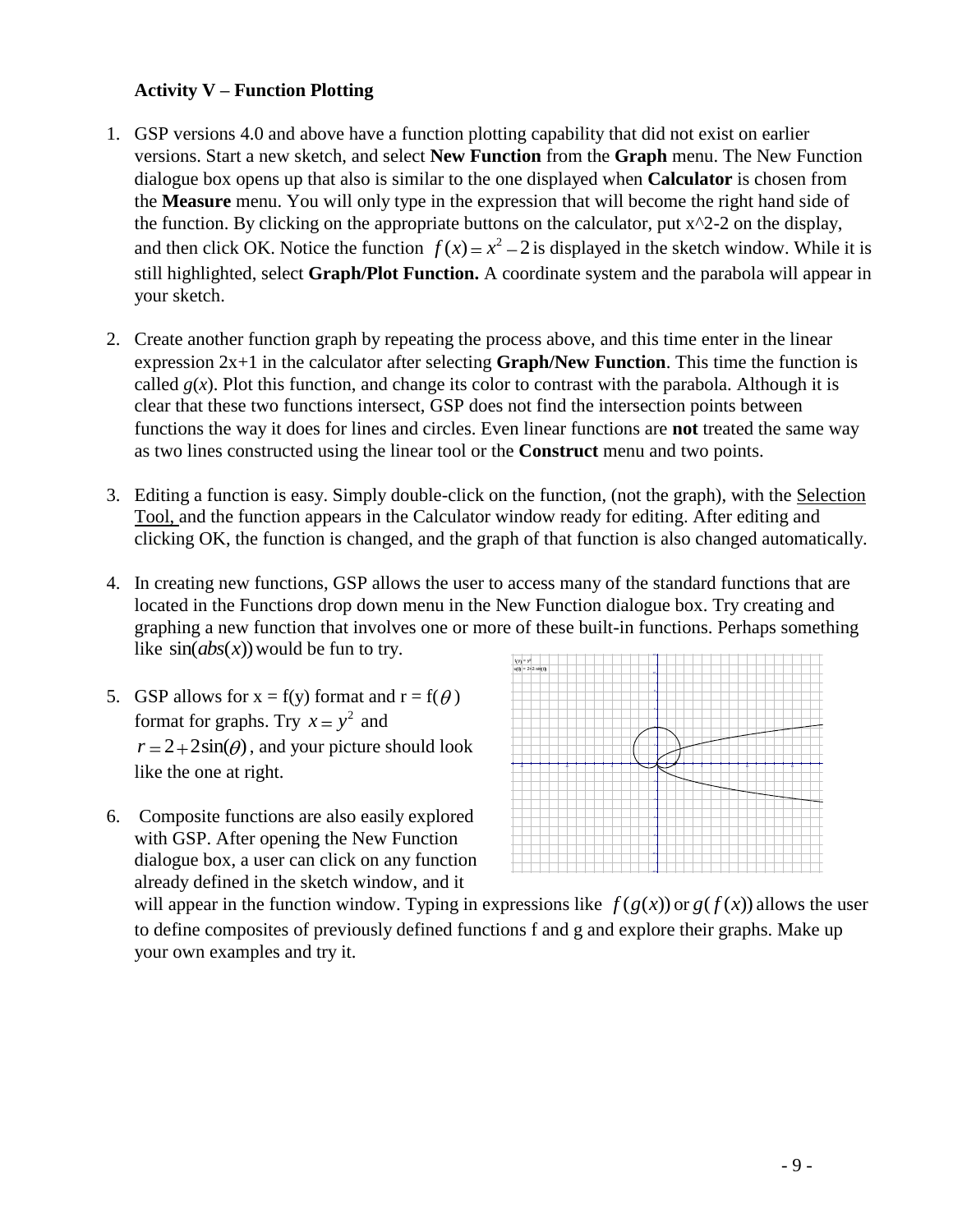**Activity V – Function Plotting**

1. GSP versions 4.0 and above have a function plotting capability that did not exist on earlier versions. Start a new sketch, and select **New Function** from the **Graph** menu. The New Function dialogue box opens up that also is similar to the one displayed when **Calculator** is chosen from the **Measure** menu. You will only type in the expression that will become the right hand side of the function. By clicking on the appropriate buttons on the calculator, put x^2-2 on the display, and then click OK. Notice the function $f(x) = x^2 - 2$ is displayed in the sketch window. While it is still highlighted, select **Graph/Plot Function.** A coordinate system and the parabola will appear in your sketch.

2. Create another function graph by repeating the process above, and this time enter in the linear expression 2x+1 in the calculator after selecting **Graph/New Function**. This time the function is called *g*(*x*). Plot this function, and change its color to contrast with the parabola. Although it is clear that these two functions intersect, GSP does not find the intersection points between functions the way it does for lines and circles. Even linear functions are **not** treated the same way as two lines constructed using the linear tool or the **Construct** menu and two points.

3. Editing a function is easy. Simply double-click on the function, (not the graph), with the Selection Tool, and the function appears in the Calculator window ready for editing. After editing and clicking OK, the function is changed, and the graph of that function is also changed automatically.

4. In creating new functions, GSP allows the user to access many of the standard functions that are located in the Functions drop down menu in the New Function dialogue box. Try creating and graphing a new function that involves one or more of these built-in functions. Perhaps something like $\sin(abs(x))$ would be fun to try.

5. GSP allows for x = f(y) format and r = f($\theta$) format for graphs. Try $x = y^2$ and $r = 2 + 2\sin(\theta)$, and your picture should look like the one at right.

6. Composite functions are also easily explored with GSP. After opening the New Function dialogue box, a user can click on any function already defined in the sketch window, and it will appear in the function window. Typing in expressions like $f(g(x))$ or $g(f(x))$ allows the user to define composites of previously defined functions f and g and explore their graphs. Make up your own examples and try it.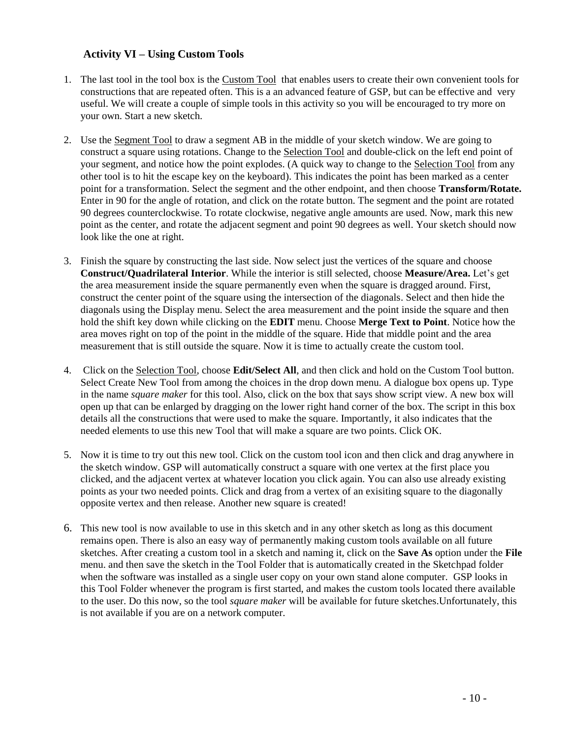### Activity VI – Using Custom Tools

1. The last tool in the tool box is the Custom Tool that enables users to create their own convenient tools for constructions that are repeated often. This is a an advanced feature of GSP, but can be effective and very useful. We will create a couple of simple tools in this activity so you will be encouraged to try more on your own. Start a new sketch.

2. Use the Segment Tool to draw a segment AB in the middle of your sketch window. We are going to construct a square using rotations. Change to the Selection Tool and double-click on the left end point of your segment, and notice how the point explodes. (A quick way to change to the Selection Tool from any other tool is to hit the escape key on the keyboard). This indicates the point has been marked as a center point for a transformation. Select the segment and the other endpoint, and then choose **Transform/Rotate.** Enter in 90 for the angle of rotation, and click on the rotate button. The segment and the point are rotated 90 degrees counterclockwise. To rotate clockwise, negative angle amounts are used. Now, mark this new point as the center, and rotate the adjacent segment and point 90 degrees as well. Your sketch should now look like the one at right.

3. Finish the square by constructing the last side. Now select just the vertices of the square and choose **Construct/Quadrilateral Interior**. While the interior is still selected, choose **Measure/Area.** Let's get the area measurement inside the square permanently even when the square is dragged around. First, construct the center point of the square using the intersection of the diagonals. Select and then hide the diagonals using the Display menu. Select the area measurement and the point inside the square and then hold the shift key down while clicking on the **EDIT** menu. Choose **Merge Text to Point**. Notice how the area moves right on top of the point in the middle of the square. Hide that middle point and the area measurement that is still outside the square. Now it is time to actually create the custom tool.

4. Click on the Selection Tool, choose **Edit/Select All**, and then click and hold on the Custom Tool button. Select Create New Tool from among the choices in the drop down menu. A dialogue box opens up. Type in the name *square maker* for this tool. Also, click on the box that says show script view. A new box will open up that can be enlarged by dragging on the lower right hand corner of the box. The script in this box details all the constructions that were used to make the square. Importantly, it also indicates that the needed elements to use this new Tool that will make a square are two points. Click OK.

5. Now it is time to try out this new tool. Click on the custom tool icon and then click and drag anywhere in the sketch window. GSP will automatically construct a square with one vertex at the first place you clicked, and the adjacent vertex at whatever location you click again. You can also use already existing points as your two needed points. Click and drag from a vertex of an exisiting square to the diagonally opposite vertex and then release. Another new square is created!

6. This new tool is now available to use in this sketch and in any other sketch as long as this document remains open. There is also an easy way of permanently making custom tools available on all future sketches. After creating a custom tool in a sketch and naming it, click on the **Save As** option under the **File** menu. and then save the sketch in the Tool Folder that is automatically created in the Sketchpad folder when the software was installed as a single user copy on your own stand alone computer. GSP looks in this Tool Folder whenever the program is first started, and makes the custom tools located there available to the user. Do this now, so the tool *square maker* will be available for future sketches.Unfortunately, this is not available if you are on a network computer.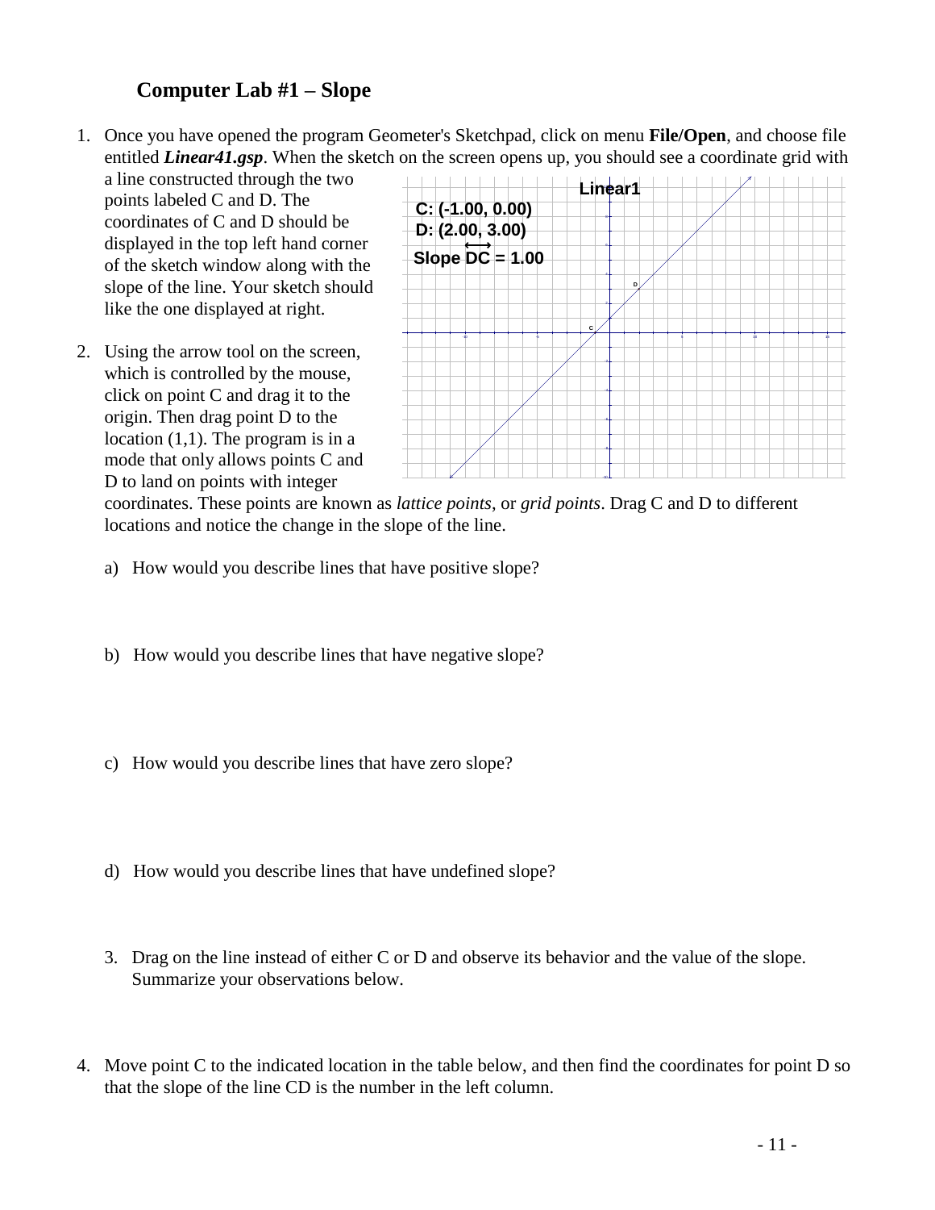### Computer Lab #1 – Slope

1. Once you have opened the program Geometer's Sketchpad, click on menu **File/Open**, and choose file entitled ***Linear41.gsp***. When the sketch on the screen opens up, you should see a coordinate grid with a line constructed through the two points labeled C and D. The coordinates of C and D should be displayed in the top left hand corner of the sketch window along with the slope of the line. Your sketch should like the one displayed at right.

2. Using the arrow tool on the screen, which is controlled by the mouse, click on point C and drag it to the origin. Then drag point D to the location (1,1). The program is in a mode that only allows points C and D to land on points with integer coordinates. These points are known as *lattice points*, or *grid points*. Drag C and D to different locations and notice the change in the slope of the line.

   a) How would you describe lines that have positive slope?

   b) How would you describe lines that have negative slope?

   c) How would you describe lines that have zero slope?

   d) How would you describe lines that have undefined slope?

3. Drag on the line instead of either C or D and observe its behavior and the value of the slope. Summarize your observations below.

4. Move point C to the indicated location in the table below, and then find the coordinates for point D so that the slope of the line CD is the number in the left column.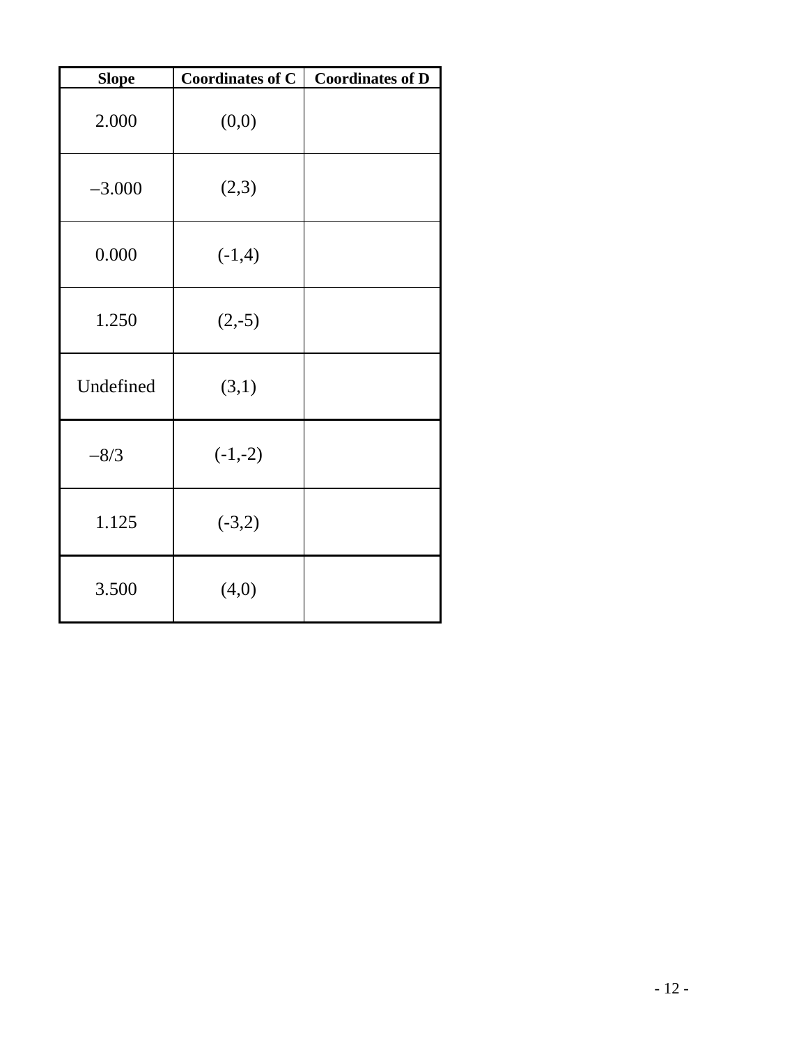| Slope | Coordinates of C | Coordinates of D |
| --- | --- | --- |
| 2.000 | (0,0) | |
| –3.000 | (2,3) | |
| 0.000 | (-1,4) | |
| 1.250 | (2,-5) | |
| Undefined | (3,1) | |
| –8/3 | (-1,-2) | |
| 1.125 | (-3,2) | |
| 3.500 | (4,0) | |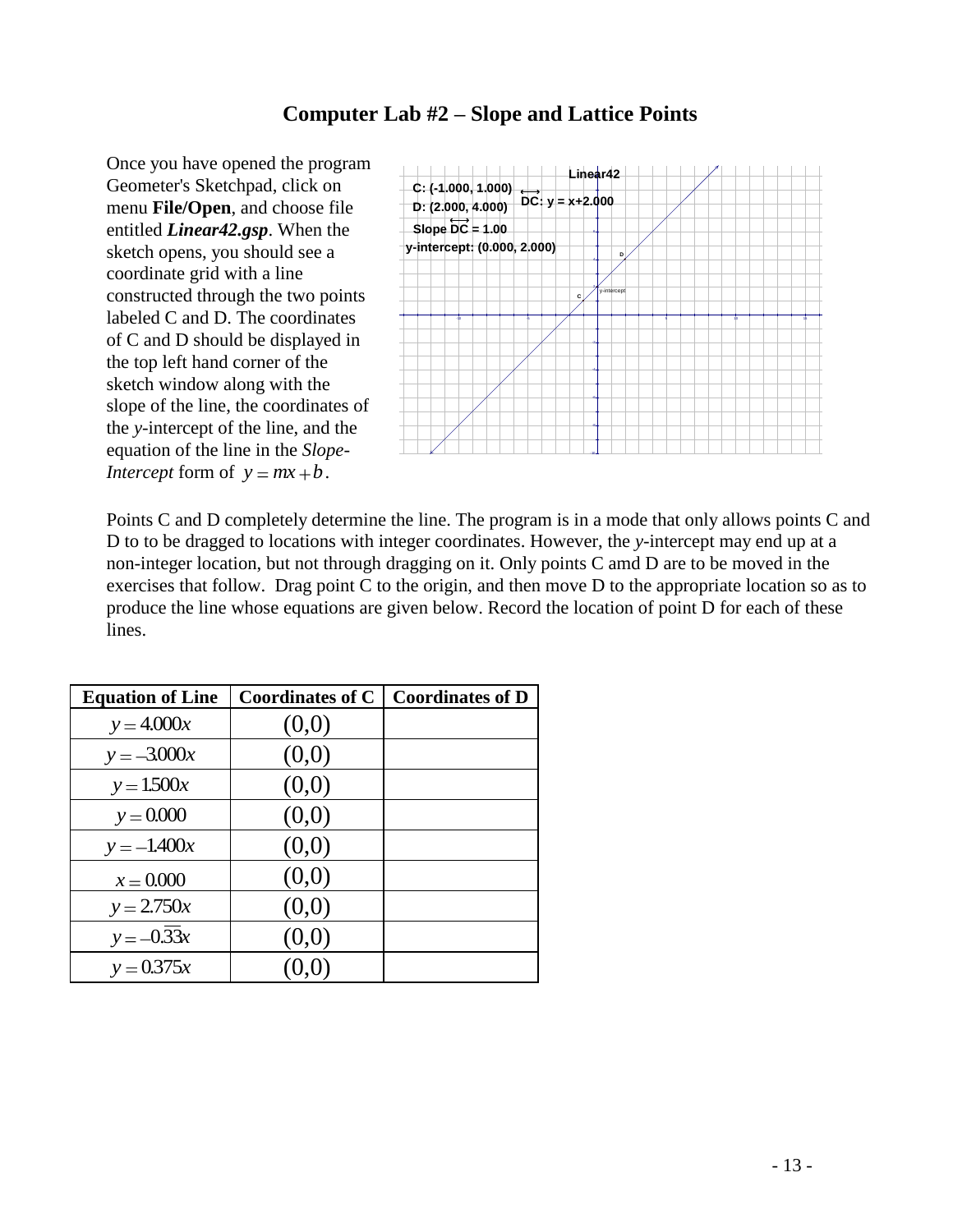# Computer Lab #2 – Slope and Lattice Points

Once you have opened the program Geometer's Sketchpad, click on menu **File/Open**, and choose file entitled ***Linear42.gsp***. When the sketch opens, you should see a coordinate grid with a line constructed through the two points labeled C and D. The coordinates of C and D should be displayed in the top left hand corner of the sketch window along with the slope of the line, the coordinates of the *y*-intercept of the line, and the equation of the line in the *Slope-Intercept* form of $y = mx + b$.

Points C and D completely determine the line. The program is in a mode that only allows points C and D to to be dragged to locations with integer coordinates. However, the *y*-intercept may end up at a non-integer location, but not through dragging on it. Only points C amd D are to be moved in the exercises that follow. Drag point C to the origin, and then move D to the appropriate location so as to produce the line whose equations are given below. Record the location of point D for each of these lines.

| Equation of Line | Coordinates of C | Coordinates of D |
|---|---|---|
| $y = 4.000x$ | $(0,0)$ | |
| $y = -3.000x$ | $(0,0)$ | |
| $y = 1.500x$ | $(0,0)$ | |
| $y = 0.000$ | $(0,0)$ | |
| $y = -1.400x$ | $(0,0)$ | |
| $x = 0.000$ | $(0,0)$ | |
| $y = 2.750x$ | $(0,0)$ | |
| $y = -0.\overline{33}x$ | $(0,0)$ | |
| $y = 0.375x$ | $(0,0)$ | |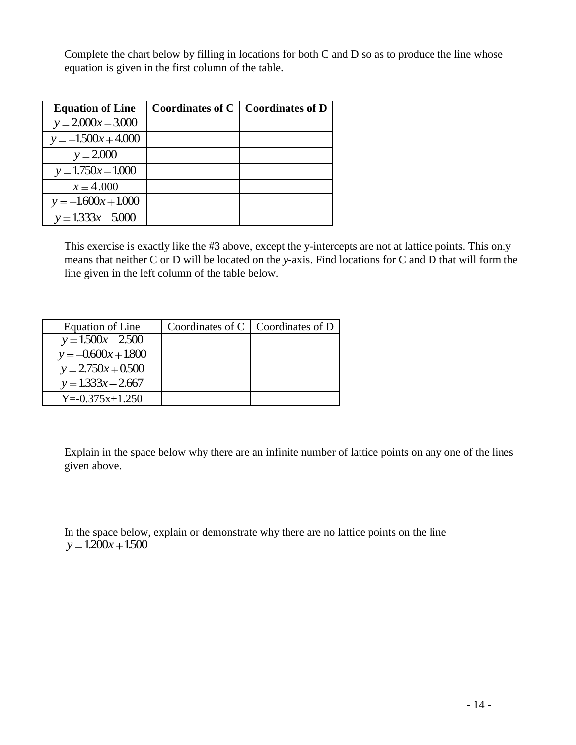Complete the chart below by filling in locations for both C and D so as to produce the line whose equation is given in the first column of the table.

| **Equation of Line** | **Coordinates of C** | **Coordinates of D** |
|---|---|---|
| $y = 2.000x - 3.000$ | | |
| $y = -1.500x + 4.000$ | | |
| $y = 2.000$ | | |
| $y = 1.750x - 1.000$ | | |
| $x = 4.000$ | | |
| $y = -1.600x + 1.000$ | | |
| $y = 1.333x - 5.000$ | | |

This exercise is exactly like the #3 above, except the y-intercepts are not at lattice points. This only means that neither C or D will be located on the *y*-axis. Find locations for C and D that will form the line given in the left column of the table below.

| Equation of Line | Coordinates of C | Coordinates of D |
|---|---|---|
| $y = 1.500x - 2.500$ | | |
| $y = -0.600x + 1.800$ | | |
| $y = 2.750x + 0.500$ | | |
| $y = 1.333x - 2.667$ | | |
| Y=-0.375x+1.250 | | |

Explain in the space below why there are an infinite number of lattice points on any one of the lines given above.

In the space below, explain or demonstrate why there are no lattice points on the line $y = 1.200x + 1.500$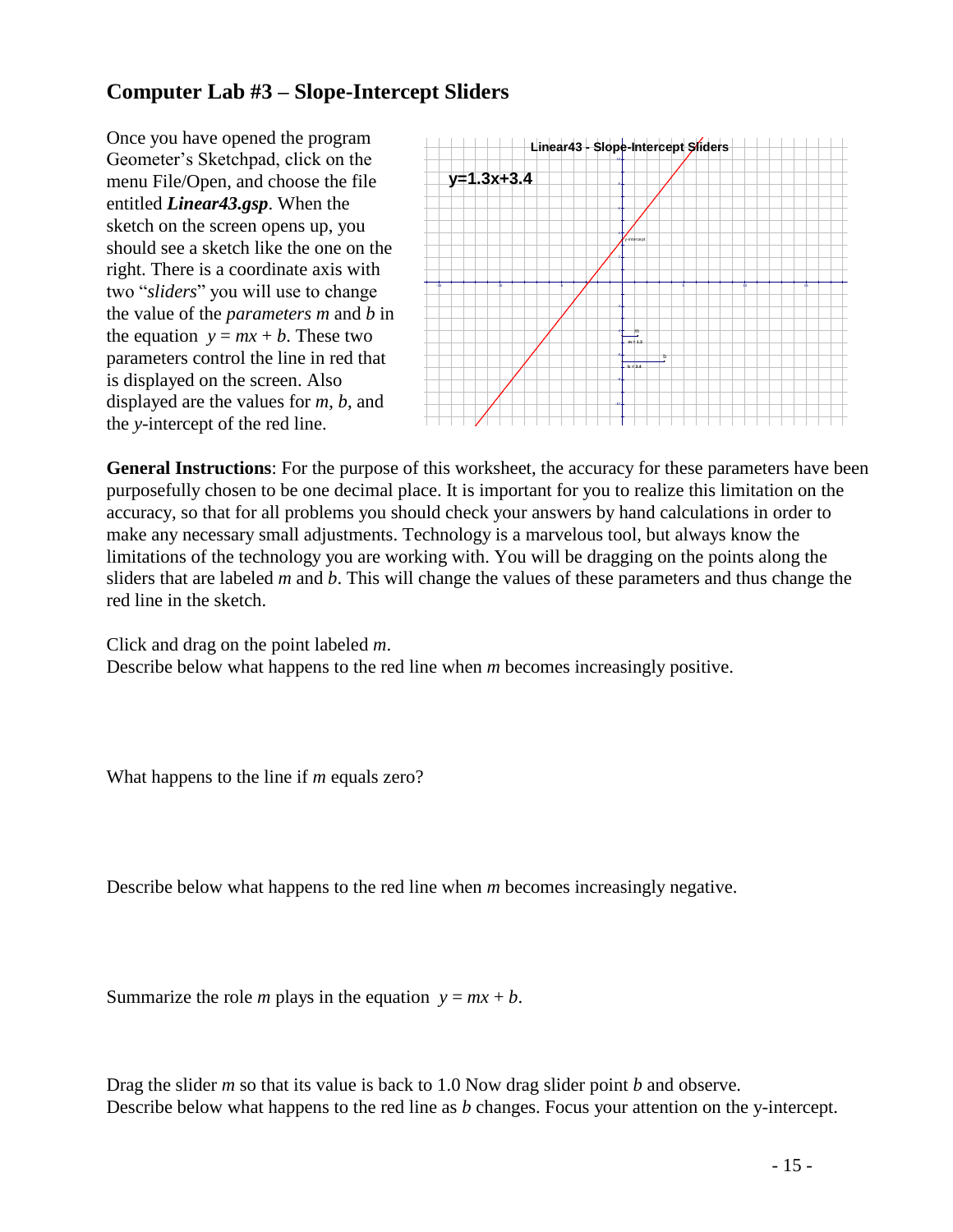## Computer Lab #3 – Slope-Intercept Sliders

Once you have opened the program Geometer's Sketchpad, click on the menu File/Open, and choose the file entitled ***Linear43.gsp***. When the sketch on the screen opens up, you should see a sketch like the one on the right. There is a coordinate axis with two "*sliders*" you will use to change the value of the *parameters* $m$ and $b$ in the equation $y = mx + b$. These two parameters control the line in red that is displayed on the screen. Also displayed are the values for $m$, $b$, and the $y$-intercept of the red line.

**General Instructions**: For the purpose of this worksheet, the accuracy for these parameters have been purposefully chosen to be one decimal place. It is important for you to realize this limitation on the accuracy, so that for all problems you should check your answers by hand calculations in order to make any necessary small adjustments. Technology is a marvelous tool, but always know the limitations of the technology you are working with. You will be dragging on the points along the sliders that are labeled $m$ and $b$. This will change the values of these parameters and thus change the red line in the sketch.

Click and drag on the point labeled $m$.
Describe below what happens to the red line when $m$ becomes increasingly positive.

What happens to the line if $m$ equals zero?

Describe below what happens to the red line when $m$ becomes increasingly negative.

Summarize the role $m$ plays in the equation $y = mx + b$.

Drag the slider $m$ so that its value is back to 1.0 Now drag slider point $b$ and observe.
Describe below what happens to the red line as $b$ changes. Focus your attention on the y-intercept.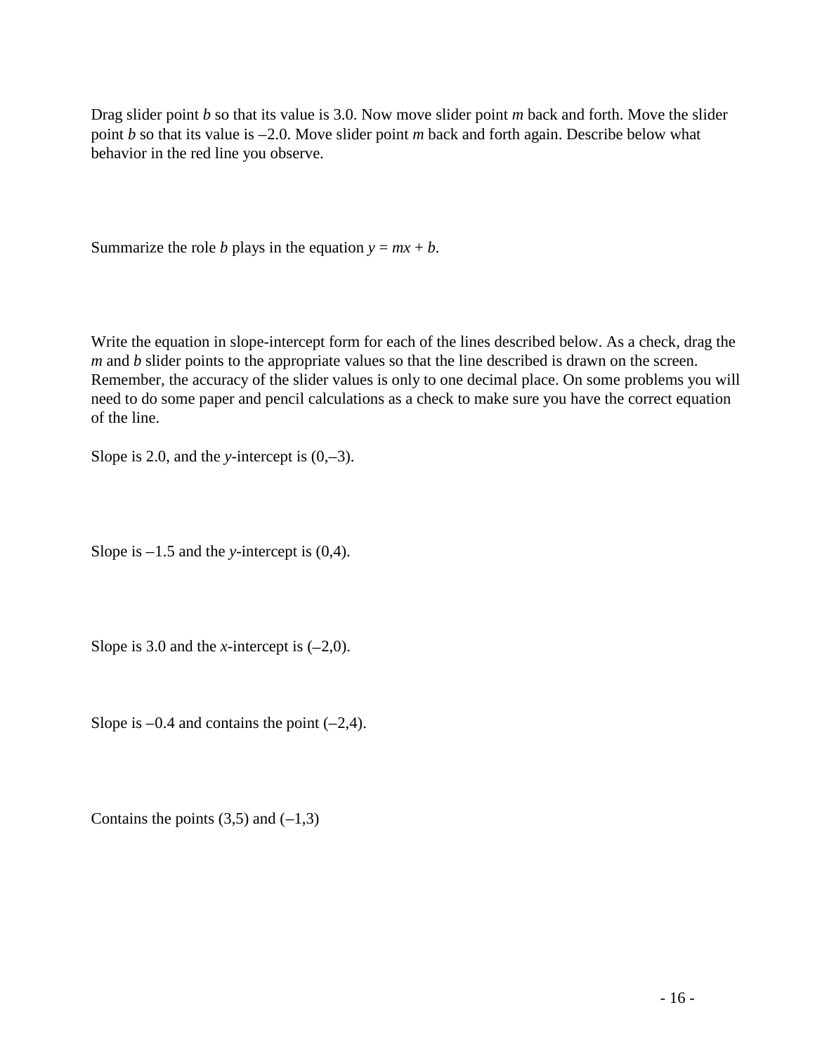Drag slider point $b$ so that its value is 3.0. Now move slider point $m$ back and forth. Move the slider point $b$ so that its value is –2.0. Move slider point $m$ back and forth again. Describe below what behavior in the red line you observe.

Summarize the role $b$ plays in the equation $y = mx + b$.

Write the equation in slope-intercept form for each of the lines described below. As a check, drag the $m$ and $b$ slider points to the appropriate values so that the line described is drawn on the screen. Remember, the accuracy of the slider values is only to one decimal place. On some problems you will need to do some paper and pencil calculations as a check to make sure you have the correct equation of the line.

Slope is 2.0, and the $y$-intercept is (0,–3).

Slope is –1.5 and the $y$-intercept is (0,4).

Slope is 3.0 and the $x$-intercept is (–2,0).

Slope is –0.4 and contains the point (–2,4).

Contains the points (3,5) and (–1,3)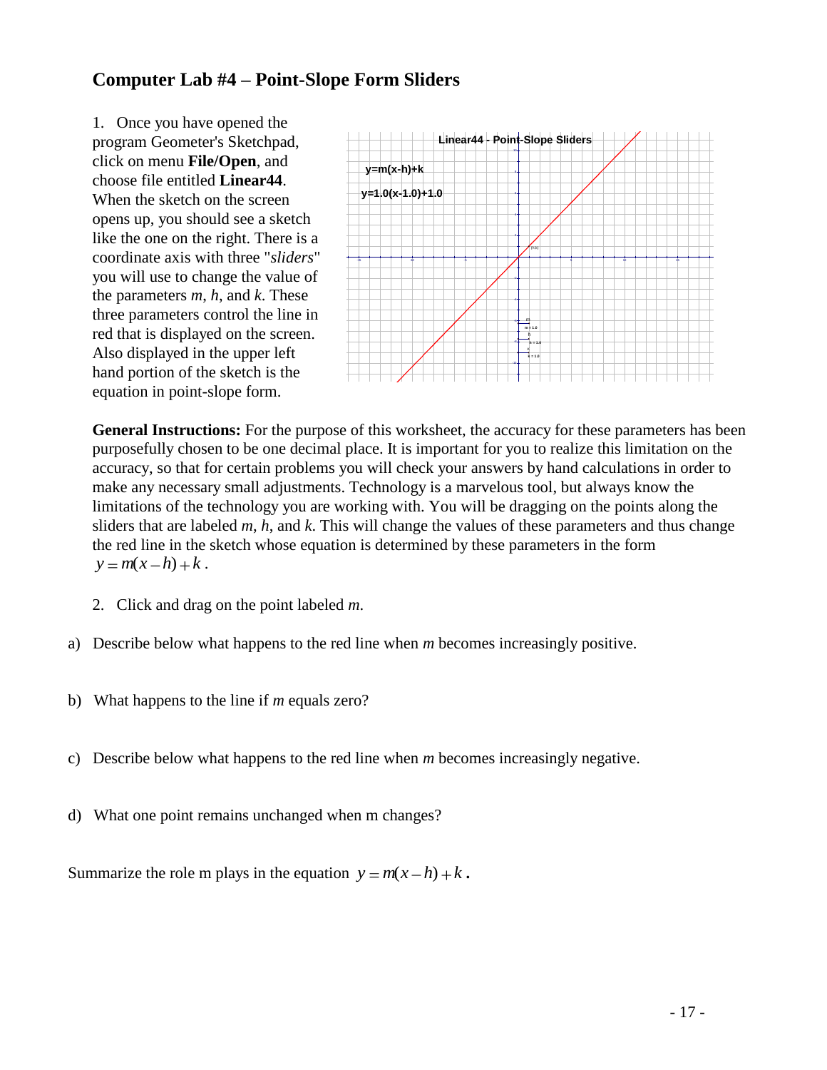## Computer Lab #4 – Point-Slope Form Sliders

1. Once you have opened the program Geometer's Sketchpad, click on menu **File/Open**, and choose file entitled **Linear44**. When the sketch on the screen opens up, you should see a sketch like the one on the right. There is a coordinate axis with three "*sliders*" you will use to change the value of the parameters $m$, $h$, and $k$. These three parameters control the line in red that is displayed on the screen. Also displayed in the upper left hand portion of the sketch is the equation in point-slope form.

**General Instructions:** For the purpose of this worksheet, the accuracy for these parameters has been purposefully chosen to be one decimal place. It is important for you to realize this limitation on the accuracy, so that for certain problems you will check your answers by hand calculations in order to make any necessary small adjustments. Technology is a marvelous tool, but always know the limitations of the technology you are working with. You will be dragging on the points along the sliders that are labeled $m$, $h$, and $k$. This will change the values of these parameters and thus change the red line in the sketch whose equation is determined by these parameters in the form $y = m(x - h) + k$.

2. Click and drag on the point labeled $m$.

a) Describe below what happens to the red line when $m$ becomes increasingly positive.

b) What happens to the line if $m$ equals zero?

c) Describe below what happens to the red line when $m$ becomes increasingly negative.

d) What one point remains unchanged when m changes?

Summarize the role m plays in the equation $y = m(x - h) + k$.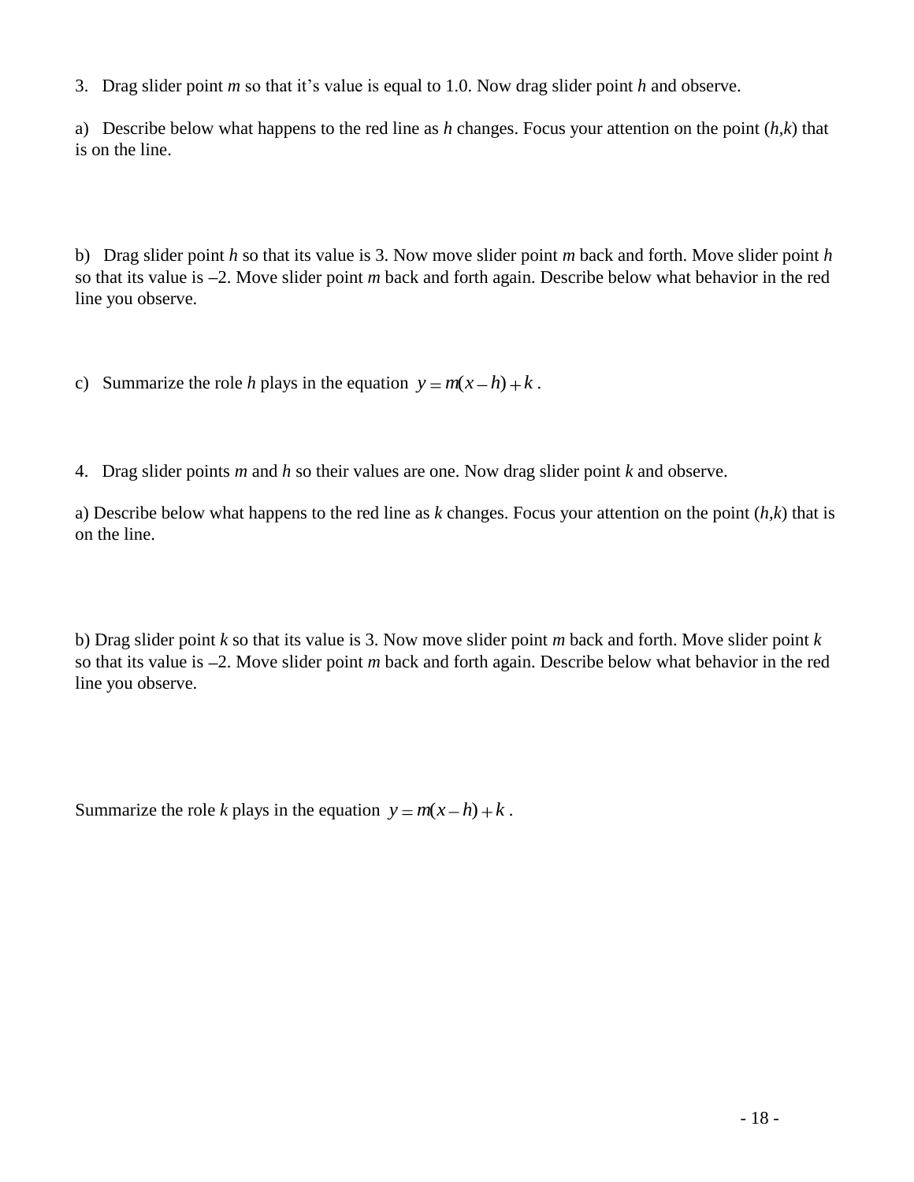3. Drag slider point *m* so that it’s value is equal to 1.0. Now drag slider point *h* and observe.

a) Describe below what happens to the red line as *h* changes. Focus your attention on the point $(h,k)$ that is on the line.

b) Drag slider point *h* so that its value is 3. Now move slider point *m* back and forth. Move slider point *h* so that its value is –2. Move slider point *m* back and forth again. Describe below what behavior in the red line you observe.

c) Summarize the role *h* plays in the equation $y = m(x - h) + k$.

4. Drag slider points *m* and *h* so their values are one. Now drag slider point *k* and observe.

a) Describe below what happens to the red line as *k* changes. Focus your attention on the point $(h,k)$ that is on the line.

b) Drag slider point *k* so that its value is 3. Now move slider point *m* back and forth. Move slider point *k* so that its value is –2. Move slider point *m* back and forth again. Describe below what behavior in the red line you observe.

Summarize the role *k* plays in the equation $y = m(x - h) + k$.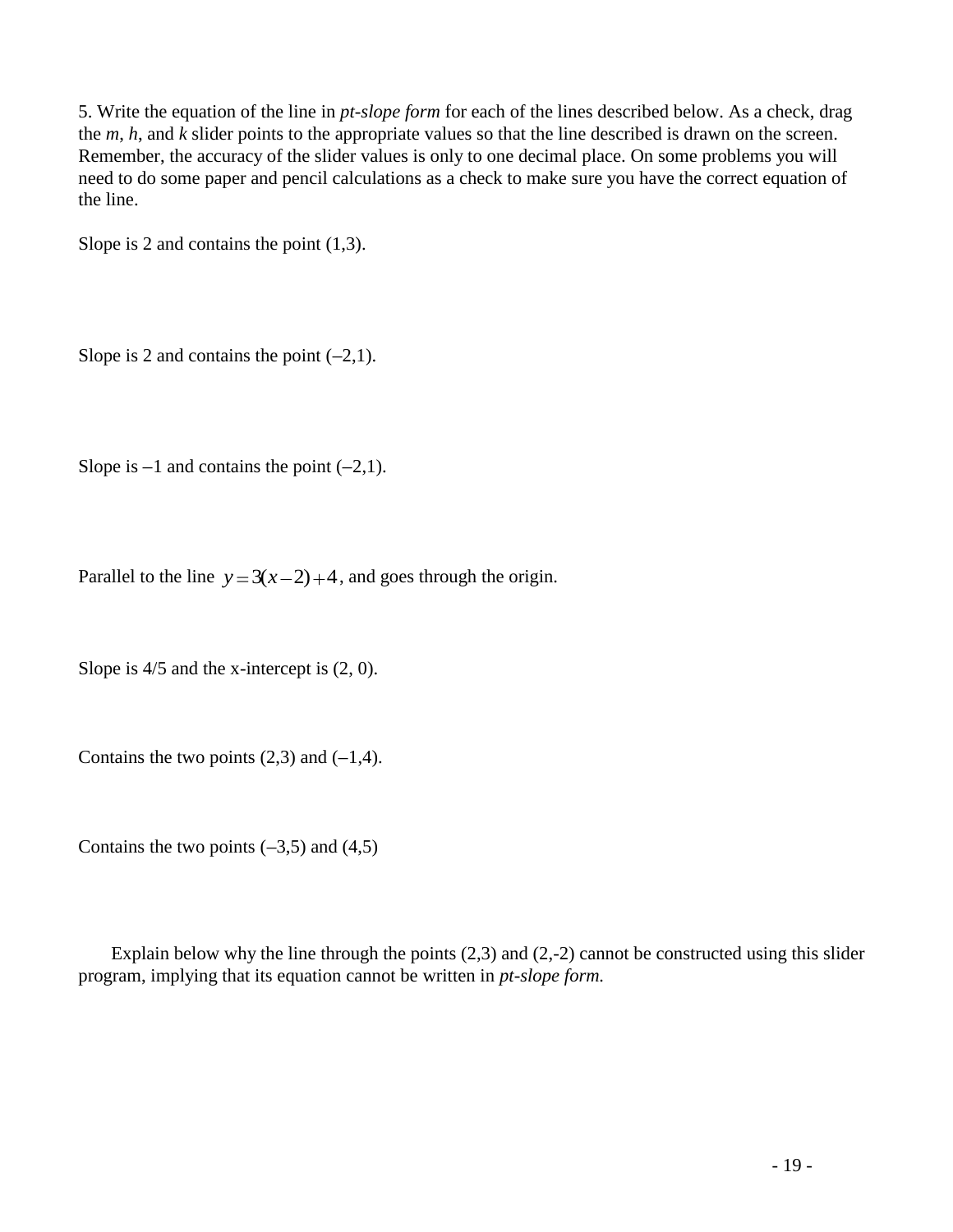5. Write the equation of the line in *pt-slope form* for each of the lines described below. As a check, drag the *m*, *h*, and *k* slider points to the appropriate values so that the line described is drawn on the screen. Remember, the accuracy of the slider values is only to one decimal place. On some problems you will need to do some paper and pencil calculations as a check to make sure you have the correct equation of the line.

Slope is 2 and contains the point (1,3).

Slope is 2 and contains the point (–2,1).

Slope is –1 and contains the point (–2,1).

Parallel to the line $y = 3(x-2)+4$, and goes through the origin.

Slope is 4/5 and the x-intercept is (2, 0).

Contains the two points (2,3) and (–1,4).

Contains the two points (–3,5) and (4,5)

Explain below why the line through the points (2,3) and (2,-2) cannot be constructed using this slider program, implying that its equation cannot be written in *pt-slope form.*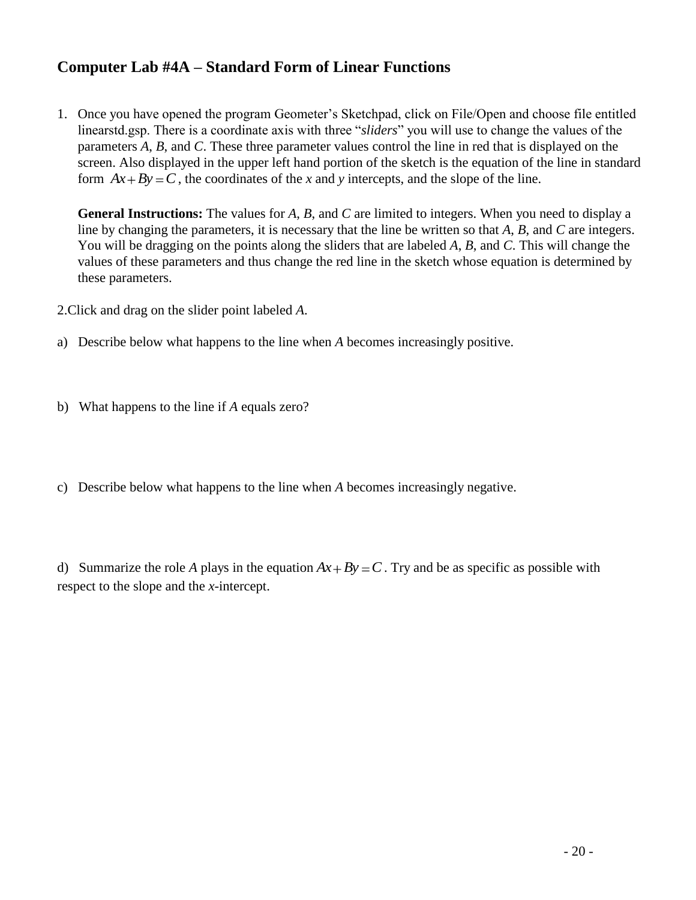## Computer Lab #4A – Standard Form of Linear Functions

1. Once you have opened the program Geometer's Sketchpad, click on File/Open and choose file entitled linearstd.gsp. There is a coordinate axis with three "*sliders*" you will use to change the values of the parameters *A*, *B*, and *C*. These three parameter values control the line in red that is displayed on the screen. Also displayed in the upper left hand portion of the sketch is the equation of the line in standard form $Ax + By = C$, the coordinates of the *x* and *y* intercepts, and the slope of the line.

   **General Instructions:** The values for *A*, *B*, and *C* are limited to integers. When you need to display a line by changing the parameters, it is necessary that the line be written so that *A*, *B*, and *C* are integers. You will be dragging on the points along the sliders that are labeled *A*, *B*, and *C*. This will change the values of these parameters and thus change the red line in the sketch whose equation is determined by these parameters.

2.Click and drag on the slider point labeled *A*.

a) Describe below what happens to the line when *A* becomes increasingly positive.

b) What happens to the line if *A* equals zero?

c) Describe below what happens to the line when *A* becomes increasingly negative.

d) Summarize the role *A* plays in the equation $Ax + By = C$. Try and be as specific as possible with respect to the slope and the *x*-intercept.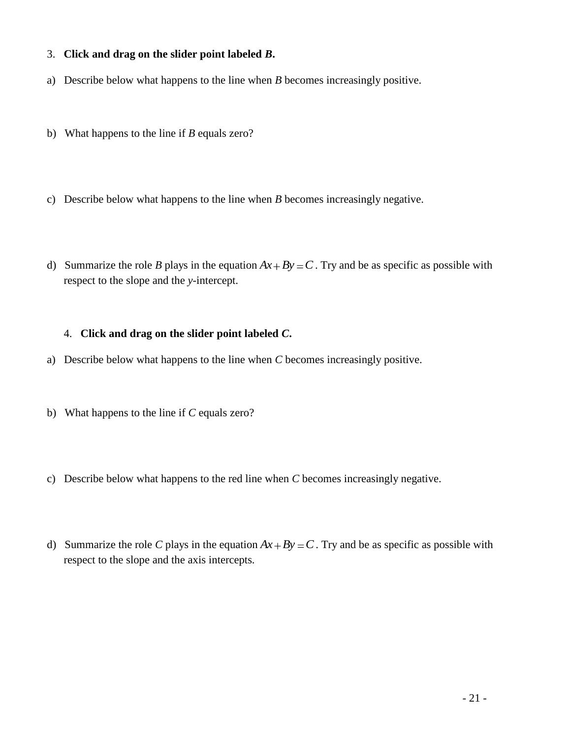3. **Click and drag on the slider point labeled *B*.**

a) Describe below what happens to the line when *B* becomes increasingly positive.

b) What happens to the line if *B* equals zero?

c) Describe below what happens to the line when *B* becomes increasingly negative.

d) Summarize the role *B* plays in the equation $Ax + By = C$. Try and be as specific as possible with respect to the slope and the *y*-intercept.

4. **Click and drag on the slider point labeled *C*.**

a) Describe below what happens to the line when *C* becomes increasingly positive.

b) What happens to the line if *C* equals zero?

c) Describe below what happens to the red line when *C* becomes increasingly negative.

d) Summarize the role *C* plays in the equation $Ax + By = C$. Try and be as specific as possible with respect to the slope and the axis intercepts.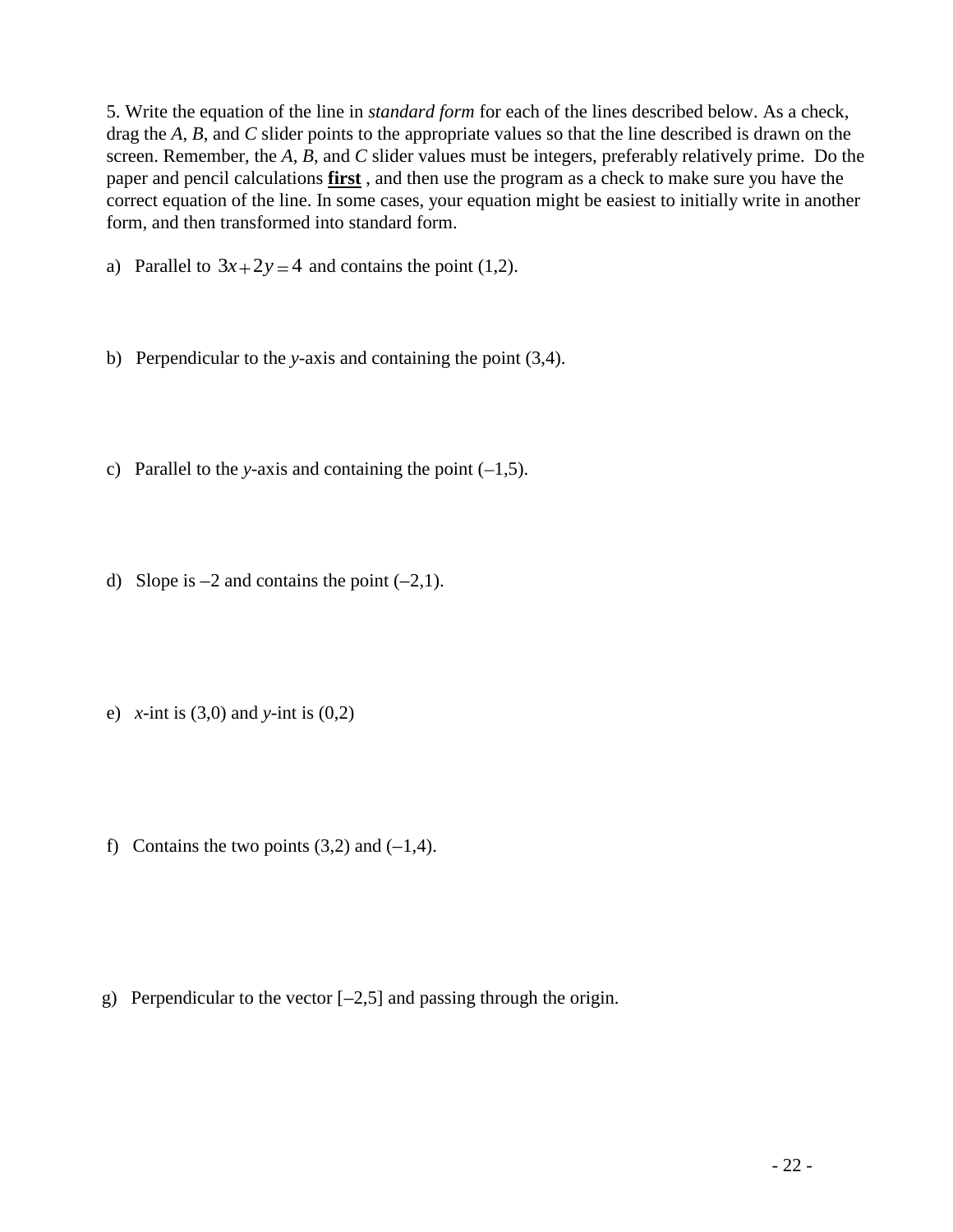5. Write the equation of the line in *standard form* for each of the lines described below. As a check, drag the *A*, *B*, and *C* slider points to the appropriate values so that the line described is drawn on the screen. Remember, the *A*, *B*, and *C* slider values must be integers, preferably relatively prime. Do the paper and pencil calculations **first** , and then use the program as a check to make sure you have the correct equation of the line. In some cases, your equation might be easiest to initially write in another form, and then transformed into standard form.

a) Parallel to $3x + 2y = 4$ and contains the point (1,2).

b) Perpendicular to the *y*-axis and containing the point (3,4).

c) Parallel to the *y*-axis and containing the point (–1,5).

d) Slope is –2 and contains the point (–2,1).

e) *x*-int is (3,0) and *y*-int is (0,2)

f) Contains the two points (3,2) and (–1,4).

g) Perpendicular to the vector [–2,5] and passing through the origin.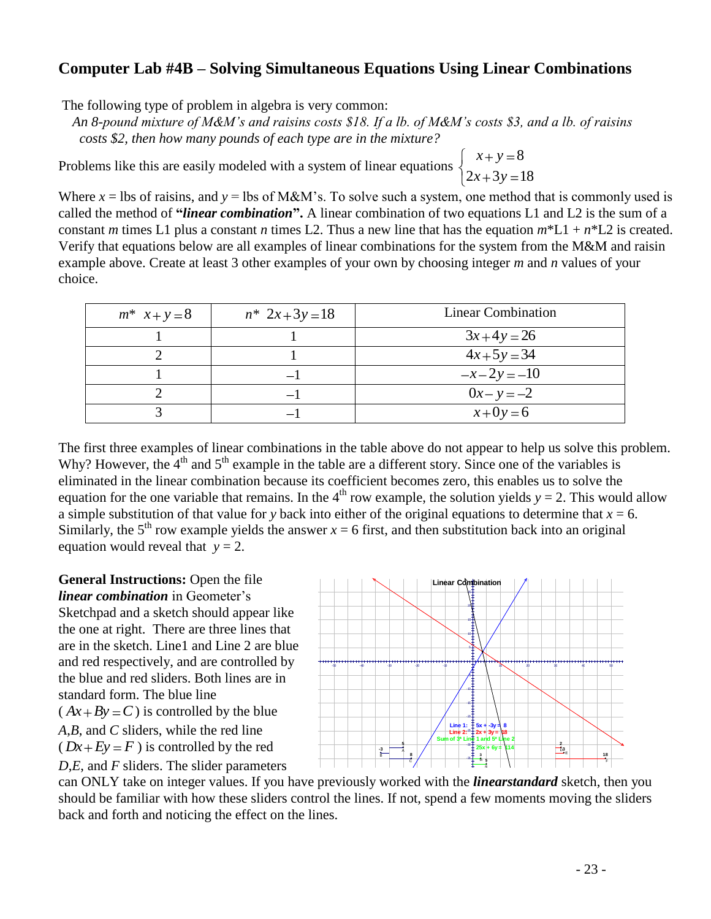# Computer Lab #4B – Solving Simultaneous Equations Using Linear Combinations

The following type of problem in algebra is very common:

*An 8-pound mixture of M&M's and raisins costs $18. If a lb. of M&M's costs $3, and a lb. of raisins costs $2, then how many pounds of each type are in the mixture?*

Problems like this are easily modeled with a system of linear equations $\begin{cases} x+y=8 \\ 2x+3y=18 \end{cases}$

Where $x$ = lbs of raisins, and $y$ = lbs of M&M's. To solve such a system, one method that is commonly used is called the method of **"*linear combination*".** A linear combination of two equations L1 and L2 is the sum of a constant $m$ times L1 plus a constant $n$ times L2. Thus a new line that has the equation $m$*L1 + $n$*L2 is created. Verify that equations below are all examples of linear combinations for the system from the M&M and raisin example above. Create at least 3 other examples of your own by choosing integer $m$ and $n$ values of your choice.

| $m$* $x+y=8$ | $n$* $2x+3y=18$ | Linear Combination |
|---|---|---|
| 1 | 1 | $3x+4y=26$ |
| 2 | 1 | $4x+5y=34$ |
| 1 | $-1$ | $-x-2y=-10$ |
| 2 | $-1$ | $0x-y=-2$ |
| 3 | $-1$ | $x+0y=6$ |

The first three examples of linear combinations in the table above do not appear to help us solve this problem. Why? However, the 4th and 5th example in the table are a different story. Since one of the variables is eliminated in the linear combination because its coefficient becomes zero, this enables us to solve the equation for the one variable that remains. In the 4th row example, the solution yields $y = 2$. This would allow a simple substitution of that value for $y$ back into either of the original equations to determine that $x = 6$. Similarly, the 5th row example yields the answer $x = 6$ first, and then substitution back into an original equation would reveal that $y = 2$.

**General Instructions:** Open the file ***linear combination*** in Geometer's Sketchpad and a sketch should appear like the one at right. There are three lines that are in the sketch. Line1 and Line 2 are blue and red respectively, and are controlled by the blue and red sliders. Both lines are in standard form. The blue line ($Ax+By=C$) is controlled by the blue $A$,$B$, and $C$ sliders, while the red line ($Dx+Ey=F$) is controlled by the red $D$,$E$, and $F$ sliders. The slider parameters can ONLY take on integer values. If you have previously worked with the ***linearstandard*** sketch, then you should be familiar with how these sliders control the lines. If not, spend a few moments moving the sliders back and forth and noticing the effect on the lines.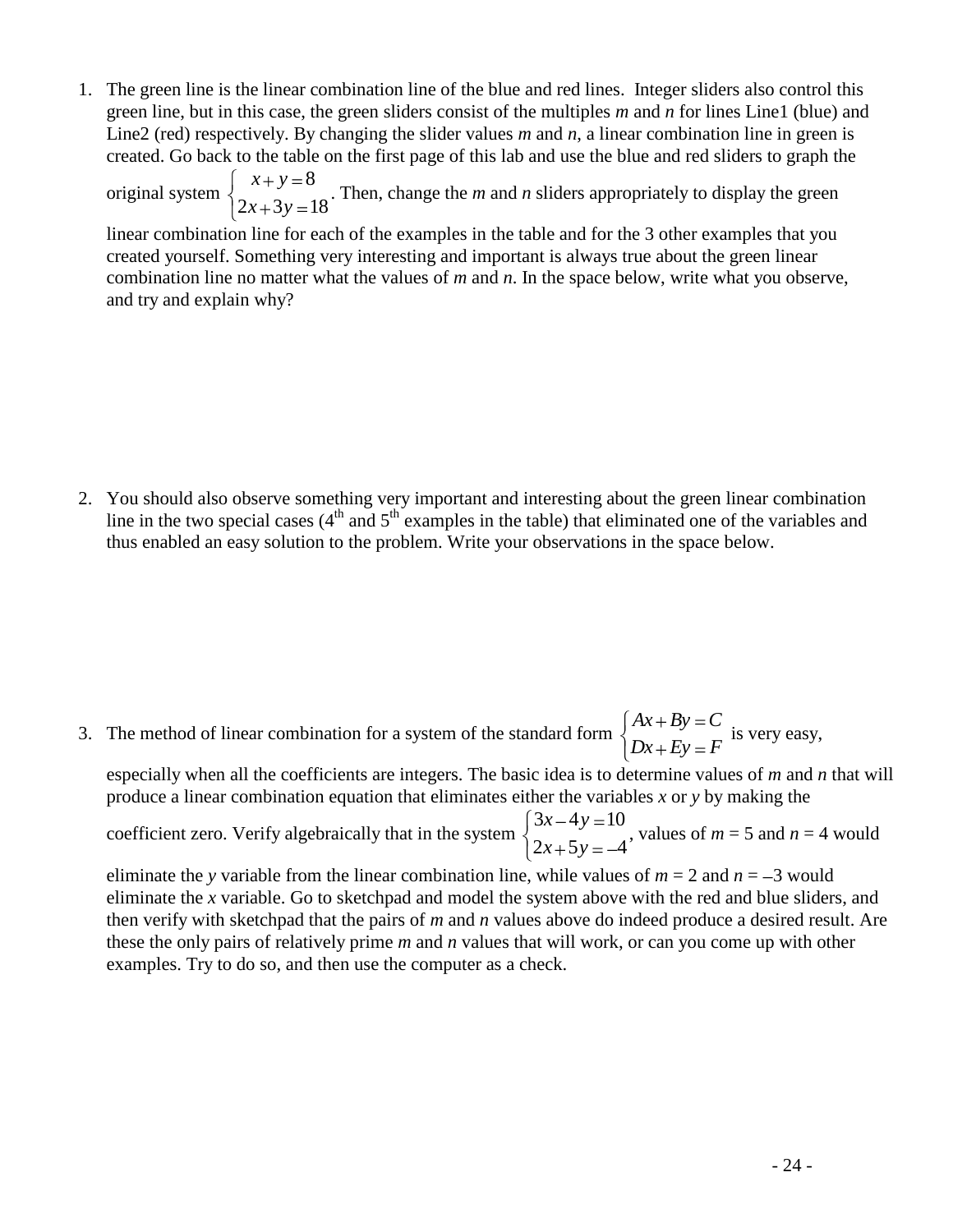1. The green line is the linear combination line of the blue and red lines. Integer sliders also control this green line, but in this case, the green sliders consist of the multiples $m$ and $n$ for lines Line1 (blue) and Line2 (red) respectively. By changing the slider values $m$ and $n$, a linear combination line in green is created. Go back to the table on the first page of this lab and use the blue and red sliders to graph the original system $\begin{cases} x + y = 8 \\ 2x + 3y = 18 \end{cases}$. Then, change the $m$ and $n$ sliders appropriately to display the green linear combination line for each of the examples in the table and for the 3 other examples that you created yourself. Something very interesting and important is always true about the green linear combination line no matter what the values of $m$ and $n$. In the space below, write what you observe, and try and explain why?

2. You should also observe something very important and interesting about the green linear combination line in the two special cases (4th and 5th examples in the table) that eliminated one of the variables and thus enabled an easy solution to the problem. Write your observations in the space below.

3. The method of linear combination for a system of the standard form $\begin{cases} Ax + By = C \\ Dx + Ey = F \end{cases}$ is very easy, especially when all the coefficients are integers. The basic idea is to determine values of $m$ and $n$ that will produce a linear combination equation that eliminates either the variables $x$ or $y$ by making the coefficient zero. Verify algebraically that in the system $\begin{cases} 3x - 4y = 10 \\ 2x + 5y = -4 \end{cases}$, values of $m = 5$ and $n = 4$ would eliminate the $y$ variable from the linear combination line, while values of $m = 2$ and $n = -3$ would eliminate the $x$ variable. Go to sketchpad and model the system above with the red and blue sliders, and then verify with sketchpad that the pairs of $m$ and $n$ values above do indeed produce a desired result. Are these the only pairs of relatively prime $m$ and $n$ values that will work, or can you come up with other examples. Try to do so, and then use the computer as a check.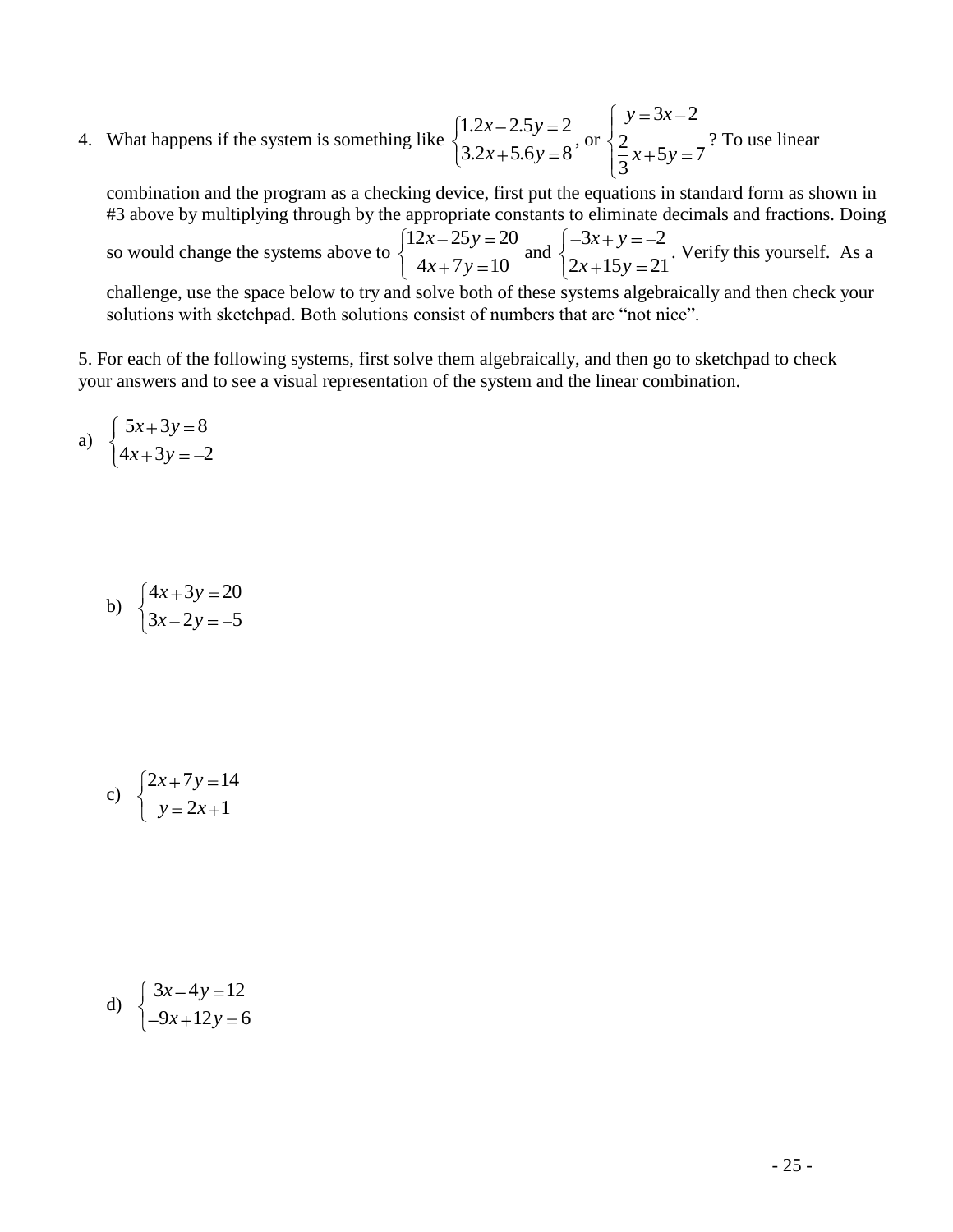4. What happens if the system is something like $\begin{cases} 1.2x - 2.5y = 2 \\ 3.2x + 5.6y = 8 \end{cases}$, or $\begin{cases} y = 3x - 2 \\ \frac{2}{3}x + 5y = 7 \end{cases}$? To use linear combination and the program as a checking device, first put the equations in standard form as shown in #3 above by multiplying through by the appropriate constants to eliminate decimals and fractions. Doing so would change the systems above to $\begin{cases} 12x - 25y = 20 \\ 4x + 7y = 10 \end{cases}$ and $\begin{cases} -3x + y = -2 \\ 2x + 15y = 21 \end{cases}$. Verify this yourself. As a challenge, use the space below to try and solve both of these systems algebraically and then check your solutions with sketchpad. Both solutions consist of numbers that are "not nice".

5. For each of the following systems, first solve them algebraically, and then go to sketchpad to check your answers and to see a visual representation of the system and the linear combination.

a) $\begin{cases} 5x + 3y = 8 \\ 4x + 3y = -2 \end{cases}$

b) $\begin{cases} 4x + 3y = 20 \\ 3x - 2y = -5 \end{cases}$

c) $\begin{cases} 2x + 7y = 14 \\ y = 2x + 1 \end{cases}$

d) $\begin{cases} 3x - 4y = 12 \\ -9x + 12y = 6 \end{cases}$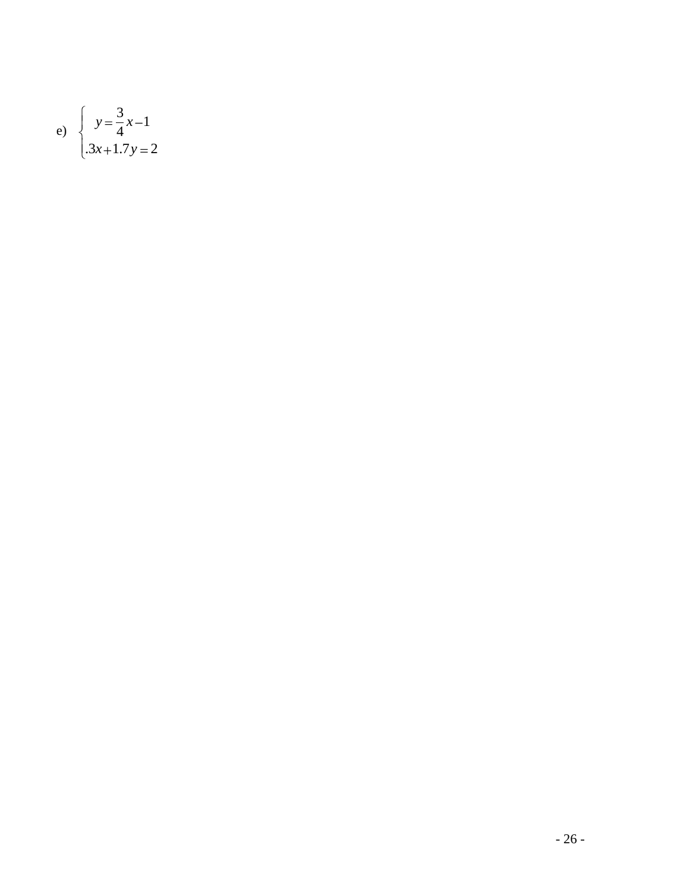e) $\begin{cases} y = \dfrac{3}{4}x - 1 \\ .3x + 1.7y = 2 \end{cases}$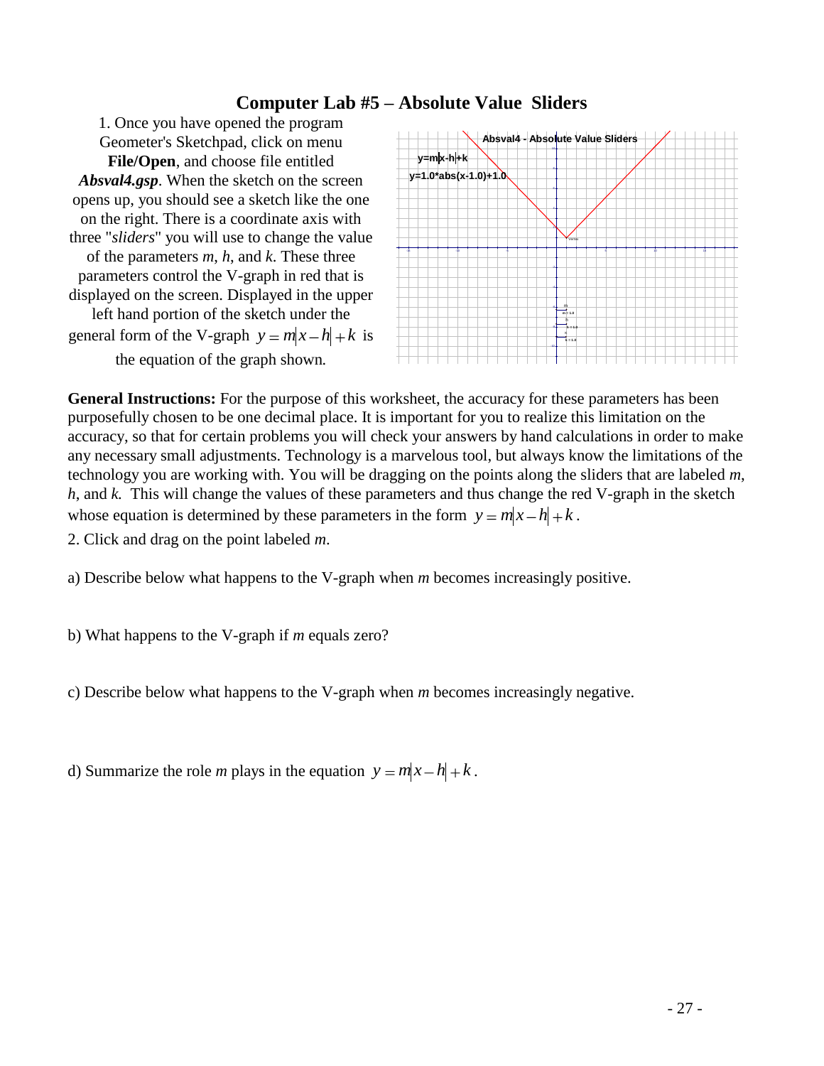# Computer Lab #5 – Absolute Value Sliders

1. Once you have opened the program Geometer's Sketchpad, click on menu **File/Open**, and choose file entitled ***Absval4.gsp***. When the sketch on the screen opens up, you should see a sketch like the one on the right. There is a coordinate axis with three "*sliders*" you will use to change the value of the parameters *m*, *h*, and *k*. These three parameters control the V-graph in red that is displayed on the screen. Displayed in the upper left hand portion of the sketch under the general form of the V-graph $y = m|x - h| + k$ is the equation of the graph shown.

**General Instructions:** For the purpose of this worksheet, the accuracy for these parameters has been purposefully chosen to be one decimal place. It is important for you to realize this limitation on the accuracy, so that for certain problems you will check your answers by hand calculations in order to make any necessary small adjustments. Technology is a marvelous tool, but always know the limitations of the technology you are working with. You will be dragging on the points along the sliders that are labeled *m*, *h*, and *k*. This will change the values of these parameters and thus change the red V-graph in the sketch whose equation is determined by these parameters in the form $y = m|x - h| + k$.

2. Click and drag on the point labeled *m*.

a) Describe below what happens to the V-graph when *m* becomes increasingly positive.

b) What happens to the V-graph if *m* equals zero?

c) Describe below what happens to the V-graph when *m* becomes increasingly negative.

d) Summarize the role *m* plays in the equation $y = m|x - h| + k$.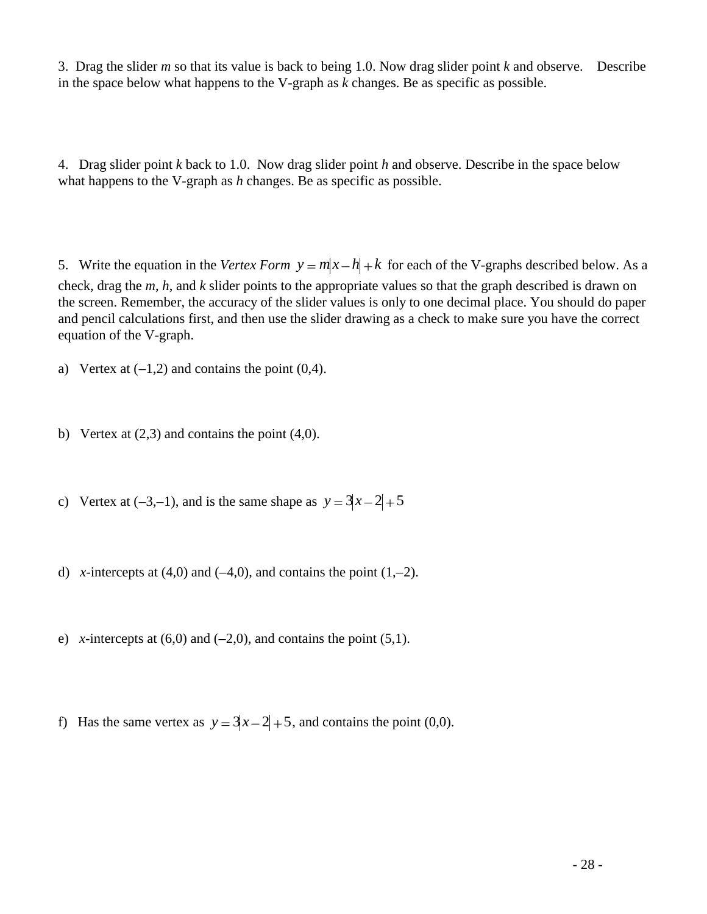3. Drag the slider *m* so that its value is back to being 1.0. Now drag slider point *k* and observe. Describe in the space below what happens to the V-graph as *k* changes. Be as specific as possible.

4. Drag slider point *k* back to 1.0. Now drag slider point *h* and observe. Describe in the space below what happens to the V-graph as *h* changes. Be as specific as possible.

5. Write the equation in the *Vertex Form* $y = m|x - h| + k$ for each of the V-graphs described below. As a check, drag the *m*, *h*, and *k* slider points to the appropriate values so that the graph described is drawn on the screen. Remember, the accuracy of the slider values is only to one decimal place. You should do paper and pencil calculations first, and then use the slider drawing as a check to make sure you have the correct equation of the V-graph.

a) Vertex at (–1,2) and contains the point (0,4).

b) Vertex at (2,3) and contains the point (4,0).

c) Vertex at (–3,–1), and is the same shape as $y = 3|x - 2| + 5$

d) *x*-intercepts at (4,0) and (–4,0), and contains the point (1,–2).

e) *x*-intercepts at (6,0) and (–2,0), and contains the point (5,1).

f) Has the same vertex as $y = 3|x - 2| + 5$, and contains the point (0,0).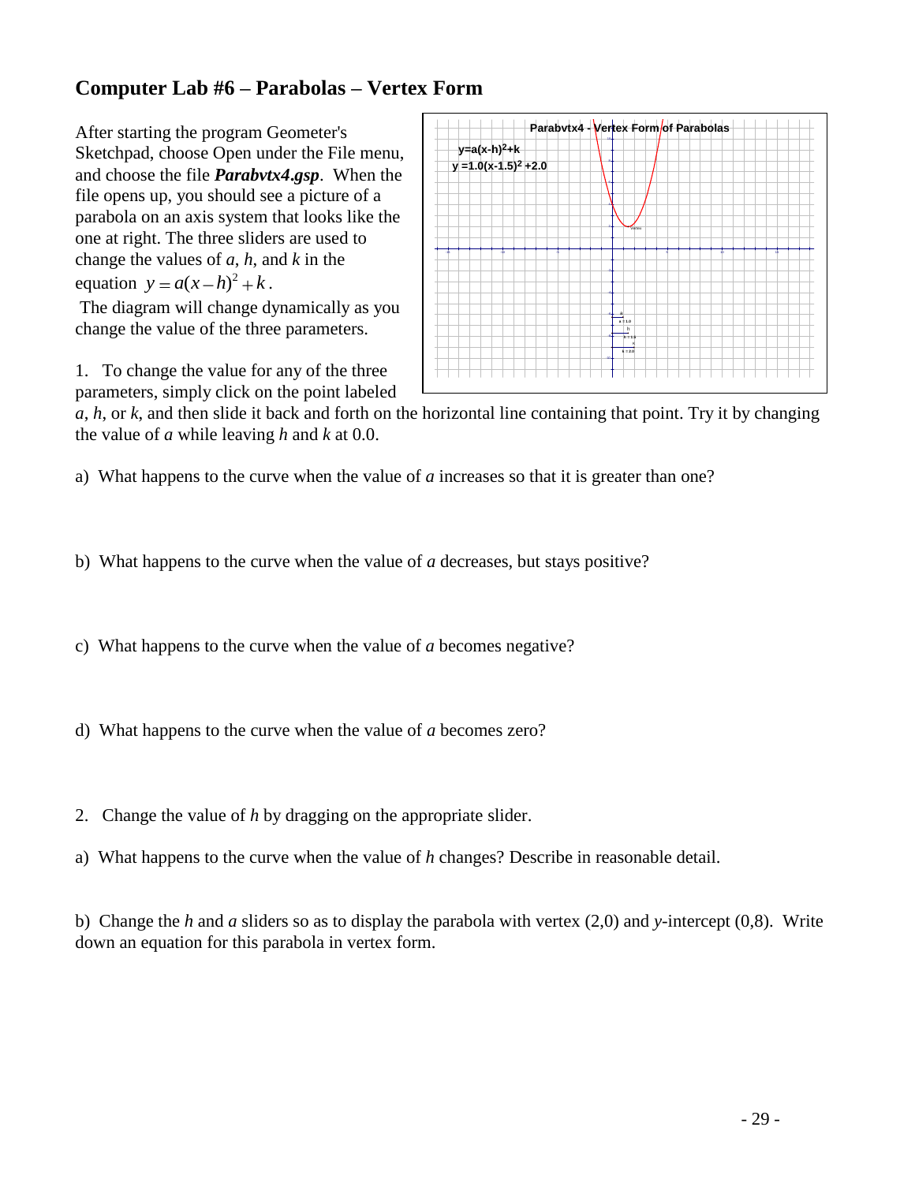## Computer Lab #6 – Parabolas – Vertex Form

After starting the program Geometer's Sketchpad, choose Open under the File menu, and choose the file ***Parabvtx4.gsp***. When the file opens up, you should see a picture of a parabola on an axis system that looks like the one at right. The three sliders are used to change the values of $a$, $h$, and $k$ in the equation $y = a(x-h)^2 + k$.

The diagram will change dynamically as you change the value of the three parameters.

1. To change the value for any of the three parameters, simply click on the point labeled $a$, $h$, or $k$, and then slide it back and forth on the horizontal line containing that point. Try it by changing the value of $a$ while leaving $h$ and $k$ at 0.0.

a) What happens to the curve when the value of $a$ increases so that it is greater than one?

b) What happens to the curve when the value of $a$ decreases, but stays positive?

c) What happens to the curve when the value of $a$ becomes negative?

d) What happens to the curve when the value of $a$ becomes zero?

2. Change the value of $h$ by dragging on the appropriate slider.

a) What happens to the curve when the value of $h$ changes? Describe in reasonable detail.

b) Change the $h$ and $a$ sliders so as to display the parabola with vertex (2,0) and $y$-intercept (0,8). Write down an equation for this parabola in vertex form.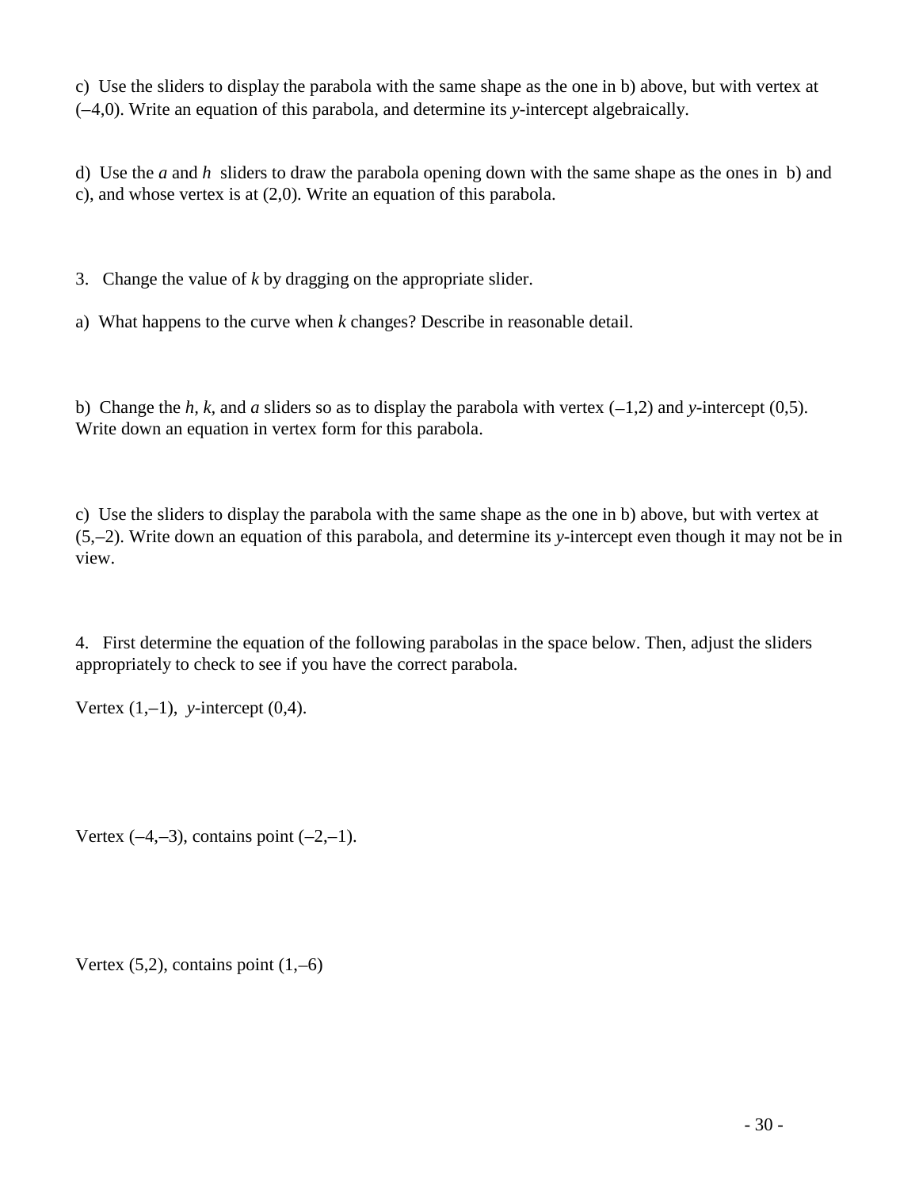c) Use the sliders to display the parabola with the same shape as the one in b) above, but with vertex at $(-4,0)$. Write an equation of this parabola, and determine its *y*-intercept algebraically.

d) Use the *a* and *h* sliders to draw the parabola opening down with the same shape as the ones in b) and c), and whose vertex is at $(2,0)$. Write an equation of this parabola.

3. Change the value of *k* by dragging on the appropriate slider.

a) What happens to the curve when *k* changes? Describe in reasonable detail.

b) Change the *h*, *k*, and *a* sliders so as to display the parabola with vertex $(-1,2)$ and *y*-intercept $(0,5)$. Write down an equation in vertex form for this parabola.

c) Use the sliders to display the parabola with the same shape as the one in b) above, but with vertex at $(5,-2)$. Write down an equation of this parabola, and determine its *y*-intercept even though it may not be in view.

4. First determine the equation of the following parabolas in the space below. Then, adjust the sliders appropriately to check to see if you have the correct parabola.

Vertex $(1,-1)$, *y*-intercept $(0,4)$.

Vertex $(-4,-3)$, contains point $(-2,-1)$.

Vertex $(5,2)$, contains point $(1,-6)$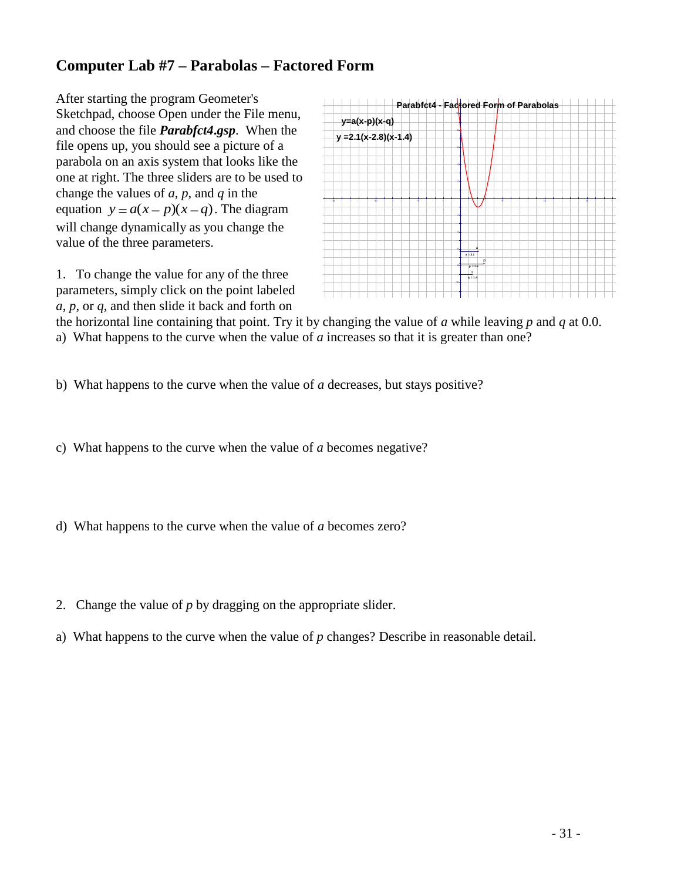# Computer Lab #7 – Parabolas – Factored Form

After starting the program Geometer's Sketchpad, choose Open under the File menu, and choose the file ***Parabfct4.gsp***. When the file opens up, you should see a picture of a parabola on an axis system that looks like the one at right. The three sliders are to be used to change the values of *a*, *p*, and *q* in the equation $y = a(x-p)(x-q)$. The diagram will change dynamically as you change the value of the three parameters.

1. To change the value for any of the three parameters, simply click on the point labeled *a*, *p*, or *q*, and then slide it back and forth on the horizontal line containing that point. Try it by changing the value of *a* while leaving *p* and *q* at 0.0.

a) What happens to the curve when the value of *a* increases so that it is greater than one?

b) What happens to the curve when the value of *a* decreases, but stays positive?

c) What happens to the curve when the value of *a* becomes negative?

d) What happens to the curve when the value of *a* becomes zero?

2. Change the value of *p* by dragging on the appropriate slider.

a) What happens to the curve when the value of *p* changes? Describe in reasonable detail.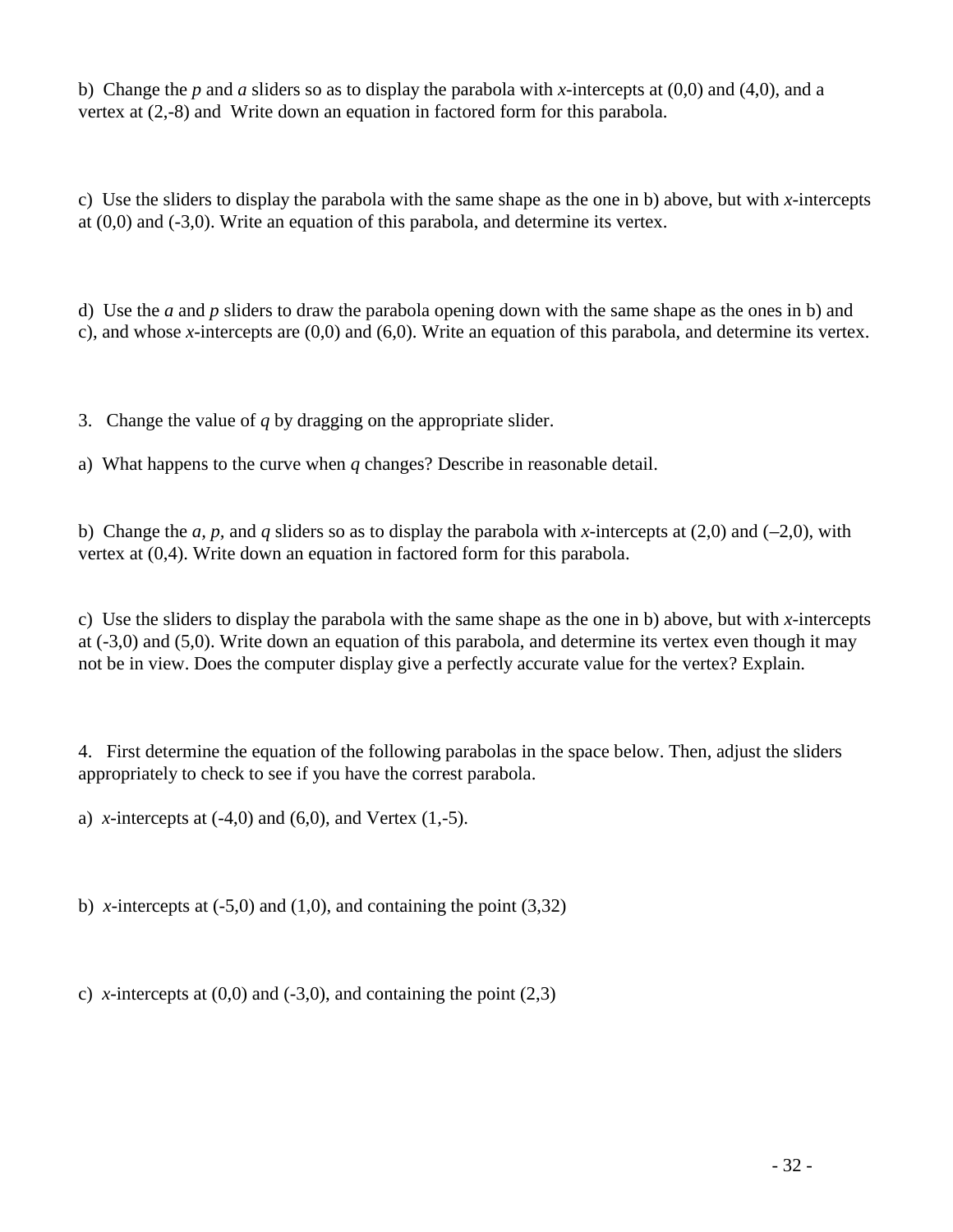b) Change the $p$ and $a$ sliders so as to display the parabola with $x$-intercepts at (0,0) and (4,0), and a vertex at (2,-8) and Write down an equation in factored form for this parabola.

c) Use the sliders to display the parabola with the same shape as the one in b) above, but with $x$-intercepts at (0,0) and (-3,0). Write an equation of this parabola, and determine its vertex.

d) Use the $a$ and $p$ sliders to draw the parabola opening down with the same shape as the ones in b) and c), and whose $x$-intercepts are (0,0) and (6,0). Write an equation of this parabola, and determine its vertex.

3. Change the value of $q$ by dragging on the appropriate slider.

a) What happens to the curve when $q$ changes? Describe in reasonable detail.

b) Change the $a$, $p$, and $q$ sliders so as to display the parabola with $x$-intercepts at (2,0) and (–2,0), with vertex at (0,4). Write down an equation in factored form for this parabola.

c) Use the sliders to display the parabola with the same shape as the one in b) above, but with $x$-intercepts at (-3,0) and (5,0). Write down an equation of this parabola, and determine its vertex even though it may not be in view. Does the computer display give a perfectly accurate value for the vertex? Explain.

4. First determine the equation of the following parabolas in the space below. Then, adjust the sliders appropriately to check to see if you have the correst parabola.

a) $x$-intercepts at (-4,0) and (6,0), and Vertex (1,-5).

b) $x$-intercepts at (-5,0) and (1,0), and containing the point (3,32)

c) $x$-intercepts at (0,0) and (-3,0), and containing the point (2,3)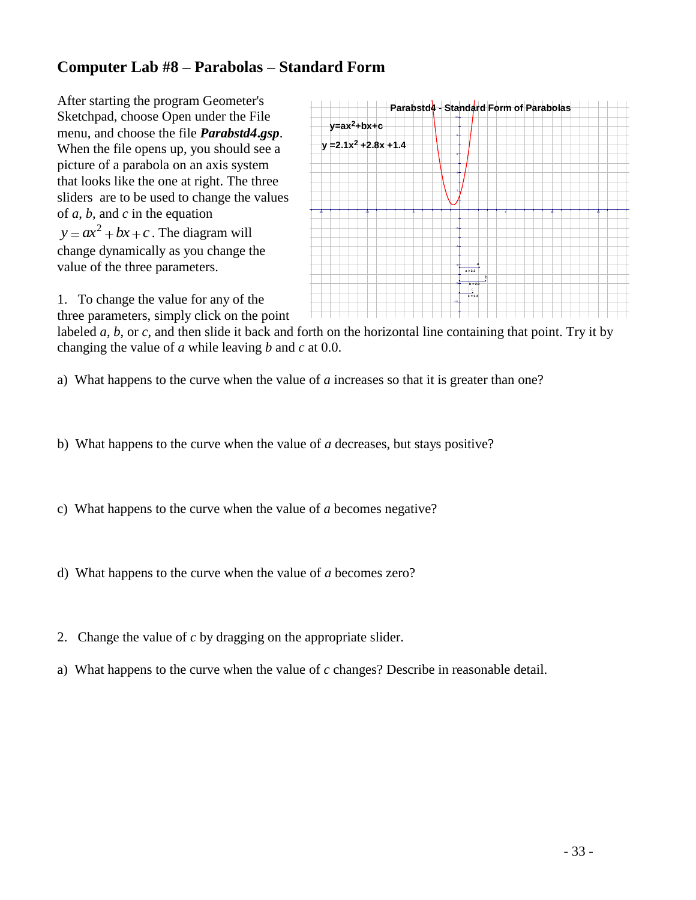## Computer Lab #8 – Parabolas – Standard Form

After starting the program Geometer's Sketchpad, choose Open under the File menu, and choose the file ***Parabstd4.gsp***. When the file opens up, you should see a picture of a parabola on an axis system that looks like the one at right. The three sliders are to be used to change the values of *a*, *b*, and *c* in the equation $y = ax^2 + bx + c$. The diagram will change dynamically as you change the value of the three parameters.

1. To change the value for any of the three parameters, simply click on the point labeled *a*, *b*, or *c*, and then slide it back and forth on the horizontal line containing that point. Try it by changing the value of *a* while leaving *b* and *c* at 0.0.

a) What happens to the curve when the value of *a* increases so that it is greater than one?

b) What happens to the curve when the value of *a* decreases, but stays positive?

c) What happens to the curve when the value of *a* becomes negative?

d) What happens to the curve when the value of *a* becomes zero?

2. Change the value of *c* by dragging on the appropriate slider.

a) What happens to the curve when the value of *c* changes? Describe in reasonable detail.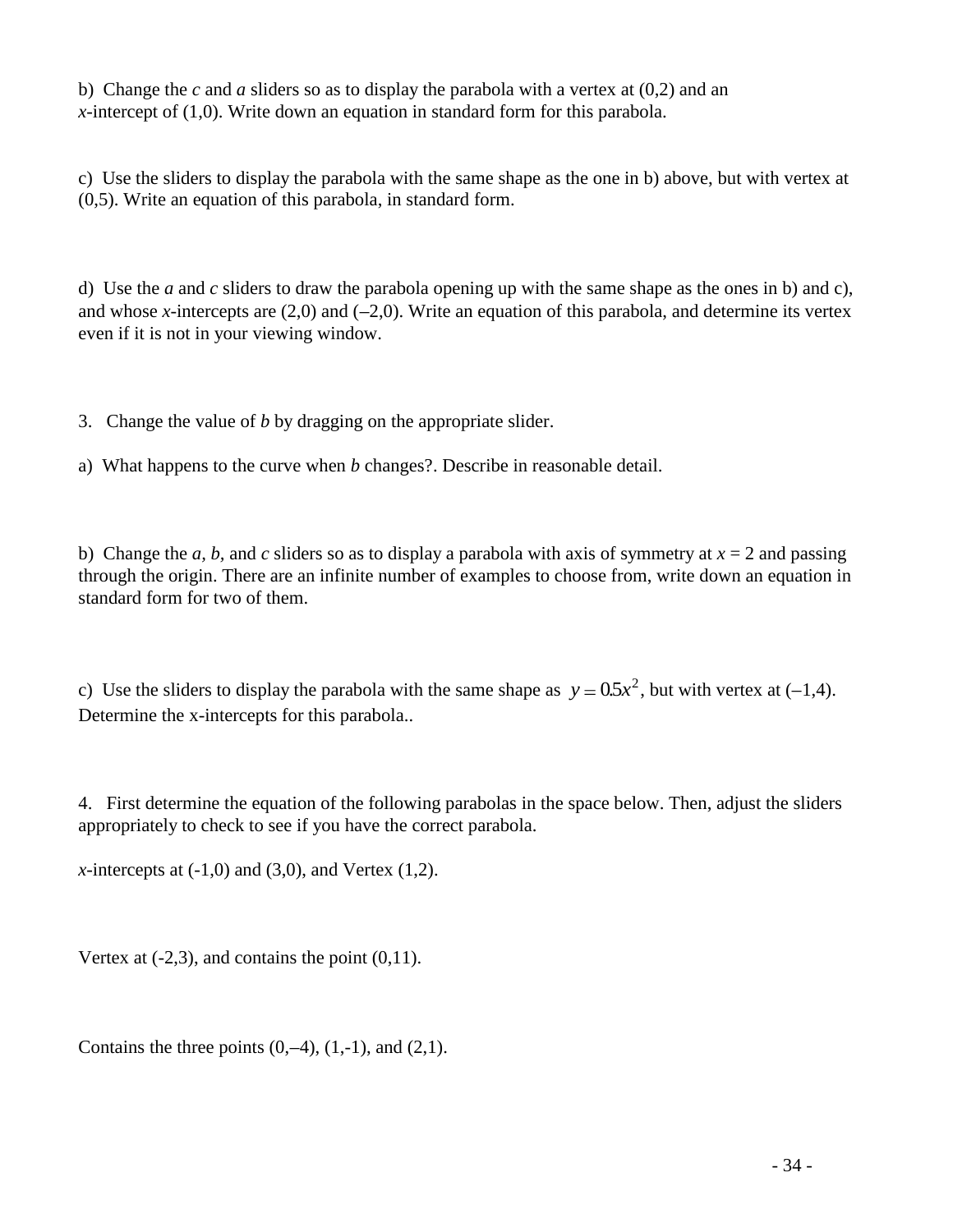b) Change the $c$ and $a$ sliders so as to display the parabola with a vertex at (0,2) and an $x$-intercept of (1,0). Write down an equation in standard form for this parabola.

c) Use the sliders to display the parabola with the same shape as the one in b) above, but with vertex at (0,5). Write an equation of this parabola, in standard form.

d) Use the $a$ and $c$ sliders to draw the parabola opening up with the same shape as the ones in b) and c), and whose $x$-intercepts are (2,0) and (–2,0). Write an equation of this parabola, and determine its vertex even if it is not in your viewing window.

3. Change the value of $b$ by dragging on the appropriate slider.

a) What happens to the curve when $b$ changes?. Describe in reasonable detail.

b) Change the $a$, $b$, and $c$ sliders so as to display a parabola with axis of symmetry at $x = 2$ and passing through the origin. There are an infinite number of examples to choose from, write down an equation in standard form for two of them.

c) Use the sliders to display the parabola with the same shape as $y = 0.5x^2$, but with vertex at (–1,4). Determine the x-intercepts for this parabola..

4. First determine the equation of the following parabolas in the space below. Then, adjust the sliders appropriately to check to see if you have the correct parabola.

$x$-intercepts at (-1,0) and (3,0), and Vertex (1,2).

Vertex at (-2,3), and contains the point (0,11).

Contains the three points (0,–4), (1,-1), and (2,1).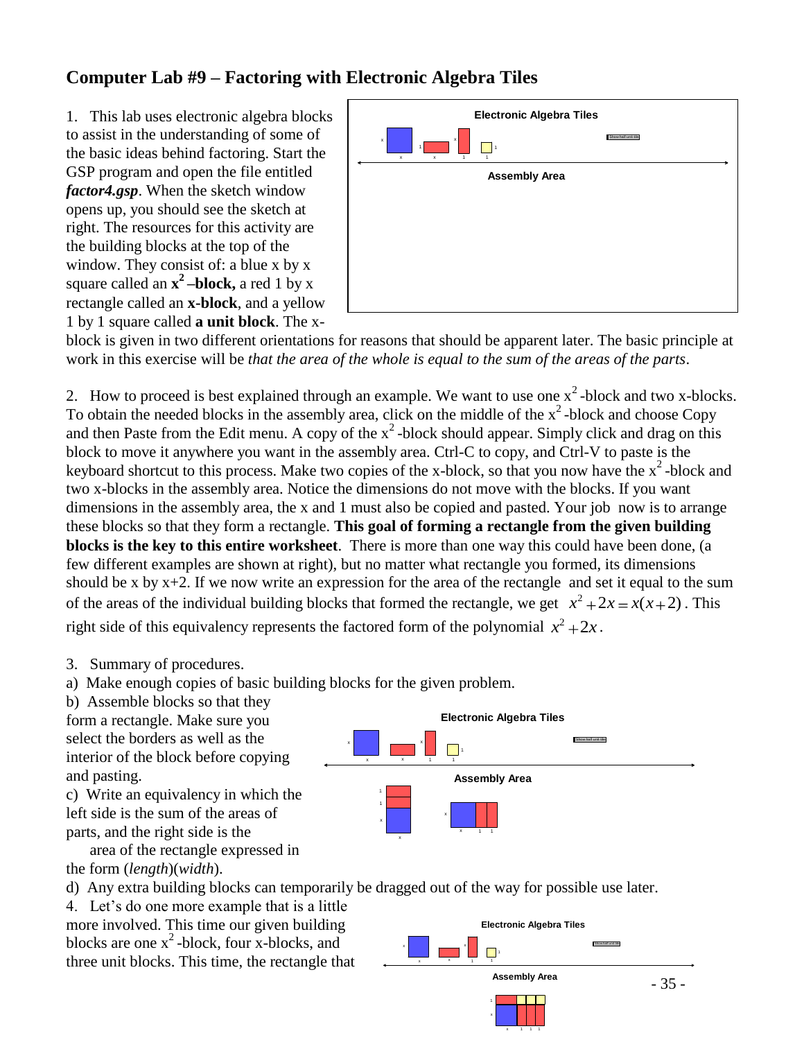## Computer Lab #9 – Factoring with Electronic Algebra Tiles

1. This lab uses electronic algebra blocks to assist in the understanding of some of the basic ideas behind factoring. Start the GSP program and open the file entitled ***factor4.gsp***. When the sketch window opens up, you should see the sketch at right. The resources for this activity are the building blocks at the top of the window. They consist of: a blue x by x square called an $\mathbf{x^2}$ **–block,** a red 1 by x rectangle called an **x-block**, and a yellow 1 by 1 square called **a unit block**. The x-block is given in two different orientations for reasons that should be apparent later. The basic principle at work in this exercise will be *that the area of the whole is equal to the sum of the areas of the parts*.

2. How to proceed is best explained through an example. We want to use one $x^2$ -block and two x-blocks. To obtain the needed blocks in the assembly area, click on the middle of the $x^2$ -block and choose Copy and then Paste from the Edit menu. A copy of the $x^2$ -block should appear. Simply click and drag on this block to move it anywhere you want in the assembly area. Ctrl-C to copy, and Ctrl-V to paste is the keyboard shortcut to this process. Make two copies of the x-block, so that you now have the $x^2$ -block and two x-blocks in the assembly area. Notice the dimensions do not move with the blocks. If you want dimensions in the assembly area, the x and 1 must also be copied and pasted. Your job now is to arrange these blocks so that they form a rectangle. **This goal of forming a rectangle from the given building blocks is the key to this entire worksheet**. There is more than one way this could have been done, (a few different examples are shown at right), but no matter what rectangle you formed, its dimensions should be x by x+2. If we now write an expression for the area of the rectangle and set it equal to the sum of the areas of the individual building blocks that formed the rectangle, we get $x^2+2x = x(x+2)$. This right side of this equivalency represents the factored form of the polynomial $x^2+2x$.

3. Summary of procedures.

a) Make enough copies of basic building blocks for the given problem.

b) Assemble blocks so that they form a rectangle. Make sure you select the borders as well as the interior of the block before copying and pasting.

c) Write an equivalency in which the left side is the sum of the areas of parts, and the right side is the area of the rectangle expressed in the form (*length*)(*width*).

d) Any extra building blocks can temporarily be dragged out of the way for possible use later.

4. Let's do one more example that is a little more involved. This time our given building blocks are one $x^2$ -block, four x-blocks, and three unit blocks. This time, the rectangle that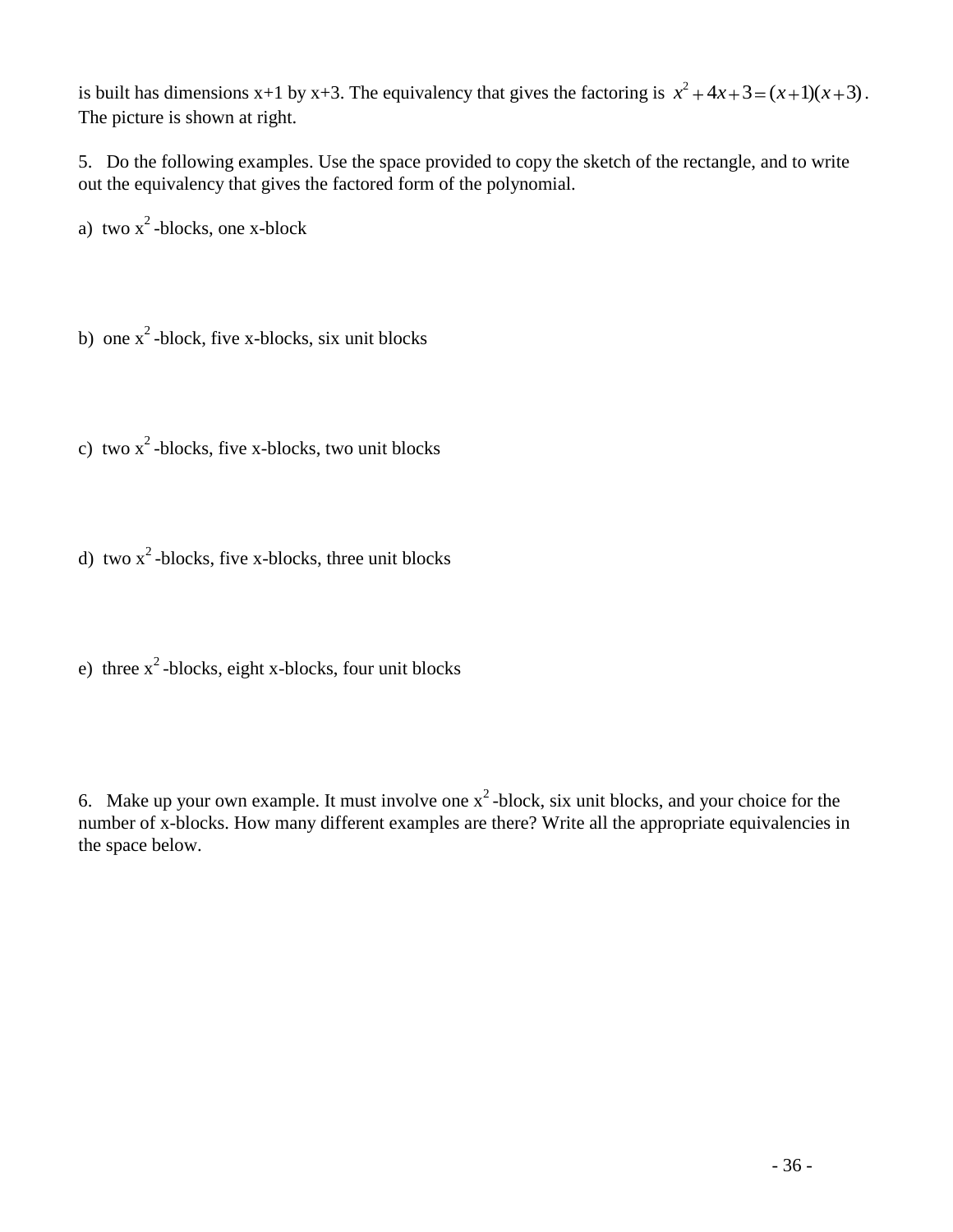is built has dimensions x+1 by x+3. The equivalency that gives the factoring is $x^2 + 4x + 3 = (x+1)(x+3)$. The picture is shown at right.

5. Do the following examples. Use the space provided to copy the sketch of the rectangle, and to write out the equivalency that gives the factored form of the polynomial.

a) two $x^2$-blocks, one x-block

b) one $x^2$-block, five x-blocks, six unit blocks

c) two $x^2$-blocks, five x-blocks, two unit blocks

d) two $x^2$-blocks, five x-blocks, three unit blocks

e) three $x^2$-blocks, eight x-blocks, four unit blocks

6. Make up your own example. It must involve one $x^2$-block, six unit blocks, and your choice for the number of x-blocks. How many different examples are there? Write all the appropriate equivalencies in the space below.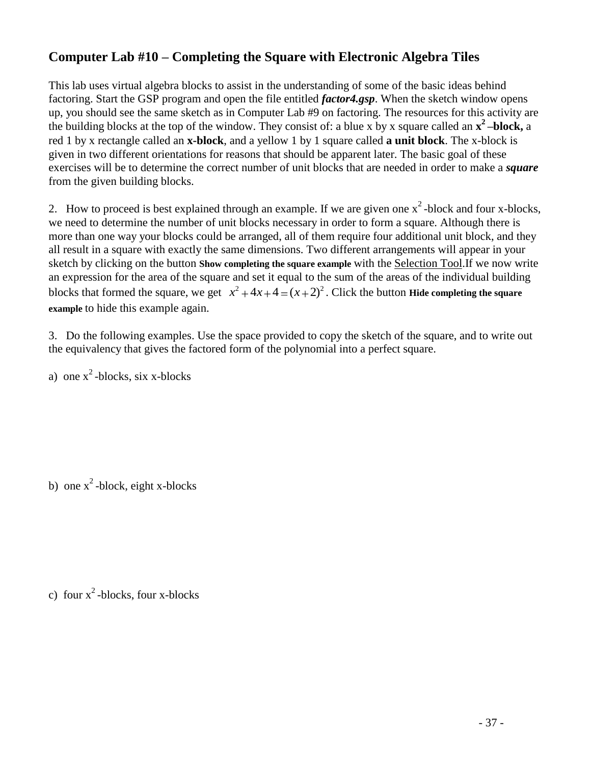## Computer Lab #10 – Completing the Square with Electronic Algebra Tiles

This lab uses virtual algebra blocks to assist in the understanding of some of the basic ideas behind factoring. Start the GSP program and open the file entitled ***factor4.gsp***. When the sketch window opens up, you should see the same sketch as in Computer Lab #9 on factoring. The resources for this activity are the building blocks at the top of the window. They consist of: a blue x by x square called an **$x^2$ –block,** a red 1 by x rectangle called an **x-block**, and a yellow 1 by 1 square called **a unit block**. The x-block is given in two different orientations for reasons that should be apparent later. The basic goal of these exercises will be to determine the correct number of unit blocks that are needed in order to make a ***square*** from the given building blocks.

2. How to proceed is best explained through an example. If we are given one $x^2$-block and four x-blocks, we need to determine the number of unit blocks necessary in order to form a square. Although there is more than one way your blocks could be arranged, all of them require four additional unit block, and they all result in a square with exactly the same dimensions. Two different arrangements will appear in your sketch by clicking on the button **Show completing the square example** with the Selection Tool.If we now write an expression for the area of the square and set it equal to the sum of the areas of the individual building blocks that formed the square, we get $x^2 + 4x + 4 = (x+2)^2$. Click the button **Hide completing the square example** to hide this example again.

3. Do the following examples. Use the space provided to copy the sketch of the square, and to write out the equivalency that gives the factored form of the polynomial into a perfect square.

a) one $x^2$-blocks, six x-blocks

b) one $x^2$-block, eight x-blocks

c) four $x^2$-blocks, four x-blocks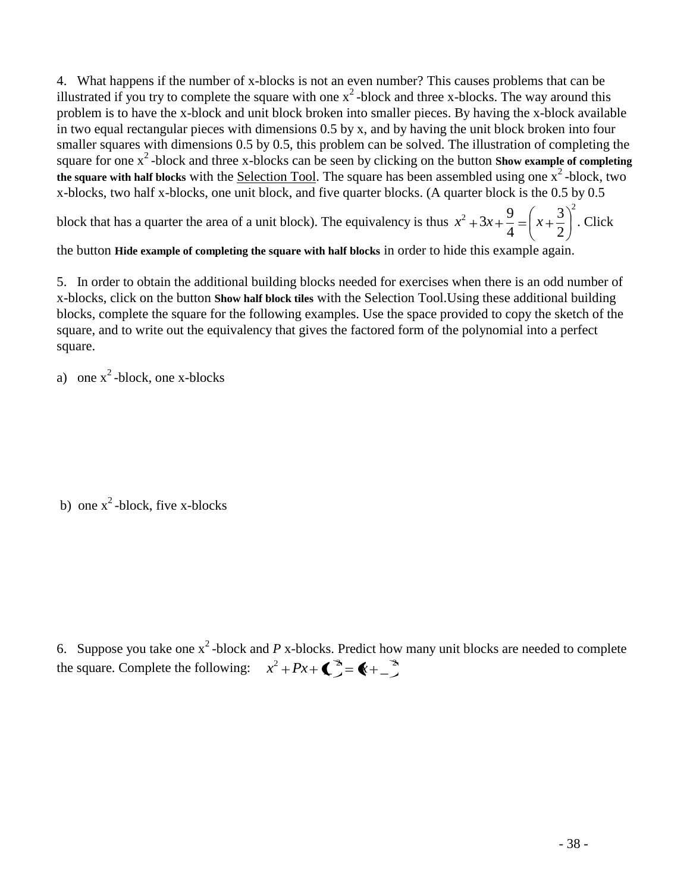4. What happens if the number of x-blocks is not an even number? This causes problems that can be illustrated if you try to complete the square with one $x^2$-block and three x-blocks. The way around this problem is to have the x-block and unit block broken into smaller pieces. By having the x-block available in two equal rectangular pieces with dimensions 0.5 by x, and by having the unit block broken into four smaller squares with dimensions 0.5 by 0.5, this problem can be solved. The illustration of completing the square for one $x^2$-block and three x-blocks can be seen by clicking on the button **Show example of completing the square with half blocks** with the Selection Tool. The square has been assembled using one $x^2$-block, two x-blocks, two half x-blocks, one unit block, and five quarter blocks. (A quarter block is the 0.5 by 0.5 block that has a quarter the area of a unit block). The equivalency is thus $x^2 + 3x + \frac{9}{4} = \left(x + \frac{3}{2}\right)^2$. Click the button **Hide example of completing the square with half blocks** in order to hide this example again.

5. In order to obtain the additional building blocks needed for exercises when there is an odd number of x-blocks, click on the button **Show half block tiles** with the Selection Tool.Using these additional building blocks, complete the square for the following examples. Use the space provided to copy the sketch of the square, and to write out the equivalency that gives the factored form of the polynomial into a perfect square.

a) one $x^2$-block, one x-blocks

b) one $x^2$-block, five x-blocks

6. Suppose you take one $x^2$-block and *P* x-blocks. Predict how many unit blocks are needed to complete the square. Complete the following: $x^2 + Px + (\_)^2 = (x + \_)^2$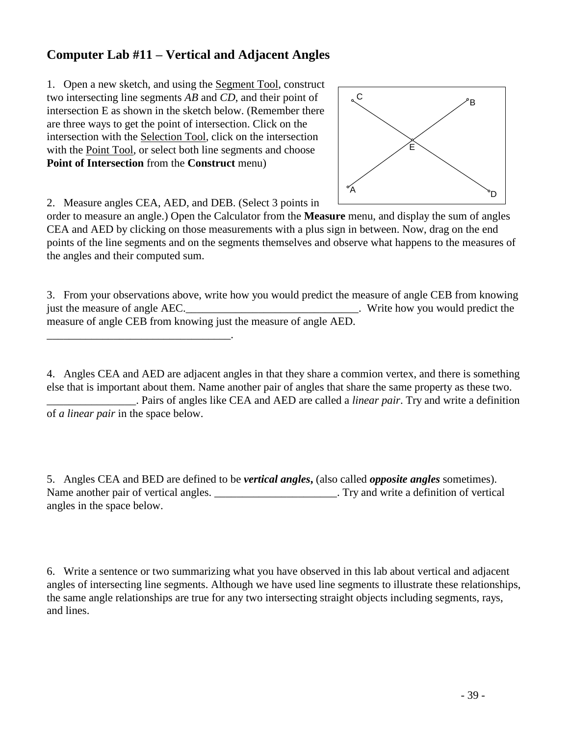## Computer Lab #11 – Vertical and Adjacent Angles

1. Open a new sketch, and using the Segment Tool, construct two intersecting line segments *AB* and *CD*, and their point of intersection E as shown in the sketch below. (Remember there are three ways to get the point of intersection. Click on the intersection with the Selection Tool, click on the intersection with the Point Tool, or select both line segments and choose **Point of Intersection** from the **Construct** menu)

2. Measure angles CEA, AED, and DEB. (Select 3 points in order to measure an angle.) Open the Calculator from the **Measure** menu, and display the sum of angles CEA and AED by clicking on those measurements with a plus sign in between. Now, drag on the end points of the line segments and on the segments themselves and observe what happens to the measures of the angles and their computed sum.

3. From your observations above, write how you would predict the measure of angle CEB from knowing just the measure of angle AEC.________________________________. Write how you would predict the measure of angle CEB from knowing just the measure of angle AED.
__________________________________.

4. Angles CEA and AED are adjacent angles in that they share a commion vertex, and there is something else that is important about them. Name another pair of angles that share the same property as these two. ________________. Pairs of angles like CEA and AED are called a *linear pair*. Try and write a definition of *a linear pair* in the space below.

5. Angles CEA and BED are defined to be ***vertical angles*****,** (also called ***opposite angles*** sometimes). Name another pair of vertical angles. ______________________. Try and write a definition of vertical angles in the space below.

6. Write a sentence or two summarizing what you have observed in this lab about vertical and adjacent angles of intersecting line segments. Although we have used line segments to illustrate these relationships, the same angle relationships are true for any two intersecting straight objects including segments, rays, and lines.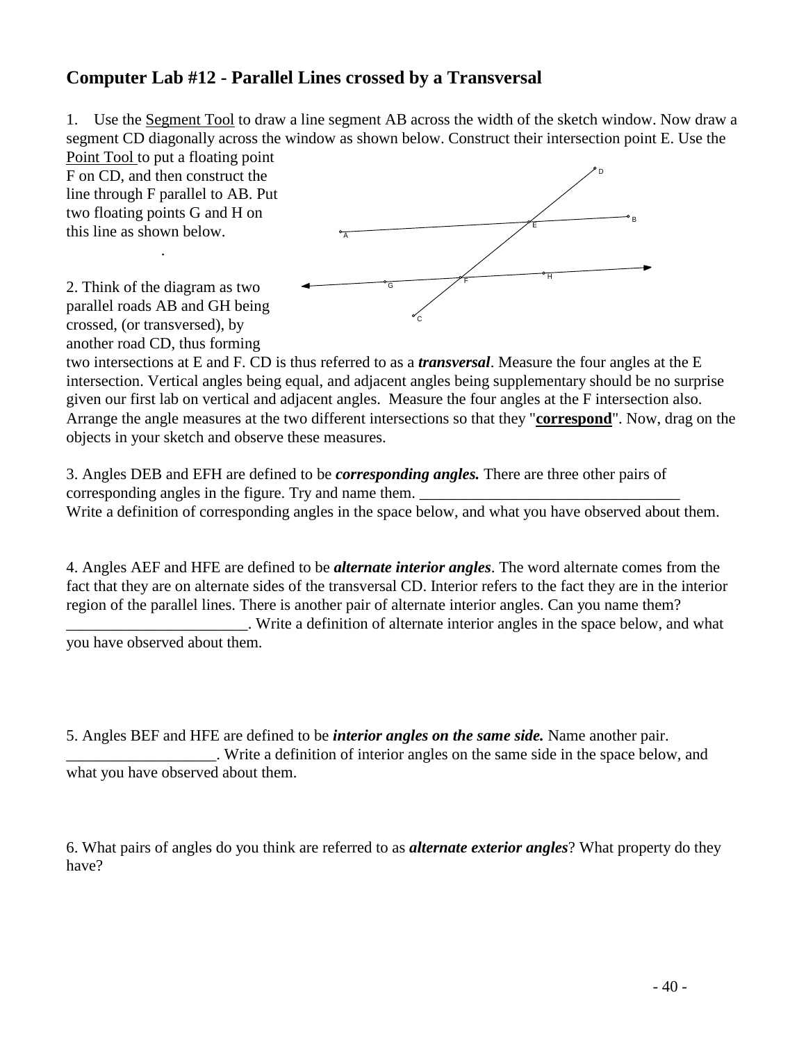## Computer Lab #12 - Parallel Lines crossed by a Transversal

1. Use the Segment Tool to draw a line segment AB across the width of the sketch window. Now draw a segment CD diagonally across the window as shown below. Construct their intersection point E. Use the Point Tool to put a floating point F on CD, and then construct the line through F parallel to AB. Put two floating points G and H on this line as shown below.

.

2. Think of the diagram as two parallel roads AB and GH being crossed, (or transversed), by another road CD, thus forming two intersections at E and F. CD is thus referred to as a ***transversal***. Measure the four angles at the E intersection. Vertical angles being equal, and adjacent angles being supplementary should be no surprise given our first lab on vertical and adjacent angles. Measure the four angles at the F intersection also. Arrange the angle measures at the two different intersections so that they "**correspond**". Now, drag on the objects in your sketch and observe these measures.

3. Angles DEB and EFH are defined to be ***corresponding angles.*** There are three other pairs of corresponding angles in the figure. Try and name them. _________________________________
Write a definition of corresponding angles in the space below, and what you have observed about them.

4. Angles AEF and HFE are defined to be ***alternate interior angles***. The word alternate comes from the fact that they are on alternate sides of the transversal CD. Interior refers to the fact they are in the interior region of the parallel lines. There is another pair of alternate interior angles. Can you name them? _______________________. Write a definition of alternate interior angles in the space below, and what you have observed about them.

5. Angles BEF and HFE are defined to be ***interior angles on the same side.*** Name another pair. ___________________. Write a definition of interior angles on the same side in the space below, and what you have observed about them.

6. What pairs of angles do you think are referred to as ***alternate exterior angles***? What property do they have?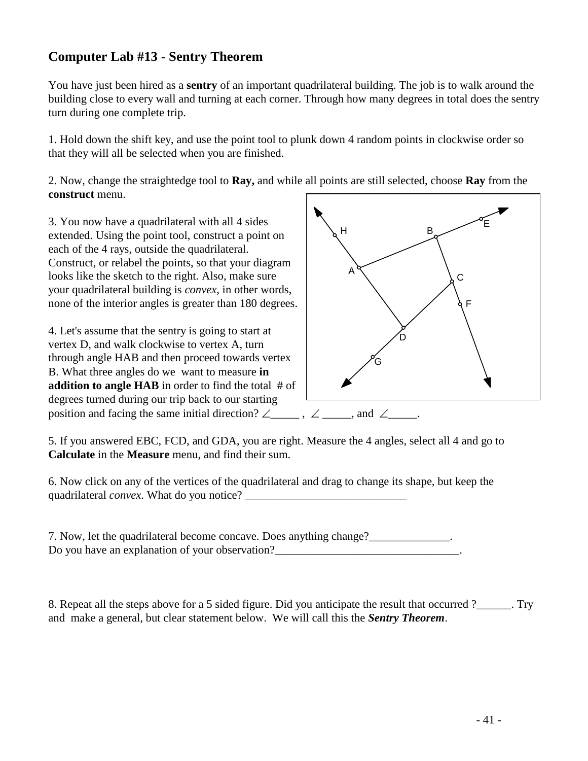## Computer Lab #13 - Sentry Theorem

You have just been hired as a **sentry** of an important quadrilateral building. The job is to walk around the building close to every wall and turning at each corner. Through how many degrees in total does the sentry turn during one complete trip.

1. Hold down the shift key, and use the point tool to plunk down 4 random points in clockwise order so that they will all be selected when you are finished.

2. Now, change the straightedge tool to **Ray,** and while all points are still selected, choose **Ray** from the **construct** menu.

3. You now have a quadrilateral with all 4 sides extended. Using the point tool, construct a point on each of the 4 rays, outside the quadrilateral. Construct, or relabel the points, so that your diagram looks like the sketch to the right. Also, make sure your quadrilateral building is *convex*, in other words, none of the interior angles is greater than 180 degrees.

4. Let's assume that the sentry is going to start at vertex D, and walk clockwise to vertex A, turn through angle HAB and then proceed towards vertex B. What three angles do we want to measure **in addition to angle HAB** in order to find the total # of degrees turned during our trip back to our starting position and facing the same initial direction? ∠_____ , ∠ _____, and ∠_____.

5. If you answered EBC, FCD, and GDA, you are right. Measure the 4 angles, select all 4 and go to **Calculate** in the **Measure** menu, and find their sum.

6. Now click on any of the vertices of the quadrilateral and drag to change its shape, but keep the quadrilateral *convex*. What do you notice? ____________________________

7. Now, let the quadrilateral become concave. Does anything change?______________.
Do you have an explanation of your observation?________________________________.

8. Repeat all the steps above for a 5 sided figure. Did you anticipate the result that occurred ?______. Try and make a general, but clear statement below. We will call this the ***Sentry Theorem***.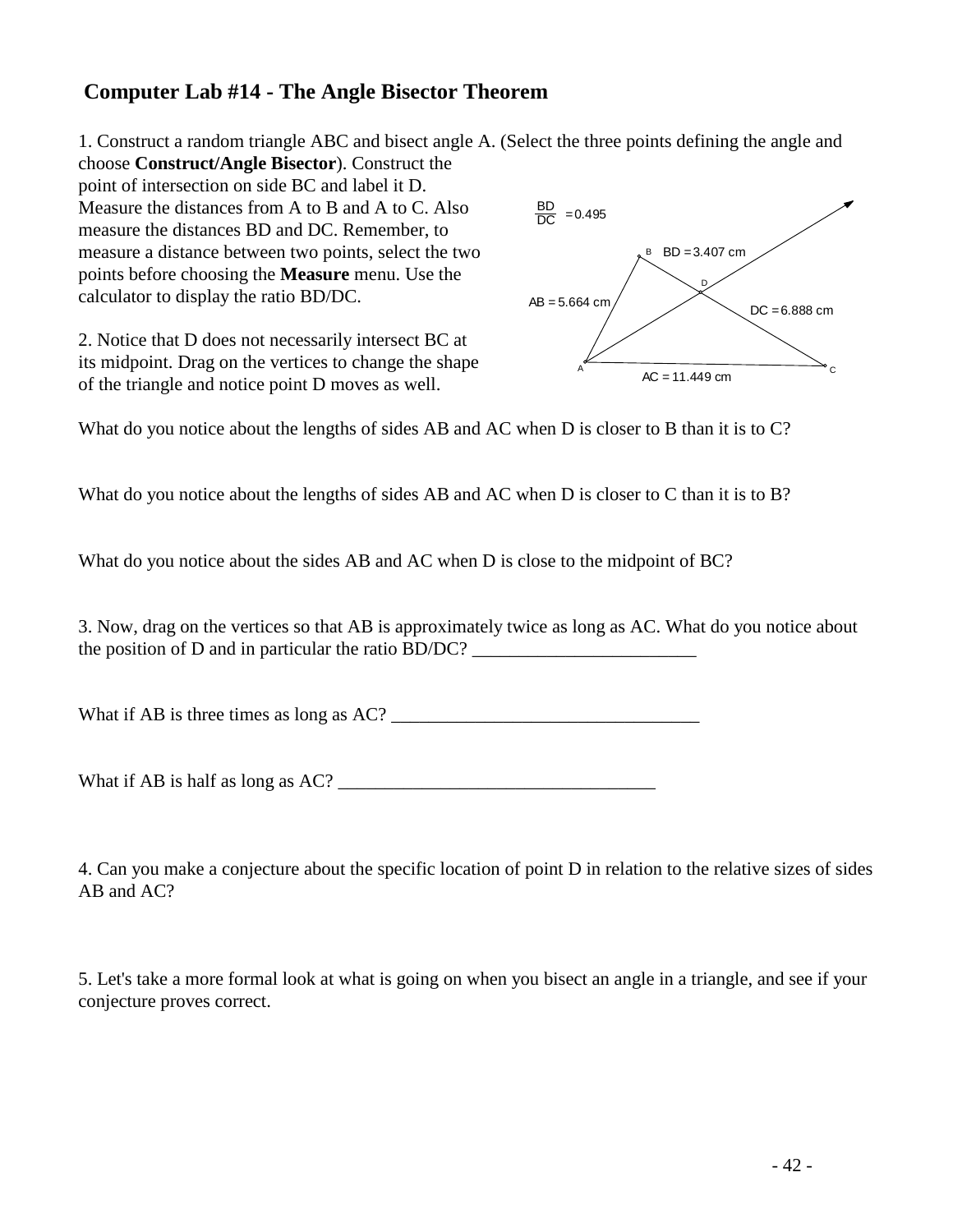## Computer Lab #14 - The Angle Bisector Theorem

1. Construct a random triangle ABC and bisect angle A. (Select the three points defining the angle and choose **Construct/Angle Bisector**). Construct the point of intersection on side BC and label it D. Measure the distances from A to B and A to C. Also measure the distances BD and DC. Remember, to measure a distance between two points, select the two points before choosing the **Measure** menu. Use the calculator to display the ratio BD/DC.

$$\frac{BD}{DC} = 0.495$$

BD = 3.407 cm

AB = 5.664 cm

DC = 6.888 cm

AC = 11.449 cm

2. Notice that D does not necessarily intersect BC at its midpoint. Drag on the vertices to change the shape of the triangle and notice point D moves as well.

What do you notice about the lengths of sides AB and AC when D is closer to B than it is to C?

What do you notice about the lengths of sides AB and AC when D is closer to C than it is to B?

What do you notice about the sides AB and AC when D is close to the midpoint of BC?

3. Now, drag on the vertices so that AB is approximately twice as long as AC. What do you notice about the position of D and in particular the ratio BD/DC? ________________________

What if AB is three times as long as AC? _________________________________

What if AB is half as long as AC? __________________________________

4. Can you make a conjecture about the specific location of point D in relation to the relative sizes of sides AB and AC?

5. Let's take a more formal look at what is going on when you bisect an angle in a triangle, and see if your conjecture proves correct.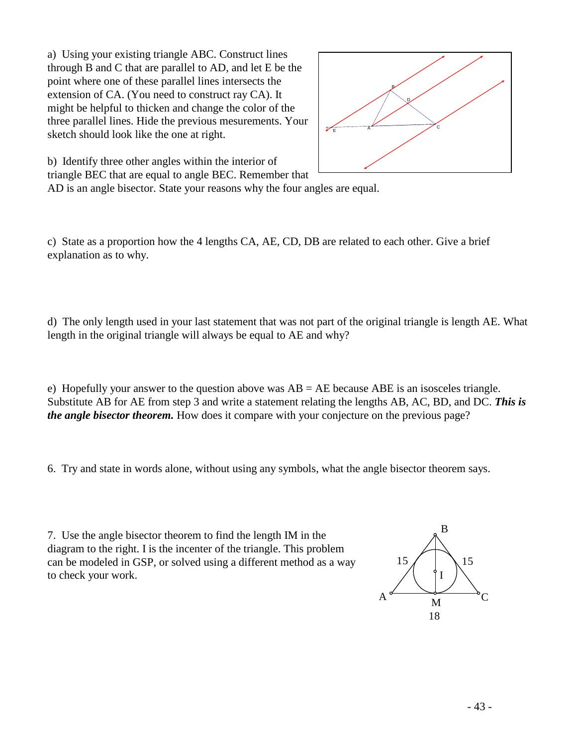a) Using your existing triangle ABC. Construct lines through B and C that are parallel to AD, and let E be the point where one of these parallel lines intersects the extension of CA. (You need to construct ray CA). It might be helpful to thicken and change the color of the three parallel lines. Hide the previous mesurements. Your sketch should look like the one at right.

b) Identify three other angles within the interior of triangle BEC that are equal to angle BEC. Remember that AD is an angle bisector. State your reasons why the four angles are equal.

c) State as a proportion how the 4 lengths CA, AE, CD, DB are related to each other. Give a brief explanation as to why.

d) The only length used in your last statement that was not part of the original triangle is length AE. What length in the original triangle will always be equal to AE and why?

e) Hopefully your answer to the question above was AB = AE because ABE is an isosceles triangle. Substitute AB for AE from step 3 and write a statement relating the lengths AB, AC, BD, and DC. ***This is the angle bisector theorem.*** How does it compare with your conjecture on the previous page?

6. Try and state in words alone, without using any symbols, what the angle bisector theorem says.

7. Use the angle bisector theorem to find the length IM in the diagram to the right. I is the incenter of the triangle. This problem can be modeled in GSP, or solved using a different method as a way to check your work.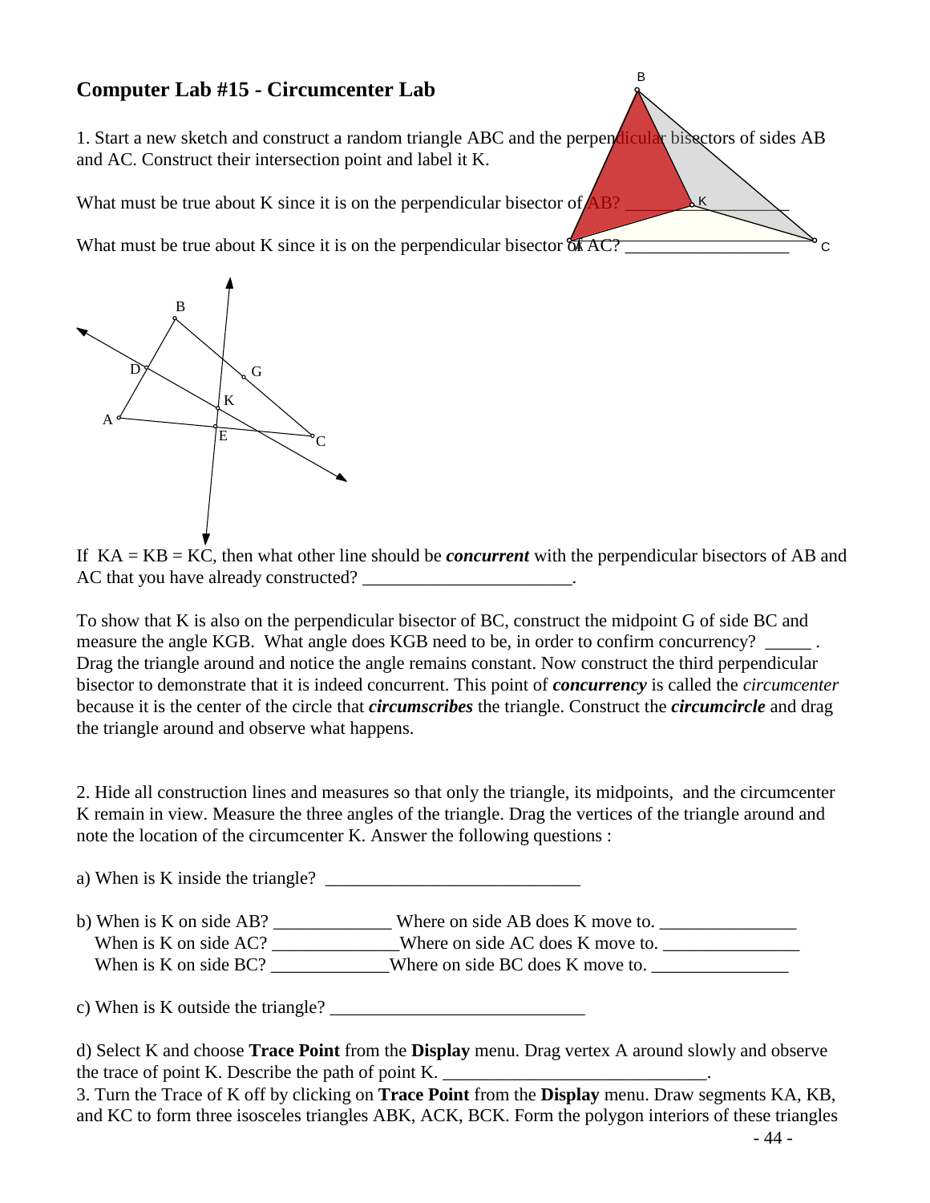# Computer Lab #15 - Circumcenter Lab

1. Start a new sketch and construct a random triangle ABC and the perpendicular bisectors of sides AB and AC. Construct their intersection point and label it K.

What must be true about K since it is on the perpendicular bisector of AB? ___________________

What must be true about K since it is on the perpendicular bisector of AC? ___________________

If KA = KB = KC, then what other line should be ***concurrent*** with the perpendicular bisectors of AB and AC that you have already constructed? ________________________.

To show that K is also on the perpendicular bisector of BC, construct the midpoint G of side BC and measure the angle KGB. What angle does KGB need to be, in order to confirm concurrency? _____ . Drag the triangle around and notice the angle remains constant. Now construct the third perpendicular bisector to demonstrate that it is indeed concurrent. This point of ***concurrency*** is called the *circumcenter* because it is the center of the circle that ***circumscribes*** the triangle. Construct the ***circumcircle*** and drag the triangle around and observe what happens.

2. Hide all construction lines and measures so that only the triangle, its midpoints, and the circumcenter K remain in view. Measure the three angles of the triangle. Drag the vertices of the triangle around and note the location of the circumcenter K. Answer the following questions :

a) When is K inside the triangle? ____________________________

b) When is K on side AB? _____________ Where on side AB does K move to. _______________
   When is K on side AC? ______________Where on side AC does K move to. _______________
   When is K on side BC? _____________Where on side BC does K move to. _______________

c) When is K outside the triangle? ____________________________

d) Select K and choose **Trace Point** from the **Display** menu. Drag vertex A around slowly and observe the trace of point K. Describe the path of point K. _____________________________.

3. Turn the Trace of K off by clicking on **Trace Point** from the **Display** menu. Draw segments KA, KB, and KC to form three isosceles triangles ABK, ACK, BCK. Form the polygon interiors of these triangles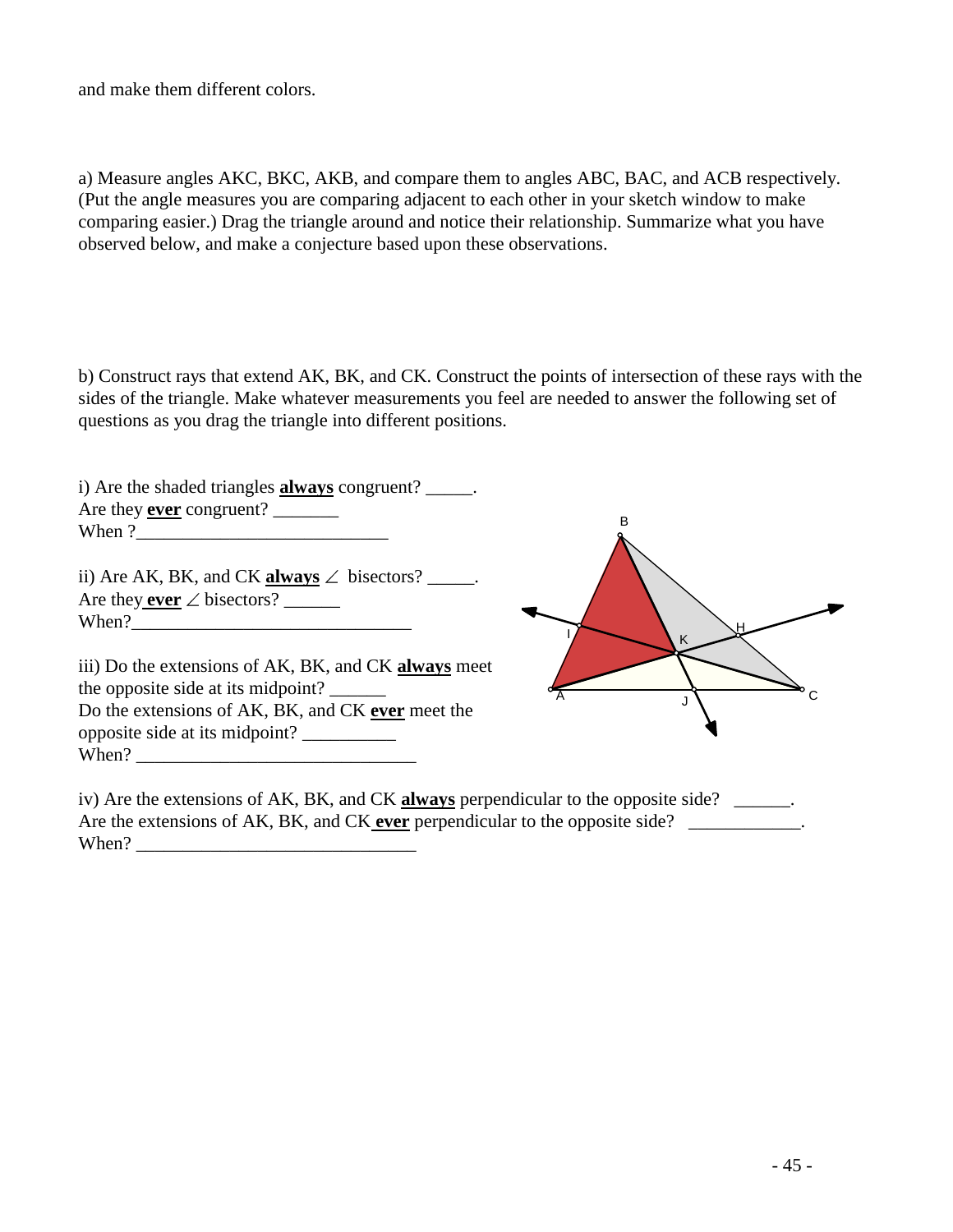and make them different colors.

a) Measure angles AKC, BKC, AKB, and compare them to angles ABC, BAC, and ACB respectively. (Put the angle measures you are comparing adjacent to each other in your sketch window to make comparing easier.) Drag the triangle around and notice their relationship. Summarize what you have observed below, and make a conjecture based upon these observations.

b) Construct rays that extend AK, BK, and CK. Construct the points of intersection of these rays with the sides of the triangle. Make whatever measurements you feel are needed to answer the following set of questions as you drag the triangle into different positions.

i) Are the shaded triangles **always** congruent? _____.
Are they **ever** congruent? _______
When ?___________________________

ii) Are AK, BK, and CK **always** ∠ bisectors? _____.
Are they **ever** ∠ bisectors? ______
When?______________________________

iii) Do the extensions of AK, BK, and CK **always** meet the opposite side at its midpoint? ______
Do the extensions of AK, BK, and CK **ever** meet the opposite side at its midpoint? __________
When? ______________________________

iv) Are the extensions of AK, BK, and CK **always** perpendicular to the opposite side? ______.
Are the extensions of AK, BK, and CK **ever** perpendicular to the opposite side? ____________.
When? ______________________________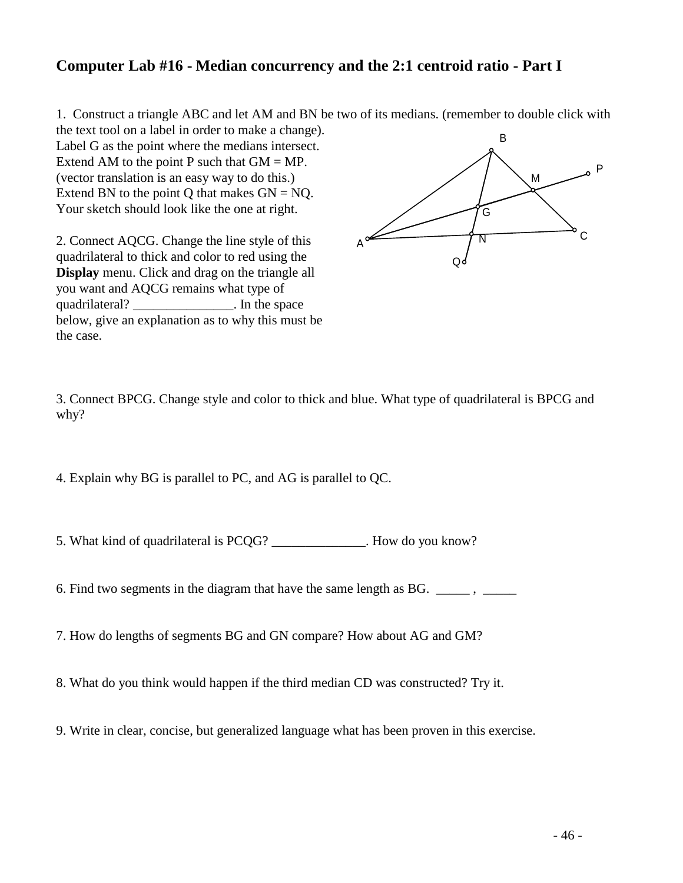## Computer Lab #16 - Median concurrency and the 2:1 centroid ratio - Part I

1. Construct a triangle ABC and let AM and BN be two of its medians. (remember to double click with the text tool on a label in order to make a change). Label G as the point where the medians intersect. Extend AM to the point P such that GM = MP. (vector translation is an easy way to do this.) Extend BN to the point Q that makes GN = NQ. Your sketch should look like the one at right.

2. Connect AQCG. Change the line style of this quadrilateral to thick and color to red using the **Display** menu. Click and drag on the triangle all you want and AQCG remains what type of quadrilateral? _______________. In the space below, give an explanation as to why this must be the case.

3. Connect BPCG. Change style and color to thick and blue. What type of quadrilateral is BPCG and why?

4. Explain why BG is parallel to PC, and AG is parallel to QC.

5. What kind of quadrilateral is PCQG? ______________. How do you know?

6. Find two segments in the diagram that have the same length as BG. _____ , _____

7. How do lengths of segments BG and GN compare? How about AG and GM?

8. What do you think would happen if the third median CD was constructed? Try it.

9. Write in clear, concise, but generalized language what has been proven in this exercise.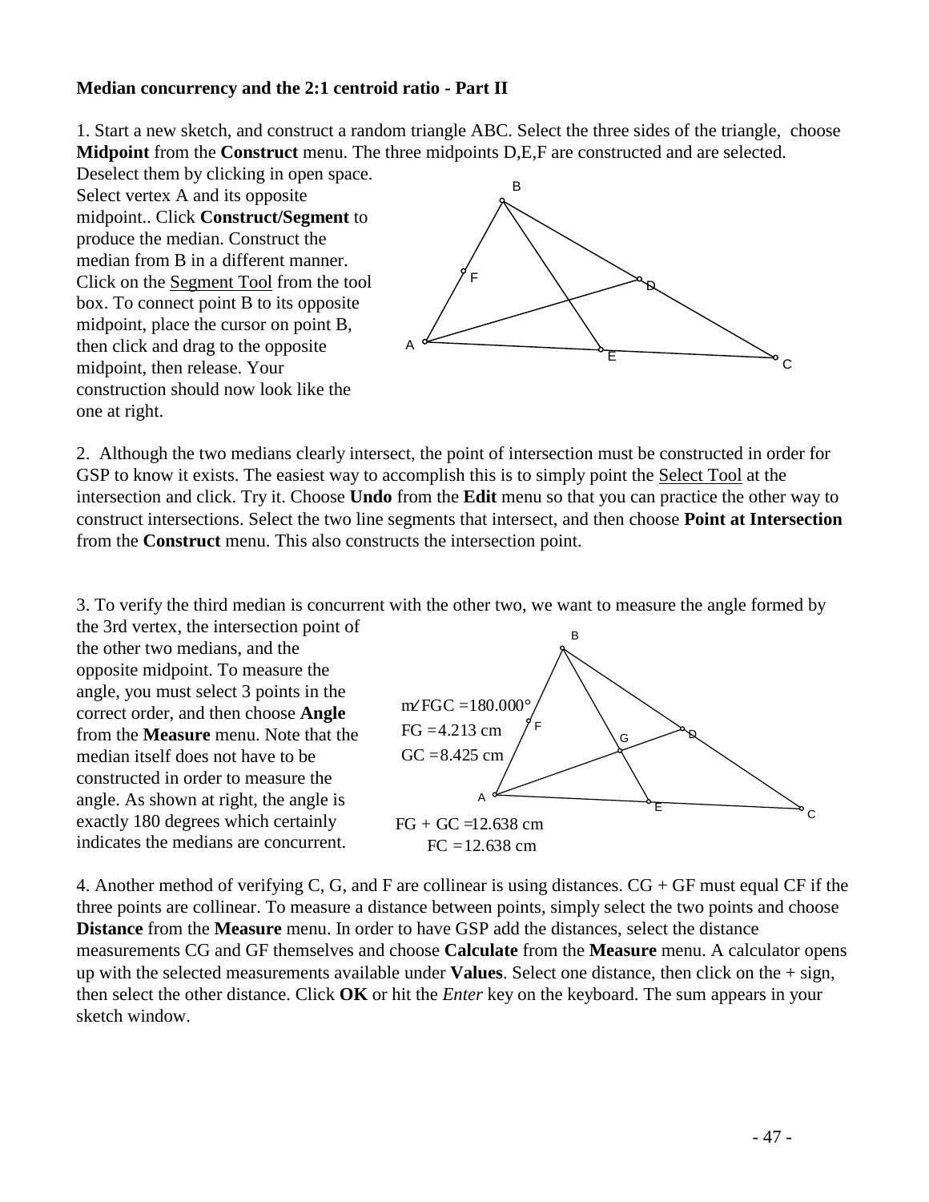**Median concurrency and the 2:1 centroid ratio - Part II**

1. Start a new sketch, and construct a random triangle ABC. Select the three sides of the triangle, choose **Midpoint** from the **Construct** menu. The three midpoints D,E,F are constructed and are selected. Deselect them by clicking in open space. Select vertex A and its opposite midpoint.. Click **Construct/Segment** to produce the median. Construct the median from B in a different manner. Click on the Segment Tool from the tool box. To connect point B to its opposite midpoint, place the cursor on point B, then click and drag to the opposite midpoint, then release. Your construction should now look like the one at right.

2. Although the two medians clearly intersect, the point of intersection must be constructed in order for GSP to know it exists. The easiest way to accomplish this is to simply point the Select Tool at the intersection and click. Try it. Choose **Undo** from the **Edit** menu so that you can practice the other way to construct intersections. Select the two line segments that intersect, and then choose **Point at Intersection** from the **Construct** menu. This also constructs the intersection point.

3. To verify the third median is concurrent with the other two, we want to measure the angle formed by the 3rd vertex, the intersection point of the other two medians, and the opposite midpoint. To measure the angle, you must select 3 points in the correct order, and then choose **Angle** from the **Measure** menu. Note that the median itself does not have to be constructed in order to measure the angle. As shown at right, the angle is exactly 180 degrees which certainly indicates the medians are concurrent.

$m\angle FGC = 180.000°$

$FG = 4.213$ cm

$GC = 8.425$ cm

$FG + GC = 12.638$ cm

$FC = 12.638$ cm

4. Another method of verifying C, G, and F are collinear is using distances. CG + GF must equal CF if the three points are collinear. To measure a distance between points, simply select the two points and choose **Distance** from the **Measure** menu. In order to have GSP add the distances, select the distance measurements CG and GF themselves and choose **Calculate** from the **Measure** menu. A calculator opens up with the selected measurements available under **Values**. Select one distance, then click on the + sign, then select the other distance. Click **OK** or hit the *Enter* key on the keyboard. The sum appears in your sketch window.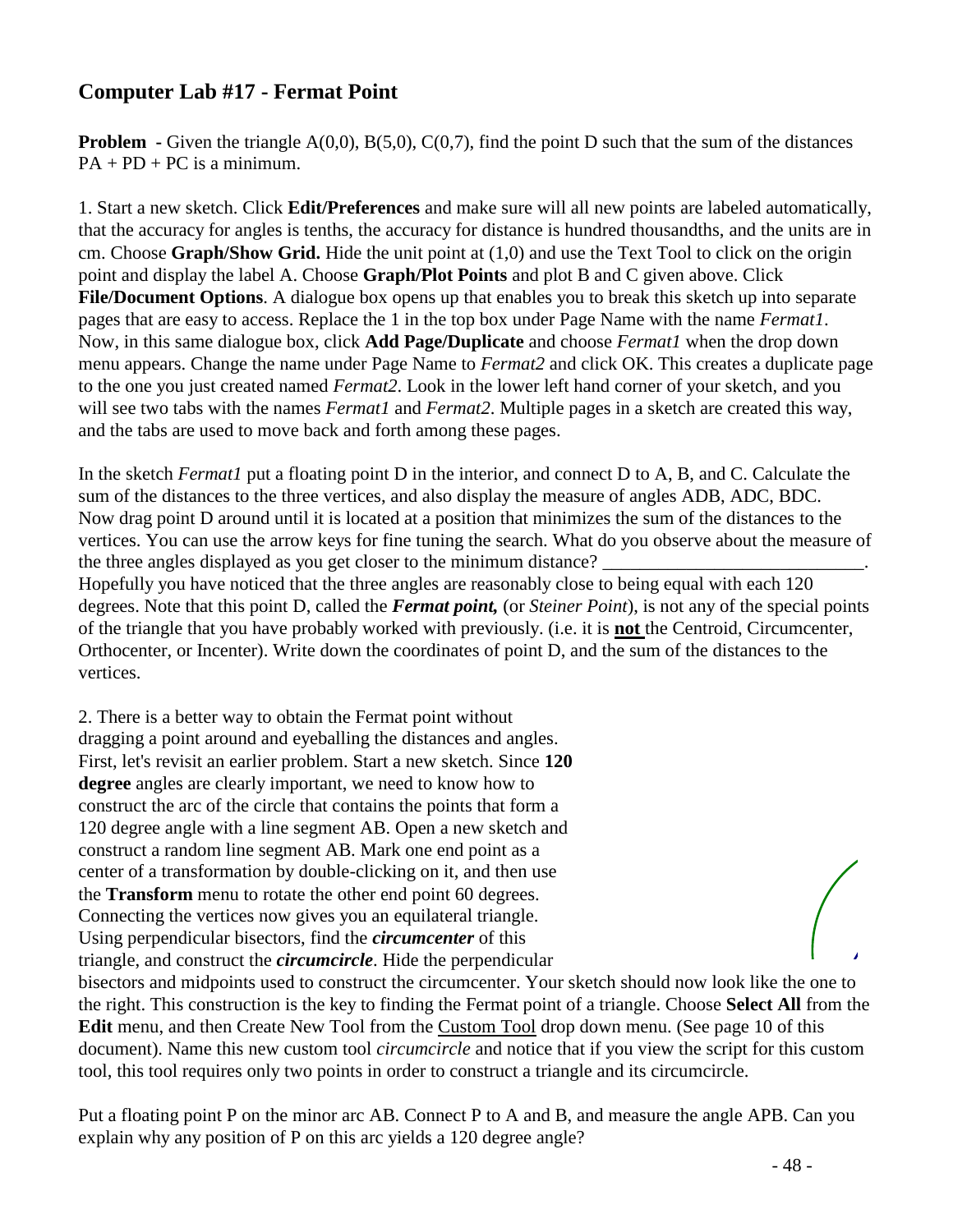## Computer Lab #17 - Fermat Point

**Problem** - Given the triangle A(0,0), B(5,0), C(0,7), find the point D such that the sum of the distances PA + PD + PC is a minimum.

1. Start a new sketch. Click **Edit/Preferences** and make sure will all new points are labeled automatically, that the accuracy for angles is tenths, the accuracy for distance is hundred thousandths, and the units are in cm. Choose **Graph/Show Grid.** Hide the unit point at (1,0) and use the Text Tool to click on the origin point and display the label A. Choose **Graph/Plot Points** and plot B and C given above. Click **File/Document Options**. A dialogue box opens up that enables you to break this sketch up into separate pages that are easy to access. Replace the 1 in the top box under Page Name with the name *Fermat1*. Now, in this same dialogue box, click **Add Page/Duplicate** and choose *Fermat1* when the drop down menu appears. Change the name under Page Name to *Fermat2* and click OK. This creates a duplicate page to the one you just created named *Fermat2*. Look in the lower left hand corner of your sketch, and you will see two tabs with the names *Fermat1* and *Fermat2*. Multiple pages in a sketch are created this way, and the tabs are used to move back and forth among these pages.

In the sketch *Fermat1* put a floating point D in the interior, and connect D to A, B, and C. Calculate the sum of the distances to the three vertices, and also display the measure of angles ADB, ADC, BDC. Now drag point D around until it is located at a position that minimizes the sum of the distances to the vertices. You can use the arrow keys for fine tuning the search. What do you observe about the measure of the three angles displayed as you get closer to the minimum distance? \_\_\_\_\_\_\_\_\_\_\_\_\_\_\_\_\_\_\_\_\_\_\_\_\_\_\_\_. Hopefully you have noticed that the three angles are reasonably close to being equal with each 120 degrees. Note that this point D, called the ***Fermat point,*** (or *Steiner Point*), is not any of the special points of the triangle that you have probably worked with previously. (i.e. it is **not** the Centroid, Circumcenter, Orthocenter, or Incenter). Write down the coordinates of point D, and the sum of the distances to the vertices.

2. There is a better way to obtain the Fermat point without dragging a point around and eyeballing the distances and angles. First, let's revisit an earlier problem. Start a new sketch. Since **120 degree** angles are clearly important, we need to know how to construct the arc of the circle that contains the points that form a 120 degree angle with a line segment AB. Open a new sketch and construct a random line segment AB. Mark one end point as a center of a transformation by double-clicking on it, and then use the **Transform** menu to rotate the other end point 60 degrees. Connecting the vertices now gives you an equilateral triangle. Using perpendicular bisectors, find the ***circumcenter*** of this triangle, and construct the ***circumcircle***. Hide the perpendicular bisectors and midpoints used to construct the circumcenter. Your sketch should now look like the one to the right. This construction is the key to finding the Fermat point of a triangle. Choose **Select All** from the **Edit** menu, and then Create New Tool from the Custom Tool drop down menu. (See page 10 of this document). Name this new custom tool *circumcircle* and notice that if you view the script for this custom tool, this tool requires only two points in order to construct a triangle and its circumcircle.

Put a floating point P on the minor arc AB. Connect P to A and B, and measure the angle APB. Can you explain why any position of P on this arc yields a 120 degree angle?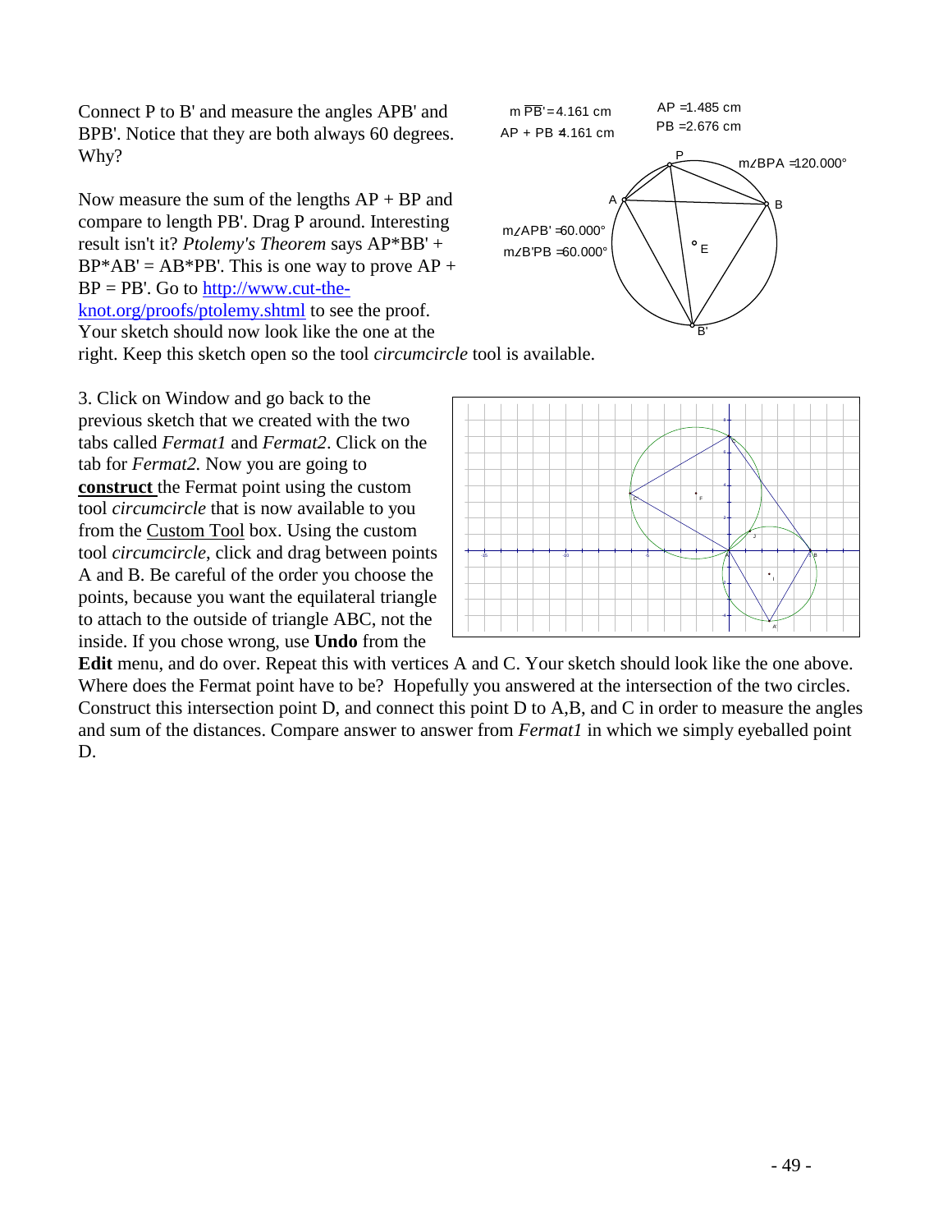Connect P to B' and measure the angles APB' and BPB'. Notice that they are both always 60 degrees. Why?

Now measure the sum of the lengths AP + BP and compare to length PB'. Drag P around. Interesting result isn't it? *Ptolemy's Theorem* says AP*BB' + BP*AB' = AB*PB'. This is one way to prove AP + BP = PB'. Go to [http://www.cut-the-knot.org/proofs/ptolemy.shtml](http://www.cut-the-knot.org/proofs/ptolemy.shtml) to see the proof. Your sketch should now look like the one at the right. Keep this sketch open so the tool *circumcircle* tool is available.

3. Click on Window and go back to the previous sketch that we created with the two tabs called *Fermat1* and *Fermat2*. Click on the tab for *Fermat2.* Now you are going to **construct** the Fermat point using the custom tool *circumcircle* that is now available to you from the Custom Tool box. Using the custom tool *circumcircle*, click and drag between points A and B. Be careful of the order you choose the points, because you want the equilateral triangle to attach to the outside of triangle ABC, not the inside. If you chose wrong, use **Undo** from the **Edit** menu, and do over. Repeat this with vertices A and C. Your sketch should look like the one above. Where does the Fermat point have to be? Hopefully you answered at the intersection of the two circles. Construct this intersection point D, and connect this point D to A,B, and C in order to measure the angles and sum of the distances. Compare answer to answer from *Fermat1* in which we simply eyeballed point D.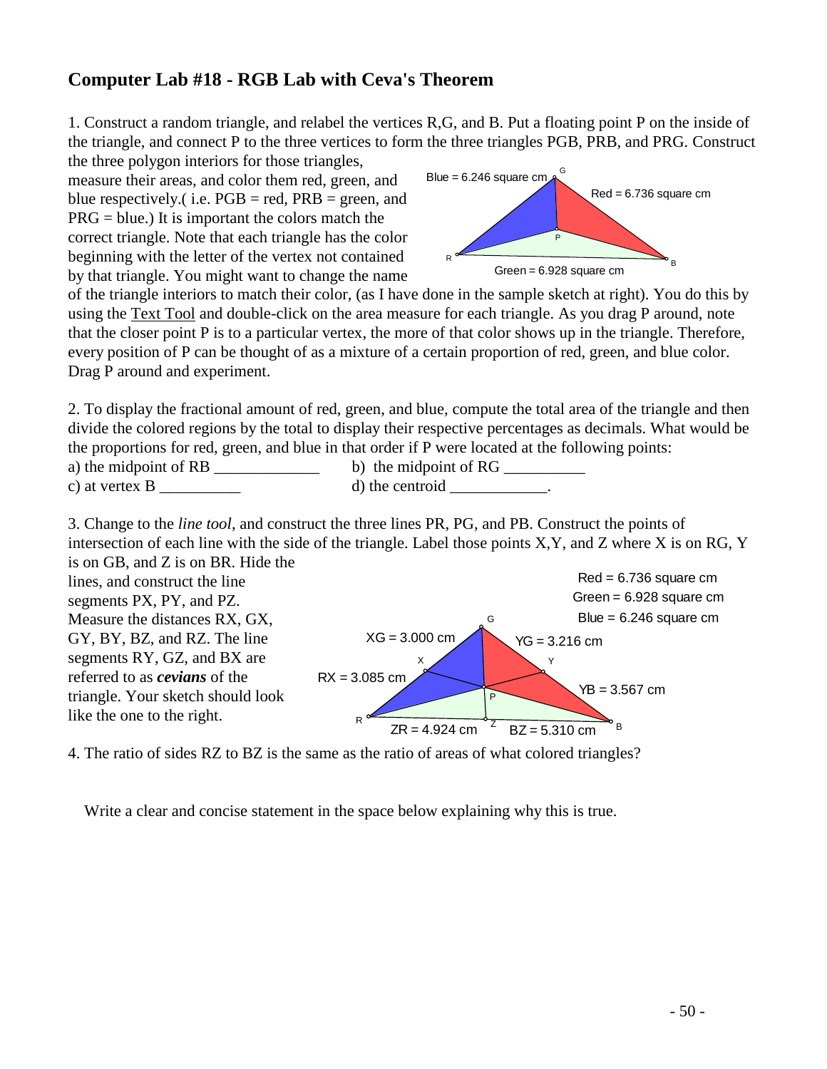## Computer Lab #18 - RGB Lab with Ceva's Theorem

1. Construct a random triangle, and relabel the vertices R,G, and B. Put a floating point P on the inside of the triangle, and connect P to the three vertices to form the three triangles PGB, PRB, and PRG. Construct the three polygon interiors for those triangles, measure their areas, and color them red, green, and blue respectively.( i.e. PGB = red, PRB = green, and PRG = blue.) It is important the colors match the correct triangle. Note that each triangle has the color beginning with the letter of the vertex not contained by that triangle. You might want to change the name of the triangle interiors to match their color, (as I have done in the sample sketch at right). You do this by using the Text Tool and double-click on the area measure for each triangle. As you drag P around, note that the closer point P is to a particular vertex, the more of that color shows up in the triangle. Therefore, every position of P can be thought of as a mixture of a certain proportion of red, green, and blue color. Drag P around and experiment.

Blue = 6.246 square cm
Red = 6.736 square cm
Green = 6.928 square cm

2. To display the fractional amount of red, green, and blue, compute the total area of the triangle and then divide the colored regions by the total to display their respective percentages as decimals. What would be the proportions for red, green, and blue in that order if P were located at the following points:

a) the midpoint of RB _____________  b) the midpoint of RG __________

c) at vertex B __________  d) the centroid ____________.

3. Change to the *line tool*, and construct the three lines PR, PG, and PB. Construct the points of intersection of each line with the side of the triangle. Label those points X,Y, and Z where X is on RG, Y is on GB, and Z is on BR. Hide the lines, and construct the line segments PX, PY, and PZ. Measure the distances RX, GX, GY, BY, BZ, and RZ. The line segments RY, GZ, and BX are referred to as ***cevians*** of the triangle. Your sketch should look like the one to the right.

Red = 6.736 square cm
Green = 6.928 square cm
Blue = 6.246 square cm
XG = 3.000 cm
YG = 3.216 cm
RX = 3.085 cm
YB = 3.567 cm
ZR = 4.924 cm
BZ = 5.310 cm

4. The ratio of sides RZ to BZ is the same as the ratio of areas of what colored triangles?

Write a clear and concise statement in the space below explaining why this is true.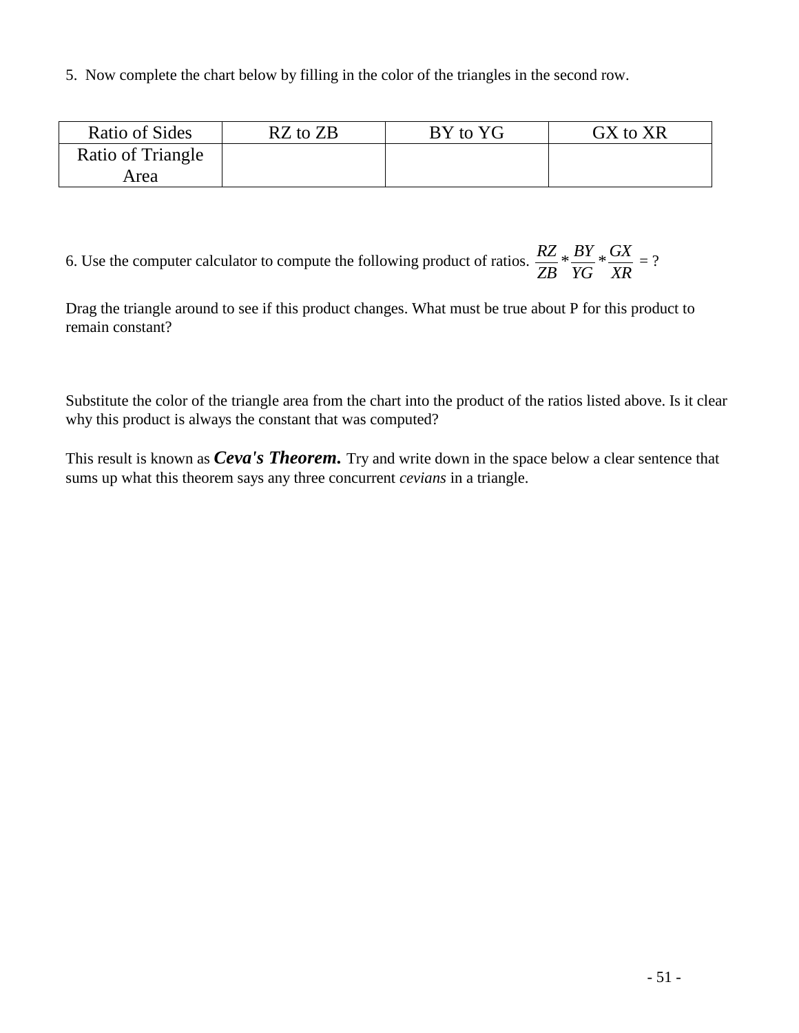5. Now complete the chart below by filling in the color of the triangles in the second row.

| Ratio of Sides | RZ to ZB | BY to YG | GX to XR |
|---|---|---|---|
| Ratio of Triangle Area | | | |

6. Use the computer calculator to compute the following product of ratios. $\frac{RZ}{ZB} * \frac{BY}{YG} * \frac{GX}{XR}$ = ?

Drag the triangle around to see if this product changes. What must be true about P for this product to remain constant?

Substitute the color of the triangle area from the chart into the product of the ratios listed above. Is it clear why this product is always the constant that was computed?

This result is known as ***Ceva's Theorem.*** Try and write down in the space below a clear sentence that sums up what this theorem says any three concurrent *cevians* in a triangle.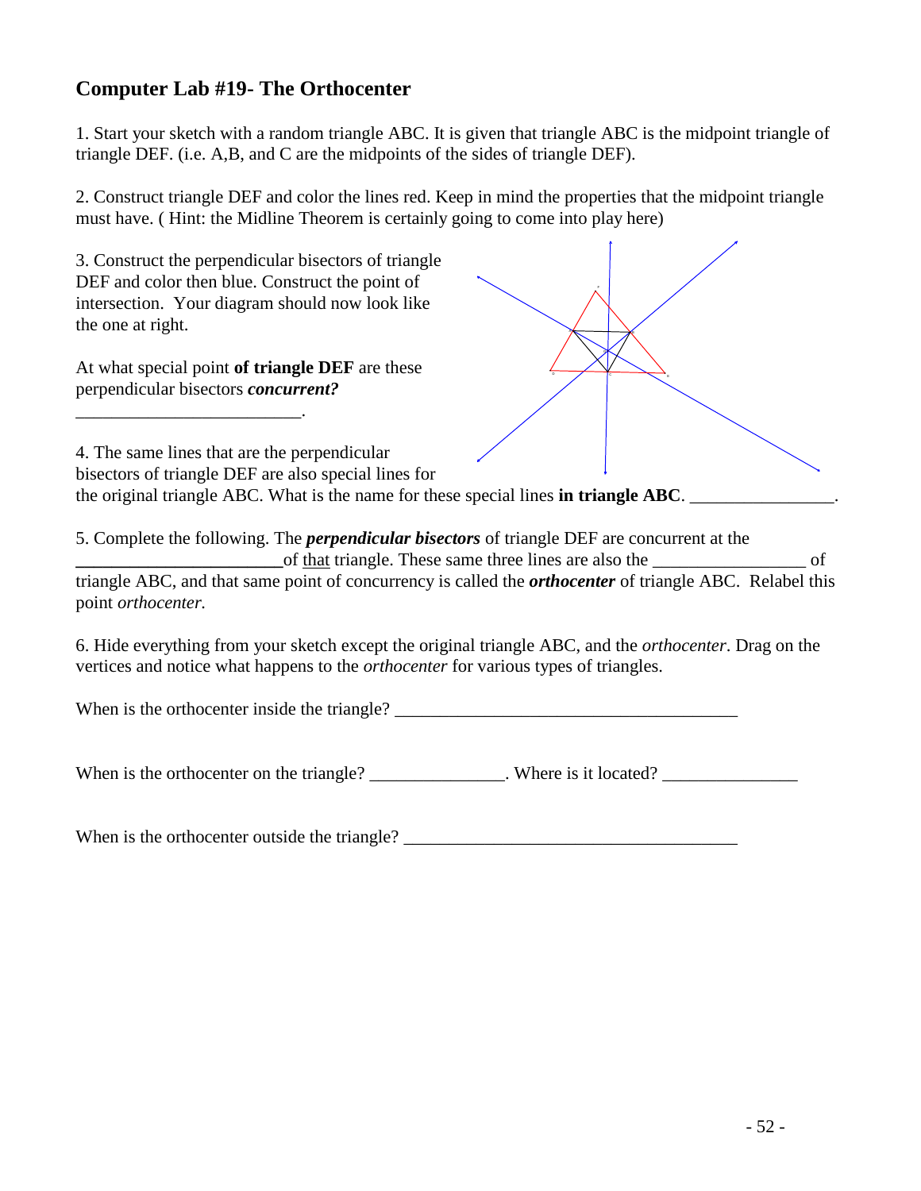## Computer Lab #19- The Orthocenter

1. Start your sketch with a random triangle ABC. It is given that triangle ABC is the midpoint triangle of triangle DEF. (i.e. A,B, and C are the midpoints of the sides of triangle DEF).

2. Construct triangle DEF and color the lines red. Keep in mind the properties that the midpoint triangle must have. ( Hint: the Midline Theorem is certainly going to come into play here)

3. Construct the perpendicular bisectors of triangle DEF and color then blue. Construct the point of intersection. Your diagram should now look like the one at right.

At what special point **of triangle DEF** are these perpendicular bisectors ***concurrent?***

_________________________.

4. The same lines that are the perpendicular bisectors of triangle DEF are also special lines for the original triangle ABC. What is the name for these special lines **in triangle ABC**. ________________.

5. Complete the following. The ***perpendicular bisectors*** of triangle DEF are concurrent at the _______________________of that triangle. These same three lines are also the _________________ of triangle ABC, and that same point of concurrency is called the ***orthocenter*** of triangle ABC. Relabel this point *orthocenter.*

6. Hide everything from your sketch except the original triangle ABC, and the *orthocenter*. Drag on the vertices and notice what happens to the *orthocenter* for various types of triangles.

When is the orthocenter inside the triangle? ______________________________________

When is the orthocenter on the triangle? _______________. Where is it located? _______________

When is the orthocenter outside the triangle? _____________________________________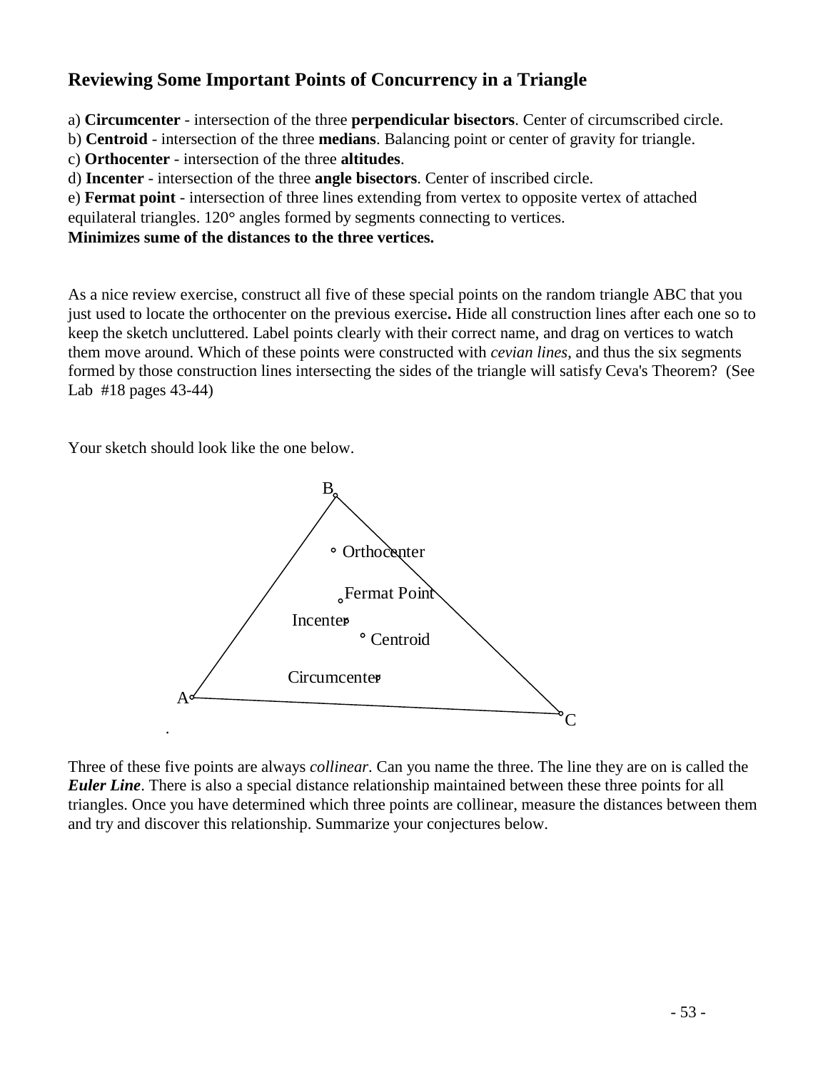## Reviewing Some Important Points of Concurrency in a Triangle

a) **Circumcenter** - intersection of the three **perpendicular bisectors**. Center of circumscribed circle.
b) **Centroid** - intersection of the three **medians**. Balancing point or center of gravity for triangle.
c) **Orthocenter** - intersection of the three **altitudes**.
d) **Incenter** - intersection of the three **angle bisectors**. Center of inscribed circle.
e) **Fermat point** - intersection of three lines extending from vertex to opposite vertex of attached equilateral triangles. 120° angles formed by segments connecting to vertices.
**Minimizes sume of the distances to the three vertices.**

As a nice review exercise, construct all five of these special points on the random triangle ABC that you just used to locate the orthocenter on the previous exercise**.** Hide all construction lines after each one so to keep the sketch uncluttered. Label points clearly with their correct name, and drag on vertices to watch them move around. Which of these points were constructed with *cevian lines*, and thus the six segments formed by those construction lines intersecting the sides of the triangle will satisfy Ceva's Theorem? (See Lab #18 pages 43-44)

Your sketch should look like the one below.

Three of these five points are always *collinear*. Can you name the three. The line they are on is called the ***Euler Line***. There is also a special distance relationship maintained between these three points for all triangles. Once you have determined which three points are collinear, measure the distances between them and try and discover this relationship. Summarize your conjectures below.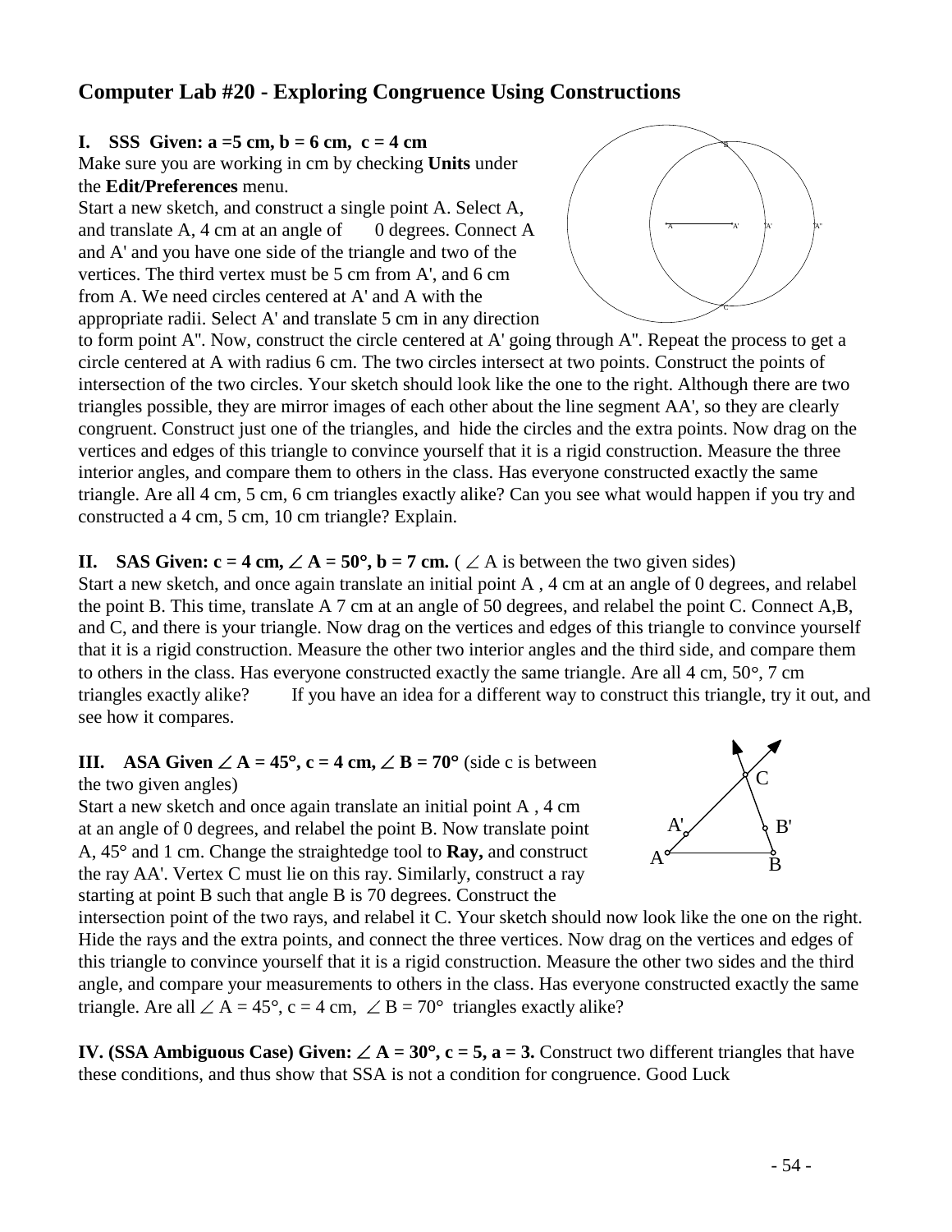## Computer Lab #20 - Exploring Congruence Using Constructions

**I. SSS Given: a =5 cm, b = 6 cm, c = 4 cm**

Make sure you are working in cm by checking **Units** under the **Edit/Preferences** menu.

Start a new sketch, and construct a single point A. Select A, and translate A, 4 cm at an angle of 0 degrees. Connect A and A' and you have one side of the triangle and two of the vertices. The third vertex must be 5 cm from A', and 6 cm from A. We need circles centered at A' and A with the appropriate radii. Select A' and translate 5 cm in any direction to form point A''. Now, construct the circle centered at A' going through A''. Repeat the process to get a circle centered at A with radius 6 cm. The two circles intersect at two points. Construct the points of intersection of the two circles. Your sketch should look like the one to the right. Although there are two triangles possible, they are mirror images of each other about the line segment AA', so they are clearly congruent. Construct just one of the triangles, and hide the circles and the extra points. Now drag on the vertices and edges of this triangle to convince yourself that it is a rigid construction. Measure the three interior angles, and compare them to others in the class. Has everyone constructed exactly the same triangle. Are all 4 cm, 5 cm, 6 cm triangles exactly alike? Can you see what would happen if you try and constructed a 4 cm, 5 cm, 10 cm triangle? Explain.

**II. SAS Given: c = 4 cm, ∠ A = 50°, b = 7 cm.** ( ∠ A is between the two given sides)

Start a new sketch, and once again translate an initial point A , 4 cm at an angle of 0 degrees, and relabel the point B. This time, translate A 7 cm at an angle of 50 degrees, and relabel the point C. Connect A,B, and C, and there is your triangle. Now drag on the vertices and edges of this triangle to convince yourself that it is a rigid construction. Measure the other two interior angles and the third side, and compare them to others in the class. Has everyone constructed exactly the same triangle. Are all 4 cm, 50°, 7 cm triangles exactly alike? If you have an idea for a different way to construct this triangle, try it out, and see how it compares.

**III. ASA Given ∠ A = 45°, c = 4 cm, ∠ B = 70°** (side c is between the two given angles)

Start a new sketch and once again translate an initial point A , 4 cm at an angle of 0 degrees, and relabel the point B. Now translate point A, 45° and 1 cm. Change the straightedge tool to **Ray,** and construct the ray AA'. Vertex C must lie on this ray. Similarly, construct a ray starting at point B such that angle B is 70 degrees. Construct the intersection point of the two rays, and relabel it C. Your sketch should now look like the one on the right. Hide the rays and the extra points, and connect the three vertices. Now drag on the vertices and edges of this triangle to convince yourself that it is a rigid construction. Measure the other two sides and the third angle, and compare your measurements to others in the class. Has everyone constructed exactly the same triangle. Are all ∠ A = 45°, c = 4 cm, ∠ B = 70° triangles exactly alike?

**IV. (SSA Ambiguous Case) Given: ∠ A = 30°, c = 5, a = 3.** Construct two different triangles that have these conditions, and thus show that SSA is not a condition for congruence. Good Luck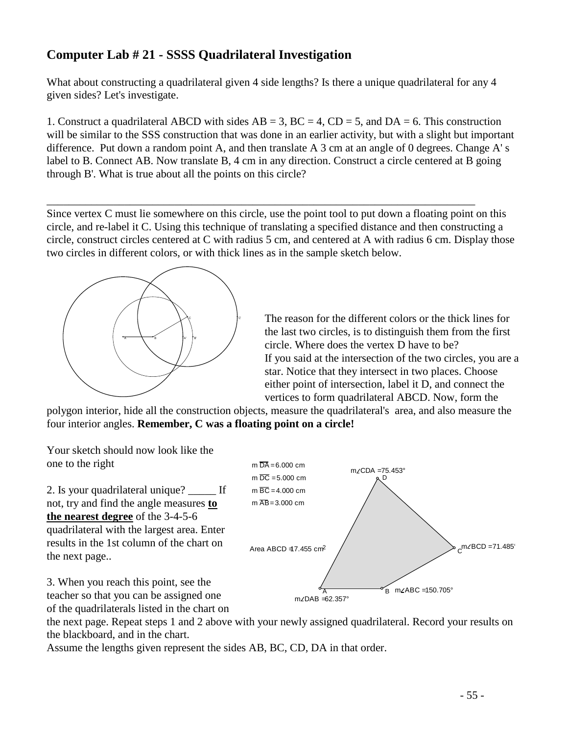## Computer Lab # 21 - SSSS Quadrilateral Investigation

What about constructing a quadrilateral given 4 side lengths? Is there a unique quadrilateral for any 4 given sides? Let's investigate.

1. Construct a quadrilateral ABCD with sides AB = 3, BC = 4, CD = 5, and DA = 6. This construction will be similar to the SSS construction that was done in an earlier activity, but with a slight but important difference. Put down a random point A, and then translate A 3 cm at an angle of 0 degrees. Change A' s label to B. Connect AB. Now translate B, 4 cm in any direction. Construct a circle centered at B going through B'. What is true about all the points on this circle?

_______________________________________________________________________________

Since vertex C must lie somewhere on this circle, use the point tool to put down a floating point on this circle, and re-label it C. Using this technique of translating a specified distance and then constructing a circle, construct circles centered at C with radius 5 cm, and centered at A with radius 6 cm. Display those two circles in different colors, or with thick lines as in the sample sketch below.

The reason for the different colors or the thick lines for the last two circles, is to distinguish them from the first circle. Where does the vertex D have to be?
If you said at the intersection of the two circles, you are a star. Notice that they intersect in two places. Choose either point of intersection, label it D, and connect the vertices to form quadrilateral ABCD. Now, form the polygon interior, hide all the construction objects, measure the quadrilateral's area, and also measure the four interior angles. **Remember, C was a floating point on a circle!**

Your sketch should now look like the one to the right

m $\overline{DA}$ = 6.000 cm
m $\overline{DC}$ = 5.000 cm
m $\overline{BC}$ = 4.000 cm
m $\overline{AB}$ = 3.000 cm

Area ABCD = 17.455 cm$^2$

m∠CDA = 75.453°
m∠BCD = 71.485°
m∠ABC = 150.705°
m∠DAB = 62.357°

2. Is your quadrilateral unique? _____ If not, try and find the angle measures **<u>to the nearest degree</u>** of the 3-4-5-6 quadrilateral with the largest area. Enter results in the 1st column of the chart on the next page..

3. When you reach this point, see the teacher so that you can be assigned one of the quadrilaterals listed in the chart on the next page. Repeat steps 1 and 2 above with your newly assigned quadrilateral. Record your results on the blackboard, and in the chart.
Assume the lengths given represent the sides AB, BC, CD, DA in that order.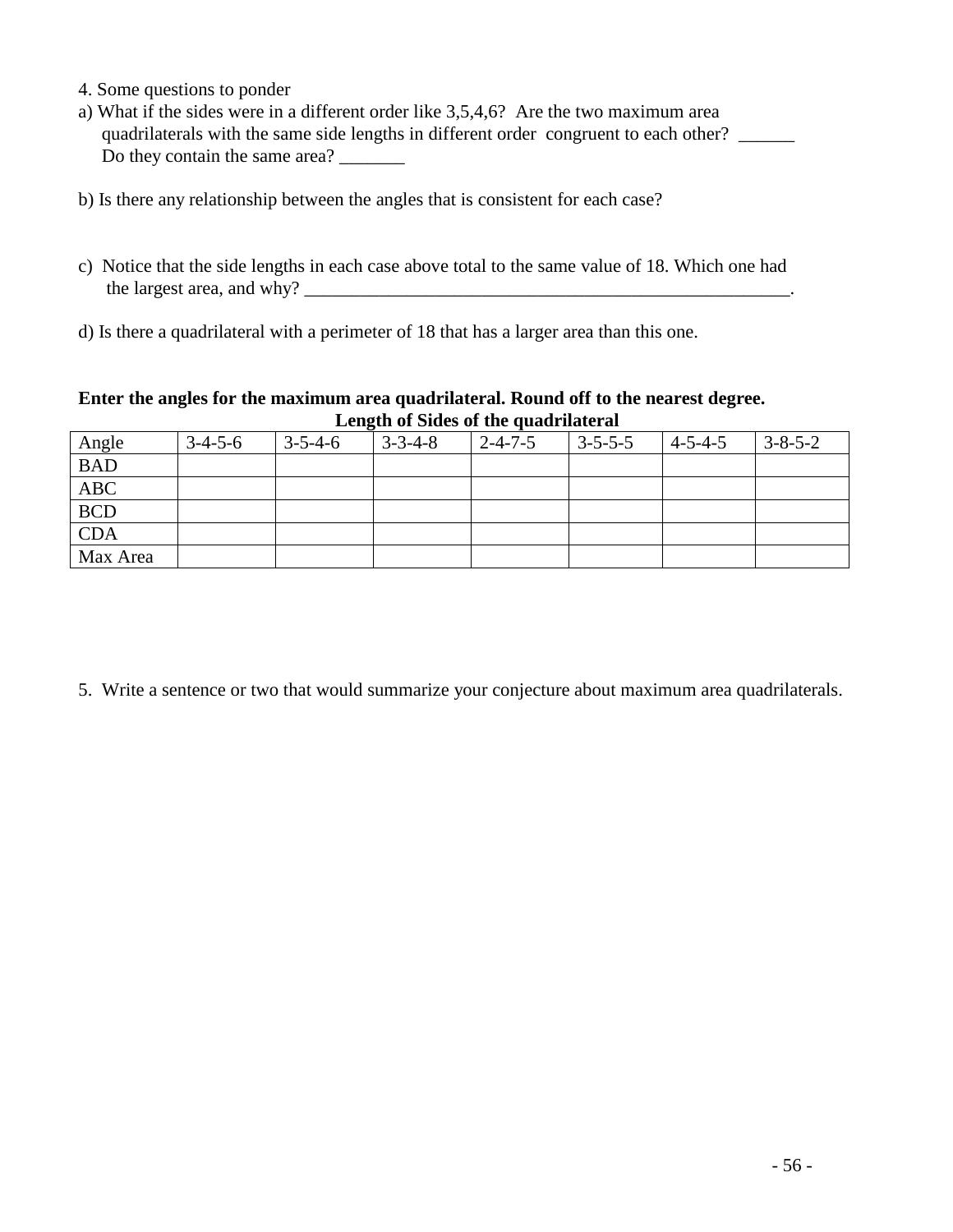4. Some questions to ponder

a) What if the sides were in a different order like 3,5,4,6? Are the two maximum area quadrilaterals with the same side lengths in different order congruent to each other? ______ Do they contain the same area? _______

b) Is there any relationship between the angles that is consistent for each case?

c) Notice that the side lengths in each case above total to the same value of 18. Which one had the largest area, and why? _______________________________________________________.

d) Is there a quadrilateral with a perimeter of 18 that has a larger area than this one.

**Enter the angles for the maximum area quadrilateral. Round off to the nearest degree.**

**Length of Sides of the quadrilateral**

| Angle | 3-4-5-6 | 3-5-4-6 | 3-3-4-8 | 2-4-7-5 | 3-5-5-5 | 4-5-4-5 | 3-8-5-2 |
|---|---|---|---|---|---|---|---|
| BAD | | | | | | | |
| ABC | | | | | | | |
| BCD | | | | | | | |
| CDA | | | | | | | |
| Max Area | | | | | | | |

5. Write a sentence or two that would summarize your conjecture about maximum area quadrilaterals.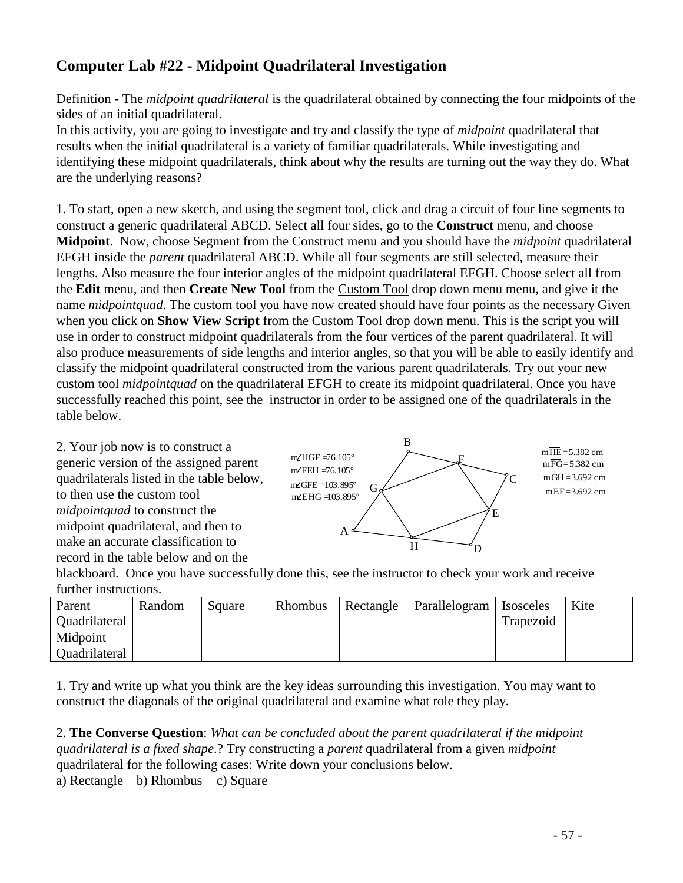## Computer Lab #22 - Midpoint Quadrilateral Investigation

Definition - The *midpoint quadrilateral* is the quadrilateral obtained by connecting the four midpoints of the sides of an initial quadrilateral.
In this activity, you are going to investigate and try and classify the type of *midpoint* quadrilateral that results when the initial quadrilateral is a variety of familiar quadrilaterals. While investigating and identifying these midpoint quadrilaterals, think about why the results are turning out the way they do. What are the underlying reasons?

1. To start, open a new sketch, and using the segment tool, click and drag a circuit of four line segments to construct a generic quadrilateral ABCD. Select all four sides, go to the **Construct** menu, and choose **Midpoint**. Now, choose Segment from the Construct menu and you should have the *midpoint* quadrilateral EFGH inside the *parent* quadrilateral ABCD. While all four segments are still selected, measure their lengths. Also measure the four interior angles of the midpoint quadrilateral EFGH. Choose select all from the **Edit** menu, and then **Create New Tool** from the Custom Tool drop down menu menu, and give it the name *midpointquad*. The custom tool you have now created should have four points as the necessary Given when you click on **Show View Script** from the Custom Tool drop down menu. This is the script you will use in order to construct midpoint quadrilaterals from the four vertices of the parent quadrilateral. It will also produce measurements of side lengths and interior angles, so that you will be able to easily identify and classify the midpoint quadrilateral constructed from the various parent quadrilaterals. Try out your new custom tool *midpointquad* on the quadrilateral EFGH to create its midpoint quadrilateral. Once you have successfully reached this point, see the instructor in order to be assigned one of the quadrilaterals in the table below.

2. Your job now is to construct a generic version of the assigned parent quadrilaterals listed in the table below, to then use the custom tool *midpointquad* to construct the midpoint quadrilateral, and then to make an accurate classification to record in the table below and on the blackboard. Once you have successfully done this, see the instructor to check your work and receive further instructions.

$m\angle HGF = 76.105°$
$m\angle FEH = 76.105°$
$m\angle GFE = 103.895°$
$m\angle EHG = 103.895°$

$m\overline{HE} = 5.382$ cm
$m\overline{FG} = 5.382$ cm
$m\overline{GH} = 3.692$ cm
$m\overline{EF} = 3.692$ cm

| Parent Quadrilateral | Random | Square | Rhombus | Rectangle | Parallelogram | Isosceles Trapezoid | Kite |
|---|---|---|---|---|---|---|---|
| Midpoint Quadrilateral | | | | | | | |

1. Try and write up what you think are the key ideas surrounding this investigation. You may want to construct the diagonals of the original quadrilateral and examine what role they play.

2. **The Converse Question**: *What can be concluded about the parent quadrilateral if the midpoint quadrilateral is a fixed shape.*? Try constructing a *parent* quadrilateral from a given *midpoint* quadrilateral for the following cases: Write down your conclusions below.
a) Rectangle  b) Rhombus  c) Square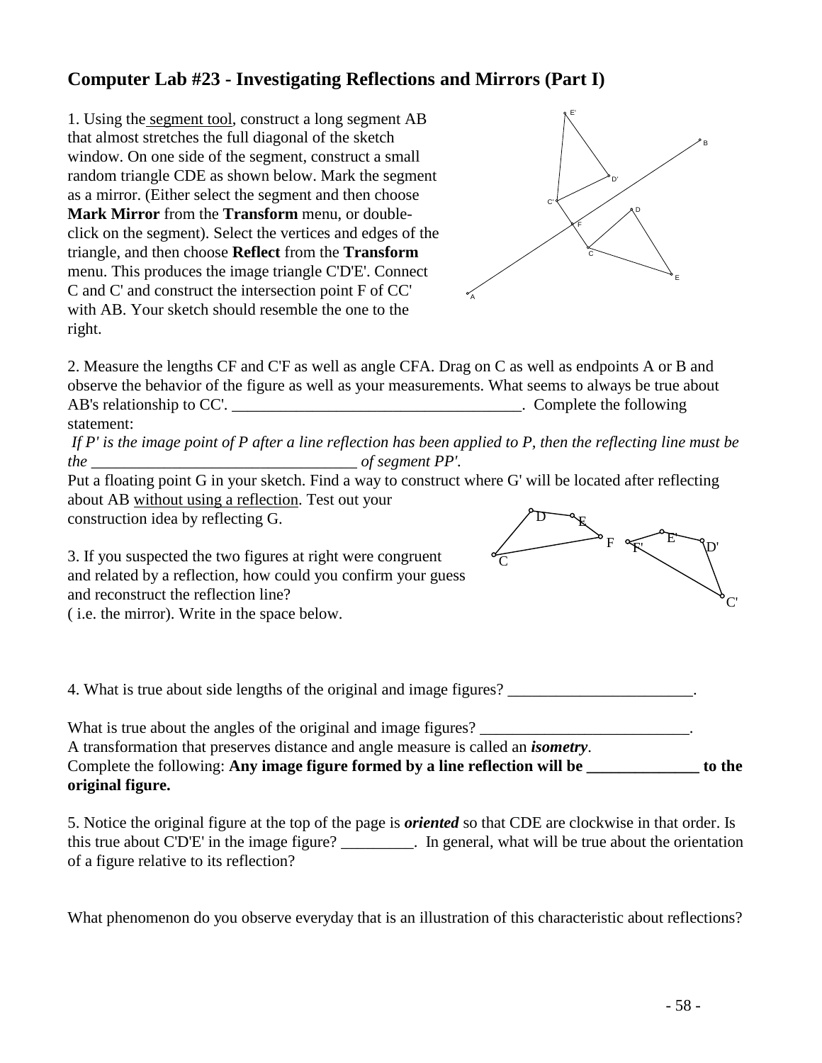# Computer Lab #23 - Investigating Reflections and Mirrors (Part I)

1. Using the segment tool, construct a long segment AB that almost stretches the full diagonal of the sketch window. On one side of the segment, construct a small random triangle CDE as shown below. Mark the segment as a mirror. (Either select the segment and then choose **Mark Mirror** from the **Transform** menu, or double-click on the segment). Select the vertices and edges of the triangle, and then choose **Reflect** from the **Transform** menu. This produces the image triangle C'D'E'. Connect C and C' and construct the intersection point F of CC' with AB. Your sketch should resemble the one to the right.

2. Measure the lengths CF and C'F as well as angle CFA. Drag on C as well as endpoints A or B and observe the behavior of the figure as well as your measurements. What seems to always be true about AB's relationship to CC'. ____________________________________. Complete the following statement:

*If P' is the image point of P after a line reflection has been applied to P, then the reflecting line must be the _________________________________ of segment PP'.*

Put a floating point G in your sketch. Find a way to construct where G' will be located after reflecting about AB without using a reflection. Test out your construction idea by reflecting G.

3. If you suspected the two figures at right were congruent and related by a reflection, how could you confirm your guess and reconstruct the reflection line? ( i.e. the mirror). Write in the space below.

4. What is true about side lengths of the original and image figures? _______________________.

What is true about the angles of the original and image figures? __________________________.

A transformation that preserves distance and angle measure is called an ***isometry***.

Complete the following: **Any image figure formed by a line reflection will be ______________ to the original figure.**

5. Notice the original figure at the top of the page is ***oriented*** so that CDE are clockwise in that order. Is this true about C'D'E' in the image figure? _________. In general, what will be true about the orientation of a figure relative to its reflection?

What phenomenon do you observe everyday that is an illustration of this characteristic about reflections?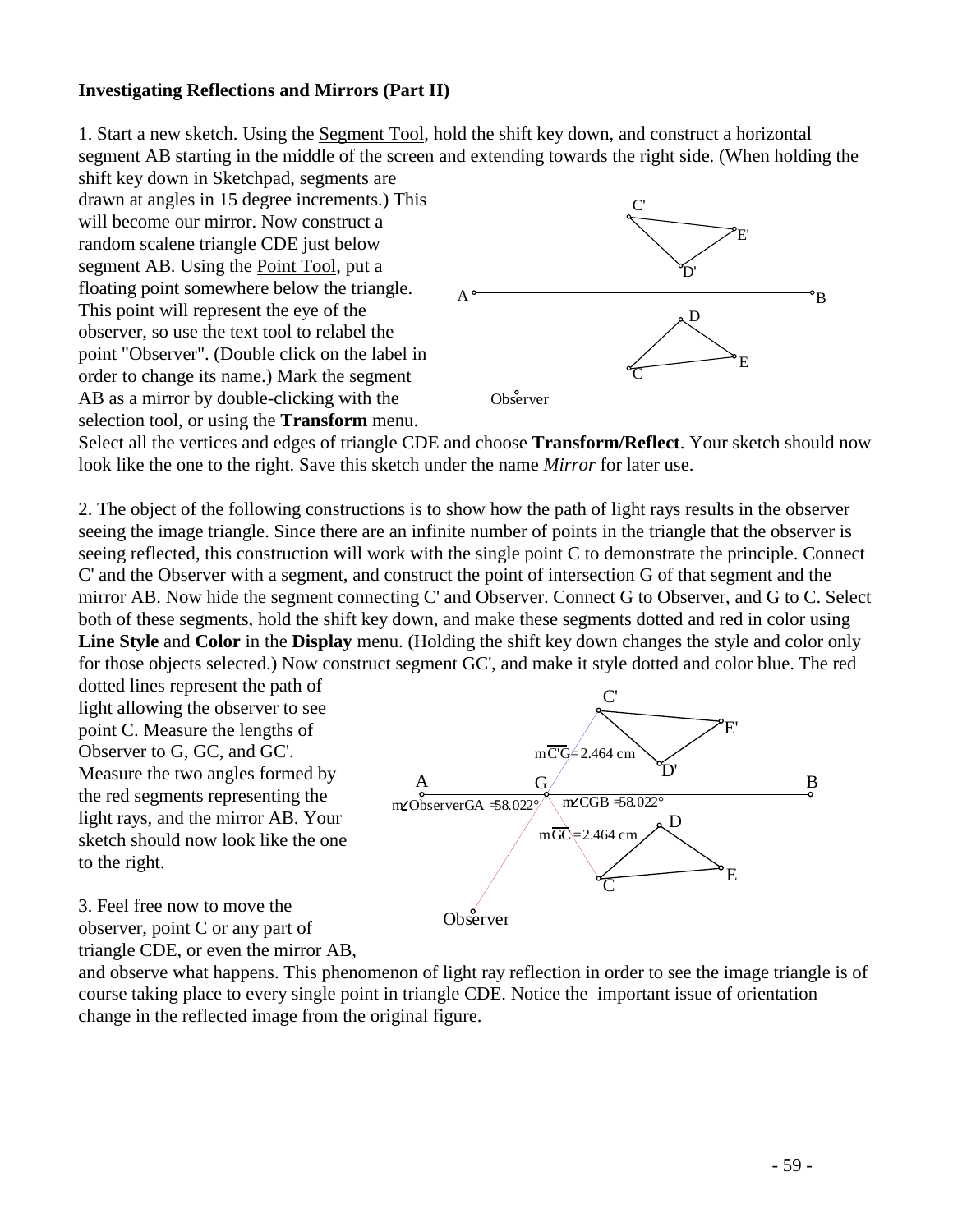**Investigating Reflections and Mirrors (Part II)**

1. Start a new sketch. Using the Segment Tool, hold the shift key down, and construct a horizontal segment AB starting in the middle of the screen and extending towards the right side. (When holding the shift key down in Sketchpad, segments are drawn at angles in 15 degree increments.) This will become our mirror. Now construct a random scalene triangle CDE just below segment AB. Using the Point Tool, put a floating point somewhere below the triangle. This point will represent the eye of the observer, so use the text tool to relabel the point "Observer". (Double click on the label in order to change its name.) Mark the segment AB as a mirror by double-clicking with the selection tool, or using the **Transform** menu. Select all the vertices and edges of triangle CDE and choose **Transform/Reflect**. Your sketch should now look like the one to the right. Save this sketch under the name *Mirror* for later use.

2. The object of the following constructions is to show how the path of light rays results in the observer seeing the image triangle. Since there are an infinite number of points in the triangle that the observer is seeing reflected, this construction will work with the single point C to demonstrate the principle. Connect C' and the Observer with a segment, and construct the point of intersection G of that segment and the mirror AB. Now hide the segment connecting C' and Observer. Connect G to Observer, and G to C. Select both of these segments, hold the shift key down, and make these segments dotted and red in color using **Line Style** and **Color** in the **Display** menu. (Holding the shift key down changes the style and color only for those objects selected.) Now construct segment GC', and make it style dotted and color blue. The red dotted lines represent the path of light allowing the observer to see point C. Measure the lengths of Observer to G, GC, and GC'. Measure the two angles formed by the red segments representing the light rays, and the mirror AB. Your sketch should now look like the one to the right.

3. Feel free now to move the observer, point C or any part of triangle CDE, or even the mirror AB, and observe what happens. This phenomenon of light ray reflection in order to see the image triangle is of course taking place to every single point in triangle CDE. Notice the important issue of orientation change in the reflected image from the original figure.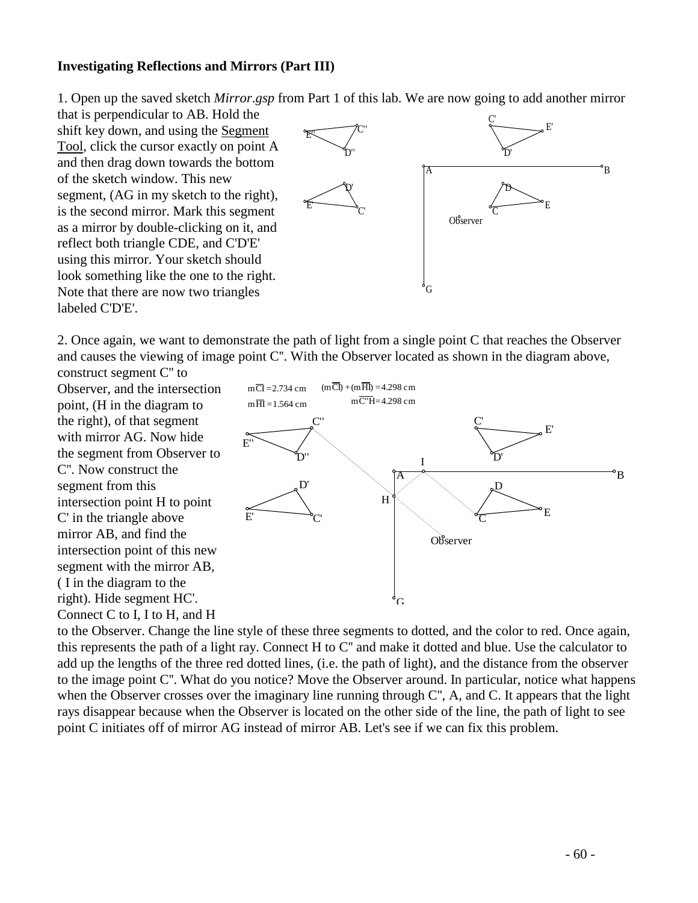**Investigating Reflections and Mirrors (Part III)**

1. Open up the saved sketch *Mirror.gsp* from Part 1 of this lab. We are now going to add another mirror that is perpendicular to AB. Hold the shift key down, and using the Segment Tool, click the cursor exactly on point A and then drag down towards the bottom of the sketch window. This new segment, (AG in my sketch to the right), is the second mirror. Mark this segment as a mirror by double-clicking on it, and reflect both triangle CDE, and C'D'E' using this mirror. Your sketch should look something like the one to the right. Note that there are now two triangles labeled C'D'E'.

2. Once again, we want to demonstrate the path of light from a single point C that reaches the Observer and causes the viewing of image point C''. With the Observer located as shown in the diagram above, construct segment C'' to Observer, and the intersection point, (H in the diagram to the right), of that segment with mirror AG. Now hide the segment from Observer to C''. Now construct the segment from this intersection point H to point C' in the triangle above mirror AB, and find the intersection point of this new segment with the mirror AB, ( I in the diagram to the right). Hide segment HC'. Connect C to I, I to H, and H to the Observer. Change the line style of these three segments to dotted, and the color to red. Once again, this represents the path of a light ray. Connect H to C'' and make it dotted and blue. Use the calculator to add up the lengths of the three red dotted lines, (i.e. the path of light), and the distance from the observer to the image point C''. What do you notice? Move the Observer around. In particular, notice what happens when the Observer crosses over the imaginary line running through C'', A, and C. It appears that the light rays disappear because when the Observer is located on the other side of the line, the path of light to see point C initiates off of mirror AG instead of mirror AB. Let's see if we can fix this problem.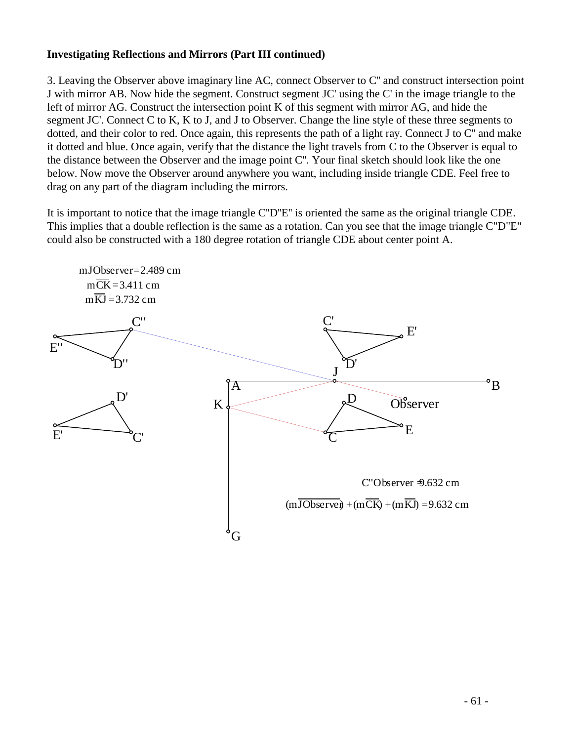**Investigating Reflections and Mirrors (Part III continued)**

3. Leaving the Observer above imaginary line AC, connect Observer to C'' and construct intersection point J with mirror AB. Now hide the segment. Construct segment JC' using the C' in the image triangle to the left of mirror AG. Construct the intersection point K of this segment with mirror AG, and hide the segment JC'. Connect C to K, K to J, and J to Observer. Change the line style of these three segments to dotted, and their color to red. Once again, this represents the path of a light ray. Connect J to C'' and make it dotted and blue. Once again, verify that the distance the light travels from C to the Observer is equal to the distance between the Observer and the image point C''. Your final sketch should look like the one below. Now move the Observer around anywhere you want, including inside triangle CDE. Feel free to drag on any part of the diagram including the mirrors.

It is important to notice that the image triangle C''D''E'' is oriented the same as the original triangle CDE. This implies that a double reflection is the same as a rotation. Can you see that the image triangle C''D''E'' could also be constructed with a 180 degree rotation of triangle CDE about center point A.

$m\overline{JObserver} = 2.489$ cm

$m\overline{CK} = 3.411$ cm

$m\overline{KJ} = 3.732$ cm

C''Observer = 9.632 cm

$(m\overline{JObserver}) + (m\overline{CK}) + (m\overline{KJ}) = 9.632$ cm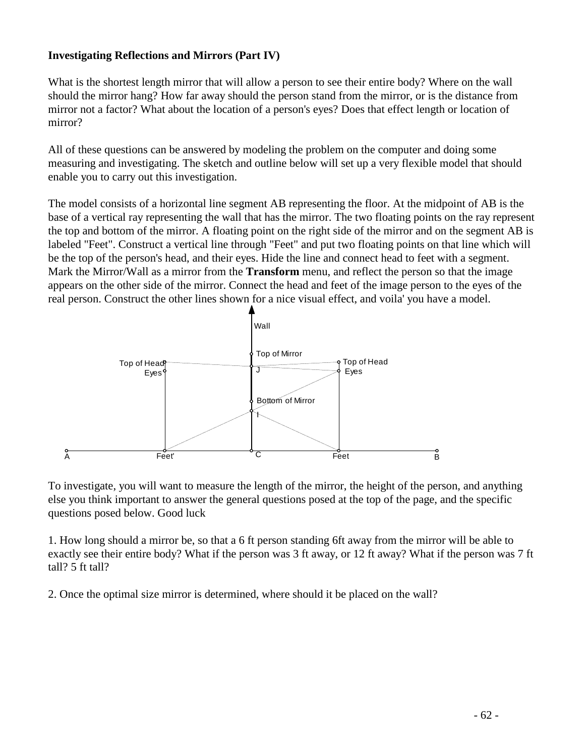**Investigating Reflections and Mirrors (Part IV)**

What is the shortest length mirror that will allow a person to see their entire body? Where on the wall should the mirror hang? How far away should the person stand from the mirror, or is the distance from mirror not a factor? What about the location of a person's eyes? Does that effect length or location of mirror?

All of these questions can be answered by modeling the problem on the computer and doing some measuring and investigating. The sketch and outline below will set up a very flexible model that should enable you to carry out this investigation.

The model consists of a horizontal line segment AB representing the floor. At the midpoint of AB is the base of a vertical ray representing the wall that has the mirror. The two floating points on the ray represent the top and bottom of the mirror. A floating point on the right side of the mirror and on the segment AB is labeled "Feet". Construct a vertical line through "Feet" and put two floating points on that line which will be the top of the person's head, and their eyes. Hide the line and connect head to feet with a segment. Mark the Mirror/Wall as a mirror from the **Transform** menu, and reflect the person so that the image appears on the other side of the mirror. Connect the head and feet of the image person to the eyes of the real person. Construct the other lines shown for a nice visual effect, and voila' you have a model.

To investigate, you will want to measure the length of the mirror, the height of the person, and anything else you think important to answer the general questions posed at the top of the page, and the specific questions posed below. Good luck

1. How long should a mirror be, so that a 6 ft person standing 6ft away from the mirror will be able to exactly see their entire body? What if the person was 3 ft away, or 12 ft away? What if the person was 7 ft tall? 5 ft tall?

2. Once the optimal size mirror is determined, where should it be placed on the wall?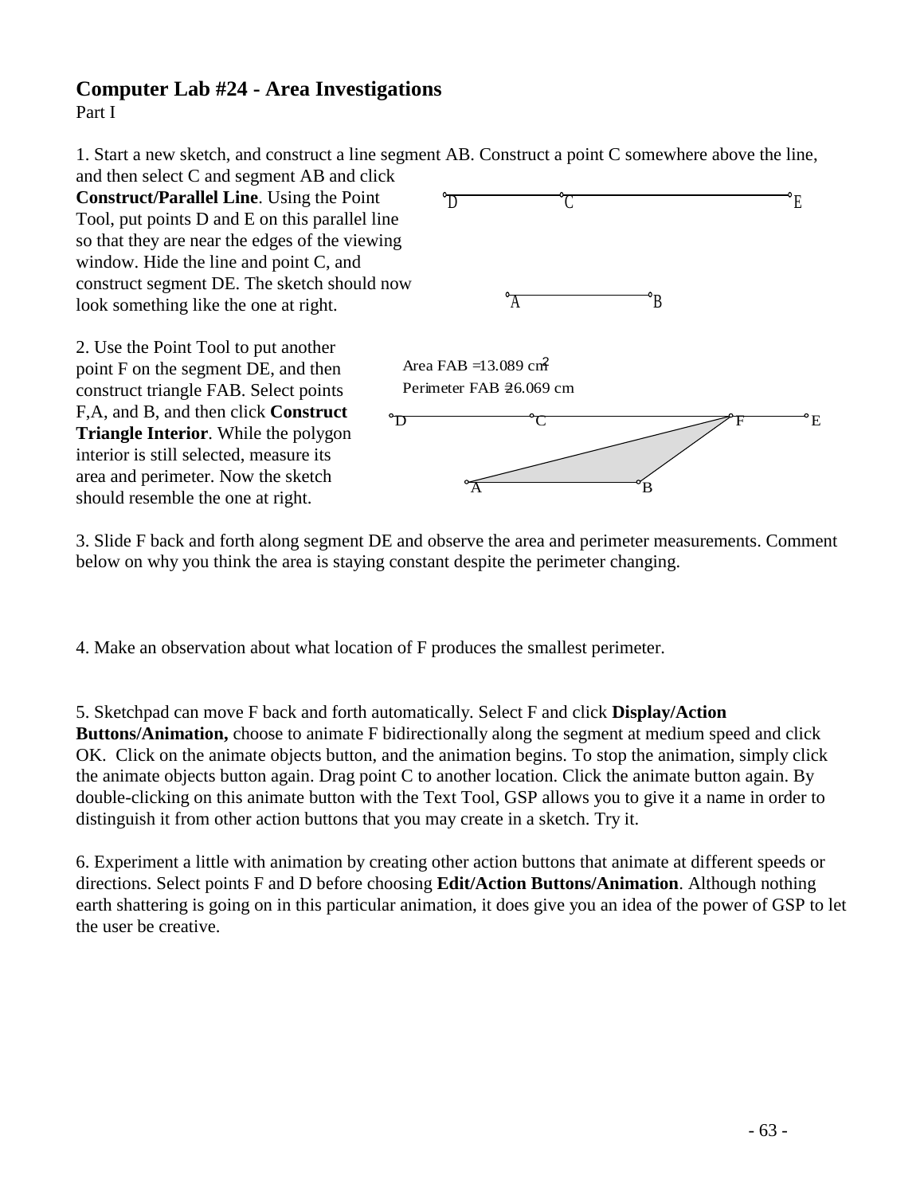# Computer Lab #24 - Area Investigations

Part I

1. Start a new sketch, and construct a line segment AB. Construct a point C somewhere above the line, and then select C and segment AB and click **Construct/Parallel Line**. Using the Point Tool, put points D and E on this parallel line so that they are near the edges of the viewing window. Hide the line and point C, and construct segment DE. The sketch should now look something like the one at right.

2. Use the Point Tool to put another point F on the segment DE, and then construct triangle FAB. Select points F,A, and B, and then click **Construct Triangle Interior**. While the polygon interior is still selected, measure its area and perimeter. Now the sketch should resemble the one at right.

Area FAB = 13.089 $cm^2$

Perimeter FAB = 26.069 cm

3. Slide F back and forth along segment DE and observe the area and perimeter measurements. Comment below on why you think the area is staying constant despite the perimeter changing.

4. Make an observation about what location of F produces the smallest perimeter.

5. Sketchpad can move F back and forth automatically. Select F and click **Display/Action Buttons/Animation,** choose to animate F bidirectionally along the segment at medium speed and click OK. Click on the animate objects button, and the animation begins. To stop the animation, simply click the animate objects button again. Drag point C to another location. Click the animate button again. By double-clicking on this animate button with the Text Tool, GSP allows you to give it a name in order to distinguish it from other action buttons that you may create in a sketch. Try it.

6. Experiment a little with animation by creating other action buttons that animate at different speeds or directions. Select points F and D before choosing **Edit/Action Buttons/Animation**. Although nothing earth shattering is going on in this particular animation, it does give you an idea of the power of GSP to let the user be creative.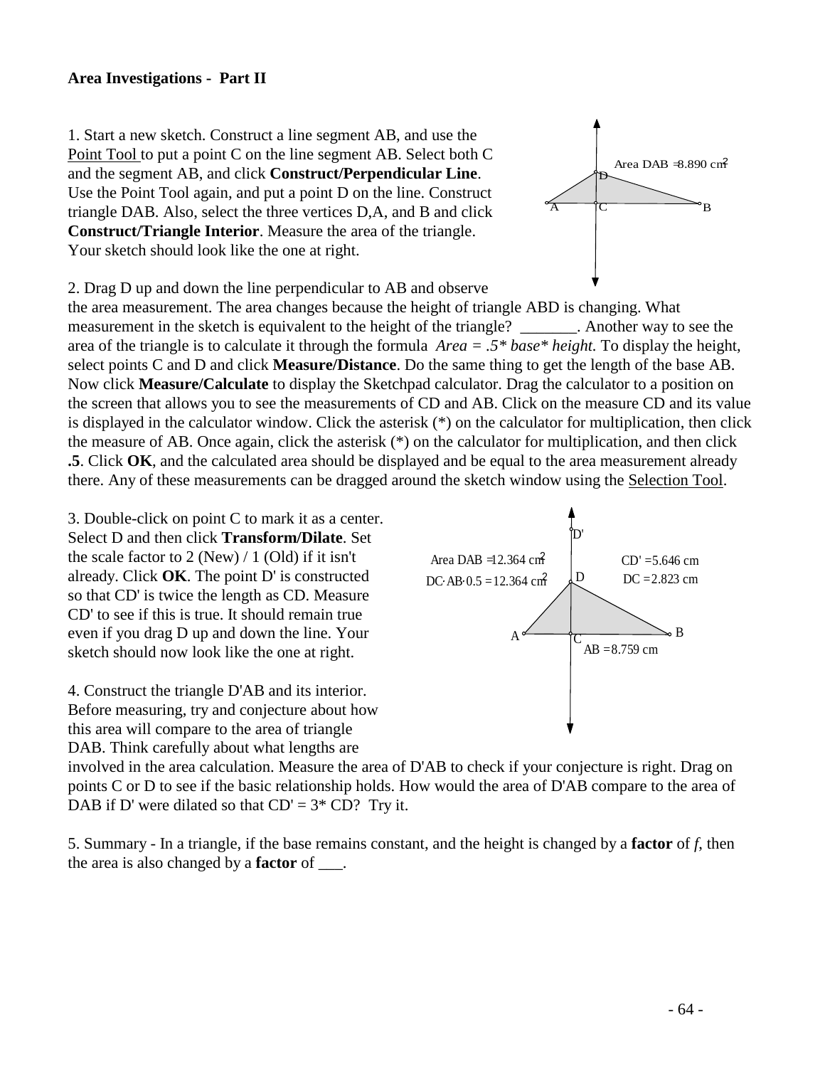**Area Investigations - Part II**

1. Start a new sketch. Construct a line segment AB, and use the Point Tool to put a point C on the line segment AB. Select both C and the segment AB, and click **Construct/Perpendicular Line**. Use the Point Tool again, and put a point D on the line. Construct triangle DAB. Also, select the three vertices D,A, and B and click **Construct/Triangle Interior**. Measure the area of the triangle. Your sketch should look like the one at right.

Area DAB = 8.890 cm$^2$

2. Drag D up and down the line perpendicular to AB and observe the area measurement. The area changes because the height of triangle ABD is changing. What measurement in the sketch is equivalent to the height of the triangle? _______. Another way to see the area of the triangle is to calculate it through the formula *Area = .5\* base\* height.* To display the height, select points C and D and click **Measure/Distance**. Do the same thing to get the length of the base AB. Now click **Measure/Calculate** to display the Sketchpad calculator. Drag the calculator to a position on the screen that allows you to see the measurements of CD and AB. Click on the measure CD and its value is displayed in the calculator window. Click the asterisk (*) on the calculator for multiplication, then click the measure of AB. Once again, click the asterisk (*) on the calculator for multiplication, and then click **.5**. Click **OK**, and the calculated area should be displayed and be equal to the area measurement already there. Any of these measurements can be dragged around the sketch window using the Selection Tool.

3. Double-click on point C to mark it as a center. Select D and then click **Transform/Dilate**. Set the scale factor to 2 (New) / 1 (Old) if it isn't already. Click **OK**. The point D' is constructed so that CD' is twice the length as CD. Measure CD' to see if this is true. It should remain true even if you drag D up and down the line. Your sketch should now look like the one at right.

Area DAB = 12.364 cm$^2$
DC·AB·0.5 = 12.364 cm$^2$
CD' = 5.646 cm
DC = 2.823 cm
AB = 8.759 cm

4. Construct the triangle D'AB and its interior. Before measuring, try and conjecture about how this area will compare to the area of triangle DAB. Think carefully about what lengths are involved in the area calculation. Measure the area of D'AB to check if your conjecture is right. Drag on points C or D to see if the basic relationship holds. How would the area of D'AB compare to the area of DAB if D' were dilated so that CD' = 3* CD? Try it.

5. Summary - In a triangle, if the base remains constant, and the height is changed by a **factor** of *f*, then the area is also changed by a **factor** of ___.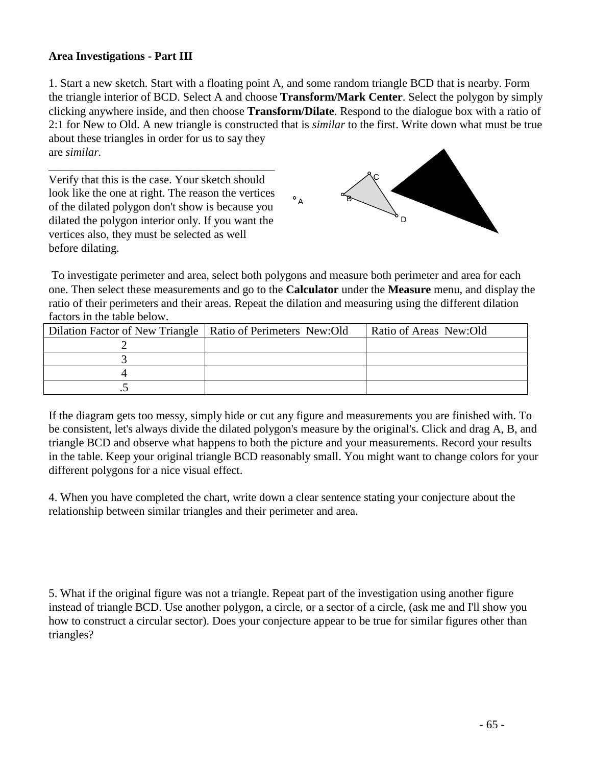**Area Investigations - Part III**

1. Start a new sketch. Start with a floating point A, and some random triangle BCD that is nearby. Form the triangle interior of BCD. Select A and choose **Transform/Mark Center**. Select the polygon by simply clicking anywhere inside, and then choose **Transform/Dilate**. Respond to the dialogue box with a ratio of 2:1 for New to Old. A new triangle is constructed that is *similar* to the first. Write down what must be true about these triangles in order for us to say they are *similar*.

________________________________________

Verify that this is the case. Your sketch should look like the one at right. The reason the vertices of the dilated polygon don't show is because you dilated the polygon interior only. If you want the vertices also, they must be selected as well before dilating.

To investigate perimeter and area, select both polygons and measure both perimeter and area for each one. Then select these measurements and go to the **Calculator** under the **Measure** menu, and display the ratio of their perimeters and their areas. Repeat the dilation and measuring using the different dilation factors in the table below.

| Dilation Factor of New Triangle | Ratio of Perimeters New:Old | Ratio of Areas New:Old |
|---|---|---|
| 2 | | |
| 3 | | |
| 4 | | |
| .5 | | |

If the diagram gets too messy, simply hide or cut any figure and measurements you are finished with. To be consistent, let's always divide the dilated polygon's measure by the original's. Click and drag A, B, and triangle BCD and observe what happens to both the picture and your measurements. Record your results in the table. Keep your original triangle BCD reasonably small. You might want to change colors for your different polygons for a nice visual effect.

4. When you have completed the chart, write down a clear sentence stating your conjecture about the relationship between similar triangles and their perimeter and area.

5. What if the original figure was not a triangle. Repeat part of the investigation using another figure instead of triangle BCD. Use another polygon, a circle, or a sector of a circle, (ask me and I'll show you how to construct a circular sector). Does your conjecture appear to be true for similar figures other than triangles?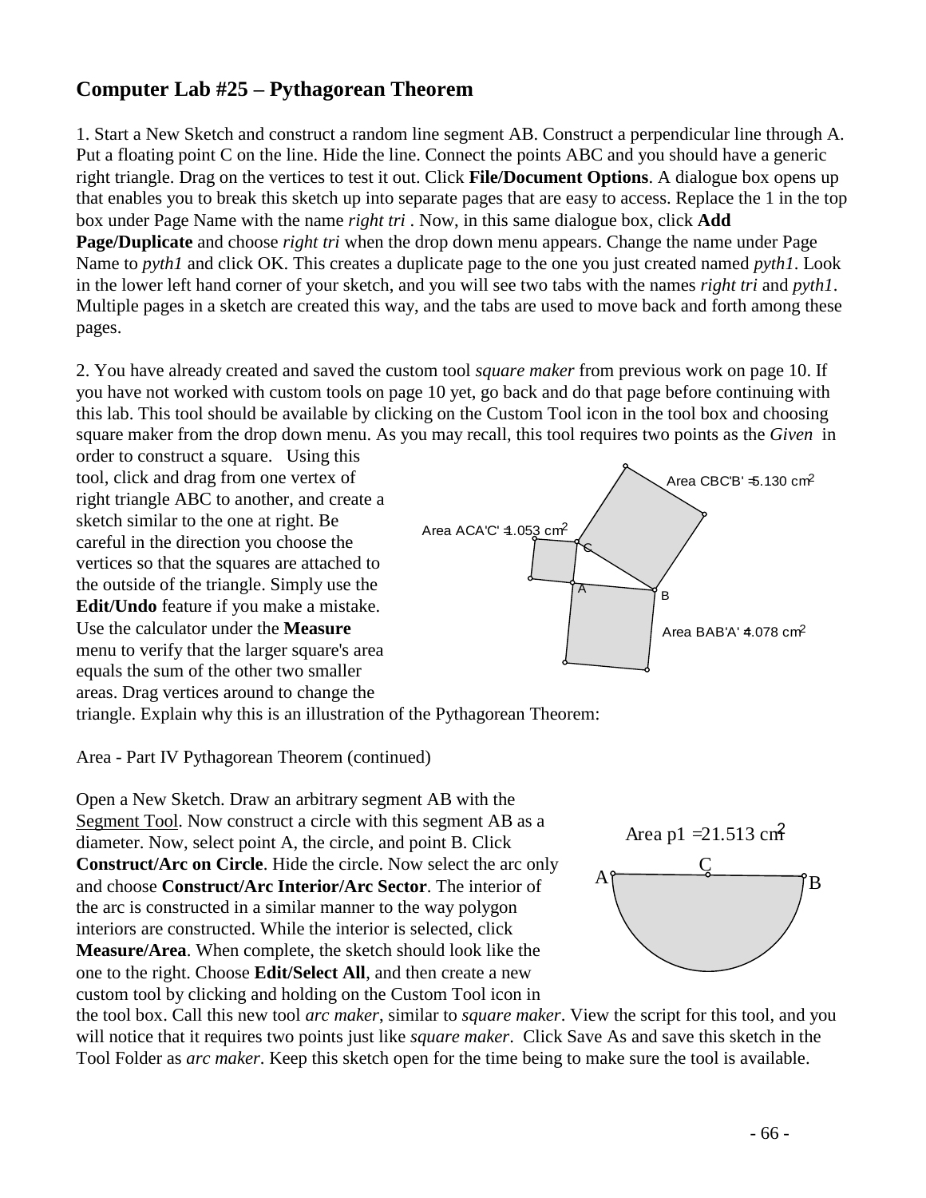## Computer Lab #25 – Pythagorean Theorem

1. Start a New Sketch and construct a random line segment AB. Construct a perpendicular line through A. Put a floating point C on the line. Hide the line. Connect the points ABC and you should have a generic right triangle. Drag on the vertices to test it out. Click **File/Document Options**. A dialogue box opens up that enables you to break this sketch up into separate pages that are easy to access. Replace the 1 in the top box under Page Name with the name *right tri* . Now, in this same dialogue box, click **Add Page/Duplicate** and choose *right tri* when the drop down menu appears. Change the name under Page Name to *pyth1* and click OK. This creates a duplicate page to the one you just created named *pyth1*. Look in the lower left hand corner of your sketch, and you will see two tabs with the names *right tri* and *pyth1*. Multiple pages in a sketch are created this way, and the tabs are used to move back and forth among these pages.

2. You have already created and saved the custom tool *square maker* from previous work on page 10. If you have not worked with custom tools on page 10 yet, go back and do that page before continuing with this lab. This tool should be available by clicking on the Custom Tool icon in the tool box and choosing square maker from the drop down menu. As you may recall, this tool requires two points as the *Given* in order to construct a square. Using this tool, click and drag from one vertex of right triangle ABC to another, and create a sketch similar to the one at right. Be careful in the direction you choose the vertices so that the squares are attached to the outside of the triangle. Simply use the **Edit/Undo** feature if you make a mistake. Use the calculator under the **Measure** menu to verify that the larger square's area equals the sum of the other two smaller areas. Drag vertices around to change the triangle. Explain why this is an illustration of the Pythagorean Theorem:

Area CBC'B' = 5.130 cm$^2$

Area ACA'C' = 1.053 cm$^2$

Area BAB'A' = 4.078 cm$^2$

Area - Part IV Pythagorean Theorem (continued)

Open a New Sketch. Draw an arbitrary segment AB with the Segment Tool. Now construct a circle with this segment AB as a diameter. Now, select point A, the circle, and point B. Click **Construct/Arc on Circle**. Hide the circle. Now select the arc only and choose **Construct/Arc Interior/Arc Sector**. The interior of the arc is constructed in a similar manner to the way polygon interiors are constructed. While the interior is selected, click **Measure/Area**. When complete, the sketch should look like the one to the right. Choose **Edit/Select All**, and then create a new custom tool by clicking and holding on the Custom Tool icon in the tool box. Call this new tool *arc maker*, similar to *square maker*. View the script for this tool, and you will notice that it requires two points just like *square maker*. Click Save As and save this sketch in the Tool Folder as *arc maker*. Keep this sketch open for the time being to make sure the tool is available.

Area p1 = 21.513 cm$^2$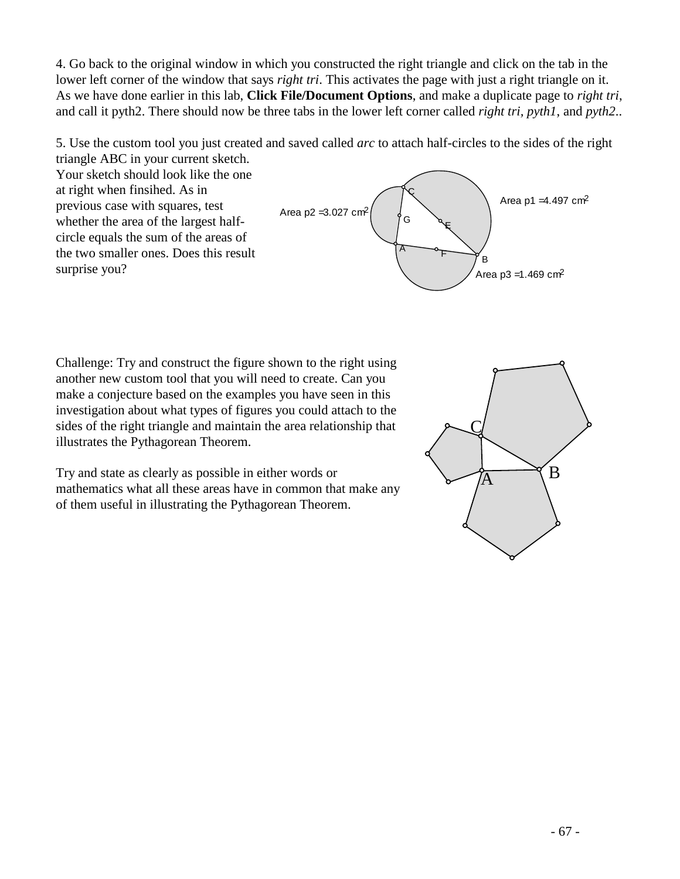4. Go back to the original window in which you constructed the right triangle and click on the tab in the lower left corner of the window that says *right tri*. This activates the page with just a right triangle on it. As we have done earlier in this lab, **Click File/Document Options**, and make a duplicate page to *right tri*, and call it pyth2. There should now be three tabs in the lower left corner called *right tri*, *pyth1*, and *pyth2*..

5. Use the custom tool you just created and saved called *arc* to attach half-circles to the sides of the right triangle ABC in your current sketch. Your sketch should look like the one at right when finsihed. As in previous case with squares, test whether the area of the largest half-circle equals the sum of the areas of the two smaller ones. Does this result surprise you?

Area p2 = 3.027 cm$^2$

Area p1 = 4.497 cm$^2$

Area p3 = 1.469 cm$^2$

Challenge: Try and construct the figure shown to the right using another new custom tool that you will need to create. Can you make a conjecture based on the examples you have seen in this investigation about what types of figures you could attach to the sides of the right triangle and maintain the area relationship that illustrates the Pythagorean Theorem.

Try and state as clearly as possible in either words or mathematics what all these areas have in common that make any of them useful in illustrating the Pythagorean Theorem.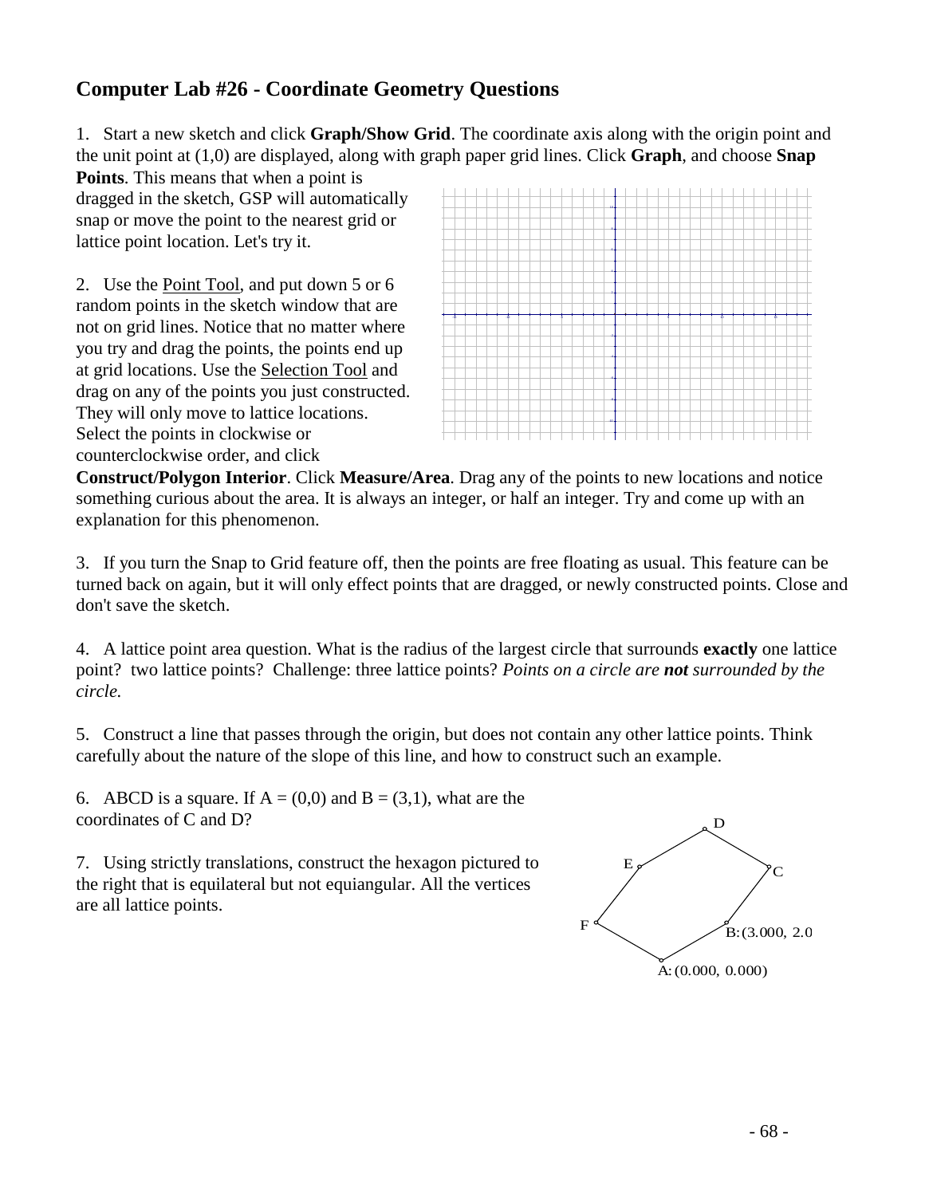## Computer Lab #26 - Coordinate Geometry Questions

1. Start a new sketch and click **Graph/Show Grid**. The coordinate axis along with the origin point and the unit point at (1,0) are displayed, along with graph paper grid lines. Click **Graph**, and choose **Snap Points**. This means that when a point is dragged in the sketch, GSP will automatically snap or move the point to the nearest grid or lattice point location. Let's try it.

2. Use the Point Tool, and put down 5 or 6 random points in the sketch window that are not on grid lines. Notice that no matter where you try and drag the points, the points end up at grid locations. Use the Selection Tool and drag on any of the points you just constructed. They will only move to lattice locations. Select the points in clockwise or counterclockwise order, and click **Construct/Polygon Interior**. Click **Measure/Area**. Drag any of the points to new locations and notice something curious about the area. It is always an integer, or half an integer. Try and come up with an explanation for this phenomenon.

3. If you turn the Snap to Grid feature off, then the points are free floating as usual. This feature can be turned back on again, but it will only effect points that are dragged, or newly constructed points. Close and don't save the sketch.

4. A lattice point area question. What is the radius of the largest circle that surrounds **exactly** one lattice point? two lattice points? Challenge: three lattice points? *Points on a circle are **not** surrounded by the circle.*

5. Construct a line that passes through the origin, but does not contain any other lattice points. Think carefully about the nature of the slope of this line, and how to construct such an example.

6. ABCD is a square. If A = (0,0) and B = (3,1), what are the coordinates of C and D?

7. Using strictly translations, construct the hexagon pictured to the right that is equilateral but not equiangular. All the vertices are all lattice points.

D, E, C, F, B: (3.000, 2.0, A: (0.000, 0.000)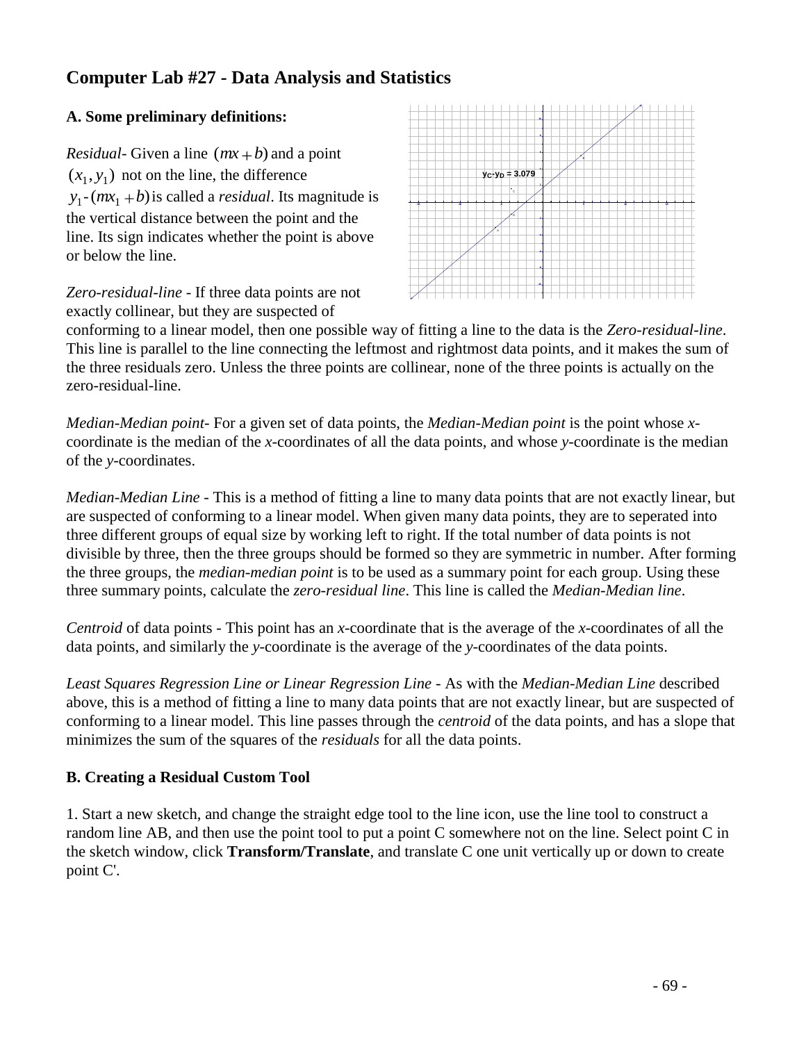# Computer Lab #27 - Data Analysis and Statistics

### A. Some preliminary definitions:

*Residual*- Given a line $(mx+b)$ and a point $(x_1, y_1)$ not on the line, the difference $y_1 - (mx_1 + b)$ is called a *residual*. Its magnitude is the vertical distance between the point and the line. Its sign indicates whether the point is above or below the line.

*Zero-residual-line* - If three data points are not exactly collinear, but they are suspected of conforming to a linear model, then one possible way of fitting a line to the data is the *Zero-residual-line*. This line is parallel to the line connecting the leftmost and rightmost data points, and it makes the sum of the three residuals zero. Unless the three points are collinear, none of the three points is actually on the zero-residual-line.

*Median-Median point*- For a given set of data points, the *Median-Median point* is the point whose *x*-coordinate is the median of the *x*-coordinates of all the data points, and whose *y*-coordinate is the median of the *y*-coordinates.

*Median-Median Line* - This is a method of fitting a line to many data points that are not exactly linear, but are suspected of conforming to a linear model. When given many data points, they are to seperated into three different groups of equal size by working left to right. If the total number of data points is not divisible by three, then the three groups should be formed so they are symmetric in number. After forming the three groups, the *median-median point* is to be used as a summary point for each group. Using these three summary points, calculate the *zero-residual line*. This line is called the *Median-Median line*.

*Centroid* of data points - This point has an *x*-coordinate that is the average of the *x*-coordinates of all the data points, and similarly the *y*-coordinate is the average of the *y*-coordinates of the data points.

*Least Squares Regression Line or Linear Regression Line* - As with the *Median-Median Line* described above, this is a method of fitting a line to many data points that are not exactly linear, but are suspected of conforming to a linear model. This line passes through the *centroid* of the data points, and has a slope that minimizes the sum of the squares of the *residuals* for all the data points.

### B. Creating a Residual Custom Tool

1. Start a new sketch, and change the straight edge tool to the line icon, use the line tool to construct a random line AB, and then use the point tool to put a point C somewhere not on the line. Select point C in the sketch window, click **Transform/Translate**, and translate C one unit vertically up or down to create point C'.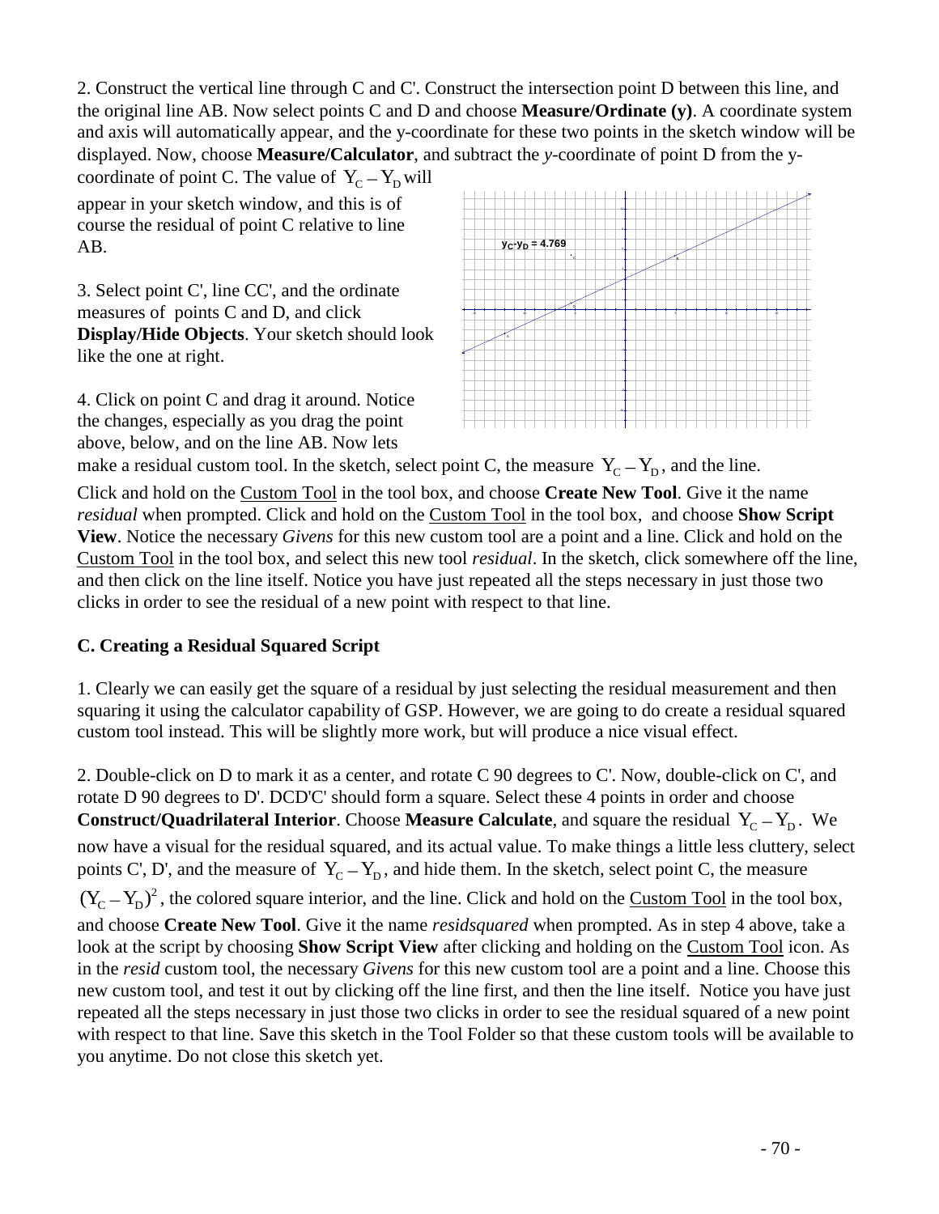2. Construct the vertical line through C and C'. Construct the intersection point D between this line, and the original line AB. Now select points C and D and choose **Measure/Ordinate (y)**. A coordinate system and axis will automatically appear, and the y-coordinate for these two points in the sketch window will be displayed. Now, choose **Measure/Calculator**, and subtract the *y*-coordinate of point D from the y-coordinate of point C. The value of $Y_C - Y_D$ will appear in your sketch window, and this is of course the residual of point C relative to line AB.

3. Select point C', line CC', and the ordinate measures of points C and D, and click **Display/Hide Objects**. Your sketch should look like the one at right.

4. Click on point C and drag it around. Notice the changes, especially as you drag the point above, below, and on the line AB. Now lets make a residual custom tool. In the sketch, select point C, the measure $Y_C - Y_D$, and the line. Click and hold on the Custom Tool in the tool box, and choose **Create New Tool**. Give it the name *residual* when prompted. Click and hold on the Custom Tool in the tool box, and choose **Show Script View**. Notice the necessary *Givens* for this new custom tool are a point and a line. Click and hold on the Custom Tool in the tool box, and select this new tool *residual*. In the sketch, click somewhere off the line, and then click on the line itself. Notice you have just repeated all the steps necessary in just those two clicks in order to see the residual of a new point with respect to that line.

### C. Creating a Residual Squared Script

1. Clearly we can easily get the square of a residual by just selecting the residual measurement and then squaring it using the calculator capability of GSP. However, we are going to do create a residual squared custom tool instead. This will be slightly more work, but will produce a nice visual effect.

2. Double-click on D to mark it as a center, and rotate C 90 degrees to C'. Now, double-click on C', and rotate D 90 degrees to D'. DCD'C' should form a square. Select these 4 points in order and choose **Construct/Quadrilateral Interior**. Choose **Measure Calculate**, and square the residual $Y_C - Y_D$. We now have a visual for the residual squared, and its actual value. To make things a little less cluttery, select points C', D', and the measure of $Y_C - Y_D$, and hide them. In the sketch, select point C, the measure $(Y_C - Y_D)^2$, the colored square interior, and the line. Click and hold on the Custom Tool in the tool box, and choose **Create New Tool**. Give it the name *residsquared* when prompted. As in step 4 above, take a look at the script by choosing **Show Script View** after clicking and holding on the Custom Tool icon. As in the *resid* custom tool, the necessary *Givens* for this new custom tool are a point and a line. Choose this new custom tool, and test it out by clicking off the line first, and then the line itself. Notice you have just repeated all the steps necessary in just those two clicks in order to see the residual squared of a new point with respect to that line. Save this sketch in the Tool Folder so that these custom tools will be available to you anytime. Do not close this sketch yet.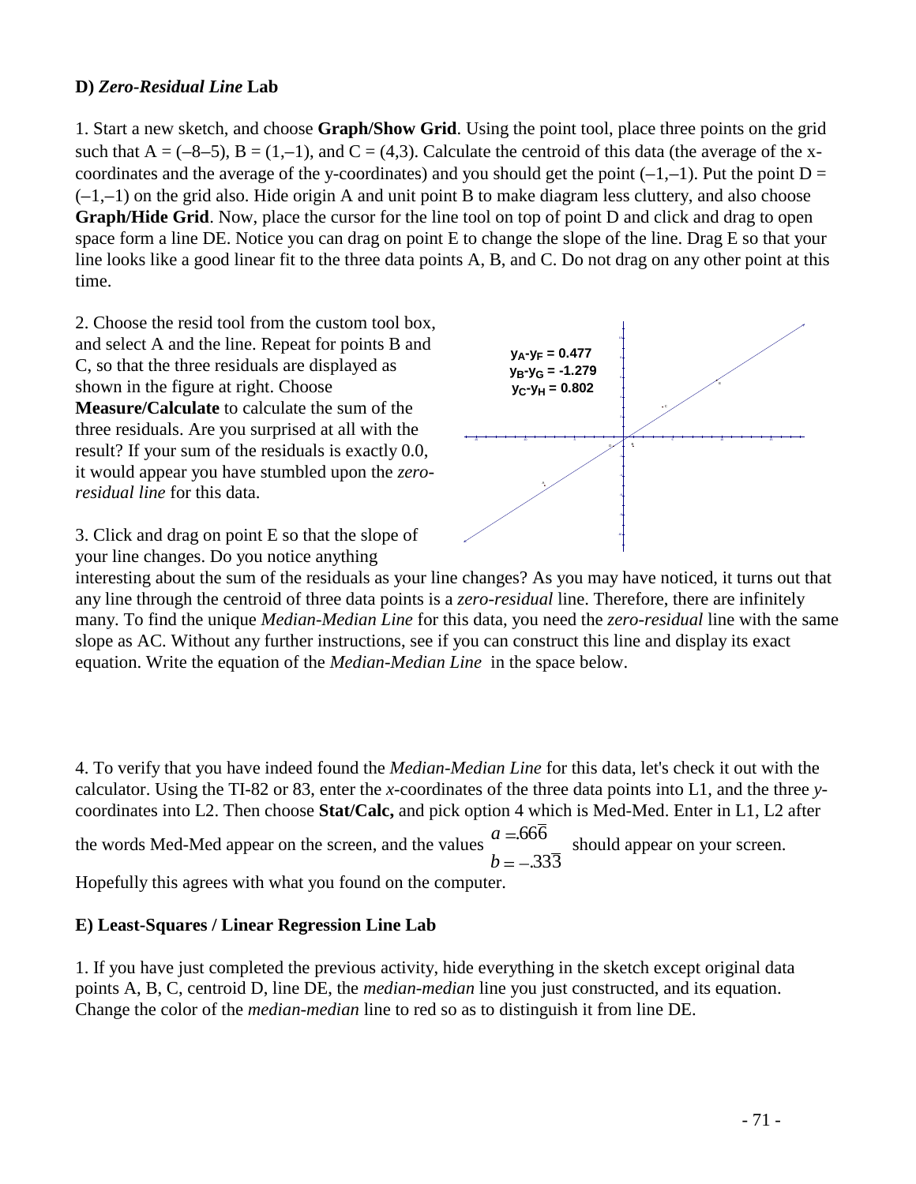**D)** ***Zero-Residual Line*** **Lab**

1. Start a new sketch, and choose **Graph/Show Grid**. Using the point tool, place three points on the grid such that A = (–8–5), B = (1,–1), and C = (4,3). Calculate the centroid of this data (the average of the x-coordinates and the average of the y-coordinates) and you should get the point (–1,–1). Put the point D = (–1,–1) on the grid also. Hide origin A and unit point B to make diagram less cluttery, and also choose **Graph/Hide Grid**. Now, place the cursor for the line tool on top of point D and click and drag to open space form a line DE. Notice you can drag on point E to change the slope of the line. Drag E so that your line looks like a good linear fit to the three data points A, B, and C. Do not drag on any other point at this time.

2. Choose the resid tool from the custom tool box, and select A and the line. Repeat for points B and C, so that the three residuals are displayed as shown in the figure at right. Choose **Measure/Calculate** to calculate the sum of the three residuals. Are you surprised at all with the result? If your sum of the residuals is exactly 0.0, it would appear you have stumbled upon the *zero-residual line* for this data.

$y_A$-$y_F$ = 0.477
$y_B$-$y_G$ = -1.279
$y_C$-$y_H$ = 0.802

3. Click and drag on point E so that the slope of your line changes. Do you notice anything interesting about the sum of the residuals as your line changes? As you may have noticed, it turns out that any line through the centroid of three data points is a *zero-residual* line. Therefore, there are infinitely many. To find the unique *Median-Median Line* for this data, you need the *zero-residual* line with the same slope as AC. Without any further instructions, see if you can construct this line and display its exact equation. Write the equation of the *Median-Median Line* in the space below.

4. To verify that you have indeed found the *Median-Median Line* for this data, let's check it out with the calculator. Using the TI-82 or 83, enter the *x*-coordinates of the three data points into L1, and the three *y*-coordinates into L2. Then choose **Stat/Calc,** and pick option 4 which is Med-Med. Enter in L1, L2 after the words Med-Med appear on the screen, and the values $\begin{matrix} a = .66\overline{6} \\ b = -.33\overline{3} \end{matrix}$ should appear on your screen. Hopefully this agrees with what you found on the computer.

**E) Least-Squares / Linear Regression Line Lab**

1. If you have just completed the previous activity, hide everything in the sketch except original data points A, B, C, centroid D, line DE, the *median-median* line you just constructed, and its equation. Change the color of the *median-median* line to red so as to distinguish it from line DE.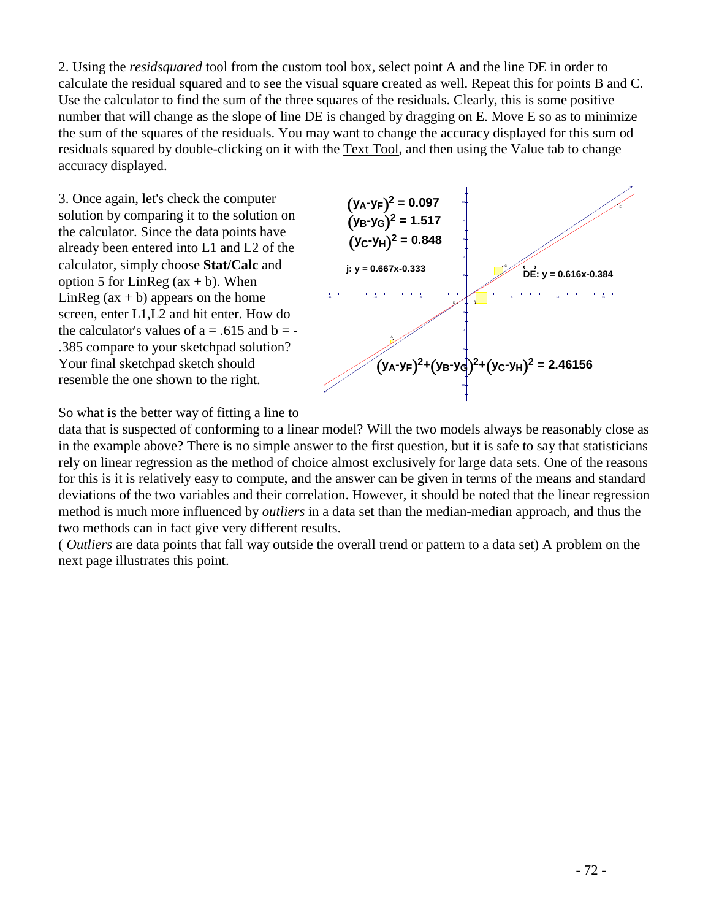2. Using the *residsquared* tool from the custom tool box, select point A and the line DE in order to calculate the residual squared and to see the visual square created as well. Repeat this for points B and C. Use the calculator to find the sum of the three squares of the residuals. Clearly, this is some positive number that will change as the slope of line DE is changed by dragging on E. Move E so as to minimize the sum of the squares of the residuals. You may want to change the accuracy displayed for this sum od residuals squared by double-clicking on it with the Text Tool, and then using the Value tab to change accuracy displayed.

3. Once again, let's check the computer solution by comparing it to the solution on the calculator. Since the data points have already been entered into L1 and L2 of the calculator, simply choose **Stat/Calc** and option 5 for LinReg (ax + b). When LinReg (ax + b) appears on the home screen, enter L1,L2 and hit enter. How do the calculator's values of a = .615 and b = -.385 compare to your sketchpad solution? Your final sketchpad sketch should resemble the one shown to the right.

$(y_A\text{-}y_F)^2 = 0.097$

$(y_B\text{-}y_G)^2 = 1.517$

$(y_C\text{-}y_H)^2 = 0.848$

j: y = 0.667x-0.333

$\overleftrightarrow{DE}$: y = 0.616x-0.384

$(y_A\text{-}y_F)^2+(y_B\text{-}y_G)^2+(y_C\text{-}y_H)^2 = 2.46156$

So what is the better way of fitting a line to data that is suspected of conforming to a linear model? Will the two models always be reasonably close as in the example above? There is no simple answer to the first question, but it is safe to say that statisticians rely on linear regression as the method of choice almost exclusively for large data sets. One of the reasons for this is it is relatively easy to compute, and the answer can be given in terms of the means and standard deviations of the two variables and their correlation. However, it should be noted that the linear regression method is much more influenced by *outliers* in a data set than the median-median approach, and thus the two methods can in fact give very different results.
( *Outliers* are data points that fall way outside the overall trend or pattern to a data set) A problem on the next page illustrates this point.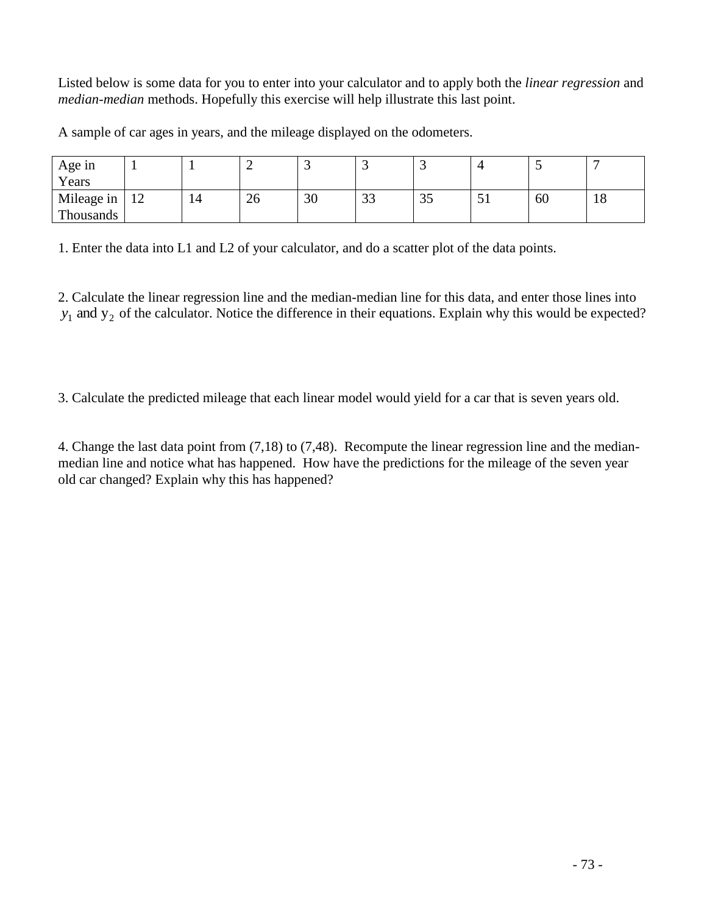Listed below is some data for you to enter into your calculator and to apply both the *linear regression* and *median-median* methods. Hopefully this exercise will help illustrate this last point.

A sample of car ages in years, and the mileage displayed on the odometers.

| Age in Years | 1 | 1 | 2 | 3 | 3 | 3 | 4 | 5 | 7 |
|---|---|---|---|---|---|---|---|---|---|
| Mileage in Thousands | 12 | 14 | 26 | 30 | 33 | 35 | 51 | 60 | 18 |

1. Enter the data into L1 and L2 of your calculator, and do a scatter plot of the data points.

2. Calculate the linear regression line and the median-median line for this data, and enter those lines into $y_1$ and $y_2$ of the calculator. Notice the difference in their equations. Explain why this would be expected?

3. Calculate the predicted mileage that each linear model would yield for a car that is seven years old.

4. Change the last data point from (7,18) to (7,48). Recompute the linear regression line and the median-median line and notice what has happened. How have the predictions for the mileage of the seven year old car changed? Explain why this has happened?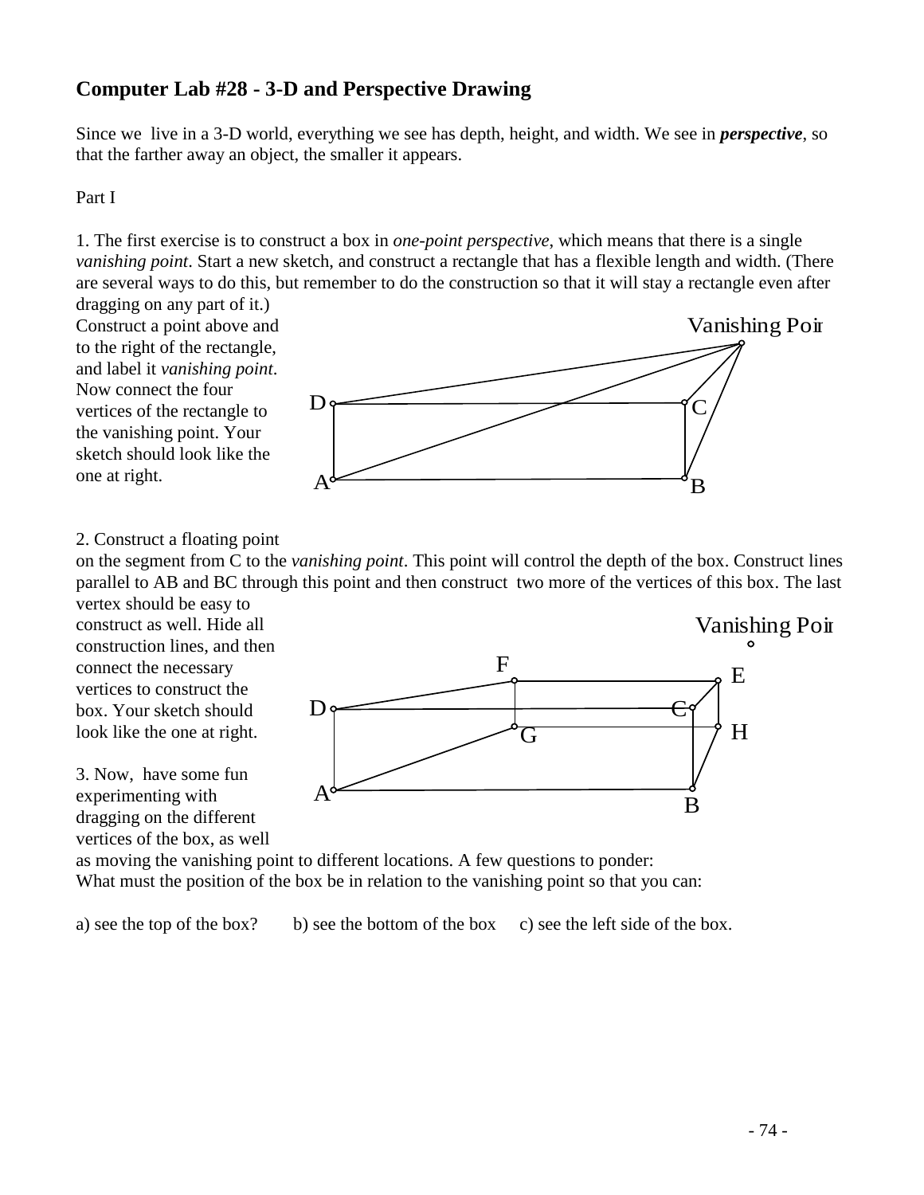## Computer Lab #28 - 3-D and Perspective Drawing

Since we live in a 3-D world, everything we see has depth, height, and width. We see in ***perspective***, so that the farther away an object, the smaller it appears.

Part I

1. The first exercise is to construct a box in *one-point perspective*, which means that there is a single *vanishing point*. Start a new sketch, and construct a rectangle that has a flexible length and width. (There are several ways to do this, but remember to do the construction so that it will stay a rectangle even after dragging on any part of it.) Construct a point above and to the right of the rectangle, and label it *vanishing point*. Now connect the four vertices of the rectangle to the vanishing point. Your sketch should look like the one at right.

2. Construct a floating point on the segment from C to the *vanishing point*. This point will control the depth of the box. Construct lines parallel to AB and BC through this point and then construct two more of the vertices of this box. The last vertex should be easy to construct as well. Hide all construction lines, and then connect the necessary vertices to construct the box. Your sketch should look like the one at right.

3. Now, have some fun experimenting with dragging on the different vertices of the box, as well as moving the vanishing point to different locations. A few questions to ponder:
What must the position of the box be in relation to the vanishing point so that you can:

a) see the top of the box? b) see the bottom of the box c) see the left side of the box.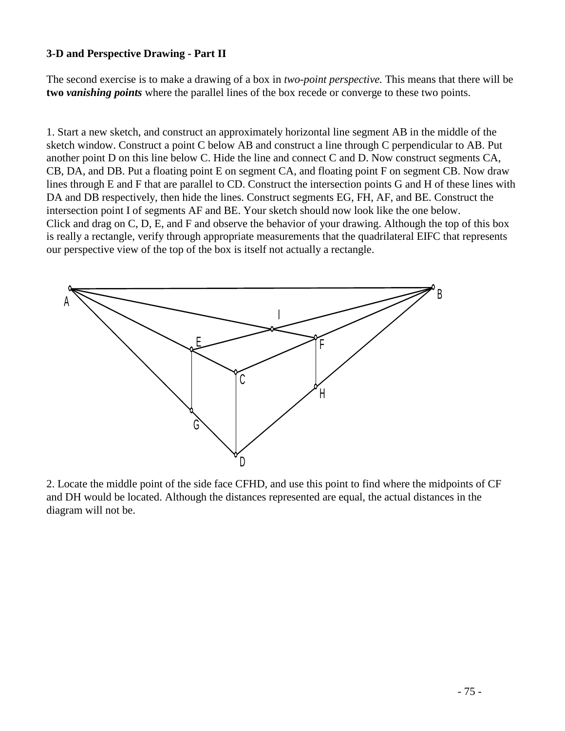**3-D and Perspective Drawing - Part II**

The second exercise is to make a drawing of a box in *two-point perspective.* This means that there will be **two *vanishing points*** where the parallel lines of the box recede or converge to these two points.

1. Start a new sketch, and construct an approximately horizontal line segment AB in the middle of the sketch window. Construct a point C below AB and construct a line through C perpendicular to AB. Put another point D on this line below C. Hide the line and connect C and D. Now construct segments CA, CB, DA, and DB. Put a floating point E on segment CA, and floating point F on segment CB. Now draw lines through E and F that are parallel to CD. Construct the intersection points G and H of these lines with DA and DB respectively, then hide the lines. Construct segments EG, FH, AF, and BE. Construct the intersection point I of segments AF and BE. Your sketch should now look like the one below.
Click and drag on C, D, E, and F and observe the behavior of your drawing. Although the top of this box is really a rectangle, verify through appropriate measurements that the quadrilateral EIFC that represents our perspective view of the top of the box is itself not actually a rectangle.

2. Locate the middle point of the side face CFHD, and use this point to find where the midpoints of CF and DH would be located. Although the distances represented are equal, the actual distances in the diagram will not be.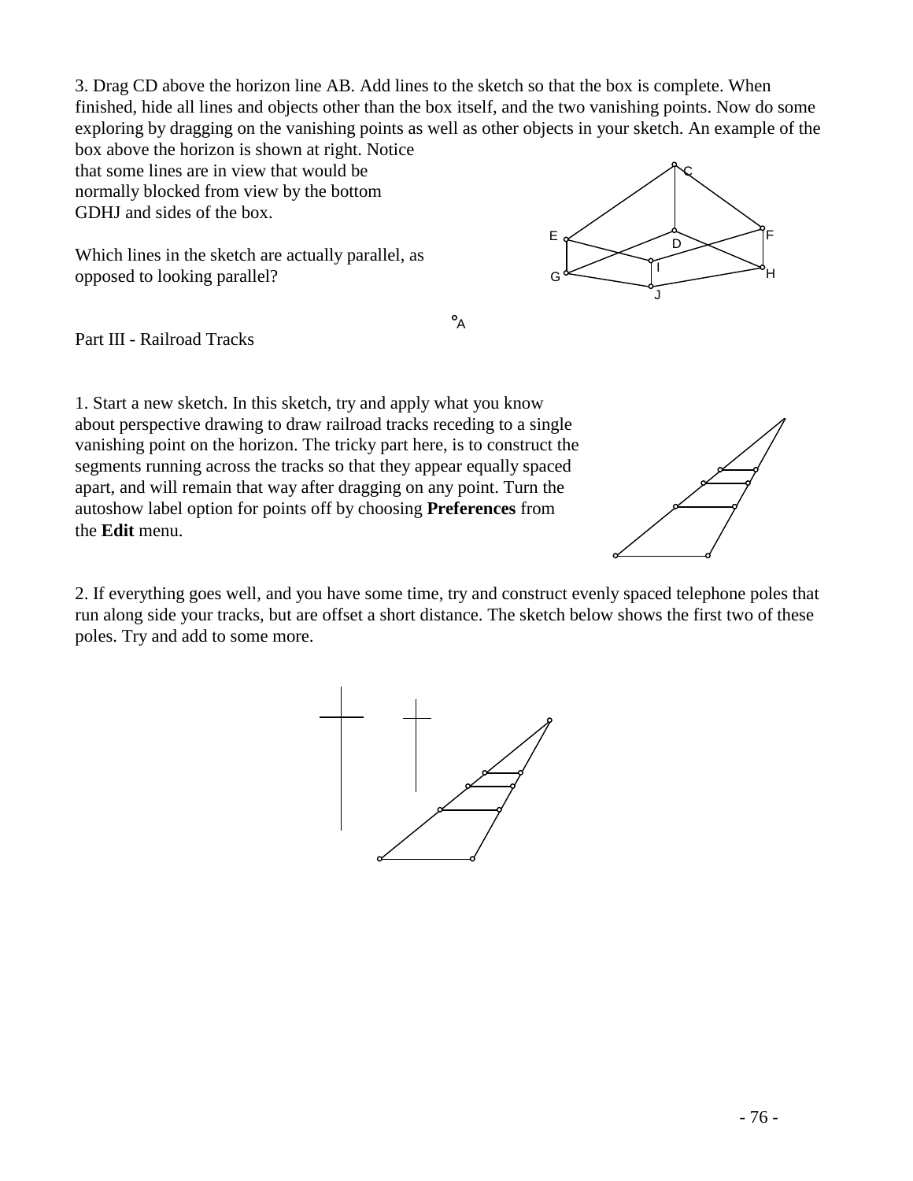3. Drag CD above the horizon line AB. Add lines to the sketch so that the box is complete. When finished, hide all lines and objects other than the box itself, and the two vanishing points. Now do some exploring by dragging on the vanishing points as well as other objects in your sketch. An example of the box above the horizon is shown at right. Notice that some lines are in view that would be normally blocked from view by the bottom GDHJ and sides of the box.

Which lines in the sketch are actually parallel, as opposed to looking parallel?

Part III - Railroad Tracks

1. Start a new sketch. In this sketch, try and apply what you know about perspective drawing to draw railroad tracks receding to a single vanishing point on the horizon. The tricky part here, is to construct the segments running across the tracks so that they appear equally spaced apart, and will remain that way after dragging on any point. Turn the autoshow label option for points off by choosing **Preferences** from the **Edit** menu.

2. If everything goes well, and you have some time, try and construct evenly spaced telephone poles that run along side your tracks, but are offset a short distance. The sketch below shows the first two of these poles. Try and add to some more.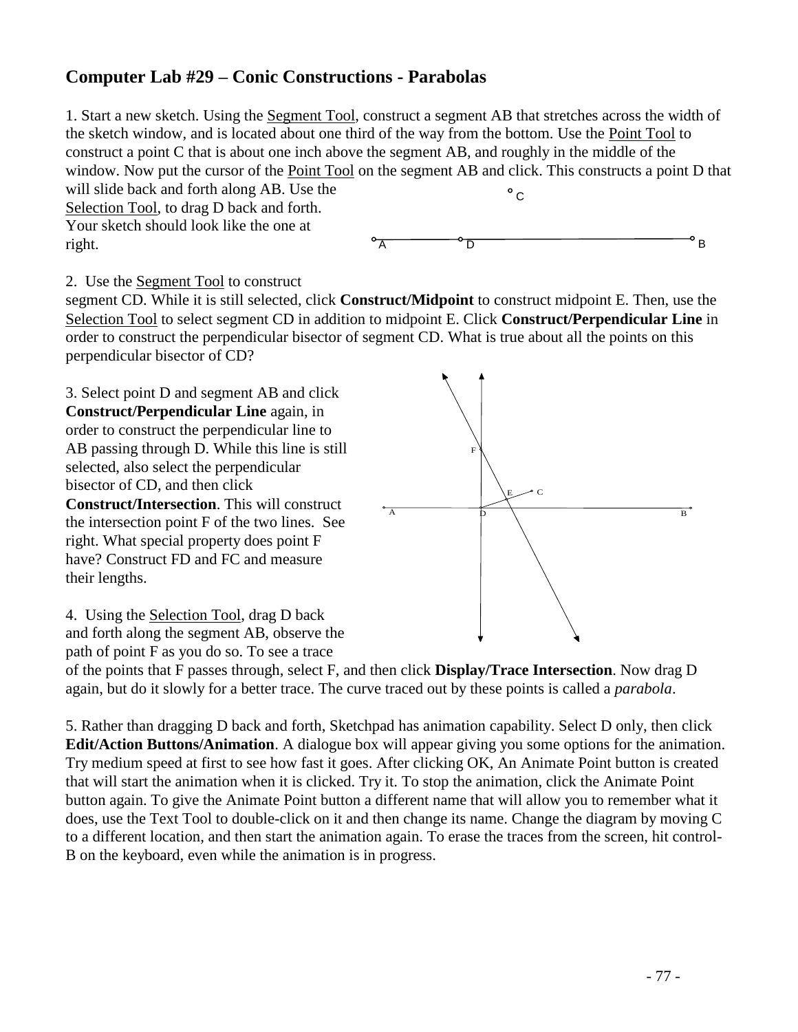## Computer Lab #29 – Conic Constructions - Parabolas

1. Start a new sketch. Using the Segment Tool, construct a segment AB that stretches across the width of the sketch window, and is located about one third of the way from the bottom. Use the Point Tool to construct a point C that is about one inch above the segment AB, and roughly in the middle of the window. Now put the cursor of the Point Tool on the segment AB and click. This constructs a point D that will slide back and forth along AB. Use the Selection Tool, to drag D back and forth. Your sketch should look like the one at right.

2. Use the Segment Tool to construct segment CD. While it is still selected, click **Construct/Midpoint** to construct midpoint E. Then, use the Selection Tool to select segment CD in addition to midpoint E. Click **Construct/Perpendicular Line** in order to construct the perpendicular bisector of segment CD. What is true about all the points on this perpendicular bisector of CD?

3. Select point D and segment AB and click **Construct/Perpendicular Line** again, in order to construct the perpendicular line to AB passing through D. While this line is still selected, also select the perpendicular bisector of CD, and then click **Construct/Intersection**. This will construct the intersection point F of the two lines. See right. What special property does point F have? Construct FD and FC and measure their lengths.

4. Using the Selection Tool, drag D back and forth along the segment AB, observe the path of point F as you do so. To see a trace of the points that F passes through, select F, and then click **Display/Trace Intersection**. Now drag D again, but do it slowly for a better trace. The curve traced out by these points is called a *parabola*.

5. Rather than dragging D back and forth, Sketchpad has animation capability. Select D only, then click **Edit/Action Buttons/Animation**. A dialogue box will appear giving you some options for the animation. Try medium speed at first to see how fast it goes. After clicking OK, An Animate Point button is created that will start the animation when it is clicked. Try it. To stop the animation, click the Animate Point button again. To give the Animate Point button a different name that will allow you to remember what it does, use the Text Tool to double-click on it and then change its name. Change the diagram by moving C to a different location, and then start the animation again. To erase the traces from the screen, hit control-B on the keyboard, even while the animation is in progress.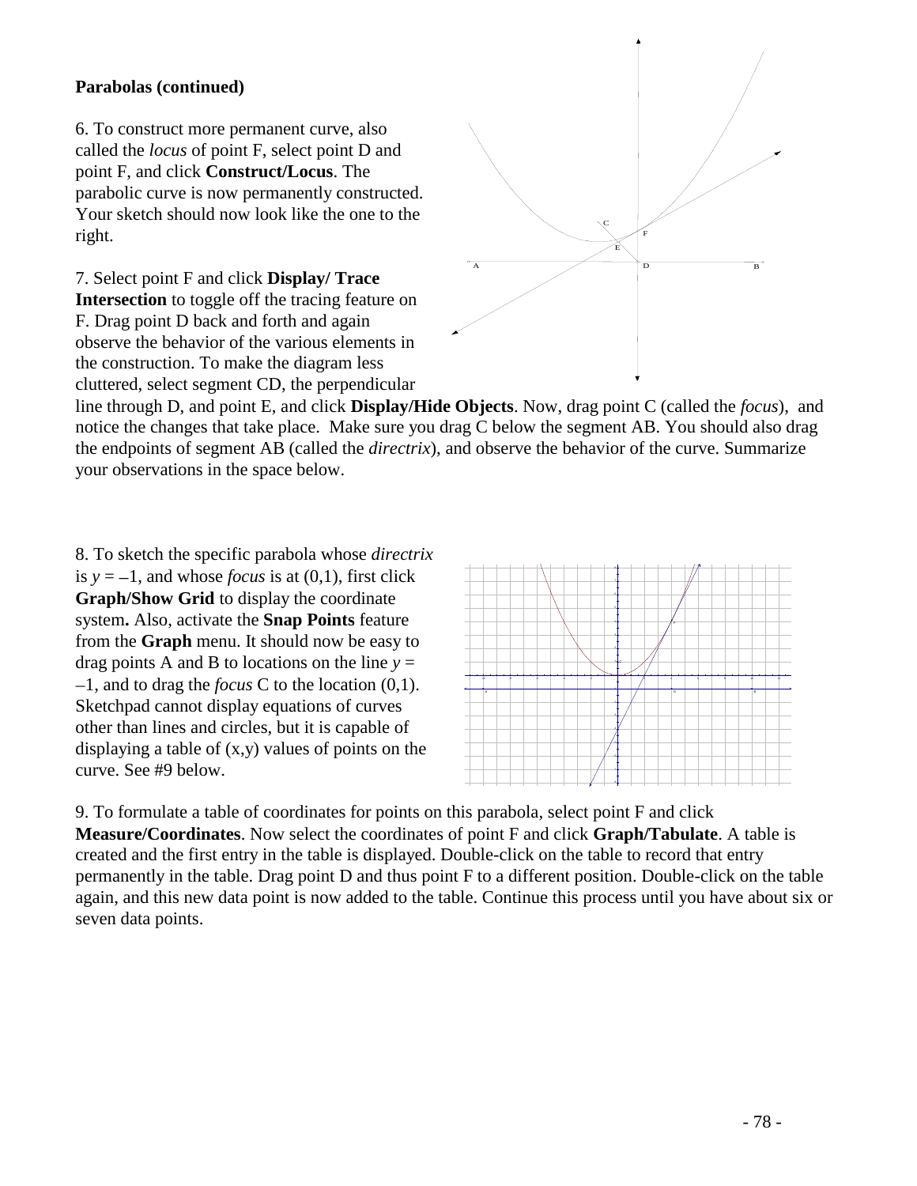**Parabolas (continued)**

6. To construct more permanent curve, also called the *locus* of point F, select point D and point F, and click **Construct/Locus**. The parabolic curve is now permanently constructed. Your sketch should now look like the one to the right.

7. Select point F and click **Display/ Trace Intersection** to toggle off the tracing feature on F. Drag point D back and forth and again observe the behavior of the various elements in the construction. To make the diagram less cluttered, select segment CD, the perpendicular line through D, and point E, and click **Display/Hide Objects**. Now, drag point C (called the *focus*), and notice the changes that take place. Make sure you drag C below the segment AB. You should also drag the endpoints of segment AB (called the *directrix*), and observe the behavior of the curve. Summarize your observations in the space below.

8. To sketch the specific parabola whose *directrix* is $y = -1$, and whose *focus* is at (0,1), first click **Graph/Show Grid** to display the coordinate system**.** Also, activate the **Snap Points** feature from the **Graph** menu. It should now be easy to drag points A and B to locations on the line $y = -1$, and to drag the *focus* C to the location (0,1). Sketchpad cannot display equations of curves other than lines and circles, but it is capable of displaying a table of (x,y) values of points on the curve. See #9 below.

9. To formulate a table of coordinates for points on this parabola, select point F and click **Measure/Coordinates**. Now select the coordinates of point F and click **Graph/Tabulate**. A table is created and the first entry in the table is displayed. Double-click on the table to record that entry permanently in the table. Drag point D and thus point F to a different position. Double-click on the table again, and this new data point is now added to the table. Continue this process until you have about six or seven data points.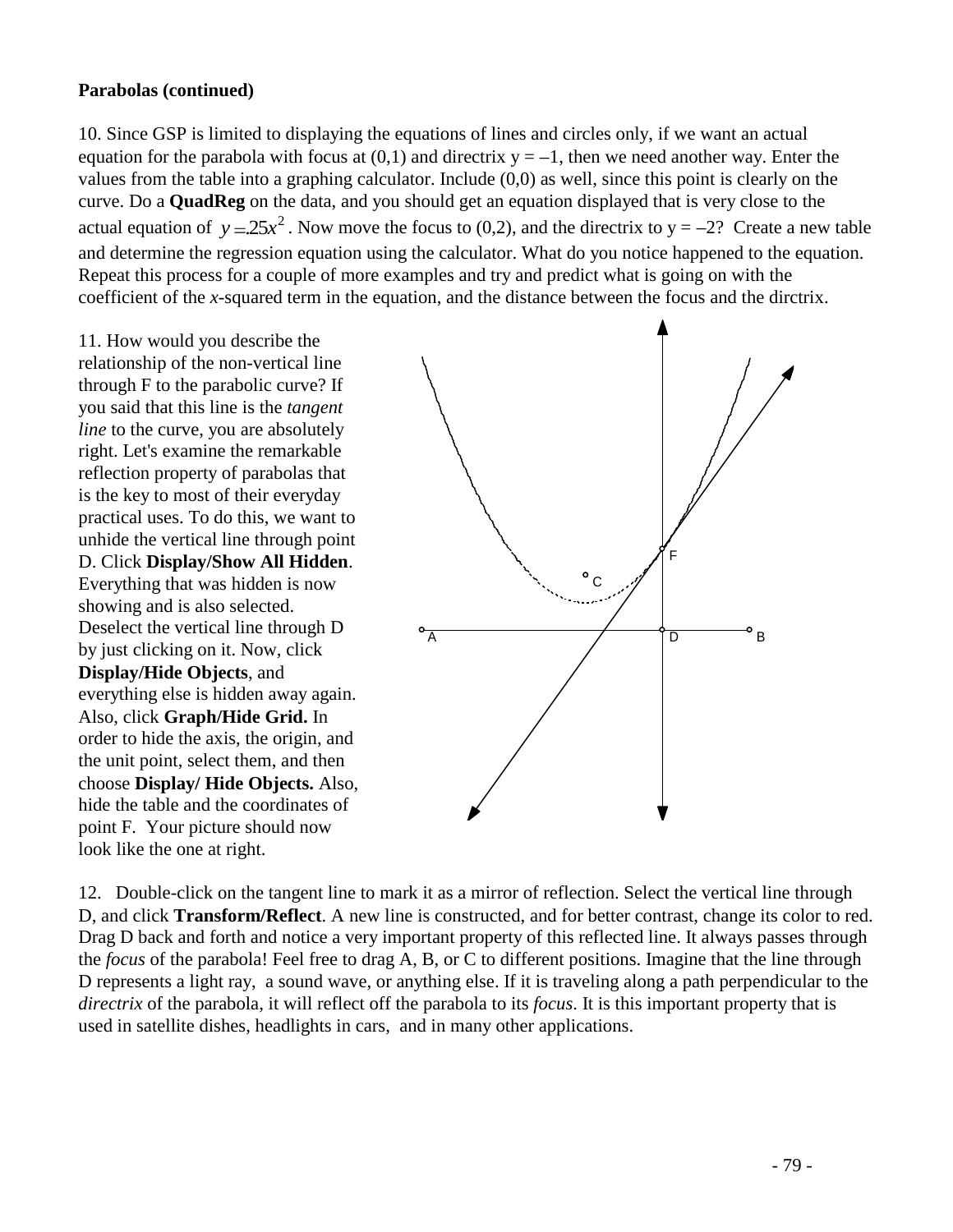**Parabolas (continued)**

10. Since GSP is limited to displaying the equations of lines and circles only, if we want an actual equation for the parabola with focus at (0,1) and directrix y = –1, then we need another way. Enter the values from the table into a graphing calculator. Include (0,0) as well, since this point is clearly on the curve. Do a **QuadReg** on the data, and you should get an equation displayed that is very close to the actual equation of $y = .25x^2$. Now move the focus to (0,2), and the directrix to y = –2? Create a new table and determine the regression equation using the calculator. What do you notice happened to the equation. Repeat this process for a couple of more examples and try and predict what is going on with the coefficient of the *x*-squared term in the equation, and the distance between the focus and the dirctrix.

11. How would you describe the relationship of the non-vertical line through F to the parabolic curve? If you said that this line is the *tangent line* to the curve, you are absolutely right. Let's examine the remarkable reflection property of parabolas that is the key to most of their everyday practical uses. To do this, we want to unhide the vertical line through point D. Click **Display/Show All Hidden**. Everything that was hidden is now showing and is also selected. Deselect the vertical line through D by just clicking on it. Now, click **Display/Hide Objects**, and everything else is hidden away again. Also, click **Graph/Hide Grid.** In order to hide the axis, the origin, and the unit point, select them, and then choose **Display/ Hide Objects.** Also, hide the table and the coordinates of point F. Your picture should now look like the one at right.

12. Double-click on the tangent line to mark it as a mirror of reflection. Select the vertical line through D, and click **Transform/Reflect**. A new line is constructed, and for better contrast, change its color to red. Drag D back and forth and notice a very important property of this reflected line. It always passes through the *focus* of the parabola! Feel free to drag A, B, or C to different positions. Imagine that the line through D represents a light ray, a sound wave, or anything else. If it is traveling along a path perpendicular to the *directrix* of the parabola, it will reflect off the parabola to its *focus*. It is this important property that is used in satellite dishes, headlights in cars, and in many other applications.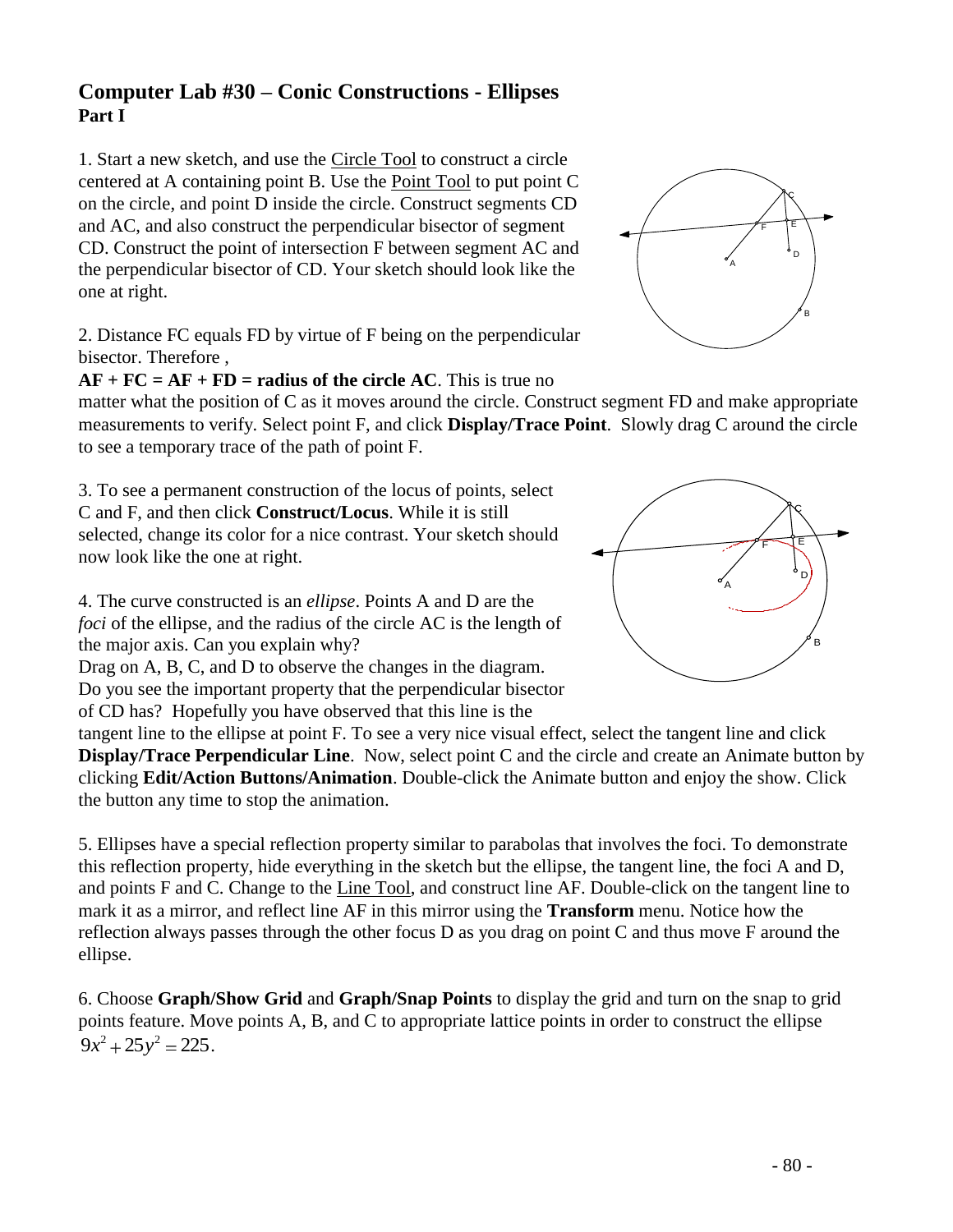# Computer Lab #30 – Conic Constructions - Ellipses

## Part I

1. Start a new sketch, and use the Circle Tool to construct a circle centered at A containing point B. Use the Point Tool to put point C on the circle, and point D inside the circle. Construct segments CD and AC, and also construct the perpendicular bisector of segment CD. Construct the point of intersection F between segment AC and the perpendicular bisector of CD. Your sketch should look like the one at right.

2. Distance FC equals FD by virtue of F being on the perpendicular bisector. Therefore ,
**AF + FC = AF + FD = radius of the circle AC**. This is true no matter what the position of C as it moves around the circle. Construct segment FD and make appropriate measurements to verify. Select point F, and click **Display/Trace Point**. Slowly drag C around the circle to see a temporary trace of the path of point F.

3. To see a permanent construction of the locus of points, select C and F, and then click **Construct/Locus**. While it is still selected, change its color for a nice contrast. Your sketch should now look like the one at right.

4. The curve constructed is an *ellipse*. Points A and D are the *foci* of the ellipse, and the radius of the circle AC is the length of the major axis. Can you explain why?
Drag on A, B, C, and D to observe the changes in the diagram. Do you see the important property that the perpendicular bisector of CD has? Hopefully you have observed that this line is the tangent line to the ellipse at point F. To see a very nice visual effect, select the tangent line and click **Display/Trace Perpendicular Line**. Now, select point C and the circle and create an Animate button by clicking **Edit/Action Buttons/Animation**. Double-click the Animate button and enjoy the show. Click the button any time to stop the animation.

5. Ellipses have a special reflection property similar to parabolas that involves the foci. To demonstrate this reflection property, hide everything in the sketch but the ellipse, the tangent line, the foci A and D, and points F and C. Change to the Line Tool, and construct line AF. Double-click on the tangent line to mark it as a mirror, and reflect line AF in this mirror using the **Transform** menu. Notice how the reflection always passes through the other focus D as you drag on point C and thus move F around the ellipse.

6. Choose **Graph/Show Grid** and **Graph/Snap Points** to display the grid and turn on the snap to grid points feature. Move points A, B, and C to appropriate lattice points in order to construct the ellipse $9x^2 + 25y^2 = 225$.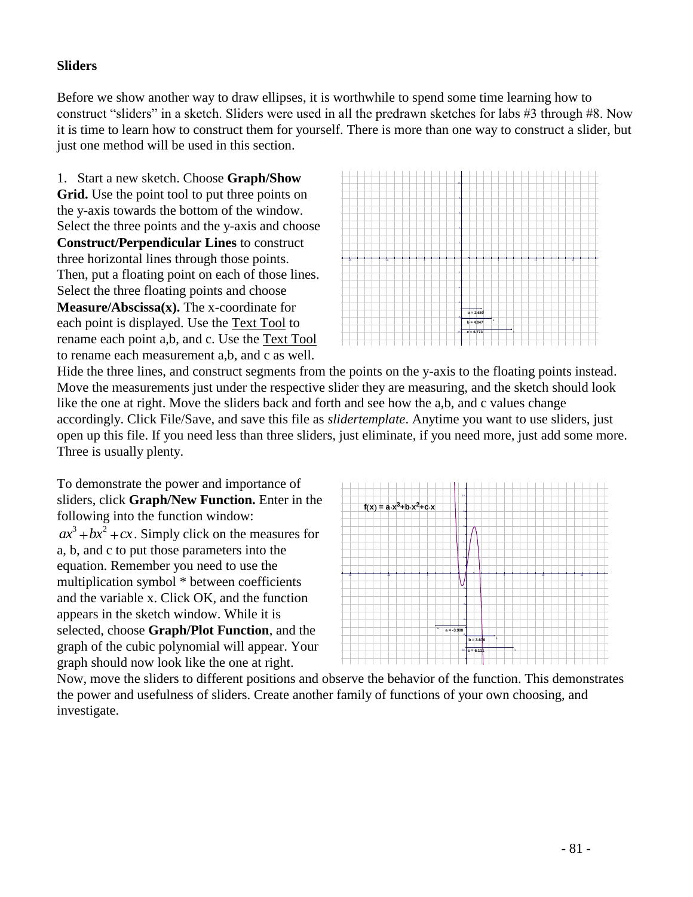**Sliders**

Before we show another way to draw ellipses, it is worthwhile to spend some time learning how to construct "sliders" in a sketch. Sliders were used in all the predrawn sketches for labs #3 through #8. Now it is time to learn how to construct them for yourself. There is more than one way to construct a slider, but just one method will be used in this section.

1. Start a new sketch. Choose **Graph/Show Grid.** Use the point tool to put three points on the y-axis towards the bottom of the window. Select the three points and the y-axis and choose **Construct/Perpendicular Lines** to construct three horizontal lines through those points. Then, put a floating point on each of those lines. Select the three floating points and choose **Measure/Abscissa(x).** The x-coordinate for each point is displayed. Use the Text Tool to rename each point a,b, and c. Use the Text Tool to rename each measurement a,b, and c as well. Hide the three lines, and construct segments from the points on the y-axis to the floating points instead. Move the measurements just under the respective slider they are measuring, and the sketch should look like the one at right. Move the sliders back and forth and see how the a,b, and c values change accordingly. Click File/Save, and save this file as *slidertemplate*. Anytime you want to use sliders, just open up this file. If you need less than three sliders, just eliminate, if you need more, just add some more. Three is usually plenty.

To demonstrate the power and importance of sliders, click **Graph/New Function.** Enter in the following into the function window: $ax^3 + bx^2 + cx$. Simply click on the measures for a, b, and c to put those parameters into the equation. Remember you need to use the multiplication symbol * between coefficients and the variable x. Click OK, and the function appears in the sketch window. While it is selected, choose **Graph/Plot Function**, and the graph of the cubic polynomial will appear. Your graph should now look like the one at right. Now, move the sliders to different positions and observe the behavior of the function. This demonstrates the power and usefulness of sliders. Create another family of functions of your own choosing, and investigate.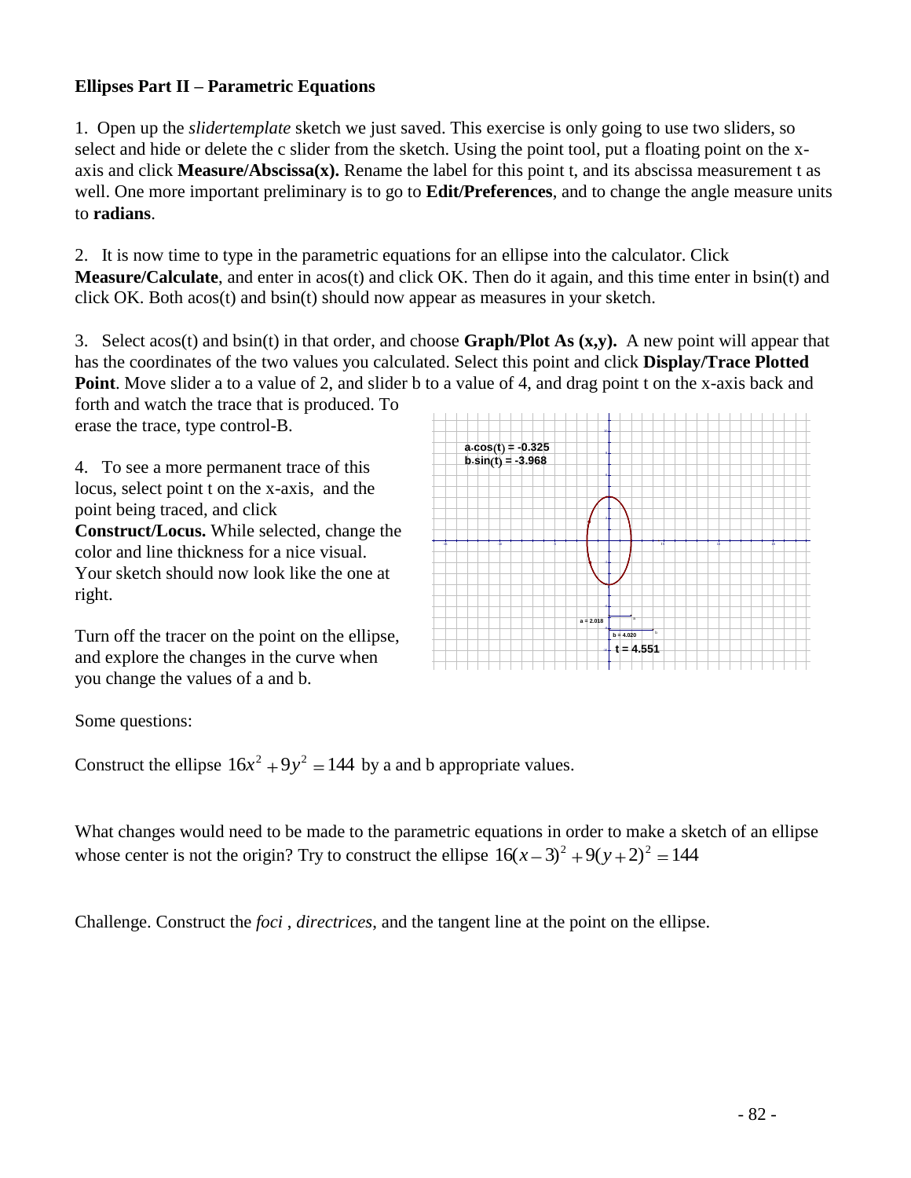**Ellipses Part II – Parametric Equations**

1. Open up the *slidertemplate* sketch we just saved. This exercise is only going to use two sliders, so select and hide or delete the c slider from the sketch. Using the point tool, put a floating point on the x-axis and click **Measure/Abscissa(x).** Rename the label for this point t, and its abscissa measurement t as well. One more important preliminary is to go to **Edit/Preferences**, and to change the angle measure units to **radians**.

2. It is now time to type in the parametric equations for an ellipse into the calculator. Click **Measure/Calculate**, and enter in acos(t) and click OK. Then do it again, and this time enter in bsin(t) and click OK. Both acos(t) and bsin(t) should now appear as measures in your sketch.

3. Select acos(t) and bsin(t) in that order, and choose **Graph/Plot As (x,y).** A new point will appear that has the coordinates of the two values you calculated. Select this point and click **Display/Trace Plotted Point**. Move slider a to a value of 2, and slider b to a value of 4, and drag point t on the x-axis back and forth and watch the trace that is produced. To erase the trace, type control-B.

4. To see a more permanent trace of this locus, select point t on the x-axis, and the point being traced, and click **Construct/Locus.** While selected, change the color and line thickness for a nice visual. Your sketch should now look like the one at right.

Turn off the tracer on the point on the ellipse, and explore the changes in the curve when you change the values of a and b.

Some questions:

Construct the ellipse $16x^2 + 9y^2 = 144$ by a and b appropriate values.

What changes would need to be made to the parametric equations in order to make a sketch of an ellipse whose center is not the origin? Try to construct the ellipse $16(x-3)^2 + 9(y+2)^2 = 144$

Challenge. Construct the *foci* , *directrices*, and the tangent line at the point on the ellipse.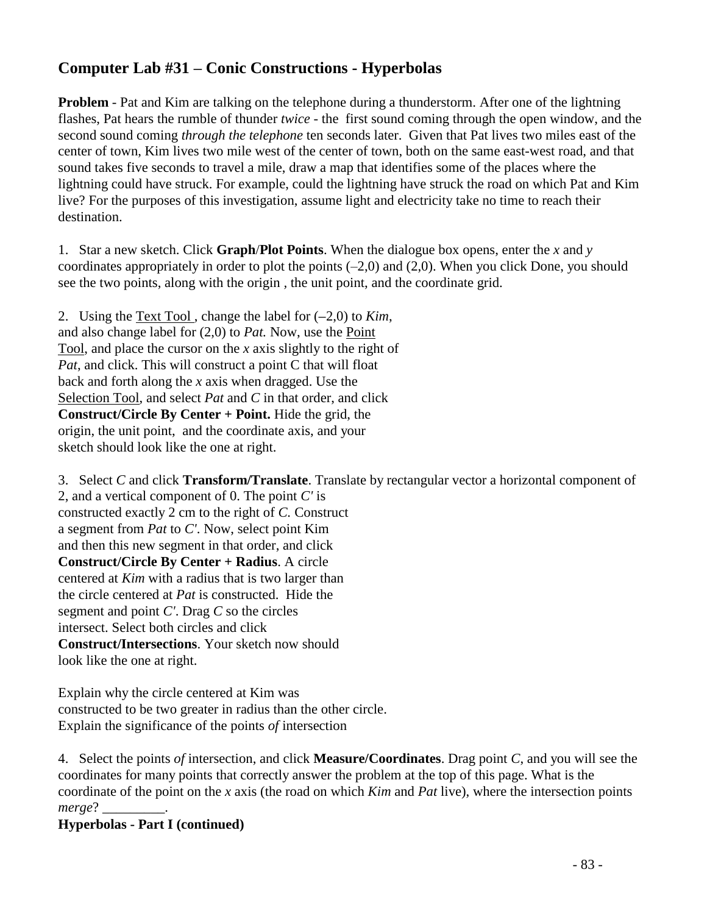## Computer Lab #31 – Conic Constructions - Hyperbolas

**Problem** - Pat and Kim are talking on the telephone during a thunderstorm. After one of the lightning flashes, Pat hears the rumble of thunder *twice* - the first sound coming through the open window, and the second sound coming *through the telephone* ten seconds later. Given that Pat lives two miles east of the center of town, Kim lives two mile west of the center of town, both on the same east-west road, and that sound takes five seconds to travel a mile, draw a map that identifies some of the places where the lightning could have struck. For example, could the lightning have struck the road on which Pat and Kim live? For the purposes of this investigation, assume light and electricity take no time to reach their destination.

1. Star a new sketch. Click **Graph/Plot Points**. When the dialogue box opens, enter the *x* and *y* coordinates appropriately in order to plot the points (–2,0) and (2,0). When you click Done, you should see the two points, along with the origin , the unit point, and the coordinate grid.

2. Using the Text Tool , change the label for (–2,0) to *Kim*, and also change label for (2,0) to *Pat.* Now, use the Point Tool, and place the cursor on the *x* axis slightly to the right of *Pat*, and click. This will construct a point C that will float back and forth along the *x* axis when dragged. Use the Selection Tool, and select *Pat* and *C* in that order, and click **Construct/Circle By Center + Point.** Hide the grid, the origin, the unit point, and the coordinate axis, and your sketch should look like the one at right.

3. Select *C* and click **Transform/Translate**. Translate by rectangular vector a horizontal component of 2, and a vertical component of 0. The point *C′* is constructed exactly 2 cm to the right of *C.* Construct a segment from *Pat* to *C′*. Now, select point Kim and then this new segment in that order, and click **Construct/Circle By Center + Radius**. A circle centered at *Kim* with a radius that is two larger than the circle centered at *Pat* is constructed. Hide the segment and point *C′*. Drag *C* so the circles intersect. Select both circles and click **Construct/Intersections**. Your sketch now should look like the one at right.

Explain why the circle centered at Kim was constructed to be two greater in radius than the other circle.
Explain the significance of the points *of* intersection

4. Select the points *of* intersection, and click **Measure/Coordinates**. Drag point *C*, and you will see the coordinates for many points that correctly answer the problem at the top of this page. What is the coordinate of the point on the *x* axis (the road on which *Kim* and *Pat* live), where the intersection points *merge*? _________.

**Hyperbolas - Part I (continued)**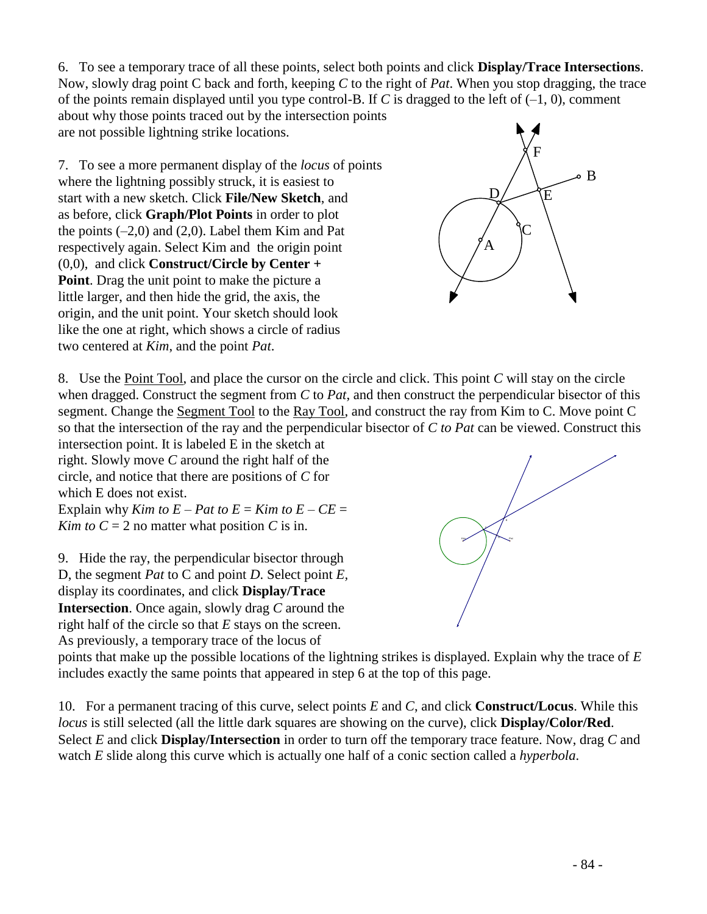6. To see a temporary trace of all these points, select both points and click **Display/Trace Intersections**. Now, slowly drag point C back and forth, keeping *C* to the right of *Pat*. When you stop dragging, the trace of the points remain displayed until you type control-B. If *C* is dragged to the left of $(-1, 0)$, comment about why those points traced out by the intersection points are not possible lightning strike locations.

7. To see a more permanent display of the *locus* of points where the lightning possibly struck, it is easiest to start with a new sketch. Click **File/New Sketch**, and as before, click **Graph/Plot Points** in order to plot the points $(-2,0)$ and $(2,0)$. Label them Kim and Pat respectively again. Select Kim and the origin point $(0,0)$, and click **Construct/Circle by Center + Point**. Drag the unit point to make the picture a little larger, and then hide the grid, the axis, the origin, and the unit point. Your sketch should look like the one at right, which shows a circle of radius two centered at *Kim*, and the point *Pat*.

8. Use the Point Tool, and place the cursor on the circle and click. This point *C* will stay on the circle when dragged. Construct the segment from *C* to *Pat*, and then construct the perpendicular bisector of this segment. Change the Segment Tool to the Ray Tool, and construct the ray from Kim to C. Move point C so that the intersection of the ray and the perpendicular bisector of *C to Pat* can be viewed. Construct this intersection point. It is labeled E in the sketch at right. Slowly move *C* around the right half of the circle, and notice that there are positions of *C* for which E does not exist.

Explain why *Kim to E* – *Pat to E* = *Kim to E* – *CE* = *Kim to C* = 2 no matter what position *C* is in.

9. Hide the ray, the perpendicular bisector through D, the segment *Pat* to C and point *D*. Select point *E*, display its coordinates, and click **Display/Trace Intersection**. Once again, slowly drag *C* around the right half of the circle so that *E* stays on the screen. As previously, a temporary trace of the locus of points that make up the possible locations of the lightning strikes is displayed. Explain why the trace of *E* includes exactly the same points that appeared in step 6 at the top of this page.

10. For a permanent tracing of this curve, select points *E* and *C*, and click **Construct/Locus**. While this *locus* is still selected (all the little dark squares are showing on the curve), click **Display/Color/Red**. Select *E* and click **Display/Intersection** in order to turn off the temporary trace feature. Now, drag *C* and watch *E* slide along this curve which is actually one half of a conic section called a *hyperbola*.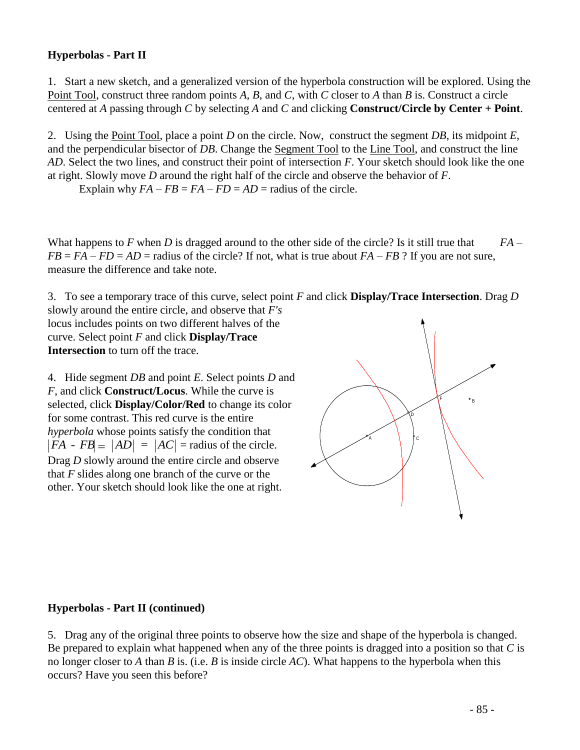**Hyperbolas - Part II**

1. Start a new sketch, and a generalized version of the hyperbola construction will be explored. Using the Point Tool, construct three random points *A*, *B*, and *C*, with *C* closer to *A* than *B* is. Construct a circle centered at *A* passing through *C* by selecting *A* and *C* and clicking **Construct/Circle by Center + Point**.

2. Using the Point Tool, place a point *D* on the circle. Now, construct the segment *DB*, its midpoint *E*, and the perpendicular bisector of *DB*. Change the Segment Tool to the Line Tool, and construct the line *AD*. Select the two lines, and construct their point of intersection *F*. Your sketch should look like the one at right. Slowly move *D* around the right half of the circle and observe the behavior of *F*.

Explain why $FA - FB = FA - FD = AD$ = radius of the circle.

What happens to *F* when *D* is dragged around to the other side of the circle? Is it still true that $FA - FB = FA - FD = AD$ = radius of the circle? If not, what is true about $FA - FB$ ? If you are not sure, measure the difference and take note.

3. To see a temporary trace of this curve, select point *F* and click **Display/Trace Intersection**. Drag *D* slowly around the entire circle, and observe that *F's* locus includes points on two different halves of the curve. Select point *F* and click **Display/Trace Intersection** to turn off the trace.

4. Hide segment *DB* and point *E*. Select points *D* and *F*, and click **Construct/Locus**. While the curve is selected, click **Display/Color/Red** to change its color for some contrast. This red curve is the entire *hyperbola* whose points satisfy the condition that $|FA - FB| = |AD| = |AC|$ = radius of the circle. Drag *D* slowly around the entire circle and observe that *F* slides along one branch of the curve or the other. Your sketch should look like the one at right.

**Hyperbolas - Part II (continued)**

5. Drag any of the original three points to observe how the size and shape of the hyperbola is changed. Be prepared to explain what happened when any of the three points is dragged into a position so that *C* is no longer closer to *A* than *B* is. (i.e. *B* is inside circle *AC*). What happens to the hyperbola when this occurs? Have you seen this before?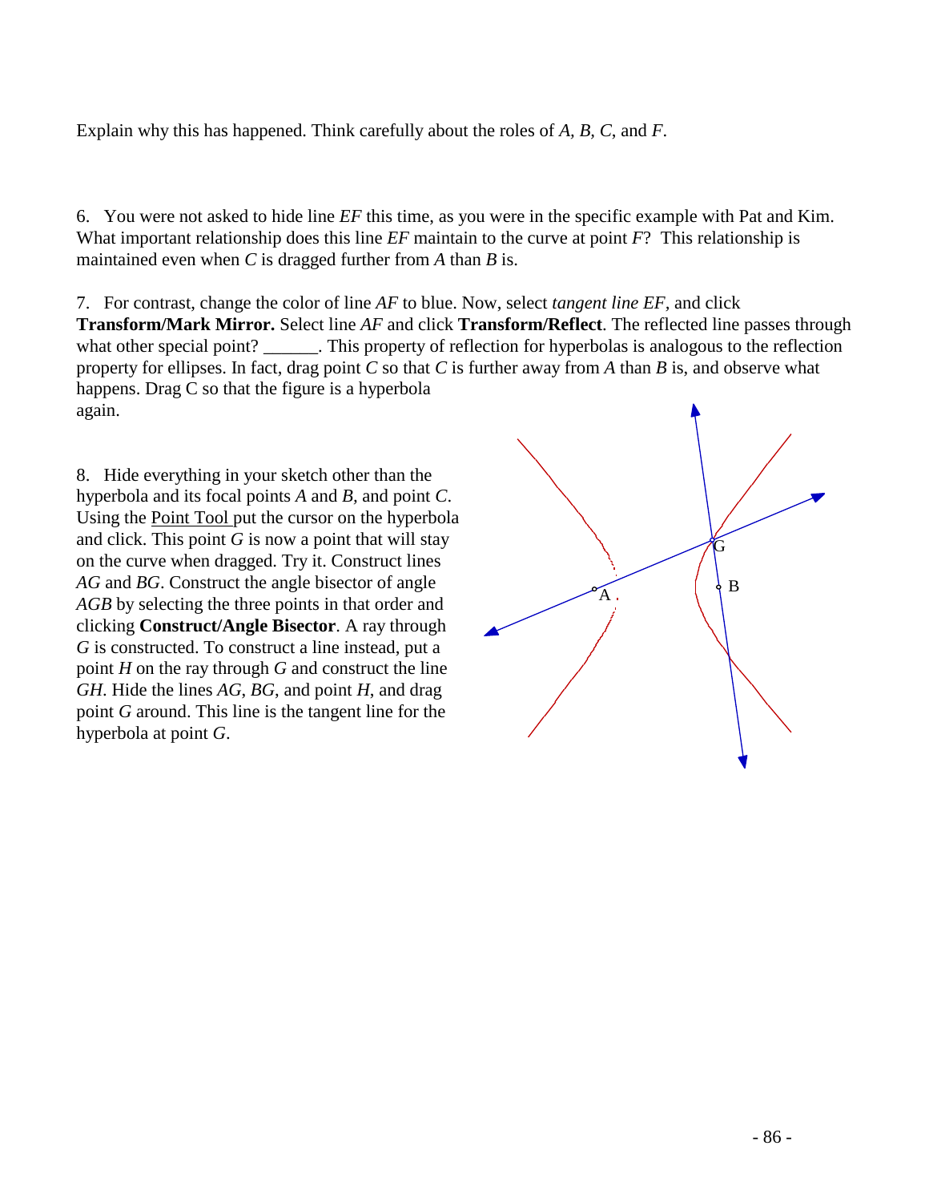Explain why this has happened. Think carefully about the roles of *A*, *B*, *C*, and *F*.

6. You were not asked to hide line *EF* this time, as you were in the specific example with Pat and Kim. What important relationship does this line *EF* maintain to the curve at point *F*? This relationship is maintained even when *C* is dragged further from *A* than *B* is.

7. For contrast, change the color of line *AF* to blue. Now, select *tangent line EF*, and click **Transform/Mark Mirror.** Select line *AF* and click **Transform/Reflect**. The reflected line passes through what other special point? ______. This property of reflection for hyperbolas is analogous to the reflection property for ellipses. In fact, drag point *C* so that *C* is further away from *A* than *B* is, and observe what happens. Drag C so that the figure is a hyperbola again.

8. Hide everything in your sketch other than the hyperbola and its focal points *A* and *B*, and point *C*. Using the Point Tool put the cursor on the hyperbola and click. This point *G* is now a point that will stay on the curve when dragged. Try it. Construct lines *AG* and *BG*. Construct the angle bisector of angle *AGB* by selecting the three points in that order and clicking **Construct/Angle Bisector**. A ray through *G* is constructed. To construct a line instead, put a point *H* on the ray through *G* and construct the line *GH*. Hide the lines *AG*, *BG*, and point *H*, and drag point *G* around. This line is the tangent line for the hyperbola at point *G*.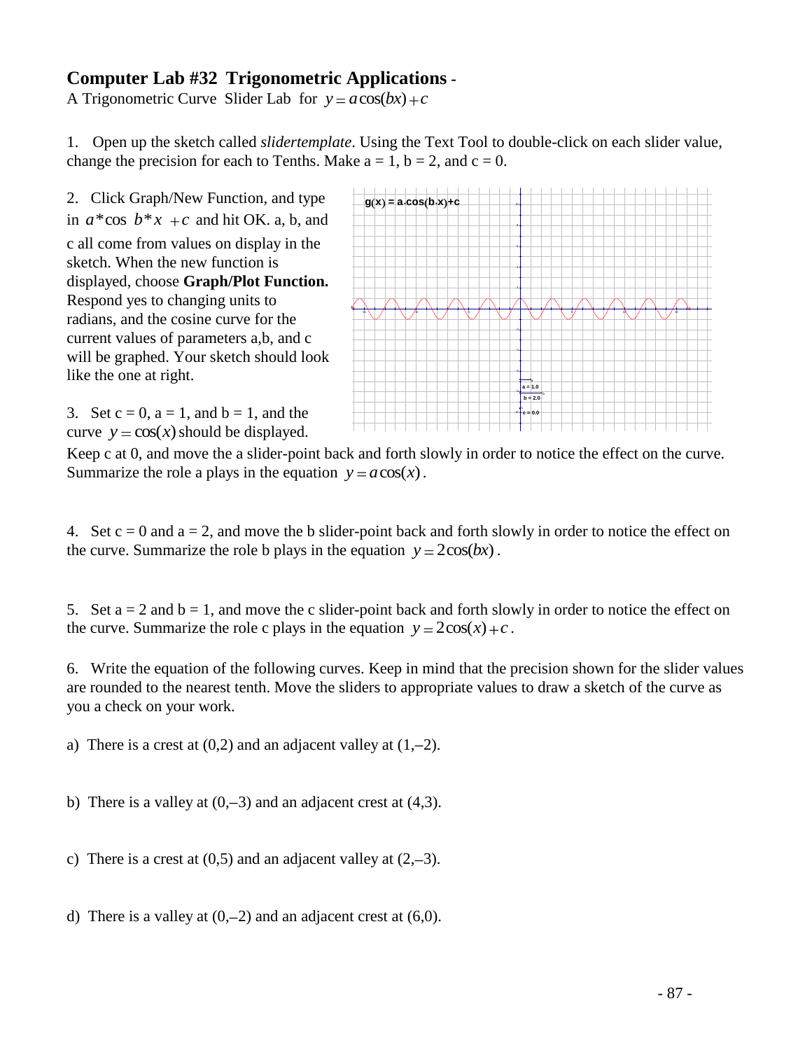# Computer Lab #32 Trigonometric Applications -

A Trigonometric Curve Slider Lab for $y = a\cos(bx) + c$

1. Open up the sketch called *slidertemplate*. Using the Text Tool to double-click on each slider value, change the precision for each to Tenths. Make a = 1, b = 2, and c = 0.

2. Click Graph/New Function, and type in $a*\cos\ b*x\ +c$ and hit OK. a, b, and c all come from values on display in the sketch. When the new function is displayed, choose **Graph/Plot Function.** Respond yes to changing units to radians, and the cosine curve for the current values of parameters a,b, and c will be graphed. Your sketch should look like the one at right.

3. Set c = 0, a = 1, and b = 1, and the curve $y = \cos(x)$ should be displayed. Keep c at 0, and move the a slider-point back and forth slowly in order to notice the effect on the curve. Summarize the role a plays in the equation $y = a\cos(x)$.

4. Set c = 0 and a = 2, and move the b slider-point back and forth slowly in order to notice the effect on the curve. Summarize the role b plays in the equation $y = 2\cos(bx)$.

5. Set a = 2 and b = 1, and move the c slider-point back and forth slowly in order to notice the effect on the curve. Summarize the role c plays in the equation $y = 2\cos(x) + c$.

6. Write the equation of the following curves. Keep in mind that the precision shown for the slider values are rounded to the nearest tenth. Move the sliders to appropriate values to draw a sketch of the curve as you a check on your work.

a) There is a crest at (0,2) and an adjacent valley at (1,–2).

b) There is a valley at (0,–3) and an adjacent crest at (4,3).

c) There is a crest at (0,5) and an adjacent valley at (2,–3).

d) There is a valley at (0,–2) and an adjacent crest at (6,0).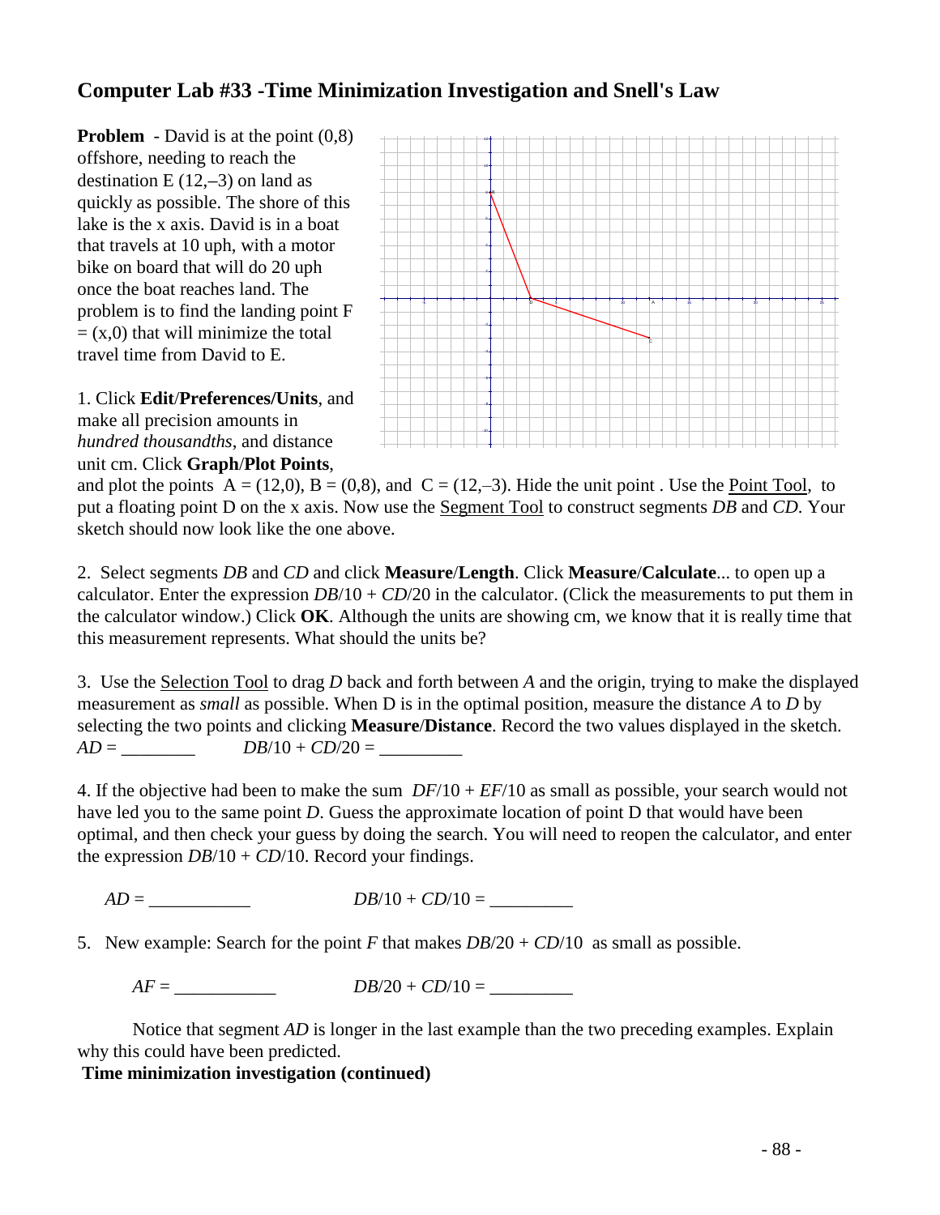## Computer Lab #33 -Time Minimization Investigation and Snell's Law

**Problem** - David is at the point (0,8) offshore, needing to reach the destination E (12,–3) on land as quickly as possible. The shore of this lake is the x axis. David is in a boat that travels at 10 uph, with a motor bike on board that will do 20 uph once the boat reaches land. The problem is to find the landing point F = (x,0) that will minimize the total travel time from David to E.

1. Click **Edit**/**Preferences/Units**, and make all precision amounts in *hundred thousandths*, and distance unit cm. Click **Graph**/**Plot Points**, and plot the points A = (12,0), B = (0,8), and C = (12,–3). Hide the unit point . Use the Point Tool, to put a floating point D on the x axis. Now use the Segment Tool to construct segments *DB* and *CD*. Your sketch should now look like the one above.

2. Select segments *DB* and *CD* and click **Measure**/**Length**. Click **Measure**/**Calculate**... to open up a calculator. Enter the expression *DB*/10 + *CD*/20 in the calculator. (Click the measurements to put them in the calculator window.) Click **OK**. Although the units are showing cm, we know that it is really time that this measurement represents. What should the units be?

3. Use the Selection Tool to drag *D* back and forth between *A* and the origin, trying to make the displayed measurement as *small* as possible. When D is in the optimal position, measure the distance *A* to *D* by selecting the two points and clicking **Measure**/**Distance**. Record the two values displayed in the sketch.
*AD* = ________ *DB*/10 + *CD*/20 = _________

4. If the objective had been to make the sum *DF*/10 + *EF*/10 as small as possible, your search would not have led you to the same point *D*. Guess the approximate location of point D that would have been optimal, and then check your guess by doing the search. You will need to reopen the calculator, and enter the expression *DB*/10 + *CD*/10. Record your findings.

*AD* = ___________ *DB*/10 + *CD*/10 = _________

5. New example: Search for the point *F* that makes *DB*/20 + *CD*/10 as small as possible.

*AF* = ___________ *DB*/20 + *CD*/10 = _________

Notice that segment *AD* is longer in the last example than the two preceding examples. Explain why this could have been predicted.

**Time minimization investigation (continued)**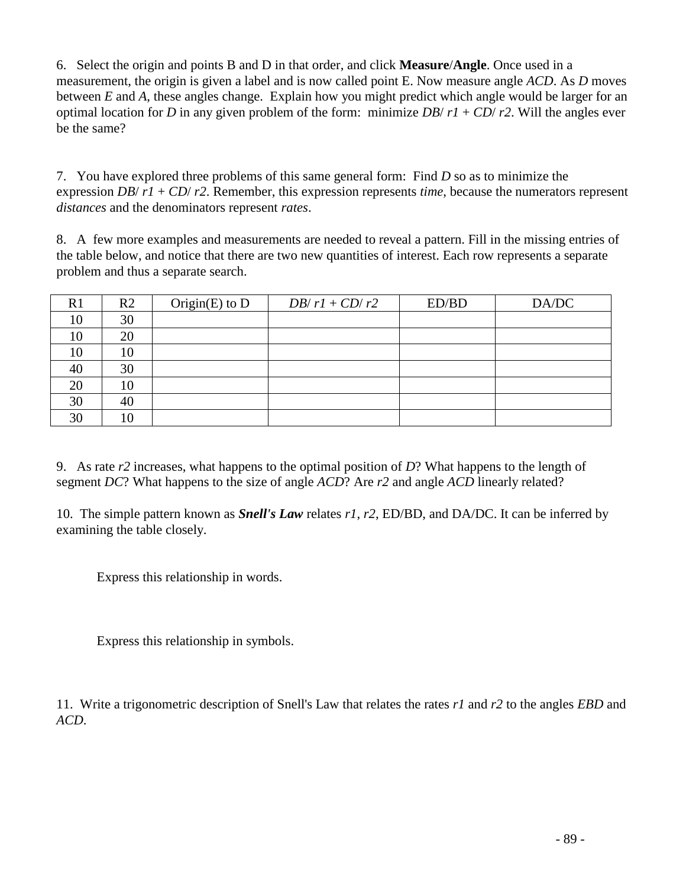6. Select the origin and points B and D in that order, and click **Measure**/**Angle**. Once used in a measurement, the origin is given a label and is now called point E. Now measure angle *ACD*. As *D* moves between *E* and *A*, these angles change. Explain how you might predict which angle would be larger for an optimal location for *D* in any given problem of the form: minimize $DB/r1 + CD/r2$. Will the angles ever be the same?

7. You have explored three problems of this same general form: Find *D* so as to minimize the expression $DB/r1 + CD/r2$. Remember, this expression represents *time*, because the numerators represent *distances* and the denominators represent *rates*.

8. A few more examples and measurements are needed to reveal a pattern. Fill in the missing entries of the table below, and notice that there are two new quantities of interest. Each row represents a separate problem and thus a separate search.

| R1 | R2 | Origin(E) to D | $DB/r1 + CD/r2$ | ED/BD | DA/DC |
|---|---|---|---|---|---|
| 10 | 30 | | | | |
| 10 | 20 | | | | |
| 10 | 10 | | | | |
| 40 | 30 | | | | |
| 20 | 10 | | | | |
| 30 | 40 | | | | |
| 30 | 10 | | | | |

9. As rate *r2* increases, what happens to the optimal position of *D*? What happens to the length of segment *DC*? What happens to the size of angle *ACD*? Are *r2* and angle *ACD* linearly related?

10. The simple pattern known as ***Snell's Law*** relates *r1*, *r2*, ED/BD, and DA/DC. It can be inferred by examining the table closely.

Express this relationship in words.

Express this relationship in symbols.

11. Write a trigonometric description of Snell's Law that relates the rates *r1* and *r2* to the angles *EBD* and *ACD*.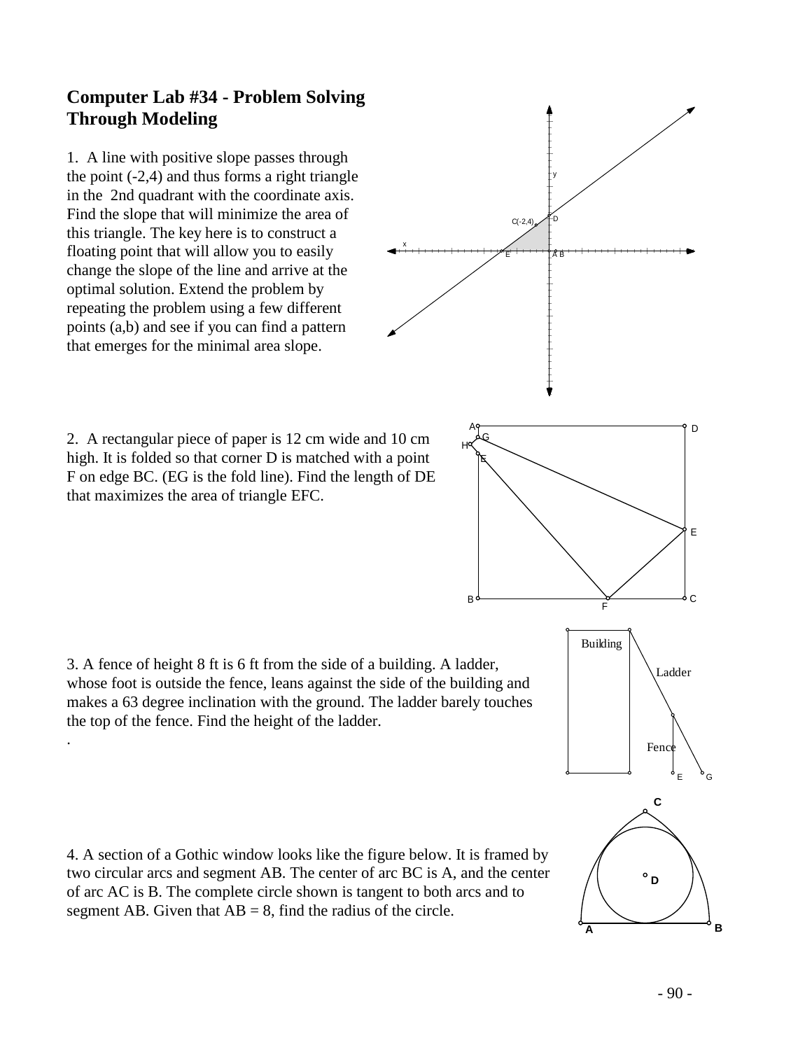## Computer Lab #34 - Problem Solving Through Modeling

1. A line with positive slope passes through the point (-2,4) and thus forms a right triangle in the 2nd quadrant with the coordinate axis. Find the slope that will minimize the area of this triangle. The key here is to construct a floating point that will allow you to easily change the slope of the line and arrive at the optimal solution. Extend the problem by repeating the problem using a few different points (a,b) and see if you can find a pattern that emerges for the minimal area slope.

2. A rectangular piece of paper is 12 cm wide and 10 cm high. It is folded so that corner D is matched with a point F on edge BC. (EG is the fold line). Find the length of DE that maximizes the area of triangle EFC.

3. A fence of height 8 ft is 6 ft from the side of a building. A ladder, whose foot is outside the fence, leans against the side of the building and makes a 63 degree inclination with the ground. The ladder barely touches the top of the fence. Find the height of the ladder.

.

4. A section of a Gothic window looks like the figure below. It is framed by two circular arcs and segment AB. The center of arc BC is A, and the center of arc AC is B. The complete circle shown is tangent to both arcs and to segment AB. Given that AB = 8, find the radius of the circle.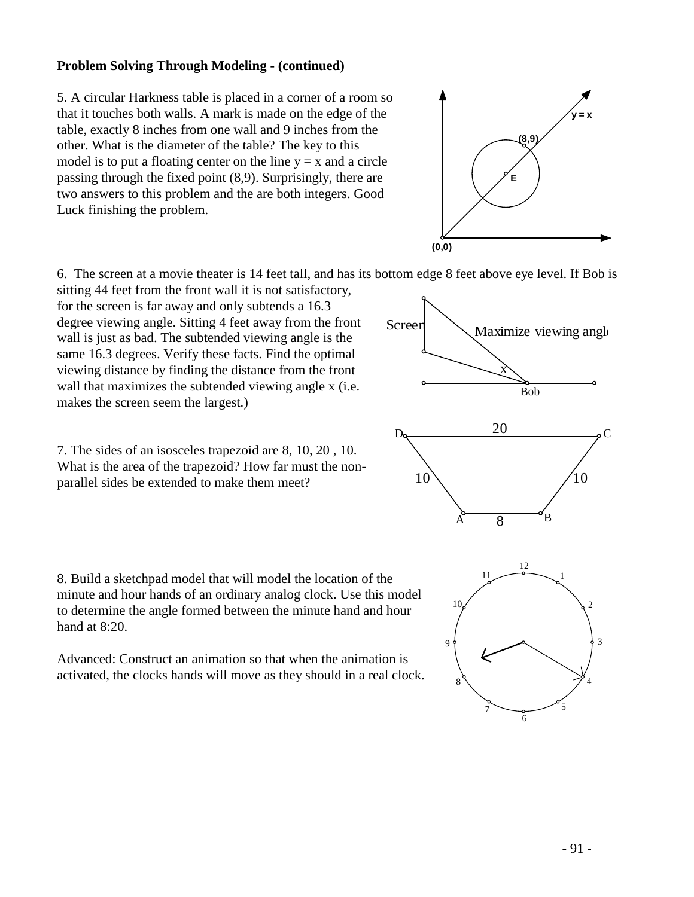**Problem Solving Through Modeling - (continued)**

5. A circular Harkness table is placed in a corner of a room so that it touches both walls. A mark is made on the edge of the table, exactly 8 inches from one wall and 9 inches from the other. What is the diameter of the table? The key to this model is to put a floating center on the line $y = x$ and a circle passing through the fixed point (8,9). Surprisingly, there are two answers to this problem and the are both integers. Good Luck finishing the problem.

6. The screen at a movie theater is 14 feet tall, and has its bottom edge 8 feet above eye level. If Bob is sitting 44 feet from the front wall it is not satisfactory, for the screen is far away and only subtends a 16.3 degree viewing angle. Sitting 4 feet away from the front wall is just as bad. The subtended viewing angle is the same 16.3 degrees. Verify these facts. Find the optimal viewing distance by finding the distance from the front wall that maximizes the subtended viewing angle x (i.e. makes the screen seem the largest.)

7. The sides of an isosceles trapezoid are 8, 10, 20 , 10. What is the area of the trapezoid? How far must the non-parallel sides be extended to make them meet?

8. Build a sketchpad model that will model the location of the minute and hour hands of an ordinary analog clock. Use this model to determine the angle formed between the minute hand and hour hand at 8:20.

Advanced: Construct an animation so that when the animation is activated, the clocks hands will move as they should in a real clock.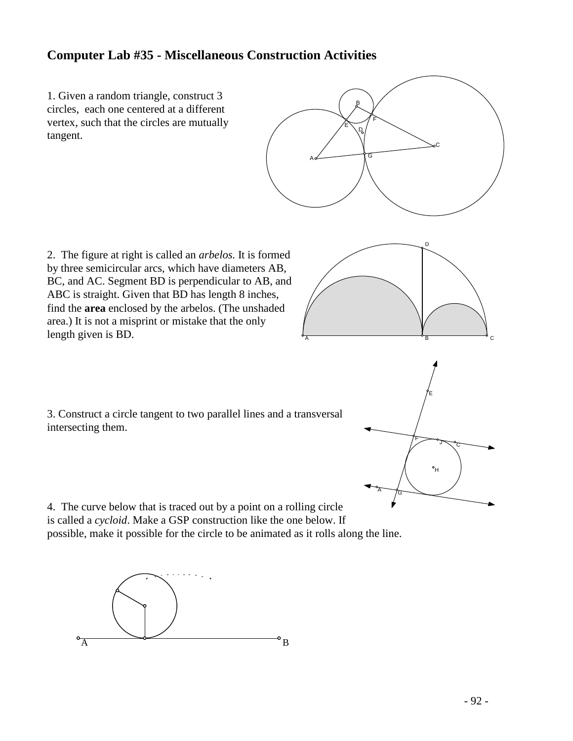## Computer Lab #35 - Miscellaneous Construction Activities

1. Given a random triangle, construct 3 circles, each one centered at a different vertex, such that the circles are mutually tangent.

2. The figure at right is called an *arbelos.* It is formed by three semicircular arcs, which have diameters AB, BC, and AC. Segment BD is perpendicular to AB, and ABC is straight. Given that BD has length 8 inches, find the **area** enclosed by the arbelos. (The unshaded area.) It is not a misprint or mistake that the only length given is BD.

3. Construct a circle tangent to two parallel lines and a transversal intersecting them.

4. The curve below that is traced out by a point on a rolling circle is called a *cycloid*. Make a GSP construction like the one below. If possible, make it possible for the circle to be animated as it rolls along the line.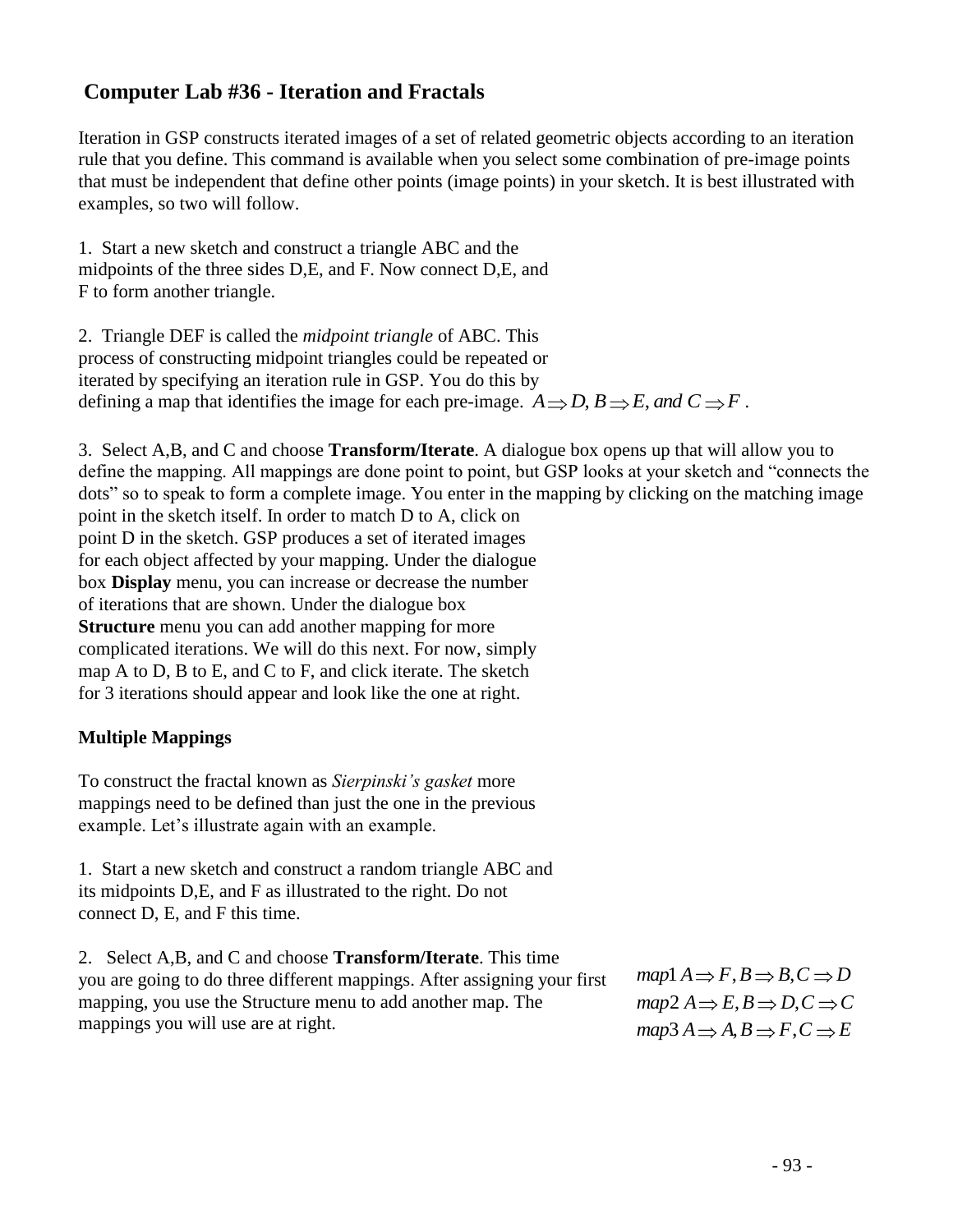## Computer Lab #36 - Iteration and Fractals

Iteration in GSP constructs iterated images of a set of related geometric objects according to an iteration rule that you define. This command is available when you select some combination of pre-image points that must be independent that define other points (image points) in your sketch. It is best illustrated with examples, so two will follow.

1. Start a new sketch and construct a triangle ABC and the midpoints of the three sides D,E, and F. Now connect D,E, and F to form another triangle.

2. Triangle DEF is called the *midpoint triangle* of ABC. This process of constructing midpoint triangles could be repeated or iterated by specifying an iteration rule in GSP. You do this by defining a map that identifies the image for each pre-image. $A \Rightarrow D, B \Rightarrow E, and\ C \Rightarrow F$.

3. Select A,B, and C and choose **Transform/Iterate**. A dialogue box opens up that will allow you to define the mapping. All mappings are done point to point, but GSP looks at your sketch and "connects the dots" so to speak to form a complete image. You enter in the mapping by clicking on the matching image point in the sketch itself. In order to match D to A, click on point D in the sketch. GSP produces a set of iterated images for each object affected by your mapping. Under the dialogue box **Display** menu, you can increase or decrease the number of iterations that are shown. Under the dialogue box **Structure** menu you can add another mapping for more complicated iterations. We will do this next. For now, simply map A to D, B to E, and C to F, and click iterate. The sketch for 3 iterations should appear and look like the one at right.

### Multiple Mappings

To construct the fractal known as *Sierpinski's gasket* more mappings need to be defined than just the one in the previous example. Let's illustrate again with an example.

1. Start a new sketch and construct a random triangle ABC and its midpoints D,E, and F as illustrated to the right. Do not connect D, E, and F this time.

2. Select A,B, and C and choose **Transform/Iterate**. This time you are going to do three different mappings. After assigning your first mapping, you use the Structure menu to add another map. The mappings you will use are at right.

$$map1\ A \Rightarrow F, B \Rightarrow B, C \Rightarrow D$$
$$map2\ A \Rightarrow E, B \Rightarrow D, C \Rightarrow C$$
$$map3\ A \Rightarrow A, B \Rightarrow F, C \Rightarrow E$$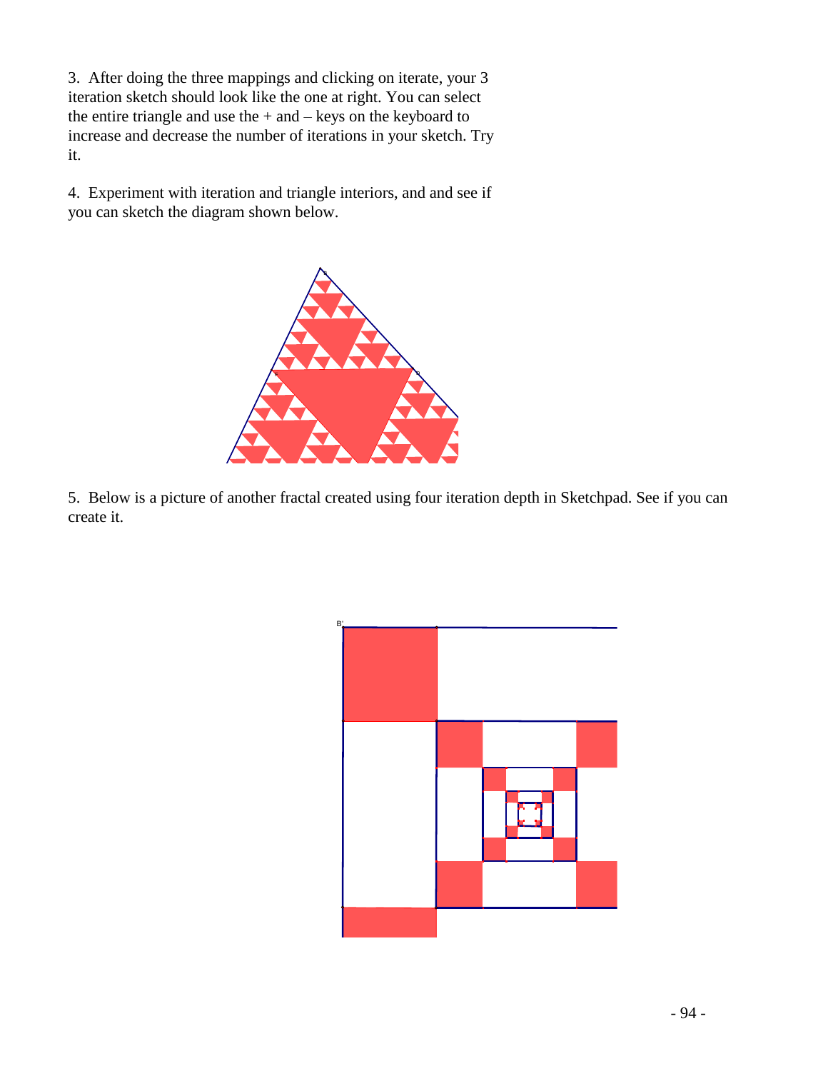3. After doing the three mappings and clicking on iterate, your 3 iteration sketch should look like the one at right. You can select the entire triangle and use the + and – keys on the keyboard to increase and decrease the number of iterations in your sketch. Try it.

4. Experiment with iteration and triangle interiors, and and see if you can sketch the diagram shown below.

5. Below is a picture of another fractal created using four iteration depth in Sketchpad. See if you can create it.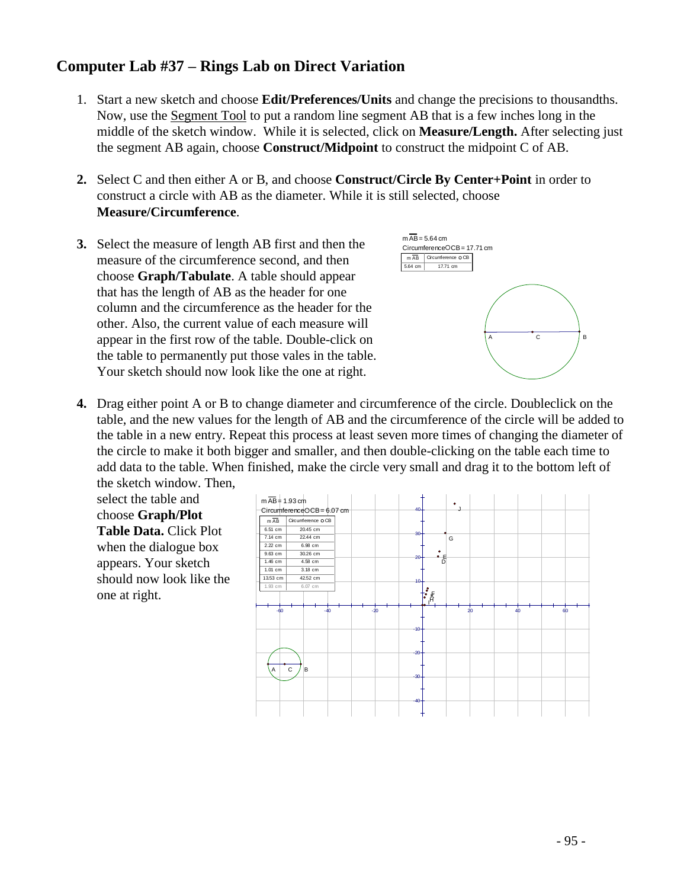## Computer Lab #37 – Rings Lab on Direct Variation

1. Start a new sketch and choose **Edit/Preferences/Units** and change the precisions to thousandths. Now, use the Segment Tool to put a random line segment AB that is a few inches long in the middle of the sketch window. While it is selected, click on **Measure/Length.** After selecting just the segment AB again, choose **Construct/Midpoint** to construct the midpoint C of AB.

2. Select C and then either A or B, and choose **Construct/Circle By Center+Point** in order to construct a circle with AB as the diameter. While it is still selected, choose **Measure/Circumference**.

3. Select the measure of length AB first and then the measure of the circumference second, and then choose **Graph/Tabulate**. A table should appear that has the length of AB as the header for one column and the circumference as the header for the other. Also, the current value of each measure will appear in the first row of the table. Double-click on the table to permanently put those vales in the table. Your sketch should now look like the one at right.

m $\overline{AB}$ = 5.64 cm
Circumference ⊙CB = 17.71 cm

| m $\overline{AB}$ | Circumference ⊙CB |
|---|---|
| 5.64 cm | 17.71 cm |

4. Drag either point A or B to change diameter and circumference of the circle. Doubleclick on the table, and the new values for the length of AB and the circumference of the circle will be added to the table in a new entry. Repeat this process at least seven more times of changing the diameter of the circle to make it both bigger and smaller, and then double-clicking on the table each time to add data to the table. When finished, make the circle very small and drag it to the bottom left of the sketch window. Then, select the table and choose **Graph/Plot Table Data.** Click Plot when the dialogue box appears. Your sketch should now look like the one at right.

m $\overline{AB}$ = 1.93 cm
Circumference ⊙CB = 6.07 cm

| m $\overline{AB}$ | Circumference ⊙CB |
|---|---|
| 6.51 cm | 20.45 cm |
| 7.14 cm | 22.44 cm |
| 2.22 cm | 6.98 cm |
| 9.63 cm | 30.26 cm |
| 1.46 cm | 4.58 cm |
| 1.01 cm | 3.18 cm |
| 13.53 cm | 42.52 cm |
| 1.93 cm | 6.07 cm |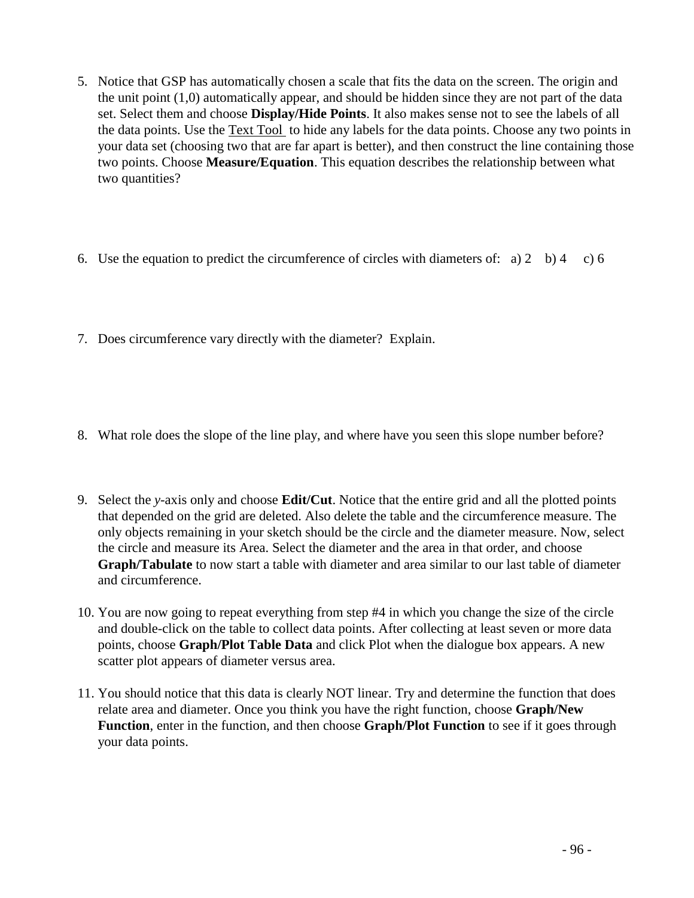5. Notice that GSP has automatically chosen a scale that fits the data on the screen. The origin and the unit point (1,0) automatically appear, and should be hidden since they are not part of the data set. Select them and choose **Display/Hide Points**. It also makes sense not to see the labels of all the data points. Use the Text Tool to hide any labels for the data points. Choose any two points in your data set (choosing two that are far apart is better), and then construct the line containing those two points. Choose **Measure/Equation**. This equation describes the relationship between what two quantities?

6. Use the equation to predict the circumference of circles with diameters of: a) 2 b) 4 c) 6

7. Does circumference vary directly with the diameter? Explain.

8. What role does the slope of the line play, and where have you seen this slope number before?

9. Select the *y*-axis only and choose **Edit/Cut**. Notice that the entire grid and all the plotted points that depended on the grid are deleted. Also delete the table and the circumference measure. The only objects remaining in your sketch should be the circle and the diameter measure. Now, select the circle and measure its Area. Select the diameter and the area in that order, and choose **Graph/Tabulate** to now start a table with diameter and area similar to our last table of diameter and circumference.

10. You are now going to repeat everything from step #4 in which you change the size of the circle and double-click on the table to collect data points. After collecting at least seven or more data points, choose **Graph/Plot Table Data** and click Plot when the dialogue box appears. A new scatter plot appears of diameter versus area.

11. You should notice that this data is clearly NOT linear. Try and determine the function that does relate area and diameter. Once you think you have the right function, choose **Graph/New Function**, enter in the function, and then choose **Graph/Plot Function** to see if it goes through your data points.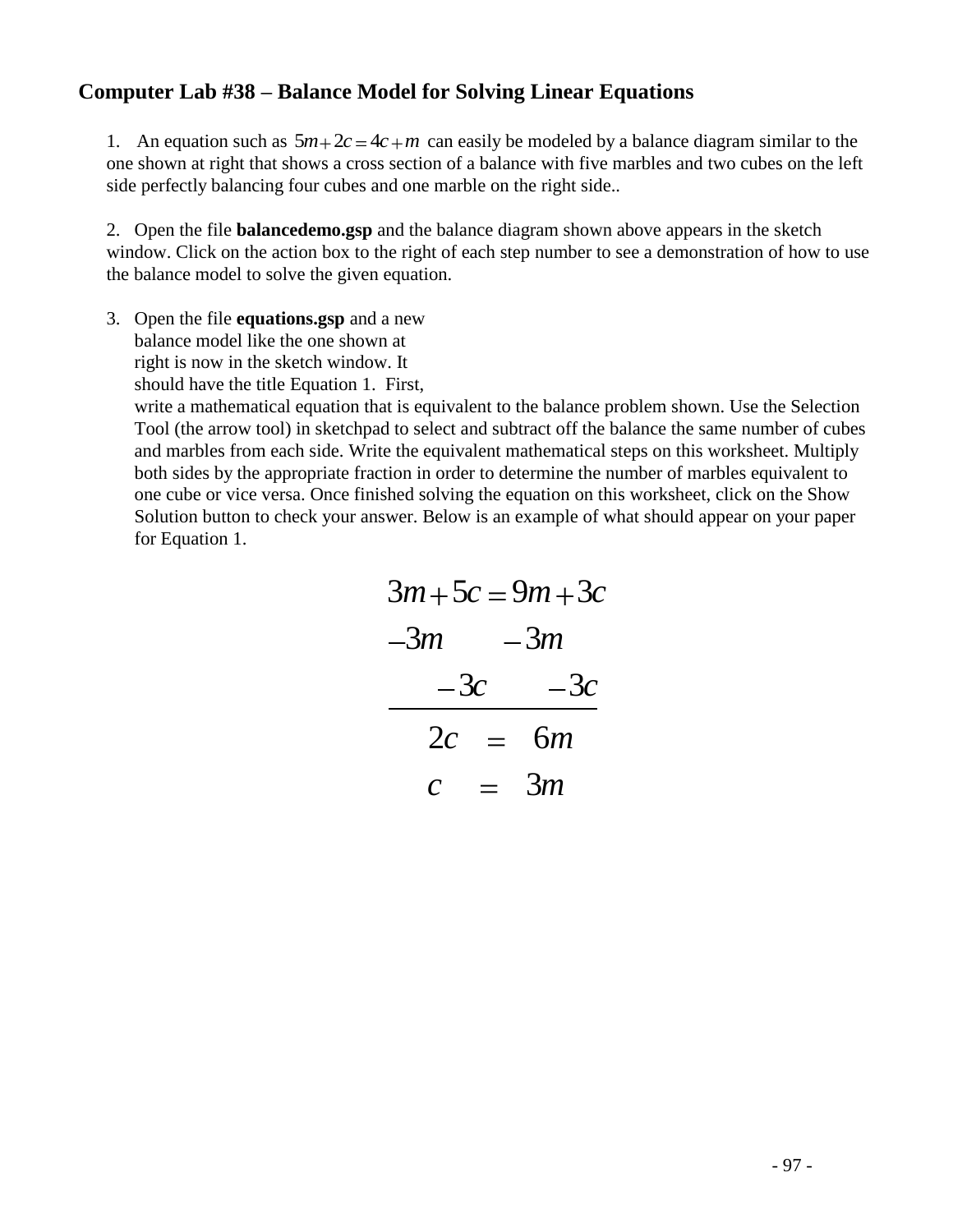## Computer Lab #38 – Balance Model for Solving Linear Equations

1. An equation such as $5m+2c=4c+m$ can easily be modeled by a balance diagram similar to the one shown at right that shows a cross section of a balance with five marbles and two cubes on the left side perfectly balancing four cubes and one marble on the right side..

2. Open the file **balancedemo.gsp** and the balance diagram shown above appears in the sketch window. Click on the action box to the right of each step number to see a demonstration of how to use the balance model to solve the given equation.

3. Open the file **equations.gsp** and a new balance model like the one shown at right is now in the sketch window. It should have the title Equation 1. First, write a mathematical equation that is equivalent to the balance problem shown. Use the Selection Tool (the arrow tool) in sketchpad to select and subtract off the balance the same number of cubes and marbles from each side. Write the equivalent mathematical steps on this worksheet. Multiply both sides by the appropriate fraction in order to determine the number of marbles equivalent to one cube or vice versa. Once finished solving the equation on this worksheet, click on the Show Solution button to check your answer. Below is an example of what should appear on your paper for Equation 1.

$$
\begin{array}{rcl}
3m+5c & = & 9m+3c \\
-3m \qquad & & -3m \qquad \\
\quad -3c & & \quad -3c \\
\hline
2c & = & 6m \\
c & = & 3m
\end{array}
$$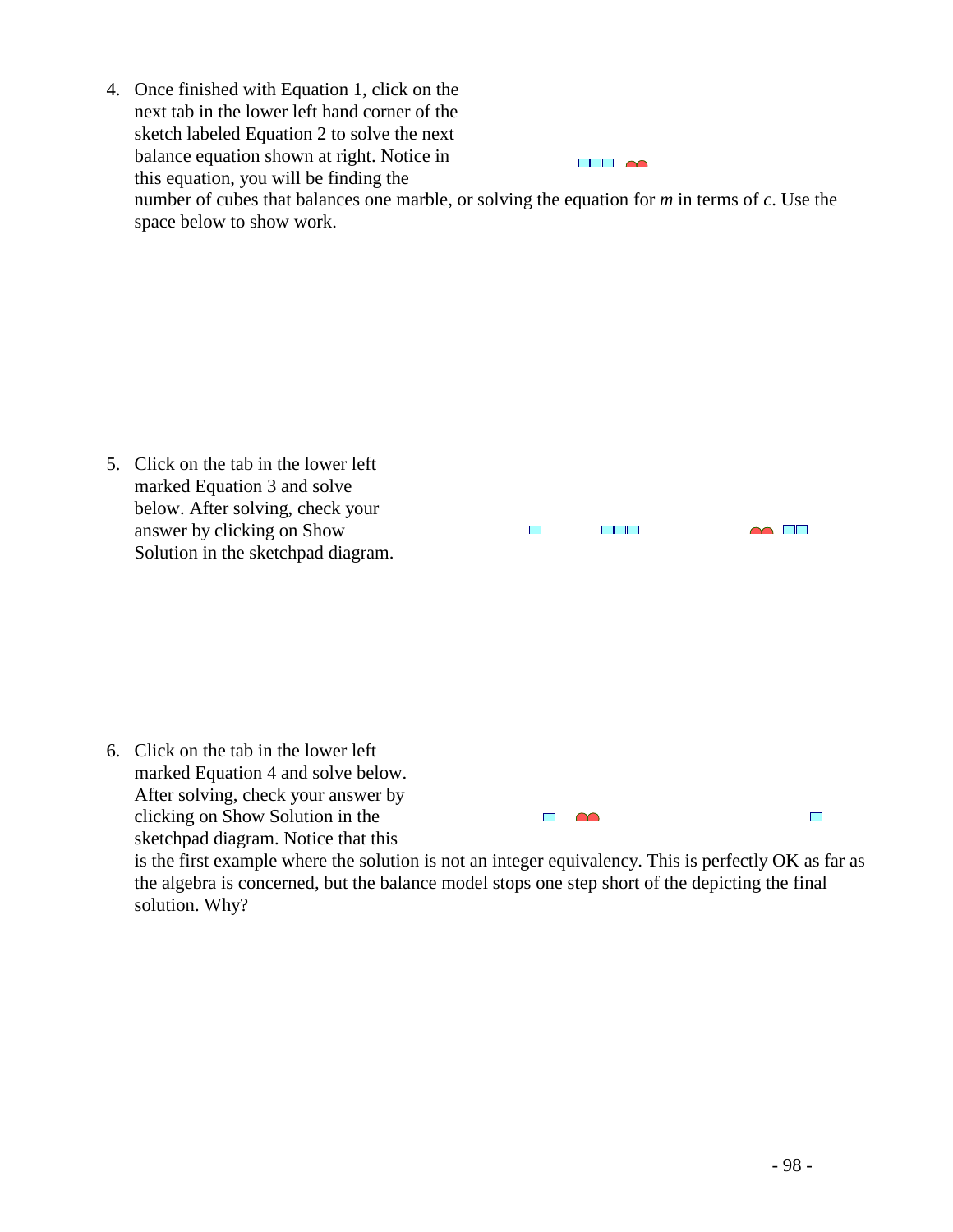4. Once finished with Equation 1, click on the next tab in the lower left hand corner of the sketch labeled Equation 2 to solve the next balance equation shown at right. Notice in this equation, you will be finding the number of cubes that balances one marble, or solving the equation for *m* in terms of *c*. Use the space below to show work.

5. Click on the tab in the lower left marked Equation 3 and solve below. After solving, check your answer by clicking on Show Solution in the sketchpad diagram.

6. Click on the tab in the lower left marked Equation 4 and solve below. After solving, check your answer by clicking on Show Solution in the sketchpad diagram. Notice that this is the first example where the solution is not an integer equivalency. This is perfectly OK as far as the algebra is concerned, but the balance model stops one step short of the depicting the final solution. Why?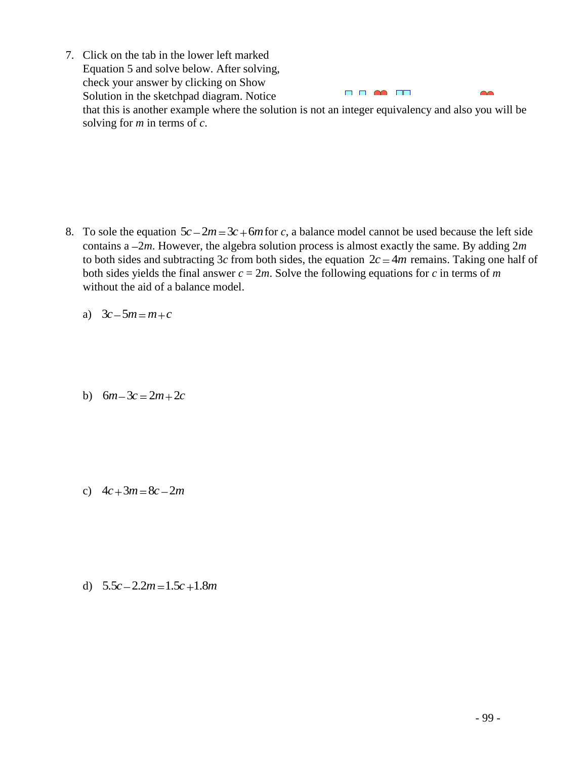7. Click on the tab in the lower left marked Equation 5 and solve below. After solving, check your answer by clicking on Show Solution in the sketchpad diagram. Notice that this is another example where the solution is not an integer equivalency and also you will be solving for *m* in terms of *c*.

8. To sole the equation $5c - 2m = 3c + 6m$ for *c*, a balance model cannot be used because the left side contains a $-2m$. However, the algebra solution process is almost exactly the same. By adding $2m$ to both sides and subtracting $3c$ from both sides, the equation $2c = 4m$ remains. Taking one half of both sides yields the final answer $c = 2m$. Solve the following equations for *c* in terms of *m* without the aid of a balance model.

   a) $3c - 5m = m + c$

   b) $6m - 3c = 2m + 2c$

   c) $4c + 3m = 8c - 2m$

   d) $5.5c - 2.2m = 1.5c + 1.8m$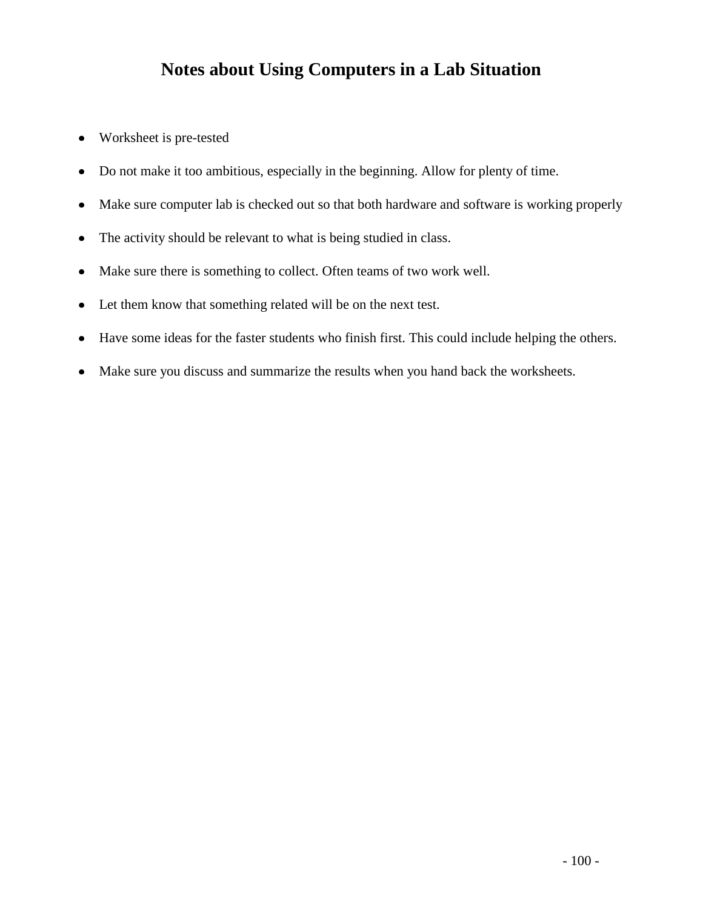# Notes about Using Computers in a Lab Situation

- Worksheet is pre-tested
- Do not make it too ambitious, especially in the beginning. Allow for plenty of time.
- Make sure computer lab is checked out so that both hardware and software is working properly
- The activity should be relevant to what is being studied in class.
- Make sure there is something to collect. Often teams of two work well.
- Let them know that something related will be on the next test.
- Have some ideas for the faster students who finish first. This could include helping the others.
- Make sure you discuss and summarize the results when you hand back the worksheets.